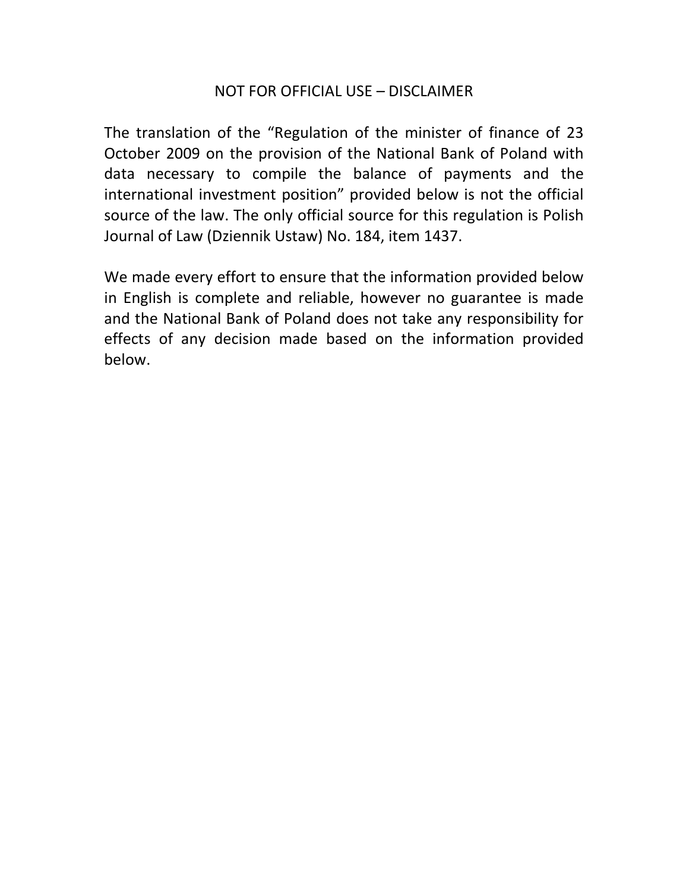NOT FOR OFFICIAL USE – DISCLAIMER

The translation of the "Regulation of the minister of finance of 23 October 2009 on the provision of the National Bank of Poland with data necessary to compile the balance of payments and the international investment position" provided below is not the official source of the law. The only official source for this regulation is Polish Journal of Law (Dziennik Ustaw) No. 184, item 1437.

We made every effort to ensure that the information provided below in English is complete and reliable, however no guarantee is made and the National Bank of Poland does not take any responsibility for effects of any decision made based on the information provided below.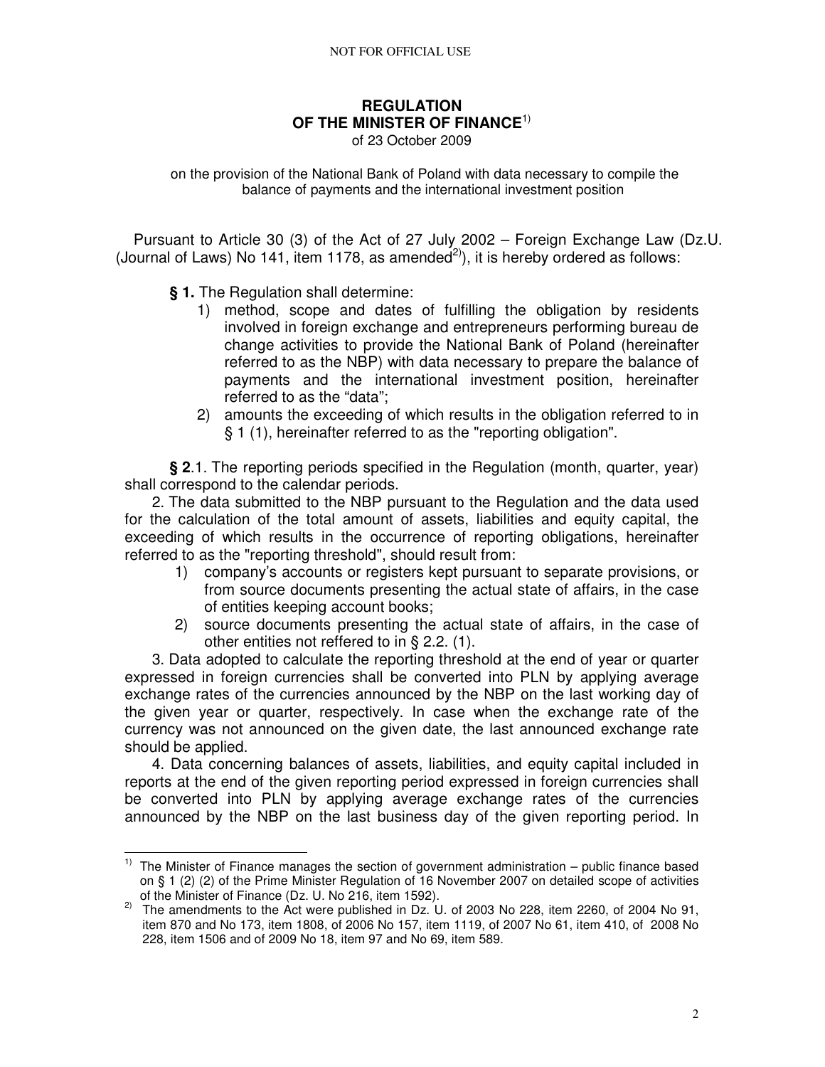NOT FOR OFFICIAL USE

# REGULATION OF THE MINISTER OF FINANCE[1)]

of 23 October 2009

on the provision of the National Bank of Poland with data necessary to compile the balance of payments and the international investment position

Pursuant to Article 30 (3) of the Act of 27 July 2002 – Foreign Exchange Law (Dz.U. (Journal of Laws) No 141, item 1178, as amended[2)]), it is hereby ordered as follows:

**§ 1.** The Regulation shall determine:

1) method, scope and dates of fulfilling the obligation by residents involved in foreign exchange and entrepreneurs performing bureau de change activities to provide the National Bank of Poland (hereinafter referred to as the NBP) with data necessary to prepare the balance of payments and the international investment position, hereinafter referred to as the "data";
2) amounts the exceeding of which results in the obligation referred to in § 1 (1), hereinafter referred to as the "reporting obligation".

**§ 2**.1. The reporting periods specified in the Regulation (month, quarter, year) shall correspond to the calendar periods.

2. The data submitted to the NBP pursuant to the Regulation and the data used for the calculation of the total amount of assets, liabilities and equity capital, the exceeding of which results in the occurrence of reporting obligations, hereinafter referred to as the "reporting threshold", should result from:

1) company's accounts or registers kept pursuant to separate provisions, or from source documents presenting the actual state of affairs, in the case of entities keeping account books;
2) source documents presenting the actual state of affairs, in the case of other entities not reffered to in § 2.2. (1).

3. Data adopted to calculate the reporting threshold at the end of year or quarter expressed in foreign currencies shall be converted into PLN by applying average exchange rates of the currencies announced by the NBP on the last working day of the given year or quarter, respectively. In case when the exchange rate of the currency was not announced on the given date, the last announced exchange rate should be applied.

4. Data concerning balances of assets, liabilities, and equity capital included in reports at the end of the given reporting period expressed in foreign currencies shall be converted into PLN by applying average exchange rates of the currencies announced by the NBP on the last business day of the given reporting period. In

---

1) The Minister of Finance manages the section of government administration – public finance based on § 1 (2) (2) of the Prime Minister Regulation of 16 November 2007 on detailed scope of activities of the Minister of Finance (Dz. U. No 216, item 1592).

2) The amendments to the Act were published in Dz. U. of 2003 No 228, item 2260, of 2004 No 91, item 870 and No 173, item 1808, of 2006 No 157, item 1119, of 2007 No 61, item 410, of 2008 No 228, item 1506 and of 2009 No 18, item 97 and No 69, item 589.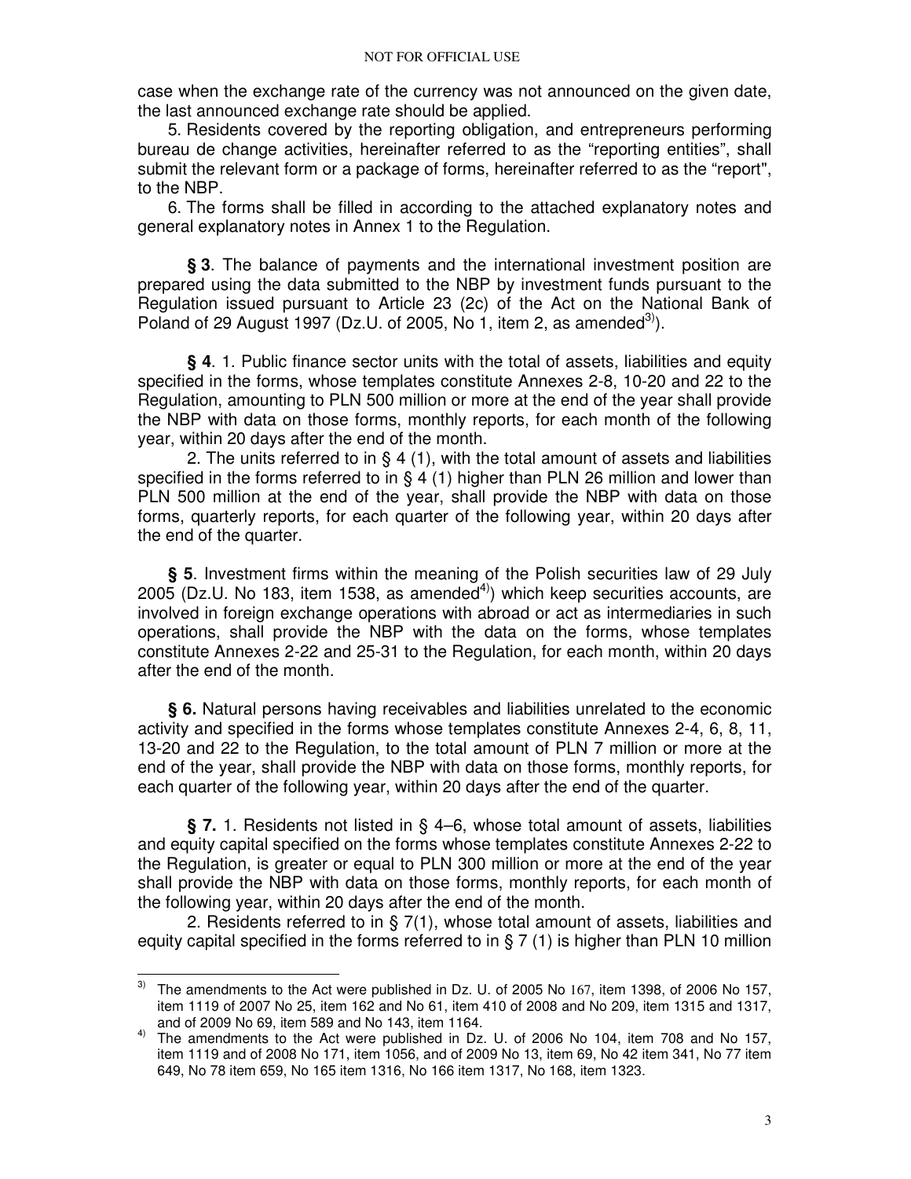case when the exchange rate of the currency was not announced on the given date, the last announced exchange rate should be applied.

5. Residents covered by the reporting obligation, and entrepreneurs performing bureau de change activities, hereinafter referred to as the “reporting entities”, shall submit the relevant form or a package of forms, hereinafter referred to as the “report", to the NBP.

6. The forms shall be filled in according to the attached explanatory notes and general explanatory notes in Annex 1 to the Regulation.

**§ 3**. The balance of payments and the international investment position are prepared using the data submitted to the NBP by investment funds pursuant to the Regulation issued pursuant to Article 23 (2c) of the Act on the National Bank of Poland of 29 August 1997 (Dz.U. of 2005, No 1, item 2, as amended[3)]).

**§ 4**. 1. Public finance sector units with the total of assets, liabilities and equity specified in the forms, whose templates constitute Annexes 2-8, 10-20 and 22 to the Regulation, amounting to PLN 500 million or more at the end of the year shall provide the NBP with data on those forms, monthly reports, for each month of the following year, within 20 days after the end of the month.

2. The units referred to in § 4 (1), with the total amount of assets and liabilities specified in the forms referred to in § 4 (1) higher than PLN 26 million and lower than PLN 500 million at the end of the year, shall provide the NBP with data on those forms, quarterly reports, for each quarter of the following year, within 20 days after the end of the quarter.

**§ 5**. Investment firms within the meaning of the Polish securities law of 29 July 2005 (Dz.U. No 183, item 1538, as amended[4)]) which keep securities accounts, are involved in foreign exchange operations with abroad or act as intermediaries in such operations, shall provide the NBP with the data on the forms, whose templates constitute Annexes 2-22 and 25-31 to the Regulation, for each month, within 20 days after the end of the month.

**§ 6.** Natural persons having receivables and liabilities unrelated to the economic activity and specified in the forms whose templates constitute Annexes 2-4, 6, 8, 11, 13-20 and 22 to the Regulation, to the total amount of PLN 7 million or more at the end of the year, shall provide the NBP with data on those forms, monthly reports, for each quarter of the following year, within 20 days after the end of the quarter.

**§ 7.** 1. Residents not listed in § 4–6, whose total amount of assets, liabilities and equity capital specified on the forms whose templates constitute Annexes 2-22 to the Regulation, is greater or equal to PLN 300 million or more at the end of the year shall provide the NBP with data on those forms, monthly reports, for each month of the following year, within 20 days after the end of the month.

2. Residents referred to in § 7(1), whose total amount of assets, liabilities and equity capital specified in the forms referred to in § 7 (1) is higher than PLN 10 million

---

3) The amendments to the Act were published in Dz. U. of 2005 No 167, item 1398, of 2006 No 157, item 1119 of 2007 No 25, item 162 and No 61, item 410 of 2008 and No 209, item 1315 and 1317, and of 2009 No 69, item 589 and No 143, item 1164.

4) The amendments to the Act were published in Dz. U. of 2006 No 104, item 708 and No 157, item 1119 and of 2008 No 171, item 1056, and of 2009 No 13, item 69, No 42 item 341, No 77 item 649, No 78 item 659, No 165 item 1316, No 166 item 1317, No 168, item 1323.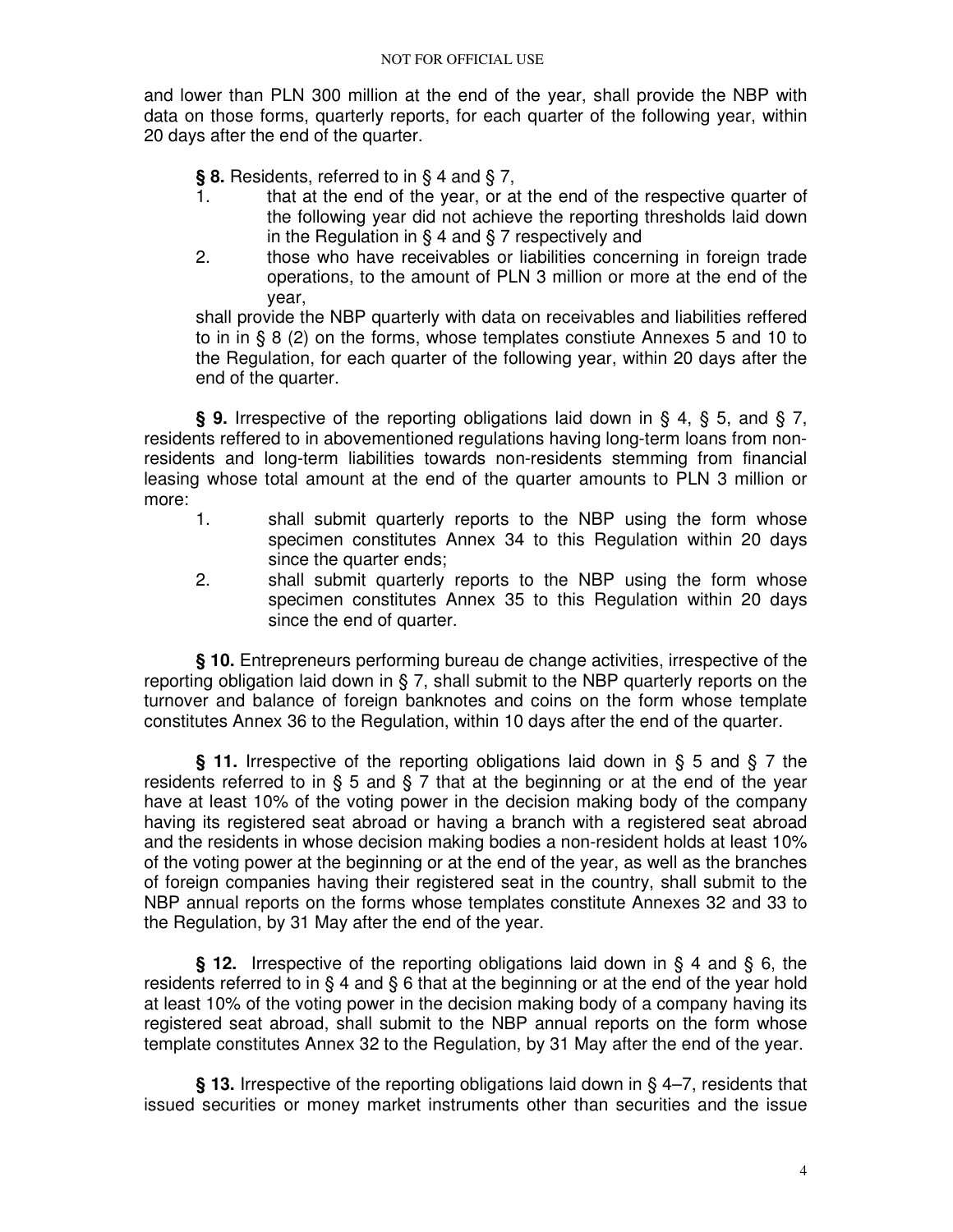and lower than PLN 300 million at the end of the year, shall provide the NBP with data on those forms, quarterly reports, for each quarter of the following year, within 20 days after the end of the quarter.

**§ 8.** Residents, referred to in § 4 and § 7,

1. that at the end of the year, or at the end of the respective quarter of the following year did not achieve the reporting thresholds laid down in the Regulation in § 4 and § 7 respectively and
2. those who have receivables or liabilities concerning in foreign trade operations, to the amount of PLN 3 million or more at the end of the year,

shall provide the NBP quarterly with data on receivables and liabilities reffered to in in § 8 (2) on the forms, whose templates constiute Annexes 5 and 10 to the Regulation, for each quarter of the following year, within 20 days after the end of the quarter.

**§ 9.** Irrespective of the reporting obligations laid down in § 4, § 5, and § 7, residents reffered to in abovementioned regulations having long-term loans from non-residents and long-term liabilities towards non-residents stemming from financial leasing whose total amount at the end of the quarter amounts to PLN 3 million or more:

1. shall submit quarterly reports to the NBP using the form whose specimen constitutes Annex 34 to this Regulation within 20 days since the quarter ends;
2. shall submit quarterly reports to the NBP using the form whose specimen constitutes Annex 35 to this Regulation within 20 days since the end of quarter.

**§ 10.** Entrepreneurs performing bureau de change activities, irrespective of the reporting obligation laid down in § 7, shall submit to the NBP quarterly reports on the turnover and balance of foreign banknotes and coins on the form whose template constitutes Annex 36 to the Regulation, within 10 days after the end of the quarter.

**§ 11.** Irrespective of the reporting obligations laid down in § 5 and § 7 the residents referred to in § 5 and § 7 that at the beginning or at the end of the year have at least 10% of the voting power in the decision making body of the company having its registered seat abroad or having a branch with a registered seat abroad and the residents in whose decision making bodies a non-resident holds at least 10% of the voting power at the beginning or at the end of the year, as well as the branches of foreign companies having their registered seat in the country, shall submit to the NBP annual reports on the forms whose templates constitute Annexes 32 and 33 to the Regulation, by 31 May after the end of the year.

**§ 12.** Irrespective of the reporting obligations laid down in § 4 and § 6, the residents referred to in § 4 and § 6 that at the beginning or at the end of the year hold at least 10% of the voting power in the decision making body of a company having its registered seat abroad, shall submit to the NBP annual reports on the form whose template constitutes Annex 32 to the Regulation, by 31 May after the end of the year.

**§ 13.** Irrespective of the reporting obligations laid down in § 4–7, residents that issued securities or money market instruments other than securities and the issue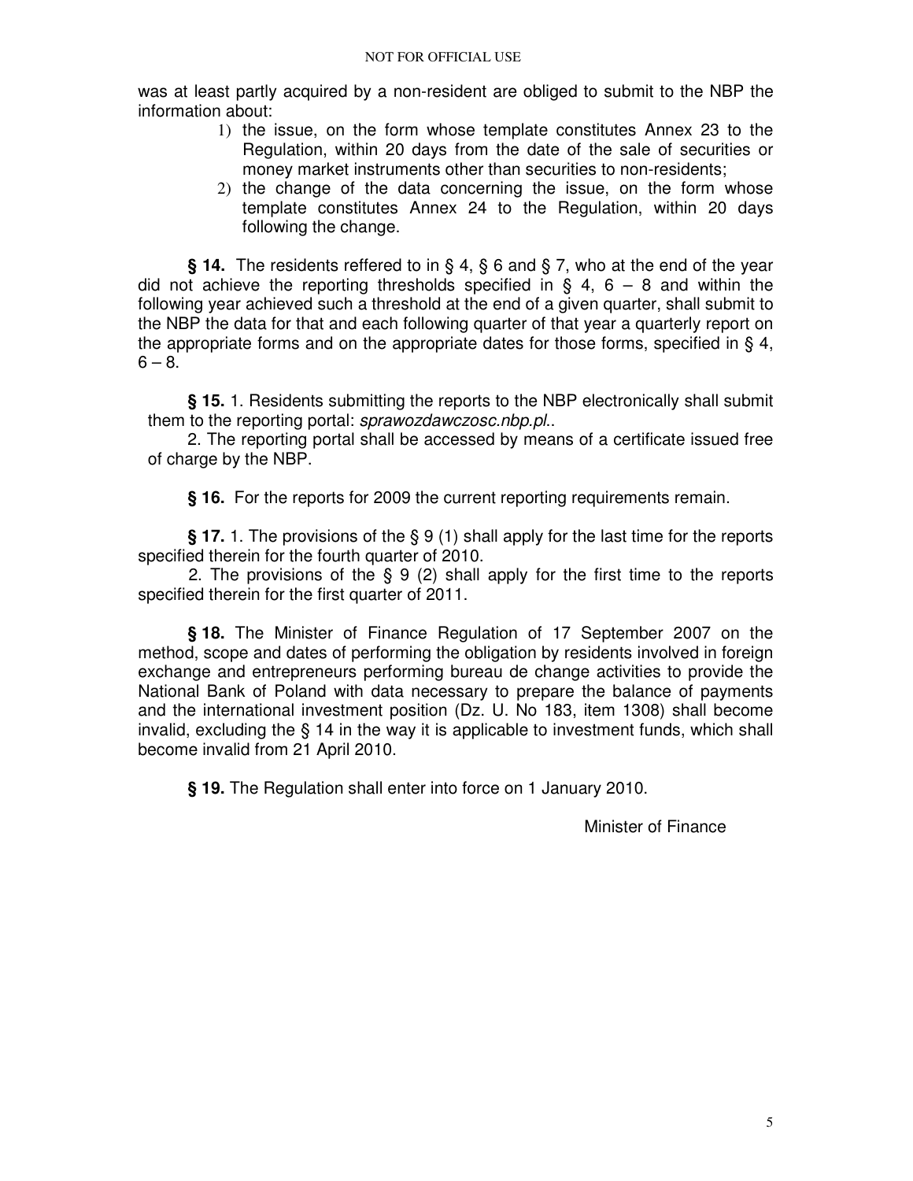was at least partly acquired by a non-resident are obliged to submit to the NBP the information about:

1) the issue, on the form whose template constitutes Annex 23 to the Regulation, within 20 days from the date of the sale of securities or money market instruments other than securities to non-residents;
2) the change of the data concerning the issue, on the form whose template constitutes Annex 24 to the Regulation, within 20 days following the change.

**§ 14.** The residents reffered to in § 4, § 6 and § 7, who at the end of the year did not achieve the reporting thresholds specified in § 4, 6 – 8 and within the following year achieved such a threshold at the end of a given quarter, shall submit to the NBP the data for that and each following quarter of that year a quarterly report on the appropriate forms and on the appropriate dates for those forms, specified in § 4, 6 – 8.

**§ 15.** 1. Residents submitting the reports to the NBP electronically shall submit them to the reporting portal: *sprawozdawczosc.nbp.pl*..

2. The reporting portal shall be accessed by means of a certificate issued free of charge by the NBP.

**§ 16.** For the reports for 2009 the current reporting requirements remain.

**§ 17.** 1. The provisions of the § 9 (1) shall apply for the last time for the reports specified therein for the fourth quarter of 2010.

2. The provisions of the § 9 (2) shall apply for the first time to the reports specified therein for the first quarter of 2011.

**§ 18.** The Minister of Finance Regulation of 17 September 2007 on the method, scope and dates of performing the obligation by residents involved in foreign exchange and entrepreneurs performing bureau de change activities to provide the National Bank of Poland with data necessary to prepare the balance of payments and the international investment position (Dz. U. No 183, item 1308) shall become invalid, excluding the § 14 in the way it is applicable to investment funds, which shall become invalid from 21 April 2010.

**§ 19.** The Regulation shall enter into force on 1 January 2010.

Minister of Finance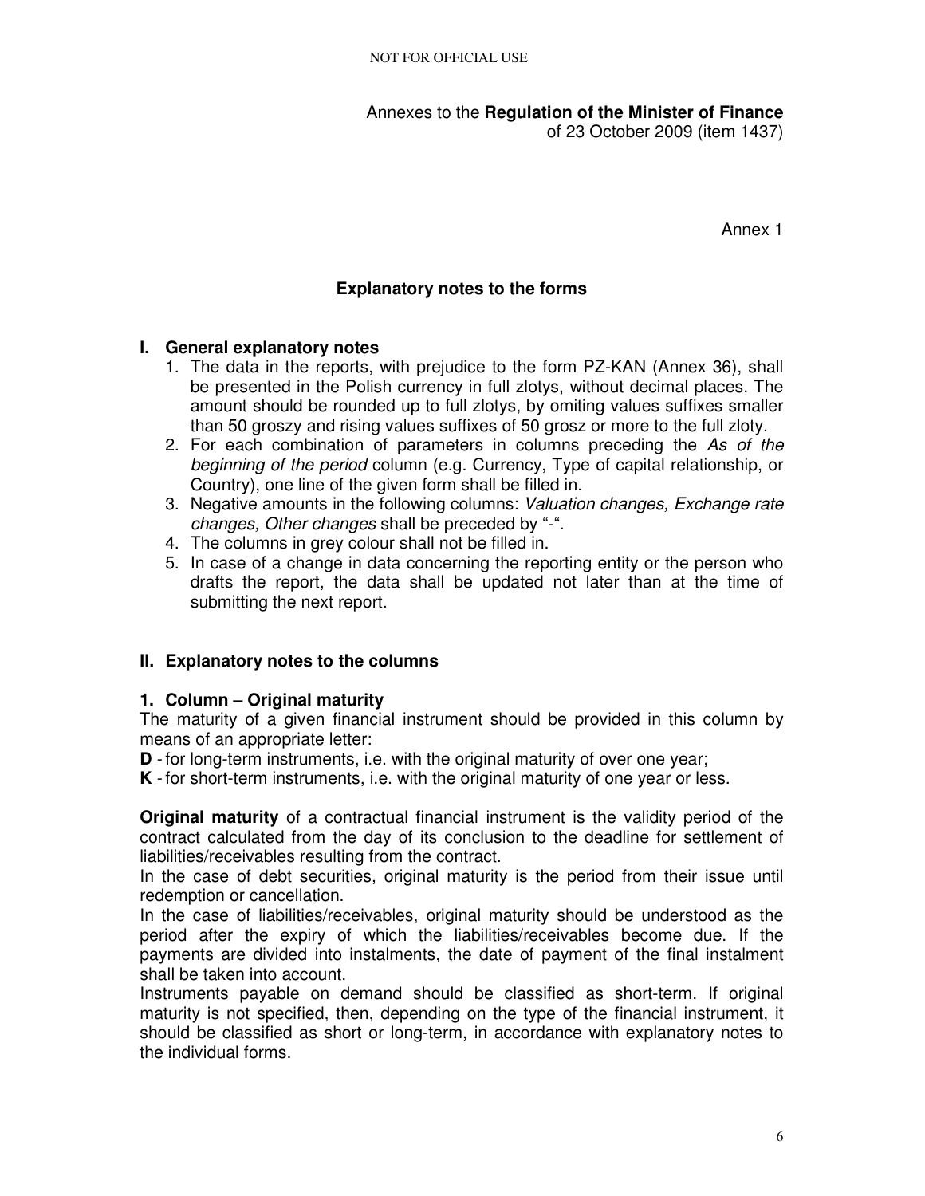NOT FOR OFFICIAL USE

Annexes to the **Regulation of the Minister of Finance** of 23 October 2009 (item 1437)

Annex 1

## Explanatory notes to the forms

### I. General explanatory notes

1. The data in the reports, with prejudice to the form PZ-KAN (Annex 36), shall be presented in the Polish currency in full zlotys, without decimal places. The amount should be rounded up to full zlotys, by omiting values suffixes smaller than 50 groszy and rising values suffixes of 50 grosz or more to the full zloty.
2. For each combination of parameters in columns preceding the *As of the beginning of the period* column (e.g. Currency, Type of capital relationship, or Country), one line of the given form shall be filled in.
3. Negative amounts in the following columns: *Valuation changes, Exchange rate changes, Other changes* shall be preceded by "-".
4. The columns in grey colour shall not be filled in.
5. In case of a change in data concerning the reporting entity or the person who drafts the report, the data shall be updated not later than at the time of submitting the next report.

### II. Explanatory notes to the columns

#### 1. Column – Original maturity

The maturity of a given financial instrument should be provided in this column by means of an appropriate letter:

**D** - for long-term instruments, i.e. with the original maturity of over one year;

**K** - for short-term instruments, i.e. with the original maturity of one year or less.

**Original maturity** of a contractual financial instrument is the validity period of the contract calculated from the day of its conclusion to the deadline for settlement of liabilities/receivables resulting from the contract.

In the case of debt securities, original maturity is the period from their issue until redemption or cancellation.

In the case of liabilities/receivables, original maturity should be understood as the period after the expiry of which the liabilities/receivables become due. If the payments are divided into instalments, the date of payment of the final instalment shall be taken into account.

Instruments payable on demand should be classified as short-term. If original maturity is not specified, then, depending on the type of the financial instrument, it should be classified as short or long-term, in accordance with explanatory notes to the individual forms.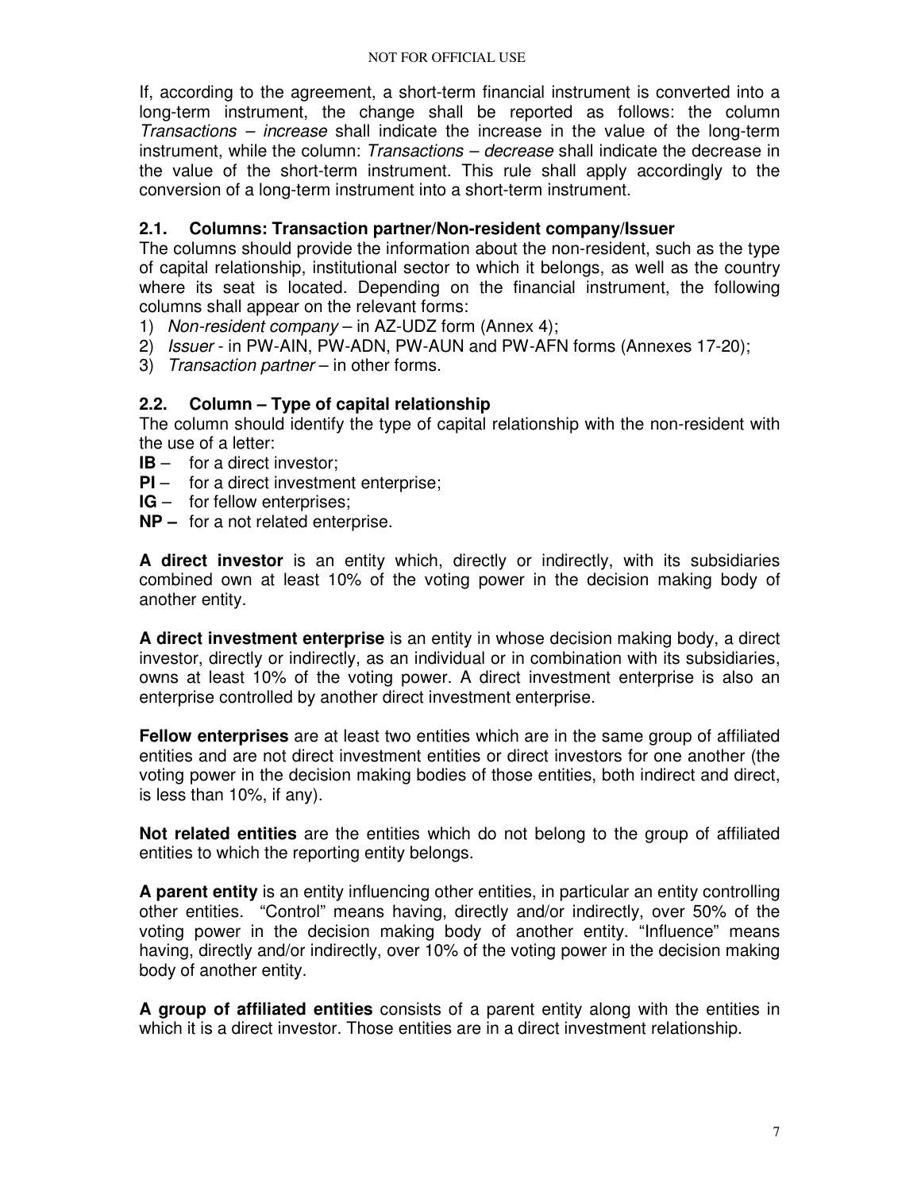If, according to the agreement, a short-term financial instrument is converted into a long-term instrument, the change shall be reported as follows: the column *Transactions – increase* shall indicate the increase in the value of the long-term instrument, while the column: *Transactions – decrease* shall indicate the decrease in the value of the short-term instrument. This rule shall apply accordingly to the conversion of a long-term instrument into a short-term instrument.

### 2.1. Columns: Transaction partner/Non-resident company/Issuer

The columns should provide the information about the non-resident, such as the type of capital relationship, institutional sector to which it belongs, as well as the country where its seat is located. Depending on the financial instrument, the following columns shall appear on the relevant forms:

1) *Non-resident company* – in AZ-UDZ form (Annex 4);
2) *Issuer* - in PW-AIN, PW-ADN, PW-AUN and PW-AFN forms (Annexes 17-20);
3) *Transaction partner* – in other forms.

### 2.2. Column – Type of capital relationship

The column should identify the type of capital relationship with the non-resident with the use of a letter:

**IB** – for a direct investor;
**PI** – for a direct investment enterprise;
**IG** – for fellow enterprises;
**NP –** for a not related enterprise.

**A direct investor** is an entity which, directly or indirectly, with its subsidiaries combined own at least 10% of the voting power in the decision making body of another entity.

**A direct investment enterprise** is an entity in whose decision making body, a direct investor, directly or indirectly, as an individual or in combination with its subsidiaries, owns at least 10% of the voting power. A direct investment enterprise is also an enterprise controlled by another direct investment enterprise.

**Fellow enterprises** are at least two entities which are in the same group of affiliated entities and are not direct investment entities or direct investors for one another (the voting power in the decision making bodies of those entities, both indirect and direct, is less than 10%, if any).

**Not related entities** are the entities which do not belong to the group of affiliated entities to which the reporting entity belongs.

**A parent entity** is an entity influencing other entities, in particular an entity controlling other entities. "Control" means having, directly and/or indirectly, over 50% of the voting power in the decision making body of another entity. "Influence" means having, directly and/or indirectly, over 10% of the voting power in the decision making body of another entity.

**A group of affiliated entities** consists of a parent entity along with the entities in which it is a direct investor. Those entities are in a direct investment relationship.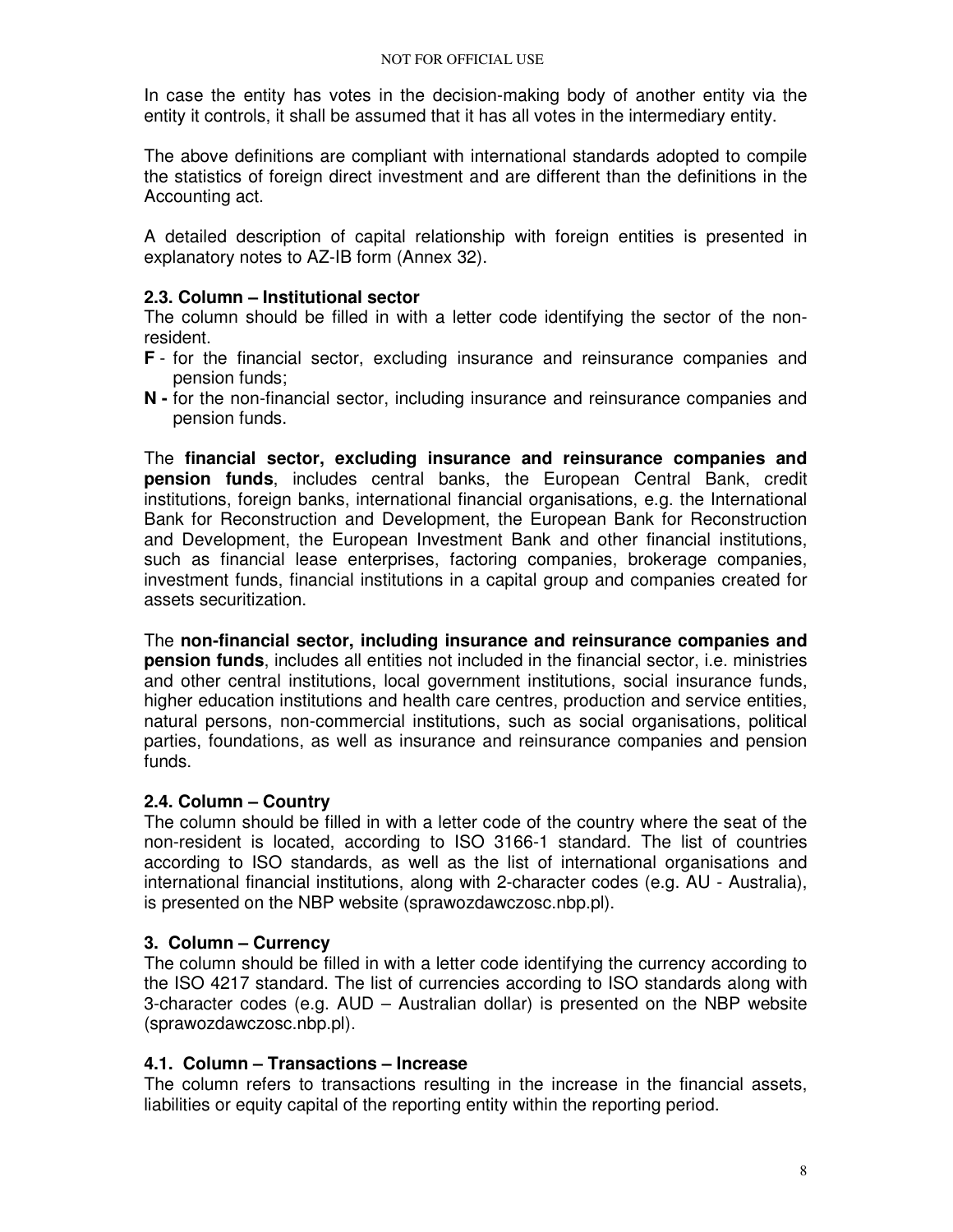In case the entity has votes in the decision-making body of another entity via the entity it controls, it shall be assumed that it has all votes in the intermediary entity.

The above definitions are compliant with international standards adopted to compile the statistics of foreign direct investment and are different than the definitions in the Accounting act.

A detailed description of capital relationship with foreign entities is presented in explanatory notes to AZ-IB form (Annex 32).

### 2.3. Column – Institutional sector

The column should be filled in with a letter code identifying the sector of the non-resident.

- **F** - for the financial sector, excluding insurance and reinsurance companies and pension funds;
- **N -** for the non-financial sector, including insurance and reinsurance companies and pension funds.

The **financial sector, excluding insurance and reinsurance companies and pension funds**, includes central banks, the European Central Bank, credit institutions, foreign banks, international financial organisations, e.g. the International Bank for Reconstruction and Development, the European Bank for Reconstruction and Development, the European Investment Bank and other financial institutions, such as financial lease enterprises, factoring companies, brokerage companies, investment funds, financial institutions in a capital group and companies created for assets securitization.

The **non-financial sector, including insurance and reinsurance companies and pension funds**, includes all entities not included in the financial sector, i.e. ministries and other central institutions, local government institutions, social insurance funds, higher education institutions and health care centres, production and service entities, natural persons, non-commercial institutions, such as social organisations, political parties, foundations, as well as insurance and reinsurance companies and pension funds.

### 2.4. Column – Country

The column should be filled in with a letter code of the country where the seat of the non-resident is located, according to ISO 3166-1 standard. The list of countries according to ISO standards, as well as the list of international organisations and international financial institutions, along with 2-character codes (e.g. AU - Australia), is presented on the NBP website (sprawozdawczosc.nbp.pl).

### 3. Column – Currency

The column should be filled in with a letter code identifying the currency according to the ISO 4217 standard. The list of currencies according to ISO standards along with 3-character codes (e.g. AUD – Australian dollar) is presented on the NBP website (sprawozdawczosc.nbp.pl).

### 4.1. Column – Transactions – Increase

The column refers to transactions resulting in the increase in the financial assets, liabilities or equity capital of the reporting entity within the reporting period.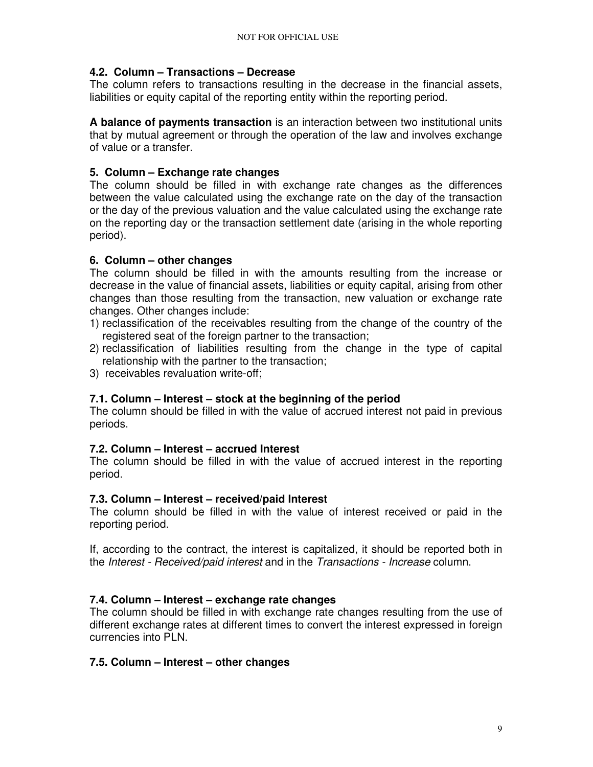### 4.2. Column – Transactions – Decrease

The column refers to transactions resulting in the decrease in the financial assets, liabilities or equity capital of the reporting entity within the reporting period.

**A balance of payments transaction** is an interaction between two institutional units that by mutual agreement or through the operation of the law and involves exchange of value or a transfer.

### 5. Column – Exchange rate changes

The column should be filled in with exchange rate changes as the differences between the value calculated using the exchange rate on the day of the transaction or the day of the previous valuation and the value calculated using the exchange rate on the reporting day or the transaction settlement date (arising in the whole reporting period).

### 6. Column – other changes

The column should be filled in with the amounts resulting from the increase or decrease in the value of financial assets, liabilities or equity capital, arising from other changes than those resulting from the transaction, new valuation or exchange rate changes. Other changes include:

1) reclassification of the receivables resulting from the change of the country of the registered seat of the foreign partner to the transaction;
2) reclassification of liabilities resulting from the change in the type of capital relationship with the partner to the transaction;
3) receivables revaluation write-off;

### 7.1. Column – Interest – stock at the beginning of the period

The column should be filled in with the value of accrued interest not paid in previous periods.

### 7.2. Column – Interest – accrued Interest

The column should be filled in with the value of accrued interest in the reporting period.

### 7.3. Column – Interest – received/paid Interest

The column should be filled in with the value of interest received or paid in the reporting period.

If, according to the contract, the interest is capitalized, it should be reported both in the *Interest - Received/paid interest* and in the *Transactions - Increase* column.

### 7.4. Column – Interest – exchange rate changes

The column should be filled in with exchange rate changes resulting from the use of different exchange rates at different times to convert the interest expressed in foreign currencies into PLN.

### 7.5. Column – Interest – other changes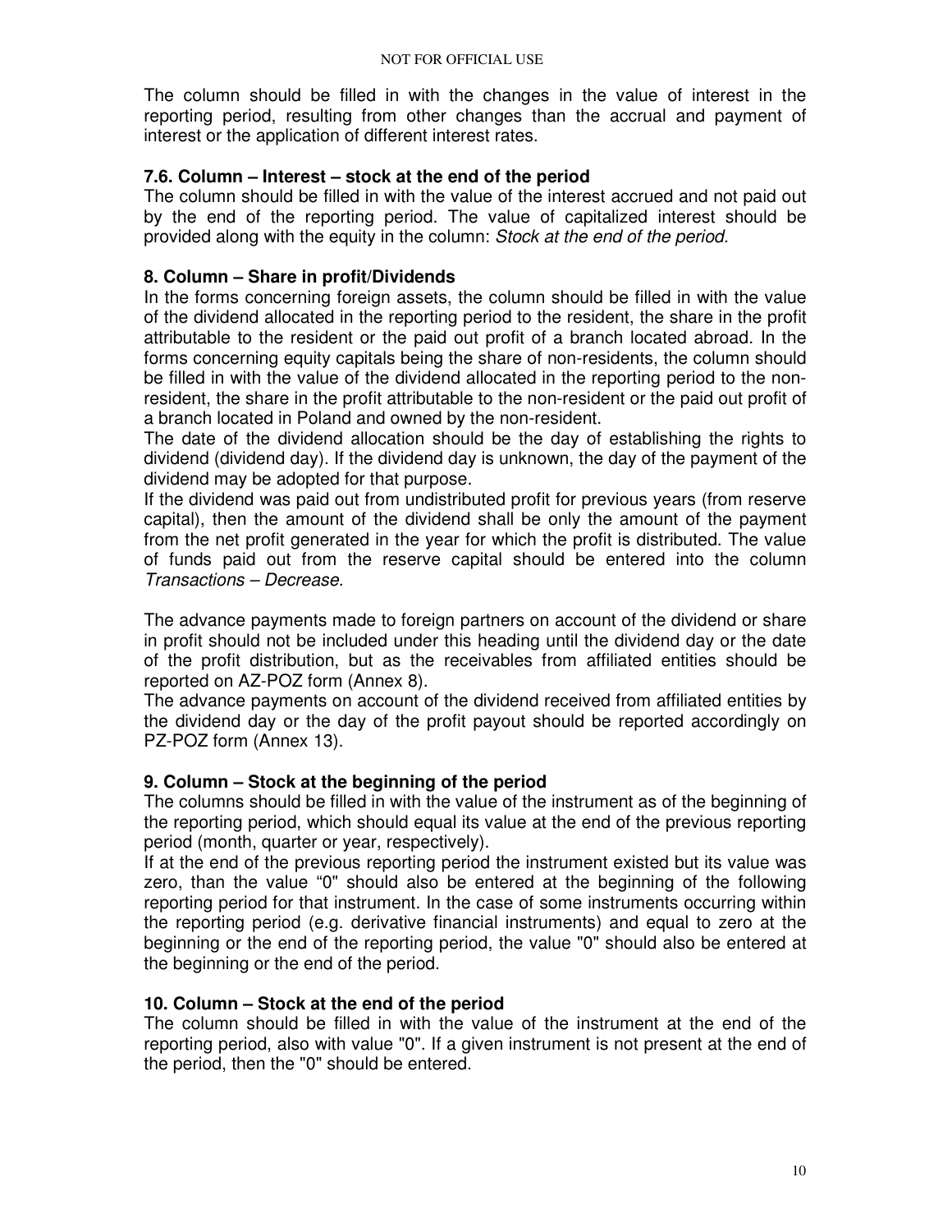The column should be filled in with the changes in the value of interest in the reporting period, resulting from other changes than the accrual and payment of interest or the application of different interest rates.

### 7.6. Column – Interest – stock at the end of the period

The column should be filled in with the value of the interest accrued and not paid out by the end of the reporting period. The value of capitalized interest should be provided along with the equity in the column: *Stock at the end of the period.*

### 8. Column – Share in profit/Dividends

In the forms concerning foreign assets, the column should be filled in with the value of the dividend allocated in the reporting period to the resident, the share in the profit attributable to the resident or the paid out profit of a branch located abroad. In the forms concerning equity capitals being the share of non-residents, the column should be filled in with the value of the dividend allocated in the reporting period to the non-resident, the share in the profit attributable to the non-resident or the paid out profit of a branch located in Poland and owned by the non-resident.

The date of the dividend allocation should be the day of establishing the rights to dividend (dividend day). If the dividend day is unknown, the day of the payment of the dividend may be adopted for that purpose.

If the dividend was paid out from undistributed profit for previous years (from reserve capital), then the amount of the dividend shall be only the amount of the payment from the net profit generated in the year for which the profit is distributed. The value of funds paid out from the reserve capital should be entered into the column *Transactions – Decrease.*

The advance payments made to foreign partners on account of the dividend or share in profit should not be included under this heading until the dividend day or the date of the profit distribution, but as the receivables from affiliated entities should be reported on AZ-POZ form (Annex 8).

The advance payments on account of the dividend received from affiliated entities by the dividend day or the day of the profit payout should be reported accordingly on PZ-POZ form (Annex 13).

### 9. Column – Stock at the beginning of the period

The columns should be filled in with the value of the instrument as of the beginning of the reporting period, which should equal its value at the end of the previous reporting period (month, quarter or year, respectively).

If at the end of the previous reporting period the instrument existed but its value was zero, than the value "0" should also be entered at the beginning of the following reporting period for that instrument. In the case of some instruments occurring within the reporting period (e.g. derivative financial instruments) and equal to zero at the beginning or the end of the reporting period, the value "0" should also be entered at the beginning or the end of the period.

### 10. Column – Stock at the end of the period

The column should be filled in with the value of the instrument at the end of the reporting period, also with value "0". If a given instrument is not present at the end of the period, then the "0" should be entered.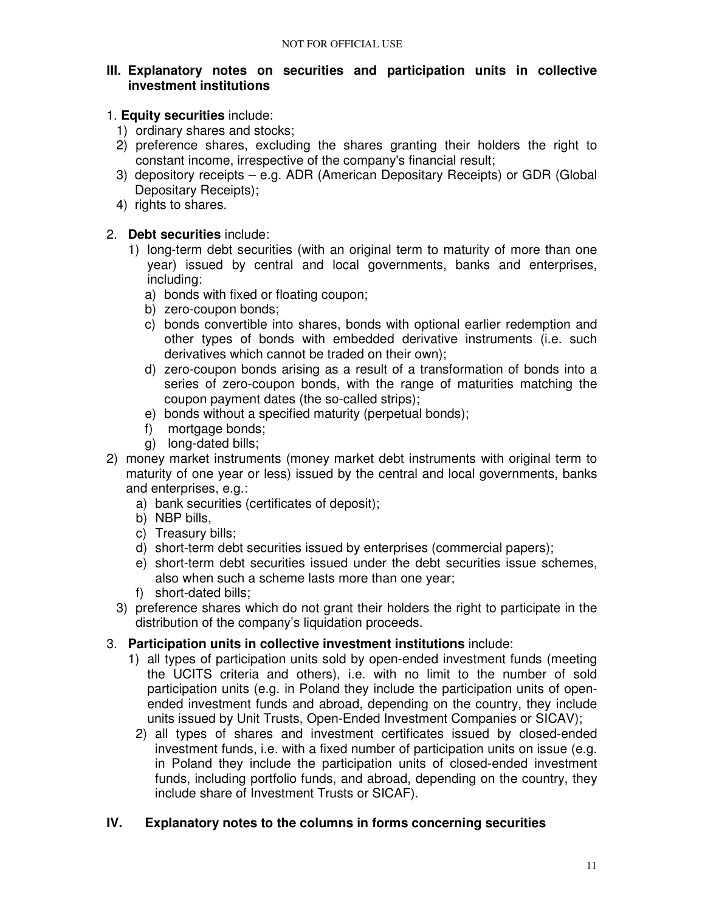## III. Explanatory notes on securities and participation units in collective investment institutions

1. **Equity securities** include:
   1) ordinary shares and stocks;
   2) preference shares, excluding the shares granting their holders the right to constant income, irrespective of the company's financial result;
   3) depository receipts – e.g. ADR (American Depositary Receipts) or GDR (Global Depositary Receipts);
   4) rights to shares.

2. **Debt securities** include:
   1) long-term debt securities (with an original term to maturity of more than one year) issued by central and local governments, banks and enterprises, including:
      a) bonds with fixed or floating coupon;
      b) zero-coupon bonds;
      c) bonds convertible into shares, bonds with optional earlier redemption and other types of bonds with embedded derivative instruments (i.e. such derivatives which cannot be traded on their own);
      d) zero-coupon bonds arising as a result of a transformation of bonds into a series of zero-coupon bonds, with the range of maturities matching the coupon payment dates (the so-called strips);
      e) bonds without a specified maturity (perpetual bonds);
      f) mortgage bonds;
      g) long-dated bills;
   2) money market instruments (money market debt instruments with original term to maturity of one year or less) issued by the central and local governments, banks and enterprises, e.g.:
      a) bank securities (certificates of deposit);
      b) NBP bills,
      c) Treasury bills;
      d) short-term debt securities issued by enterprises (commercial papers);
      e) short-term debt securities issued under the debt securities issue schemes, also when such a scheme lasts more than one year;
      f) short-dated bills;
   3) preference shares which do not grant their holders the right to participate in the distribution of the company's liquidation proceeds.

3. **Participation units in collective investment institutions** include:
   1) all types of participation units sold by open-ended investment funds (meeting the UCITS criteria and others), i.e. with no limit to the number of sold participation units (e.g. in Poland they include the participation units of open-ended investment funds and abroad, depending on the country, they include units issued by Unit Trusts, Open-Ended Investment Companies or SICAV);
   2) all types of shares and investment certificates issued by closed-ended investment funds, i.e. with a fixed number of participation units on issue (e.g. in Poland they include the participation units of closed-ended investment funds, including portfolio funds, and abroad, depending on the country, they include share of Investment Trusts or SICAF).

## IV. Explanatory notes to the columns in forms concerning securities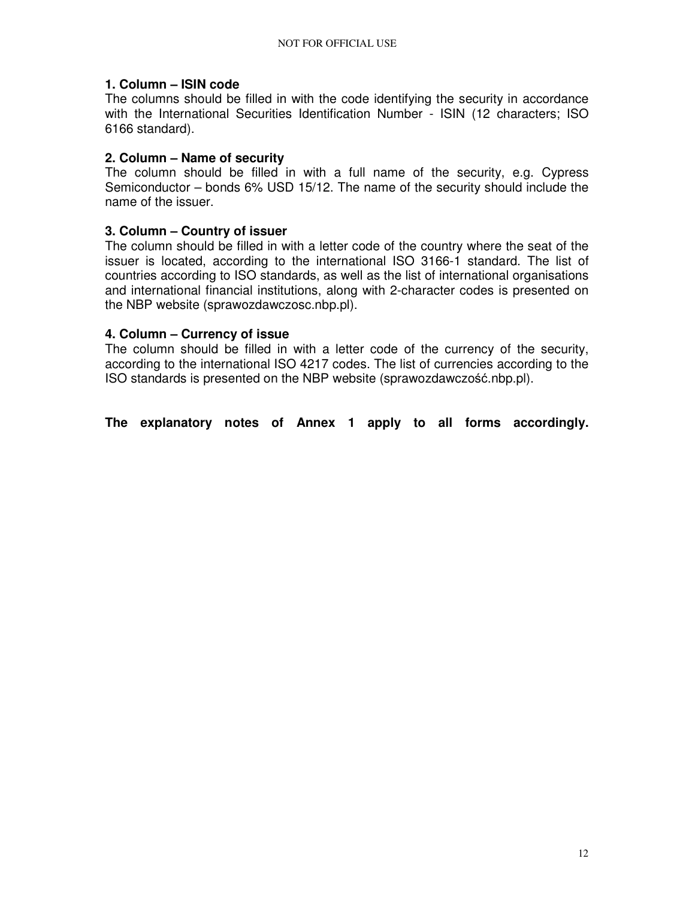**1. Column – ISIN code**

The columns should be filled in with the code identifying the security in accordance with the International Securities Identification Number - ISIN (12 characters; ISO 6166 standard).

**2. Column – Name of security**

The column should be filled in with a full name of the security, e.g. Cypress Semiconductor – bonds 6% USD 15/12. The name of the security should include the name of the issuer.

**3. Column – Country of issuer**

The column should be filled in with a letter code of the country where the seat of the issuer is located, according to the international ISO 3166-1 standard. The list of countries according to ISO standards, as well as the list of international organisations and international financial institutions, along with 2-character codes is presented on the NBP website (sprawozdawczosc.nbp.pl).

**4. Column – Currency of issue**

The column should be filled in with a letter code of the currency of the security, according to the international ISO 4217 codes. The list of currencies according to the ISO standards is presented on the NBP website (sprawozdawczość.nbp.pl).

**The explanatory notes of Annex 1 apply to all forms accordingly.**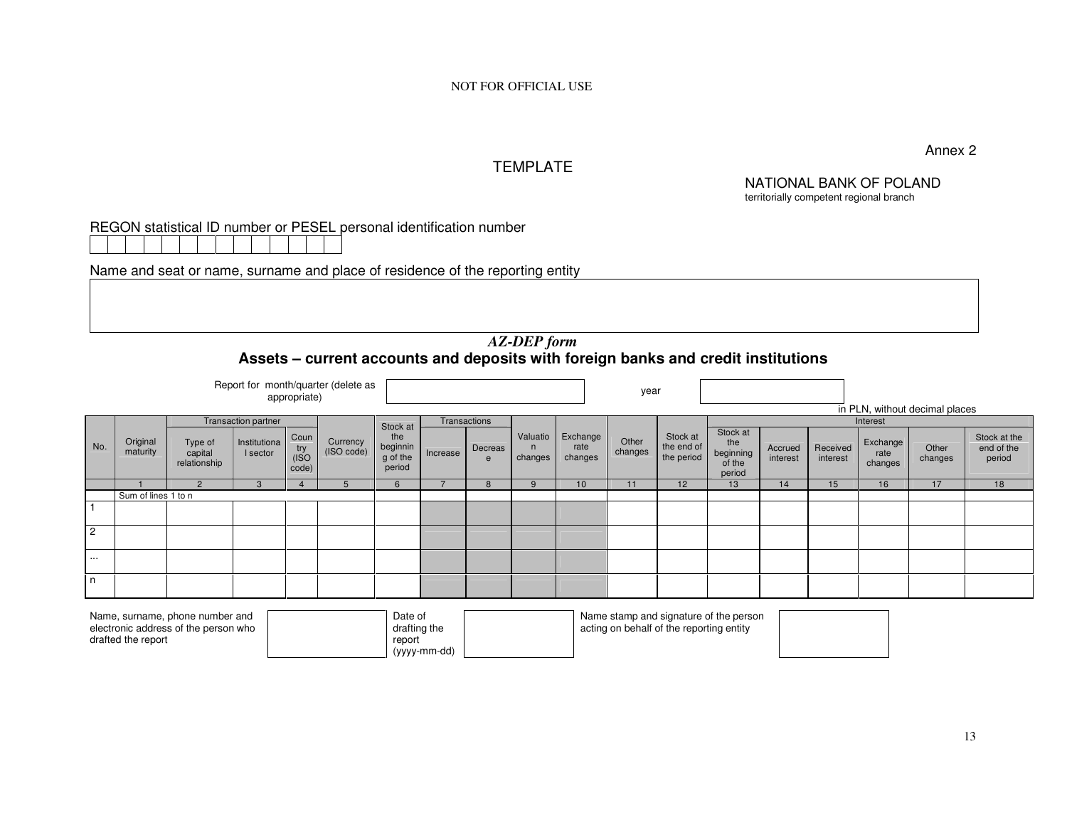NOT FOR OFFICIAL USE

Annex 2

TEMPLATE

NATIONAL BANK OF POLAND
territorially competent regional branch

REGON statistical ID number or PESEL personal identification number

| | | | | | | | | | | | | | |
|---|---|---|---|---|---|---|---|---|---|---|---|---|---|
| | | | | | | | | | | | | | |

Name and seat or name, surname and place of residence of the reporting entity

| |
|---|
| |

*AZ-DEP form*

## Assets – current accounts and deposits with foreign banks and credit institutions

Report for month/quarter (delete as appropriate) ______ year ______

in PLN, without decimal places

| No. | Original maturity | Transaction partner | | | Currency (ISO code) | Stock at the beginning of the period | Transactions | | Valuation changes | Exchange rate changes | Other changes | Stock at the end of the period | Interest | | | | | |
|---|---|---|---|---|---|---|---|---|---|---|---|---|---|---|---|---|---|---|
| | | Type of capital relationship | Institutional sector | Country (ISO code) | | | Increase | Decrease | | | | | Stock at the beginning of the period | Accrued interest | Received interest | Exchange rate changes | Other changes | Stock at the end of the period |
| | 1 | 2 | 3 | 4 | 5 | 6 | 7 | 8 | 9 | 10 | 11 | 12 | 13 | 14 | 15 | 16 | 17 | 18 |
| | Sum of lines 1 to n | | | | | | | | | | | | | | | | | |
| 1 | | | | | | | | | | | | | | | | | | |
| 2 | | | | | | | | | | | | | | | | | | |
| ... | | | | | | | | | | | | | | | | | | |
| n | | | | | | | | | | | | | | | | | | |

| Name, surname, phone number and electronic address of the person who drafted the report | | Date of drafting the report (yyyy-mm-dd) | | Name stamp and signature of the person acting on behalf of the reporting entity | |
|---|---|---|---|---|---|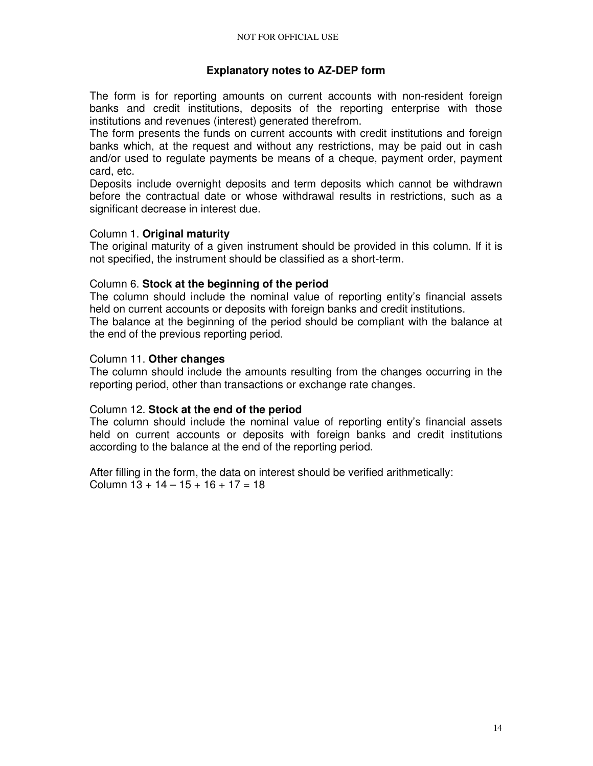## Explanatory notes to AZ-DEP form

The form is for reporting amounts on current accounts with non-resident foreign banks and credit institutions, deposits of the reporting enterprise with those institutions and revenues (interest) generated therefrom.

The form presents the funds on current accounts with credit institutions and foreign banks which, at the request and without any restrictions, may be paid out in cash and/or used to regulate payments be means of a cheque, payment order, payment card, etc.

Deposits include overnight deposits and term deposits which cannot be withdrawn before the contractual date or whose withdrawal results in restrictions, such as a significant decrease in interest due.

Column 1. **Original maturity**

The original maturity of a given instrument should be provided in this column. If it is not specified, the instrument should be classified as a short-term.

Column 6. **Stock at the beginning of the period**

The column should include the nominal value of reporting entity's financial assets held on current accounts or deposits with foreign banks and credit institutions.

The balance at the beginning of the period should be compliant with the balance at the end of the previous reporting period.

Column 11. **Other changes**

The column should include the amounts resulting from the changes occurring in the reporting period, other than transactions or exchange rate changes.

Column 12. **Stock at the end of the period**

The column should include the nominal value of reporting entity's financial assets held on current accounts or deposits with foreign banks and credit institutions according to the balance at the end of the reporting period.

After filling in the form, the data on interest should be verified arithmetically:
Column 13 + 14 – 15 + 16 + 17 = 18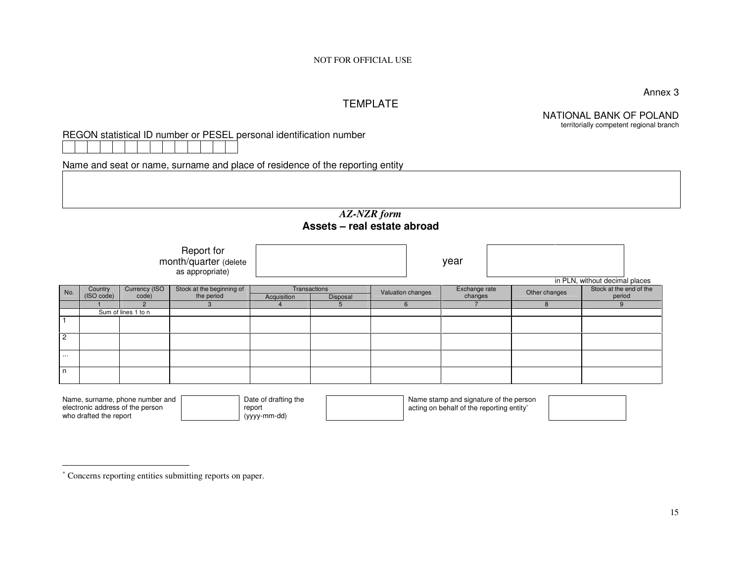NOT FOR OFFICIAL USE

Annex 3

TEMPLATE

NATIONAL BANK OF POLAND
territorially competent regional branch

REGON statistical ID number or PESEL personal identification number

| | | | | | | | | | | | | | |
|---|---|---|---|---|---|---|---|---|---|---|---|---|---|
| | | | | | | | | | | | | | |

Name and seat or name, surname and place of residence of the reporting entity

| |
|---|
| |

## *AZ-NZR form*
## **Assets – real estate abroad**

| Report for month/quarter (delete as appropriate) | | year | |
|---|---|---|---|

in PLN, without decimal places

| No. | Country (ISO code) | Currency (ISO code) | Stock at the beginning of the period | Transactions | | Valuation changes | Exchange rate changes | Other changes | Stock at the end of the period |
|---|---|---|---|---|---|---|---|---|---|
| | | | | Acquisition | Disposal | | | | |
| | 1 | 2 | 3 | 4 | 5 | 6 | 7 | 8 | 9 |
| | Sum of lines 1 to n | | | | | | | | |
| 1 | | | | | | | | | |
| 2 | | | | | | | | | |
| ... | | | | | | | | | |
| n | | | | | | | | | |

| Name, surname, phone number and electronic address of the person who drafted the report | | Date of drafting the report (yyyy-mm-dd) | | Name stamp and signature of the person acting on behalf of the reporting entity* | |
|---|---|---|---|---|---|

\* Concerns reporting entities submitting reports on paper.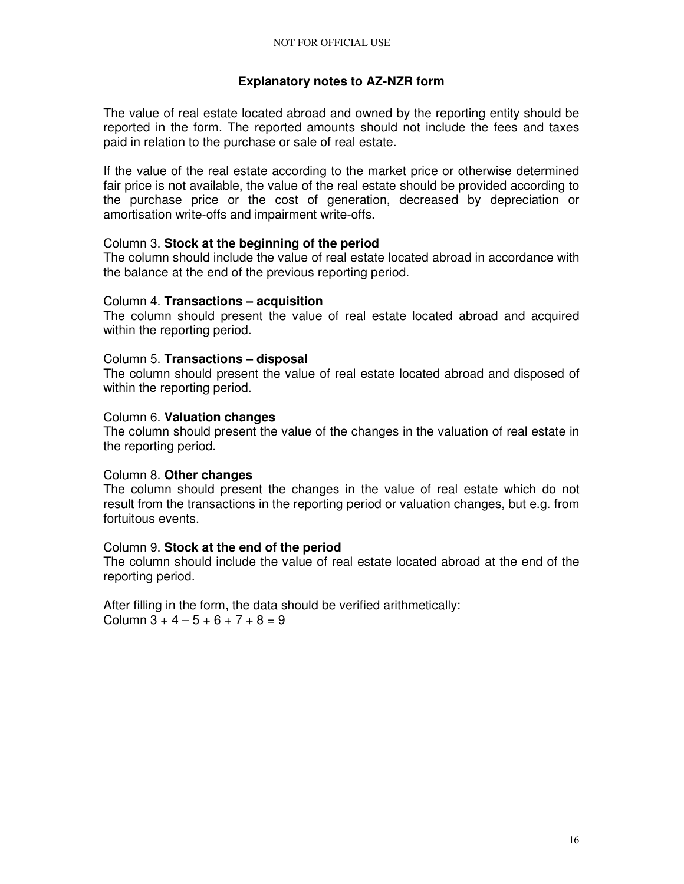## Explanatory notes to AZ-NZR form

The value of real estate located abroad and owned by the reporting entity should be reported in the form. The reported amounts should not include the fees and taxes paid in relation to the purchase or sale of real estate.

If the value of the real estate according to the market price or otherwise determined fair price is not available, the value of the real estate should be provided according to the purchase price or the cost of generation, decreased by depreciation or amortisation write-offs and impairment write-offs.

Column 3. **Stock at the beginning of the period**
The column should include the value of real estate located abroad in accordance with the balance at the end of the previous reporting period.

Column 4. **Transactions – acquisition**
The column should present the value of real estate located abroad and acquired within the reporting period.

Column 5. **Transactions – disposal**
The column should present the value of real estate located abroad and disposed of within the reporting period.

Column 6. **Valuation changes**
The column should present the value of the changes in the valuation of real estate in the reporting period.

Column 8. **Other changes**
The column should present the changes in the value of real estate which do not result from the transactions in the reporting period or valuation changes, but e.g. from fortuitous events.

Column 9. **Stock at the end of the period**
The column should include the value of real estate located abroad at the end of the reporting period.

After filling in the form, the data should be verified arithmetically:
Column 3 + 4 – 5 + 6 + 7 + 8 = 9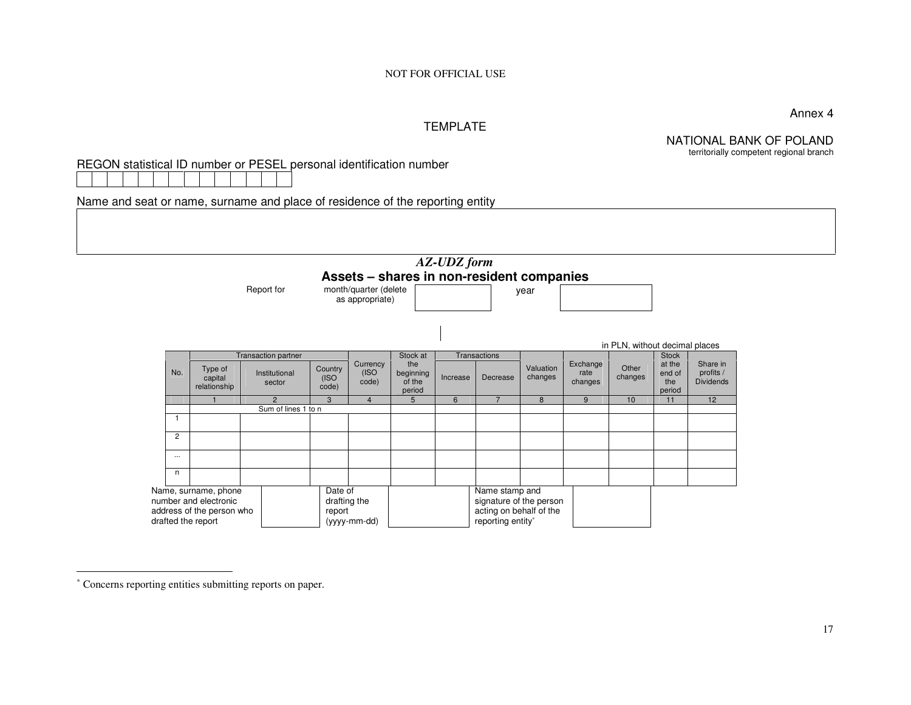NOT FOR OFFICIAL USE

Annex 4

TEMPLATE

NATIONAL BANK OF POLAND
territorially competent regional branch

REGON statistical ID number or PESEL personal identification number

| | | | | | | | | | | | | | |
|---|---|---|---|---|---|---|---|---|---|---|---|---|---|
| | | | | | | | | | | | | | |

Name and seat or name, surname and place of residence of the reporting entity

| |
|---|
| |

## *AZ-UDZ form*

## Assets – shares in non-resident companies

Report for month/quarter (delete as appropriate) [ ] year [ ]

in PLN, without decimal places

| No. | Transaction partner | | | Currency (ISO code) | Stock at the beginning of the period | Transactions | | Valuation changes | Exchange rate changes | Other changes | Stock at the end of the period | Share in profits / Dividends |
|---|---|---|---|---|---|---|---|---|---|---|---|---|
| | Type of capital relationship | Institutional sector | Country (ISO code) | | | Increase | Decrease | | | | | |
| | 1 | 2 | 3 | 4 | 5 | 6 | 7 | 8 | 9 | 10 | 11 | 12 |
| | Sum of lines 1 to n | | | | | | | | | | | |
| 1 | | | | | | | | | | | | |
| 2 | | | | | | | | | | | | |
| ... | | | | | | | | | | | | |
| n | | | | | | | | | | | | |

| Name, surname, phone number and electronic address of the person who drafted the report | | Date of drafting the report (yyyy-mm-dd) | | Name stamp and signature of the person acting on behalf of the reporting entity* | |
|---|---|---|---|---|---|

---

* Concerns reporting entities submitting reports on paper.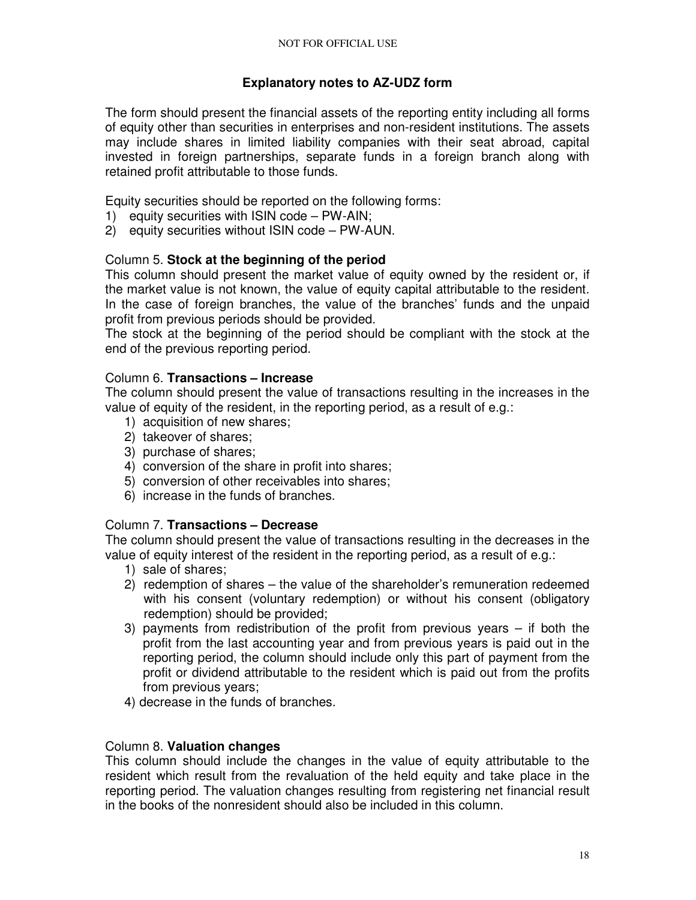## Explanatory notes to AZ-UDZ form

The form should present the financial assets of the reporting entity including all forms of equity other than securities in enterprises and non-resident institutions. The assets may include shares in limited liability companies with their seat abroad, capital invested in foreign partnerships, separate funds in a foreign branch along with retained profit attributable to those funds.

Equity securities should be reported on the following forms:
1) equity securities with ISIN code – PW-AIN;
2) equity securities without ISIN code – PW-AUN.

Column 5. **Stock at the beginning of the period**

This column should present the market value of equity owned by the resident or, if the market value is not known, the value of equity capital attributable to the resident. In the case of foreign branches, the value of the branches' funds and the unpaid profit from previous periods should be provided.

The stock at the beginning of the period should be compliant with the stock at the end of the previous reporting period.

Column 6. **Transactions – Increase**

The column should present the value of transactions resulting in the increases in the value of equity of the resident, in the reporting period, as a result of e.g.:

1) acquisition of new shares;
2) takeover of shares;
3) purchase of shares;
4) conversion of the share in profit into shares;
5) conversion of other receivables into shares;
6) increase in the funds of branches.

Column 7. **Transactions – Decrease**

The column should present the value of transactions resulting in the decreases in the value of equity interest of the resident in the reporting period, as a result of e.g.:

1) sale of shares;
2) redemption of shares – the value of the shareholder's remuneration redeemed with his consent (voluntary redemption) or without his consent (obligatory redemption) should be provided;
3) payments from redistribution of the profit from previous years – if both the profit from the last accounting year and from previous years is paid out in the reporting period, the column should include only this part of payment from the profit or dividend attributable to the resident which is paid out from the profits from previous years;
4) decrease in the funds of branches.

Column 8. **Valuation changes**

This column should include the changes in the value of equity attributable to the resident which result from the revaluation of the held equity and take place in the reporting period. The valuation changes resulting from registering net financial result in the books of the nonresident should also be included in this column.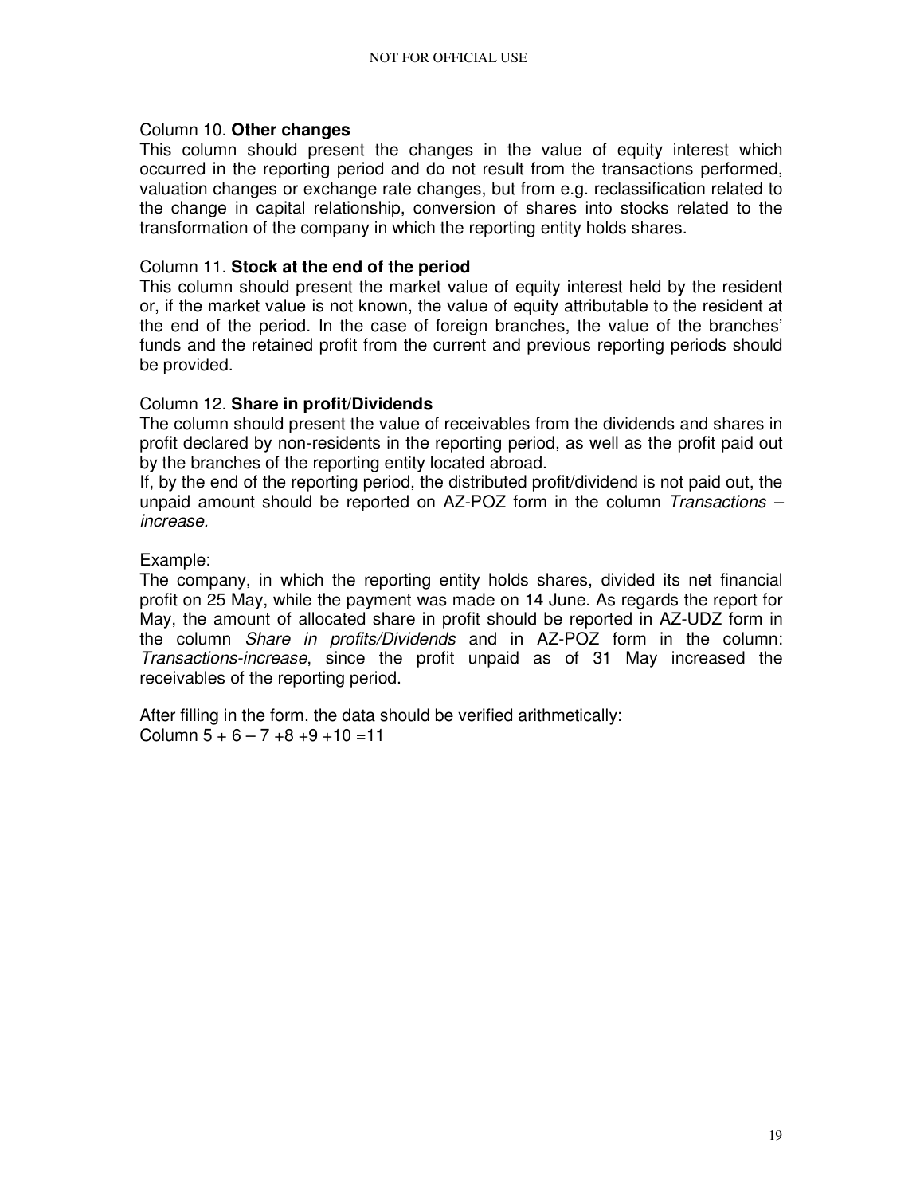Column 10. **Other changes**

This column should present the changes in the value of equity interest which occurred in the reporting period and do not result from the transactions performed, valuation changes or exchange rate changes, but from e.g. reclassification related to the change in capital relationship, conversion of shares into stocks related to the transformation of the company in which the reporting entity holds shares.

Column 11. **Stock at the end of the period**

This column should present the market value of equity interest held by the resident or, if the market value is not known, the value of equity attributable to the resident at the end of the period. In the case of foreign branches, the value of the branches' funds and the retained profit from the current and previous reporting periods should be provided.

Column 12. **Share in profit/Dividends**

The column should present the value of receivables from the dividends and shares in profit declared by non-residents in the reporting period, as well as the profit paid out by the branches of the reporting entity located abroad.

If, by the end of the reporting period, the distributed profit/dividend is not paid out, the unpaid amount should be reported on AZ-POZ form in the column *Transactions – increase*.

Example:

The company, in which the reporting entity holds shares, divided its net financial profit on 25 May, while the payment was made on 14 June. As regards the report for May, the amount of allocated share in profit should be reported in AZ-UDZ form in the column *Share in profits/Dividends* and in AZ-POZ form in the column: *Transactions-increase*, since the profit unpaid as of 31 May increased the receivables of the reporting period.

After filling in the form, the data should be verified arithmetically:

Column 5 + 6 – 7 +8 +9 +10 =11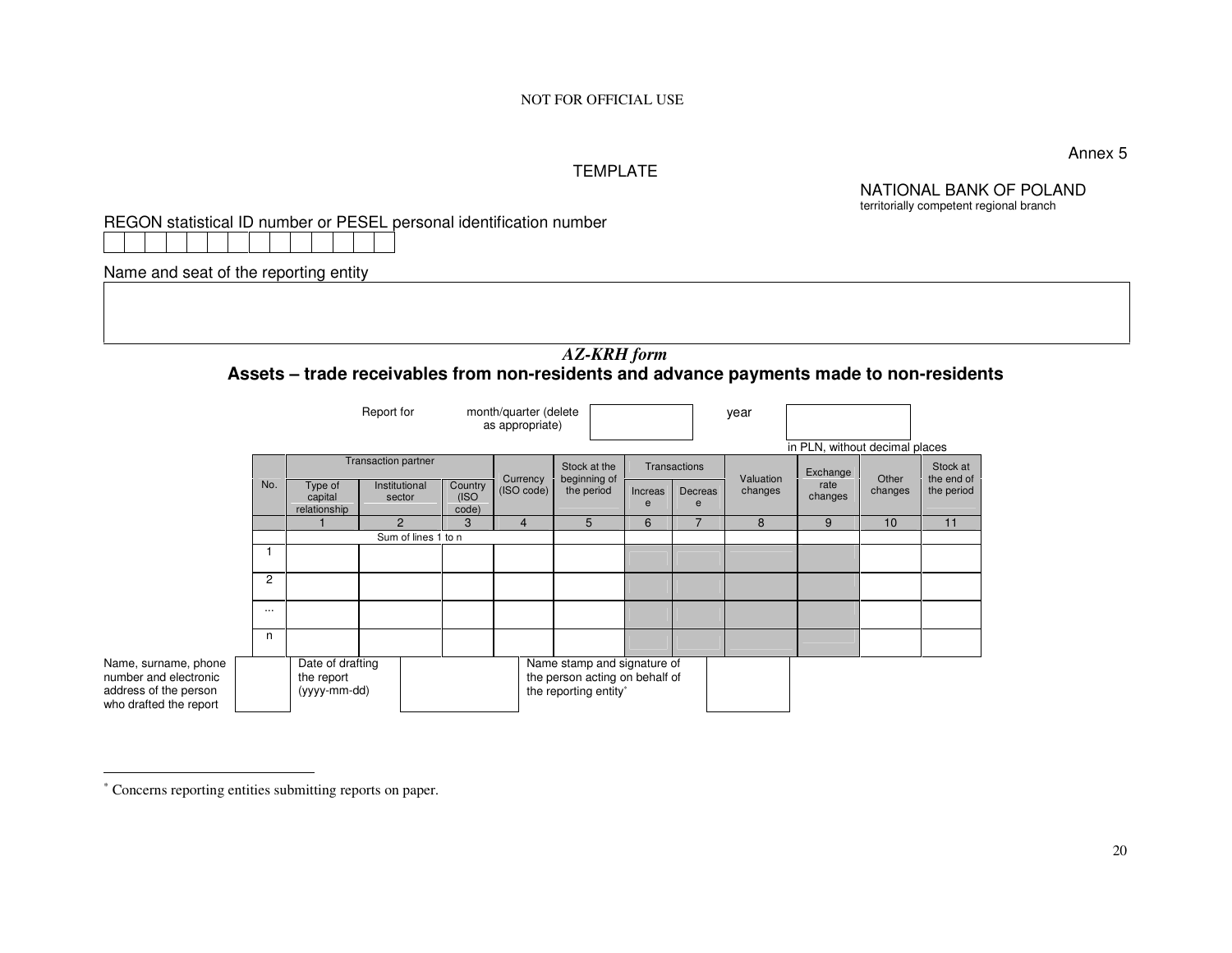NOT FOR OFFICIAL USE

Annex 5

TEMPLATE

NATIONAL BANK OF POLAND
territorially competent regional branch

REGON statistical ID number or PESEL personal identification number

| | | | | | | | | | | | | | |
|---|---|---|---|---|---|---|---|---|---|---|---|---|---|
| | | | | | | | | | | | | | |

Name and seat of the reporting entity

| |
|---|
| |

## *AZ-KRH form*

## Assets – trade receivables from non-residents and advance payments made to non-residents

Report for month/quarter (delete as appropriate) ______ year ______

in PLN, without decimal places

| No. | Transaction partner | | | Currency (ISO code) | Stock at the beginning of the period | Transactions | | Valuation changes | Exchange rate changes | Other changes | Stock at the end of the period |
|---|---|---|---|---|---|---|---|---|---|---|---|
| | Type of capital relationship | Institutional sector | Country (ISO code) | | | Increase | Decrease | | | | |
| | 1 | 2 | 3 | 4 | 5 | 6 | 7 | 8 | 9 | 10 | 11 |
| | Sum of lines 1 to n | | | | | | | | | | |
| 1 | | | | | | | | | | | |
| 2 | | | | | | | | | | | |
| ... | | | | | | | | | | | |
| n | | | | | | | | | | | |

| Name, surname, phone number and electronic address of the person who drafted the report | | Date of drafting the report (yyyy-mm-dd) | | Name stamp and signature of the person acting on behalf of the reporting entity* | |
|---|---|---|---|---|---|

\* Concerns reporting entities submitting reports on paper.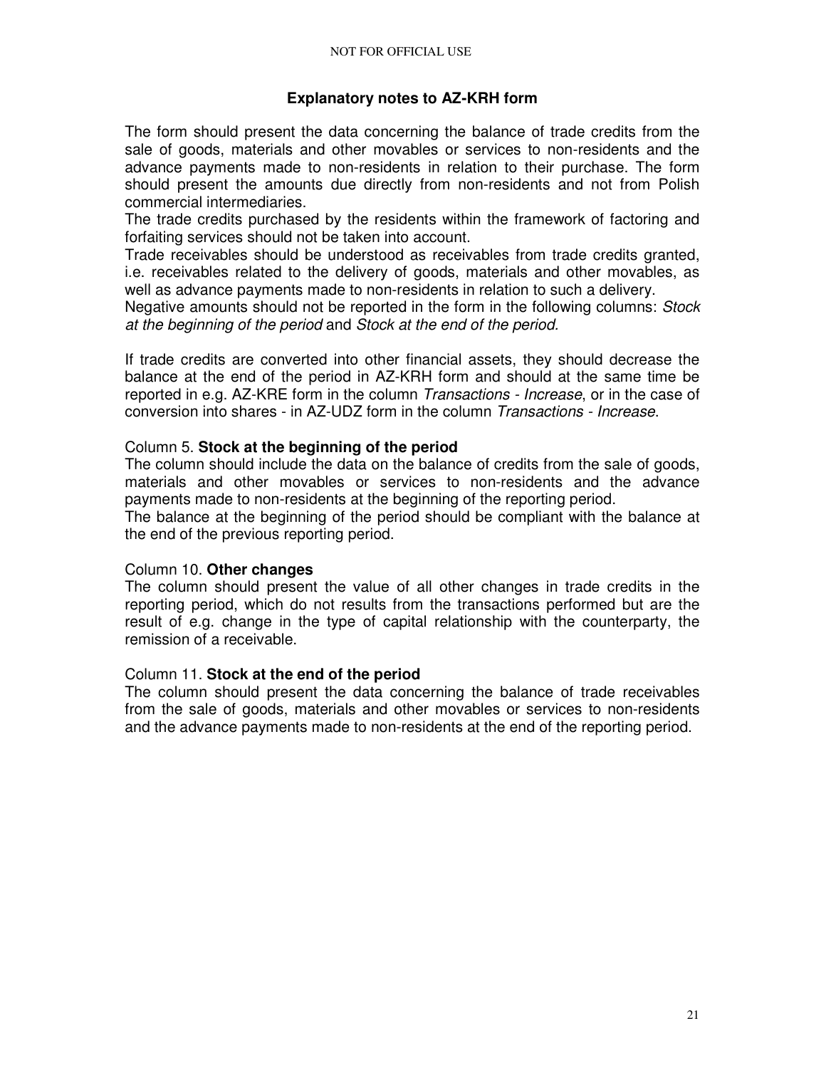## Explanatory notes to AZ-KRH form

The form should present the data concerning the balance of trade credits from the sale of goods, materials and other movables or services to non-residents and the advance payments made to non-residents in relation to their purchase. The form should present the amounts due directly from non-residents and not from Polish commercial intermediaries.

The trade credits purchased by the residents within the framework of factoring and forfaiting services should not be taken into account.

Trade receivables should be understood as receivables from trade credits granted, i.e. receivables related to the delivery of goods, materials and other movables, as well as advance payments made to non-residents in relation to such a delivery.

Negative amounts should not be reported in the form in the following columns: *Stock at the beginning of the period* and *Stock at the end of the period.*

If trade credits are converted into other financial assets, they should decrease the balance at the end of the period in AZ-KRH form and should at the same time be reported in e.g. AZ-KRE form in the column *Transactions - Increase*, or in the case of conversion into shares - in AZ-UDZ form in the column *Transactions - Increase*.

Column 5. **Stock at the beginning of the period**

The column should include the data on the balance of credits from the sale of goods, materials and other movables or services to non-residents and the advance payments made to non-residents at the beginning of the reporting period.

The balance at the beginning of the period should be compliant with the balance at the end of the previous reporting period.

Column 10. **Other changes**

The column should present the value of all other changes in trade credits in the reporting period, which do not results from the transactions performed but are the result of e.g. change in the type of capital relationship with the counterparty, the remission of a receivable.

Column 11. **Stock at the end of the period**

The column should present the data concerning the balance of trade receivables from the sale of goods, materials and other movables or services to non-residents and the advance payments made to non-residents at the end of the reporting period.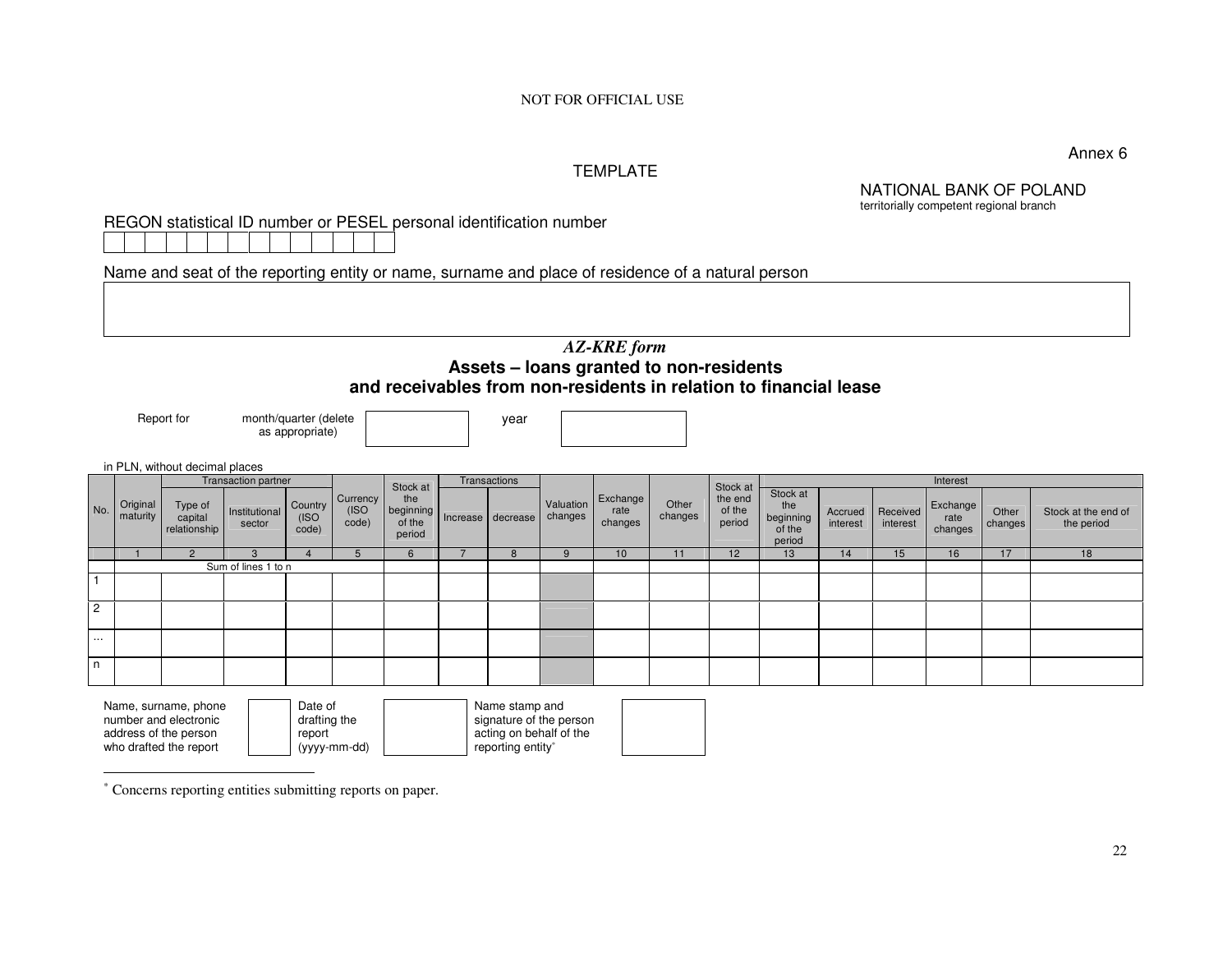NOT FOR OFFICIAL USE

Annex 6

TEMPLATE

NATIONAL BANK OF POLAND
territorially competent regional branch

REGON statistical ID number or PESEL personal identification number

| | | | | | | | | | | | | | |
|---|---|---|---|---|---|---|---|---|---|---|---|---|---|
| | | | | | | | | | | | | | |

Name and seat of the reporting entity or name, surname and place of residence of a natural person

| |
|---|
| |

## *AZ-KRE form*

## Assets – loans granted to non-residents and receivables from non-residents in relation to financial lease

Report for month/quarter (delete as appropriate) ________ year ________

in PLN, without decimal places

| No. | Original maturity | Transaction partner | | | Currency (ISO code) | Stock at the beginning of the period | Transactions | | Valuation changes | Exchange rate changes | Other changes | Stock at the end of the period | Interest | | | | | |
|---|---|---|---|---|---|---|---|---|---|---|---|---|---|---|---|---|---|---|
| | | Type of capital relationship | Institutional sector | Country (ISO code) | | | Increase | decrease | | | | | Stock at the beginning of the period | Accrued interest | Received interest | Exchange rate changes | Other changes | Stock at the end of the period |
| | 1 | 2 | 3 | 4 | 5 | 6 | 7 | 8 | 9 | 10 | 11 | 12 | 13 | 14 | 15 | 16 | 17 | 18 |
| | Sum of lines 1 to n | | | | | | | | | | | | | | | | | |
| 1 | | | | | | | | | | | | | | | | | | |
| 2 | | | | | | | | | | | | | | | | | | |
| ... | | | | | | | | | | | | | | | | | | |
| n | | | | | | | | | | | | | | | | | | |

| Name, surname, phone number and electronic address of the person who drafted the report | | Date of drafting the report (yyyy-mm-dd) | | Name stamp and signature of the person acting on behalf of the reporting entity* | |
|---|---|---|---|---|---|

\* Concerns reporting entities submitting reports on paper.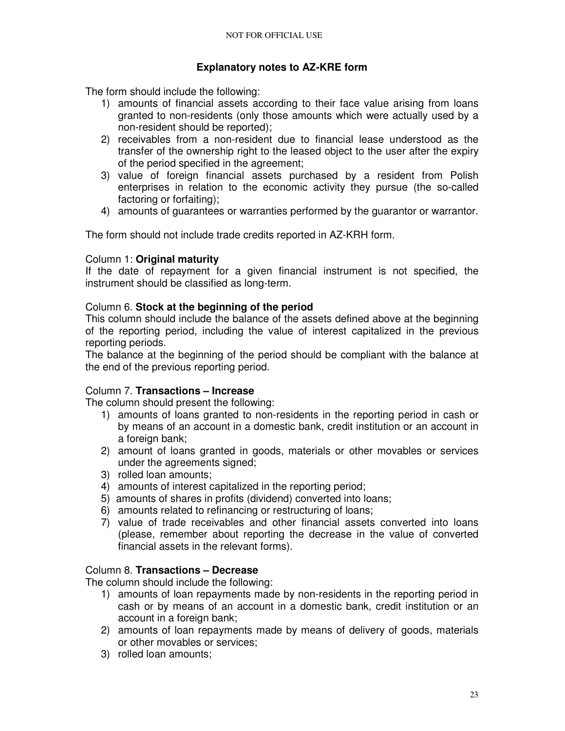## Explanatory notes to AZ-KRE form

The form should include the following:

1) amounts of financial assets according to their face value arising from loans granted to non-residents (only those amounts which were actually used by a non-resident should be reported);
2) receivables from a non-resident due to financial lease understood as the transfer of the ownership right to the leased object to the user after the expiry of the period specified in the agreement;
3) value of foreign financial assets purchased by a resident from Polish enterprises in relation to the economic activity they pursue (the so-called factoring or forfaiting);
4) amounts of guarantees or warranties performed by the guarantor or warrantor.

The form should not include trade credits reported in AZ-KRH form.

Column 1: **Original maturity**

If the date of repayment for a given financial instrument is not specified, the instrument should be classified as long-term.

Column 6. **Stock at the beginning of the period**

This column should include the balance of the assets defined above at the beginning of the reporting period, including the value of interest capitalized in the previous reporting periods.

The balance at the beginning of the period should be compliant with the balance at the end of the previous reporting period.

Column 7. **Transactions – Increase**

The column should present the following:

1) amounts of loans granted to non-residents in the reporting period in cash or by means of an account in a domestic bank, credit institution or an account in a foreign bank;
2) amount of loans granted in goods, materials or other movables or services under the agreements signed;
3) rolled loan amounts;
4) amounts of interest capitalized in the reporting period;
5) amounts of shares in profits (dividend) converted into loans;
6) amounts related to refinancing or restructuring of loans;
7) value of trade receivables and other financial assets converted into loans (please, remember about reporting the decrease in the value of converted financial assets in the relevant forms).

Column 8. **Transactions – Decrease**

The column should include the following:

1) amounts of loan repayments made by non-residents in the reporting period in cash or by means of an account in a domestic bank, credit institution or an account in a foreign bank;
2) amounts of loan repayments made by means of delivery of goods, materials or other movables or services;
3) rolled loan amounts;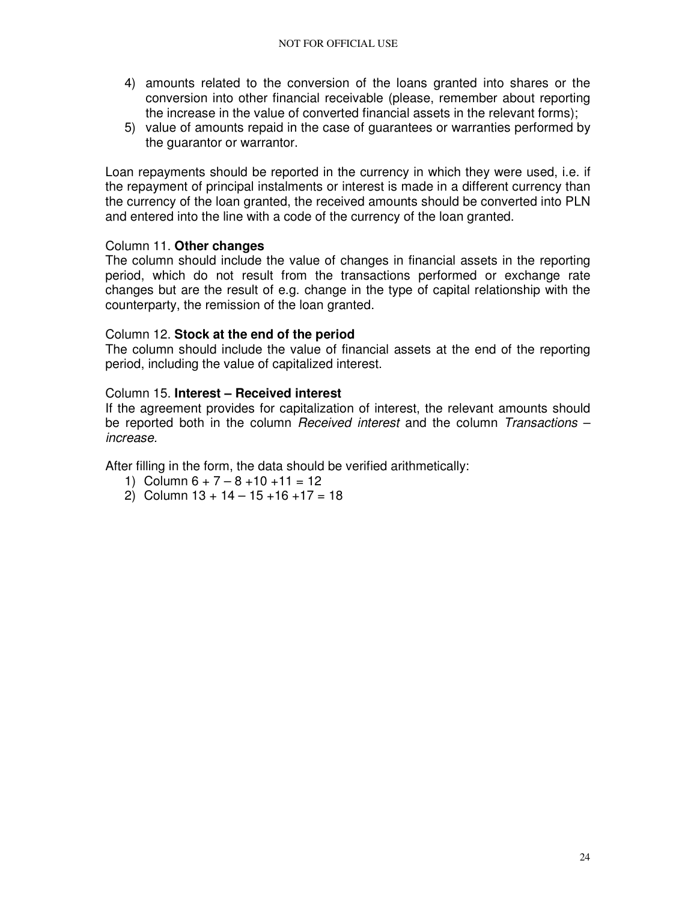4) amounts related to the conversion of the loans granted into shares or the conversion into other financial receivable (please, remember about reporting the increase in the value of converted financial assets in the relevant forms);
5) value of amounts repaid in the case of guarantees or warranties performed by the guarantor or warrantor.

Loan repayments should be reported in the currency in which they were used, i.e. if the repayment of principal instalments or interest is made in a different currency than the currency of the loan granted, the received amounts should be converted into PLN and entered into the line with a code of the currency of the loan granted.

Column 11. **Other changes**
The column should include the value of changes in financial assets in the reporting period, which do not result from the transactions performed or exchange rate changes but are the result of e.g. change in the type of capital relationship with the counterparty, the remission of the loan granted.

Column 12. **Stock at the end of the period**
The column should include the value of financial assets at the end of the reporting period, including the value of capitalized interest.

Column 15. **Interest – Received interest**
If the agreement provides for capitalization of interest, the relevant amounts should be reported both in the column *Received interest* and the column *Transactions – increase*.

After filling in the form, the data should be verified arithmetically:

1) Column 6 + 7 – 8 +10 +11 = 12
2) Column 13 + 14 – 15 +16 +17 = 18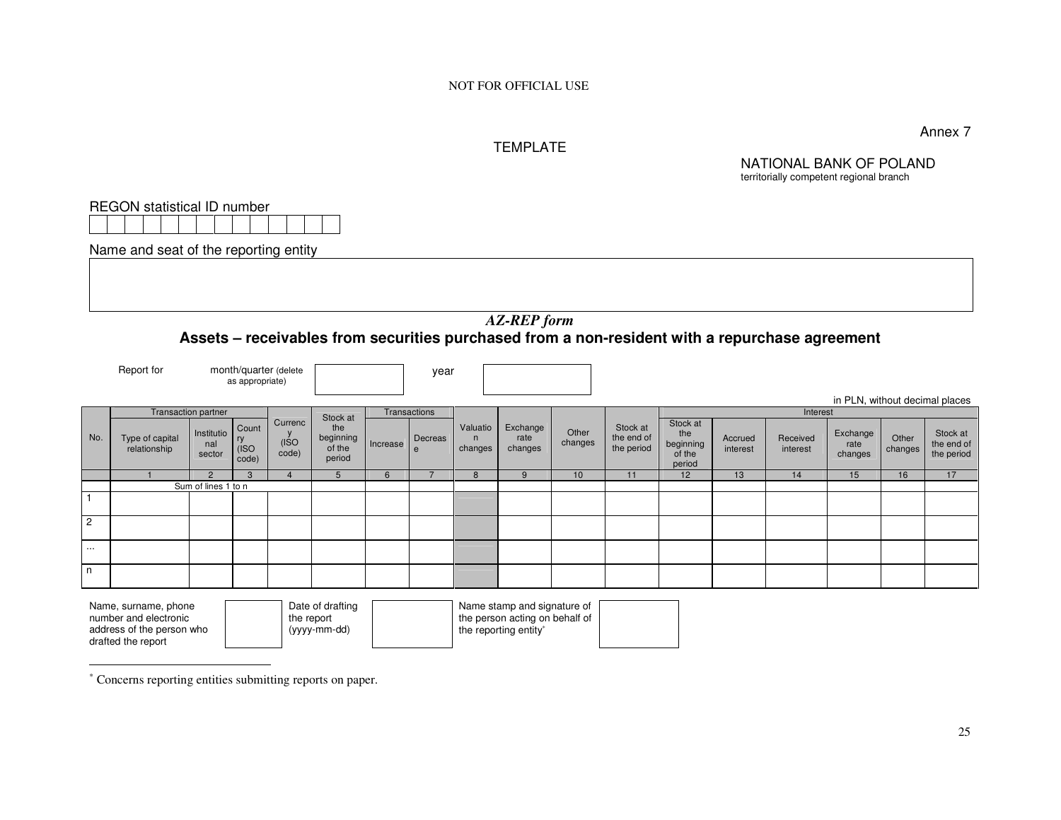NOT FOR OFFICIAL USE

Annex 7

TEMPLATE

NATIONAL BANK OF POLAND
territorially competent regional branch

REGON statistical ID number

| | | | | | | | | | | | | | |
|---|---|---|---|---|---|---|---|---|---|---|---|---|---|
| | | | | | | | | | | | | | |

Name and seat of the reporting entity

| |
|---|
| |

## *AZ-REP form*

## Assets – receivables from securities purchased from a non-resident with a repurchase agreement

Report for month/quarter (delete as appropriate) [ ] year [ ]

in PLN, without decimal places

| No. | Transaction partner | | | Currency (ISO code) | Stock at the beginning of the period | Transactions | | Valuation changes | Exchange rate changes | Other changes | Stock at the end of the period | Interest | | | | | |
|---|---|---|---|---|---|---|---|---|---|---|---|---|---|---|---|---|---|
| | Type of capital relationship | Institutional sector | Country (ISO code) | | | Increase | Decrease | | | | | Stock at the beginning of the period | Accrued interest | Received interest | Exchange rate changes | Other changes | Stock at the end of the period |
| | 1 | 2 | 3 | 4 | 5 | 6 | 7 | 8 | 9 | 10 | 11 | 12 | 13 | 14 | 15 | 16 | 17 |
| | Sum of lines 1 to n | | | | | | | | | | | | | | | | |
| 1 | | | | | | | | | | | | | | | | | |
| 2 | | | | | | | | | | | | | | | | | |
| ... | | | | | | | | | | | | | | | | | |
| n | | | | | | | | | | | | | | | | | |

| Name, surname, phone number and electronic address of the person who drafted the report | | Date of drafting the report (yyyy-mm-dd) | | Name stamp and signature of the person acting on behalf of the reporting entity* | |
|---|---|---|---|---|---|

\* Concerns reporting entities submitting reports on paper.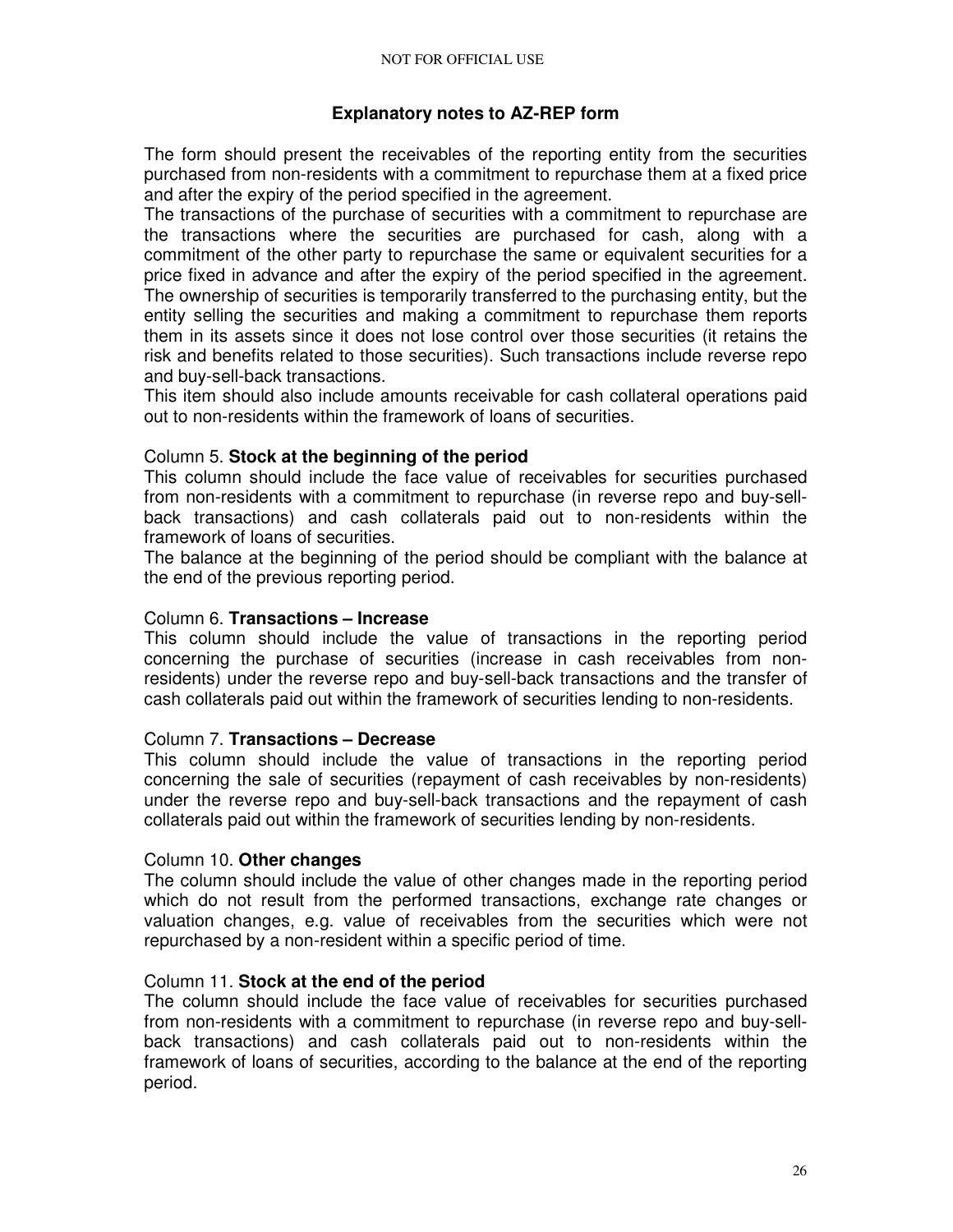## Explanatory notes to AZ-REP form

The form should present the receivables of the reporting entity from the securities purchased from non-residents with a commitment to repurchase them at a fixed price and after the expiry of the period specified in the agreement.

The transactions of the purchase of securities with a commitment to repurchase are the transactions where the securities are purchased for cash, along with a commitment of the other party to repurchase the same or equivalent securities for a price fixed in advance and after the expiry of the period specified in the agreement. The ownership of securities is temporarily transferred to the purchasing entity, but the entity selling the securities and making a commitment to repurchase them reports them in its assets since it does not lose control over those securities (it retains the risk and benefits related to those securities). Such transactions include reverse repo and buy-sell-back transactions.

This item should also include amounts receivable for cash collateral operations paid out to non-residents within the framework of loans of securities.

### Column 5. **Stock at the beginning of the period**

This column should include the face value of receivables for securities purchased from non-residents with a commitment to repurchase (in reverse repo and buy-sell-back transactions) and cash collaterals paid out to non-residents within the framework of loans of securities.

The balance at the beginning of the period should be compliant with the balance at the end of the previous reporting period.

### Column 6. **Transactions – Increase**

This column should include the value of transactions in the reporting period concerning the purchase of securities (increase in cash receivables from non-residents) under the reverse repo and buy-sell-back transactions and the transfer of cash collaterals paid out within the framework of securities lending to non-residents.

### Column 7. **Transactions – Decrease**

This column should include the value of transactions in the reporting period concerning the sale of securities (repayment of cash receivables by non-residents) under the reverse repo and buy-sell-back transactions and the repayment of cash collaterals paid out within the framework of securities lending by non-residents.

### Column 10. **Other changes**

The column should include the value of other changes made in the reporting period which do not result from the performed transactions, exchange rate changes or valuation changes, e.g. value of receivables from the securities which were not repurchased by a non-resident within a specific period of time.

### Column 11. **Stock at the end of the period**

The column should include the face value of receivables for securities purchased from non-residents with a commitment to repurchase (in reverse repo and buy-sell-back transactions) and cash collaterals paid out to non-residents within the framework of loans of securities, according to the balance at the end of the reporting period.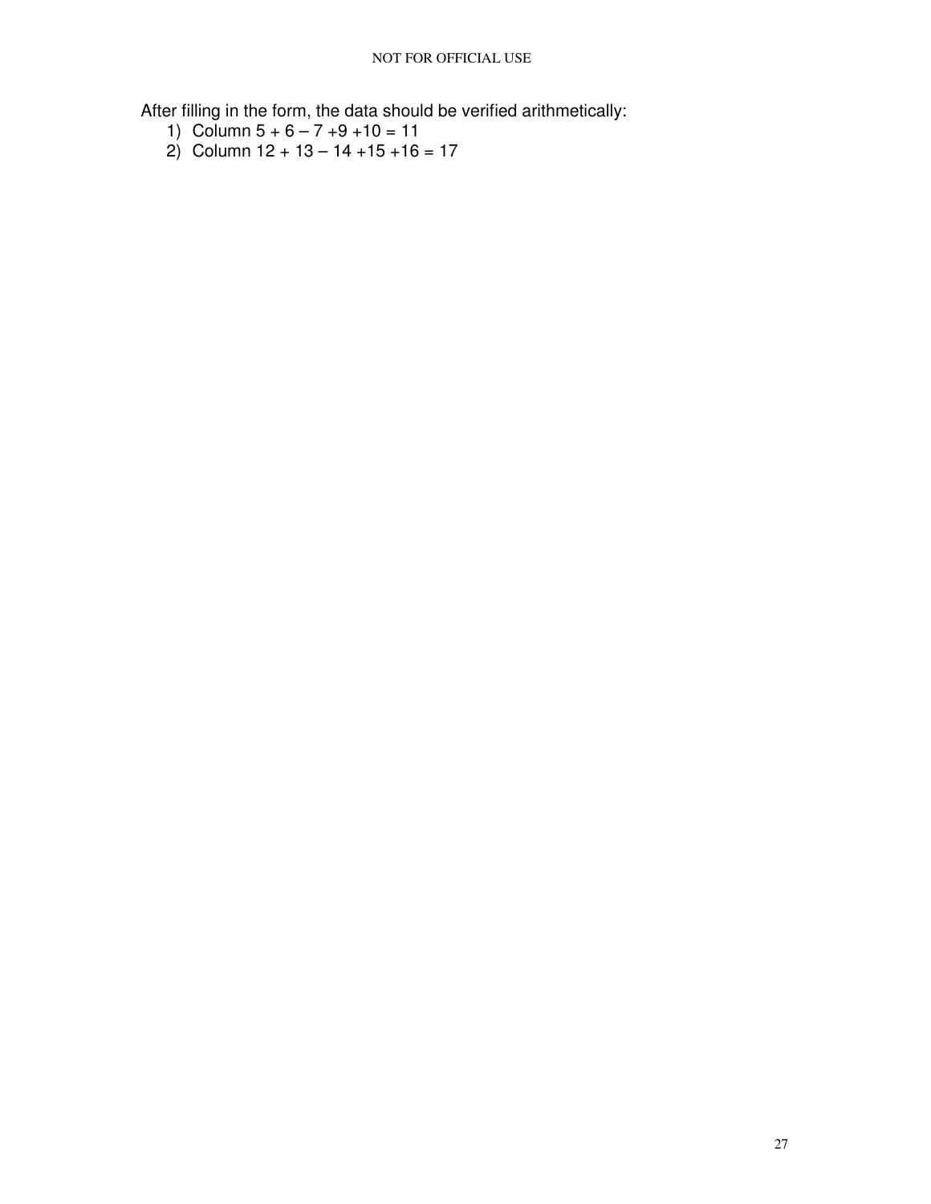After filling in the form, the data should be verified arithmetically:

1) Column 5 + 6 – 7 +9 +10 = 11
2) Column 12 + 13 – 14 +15 +16 = 17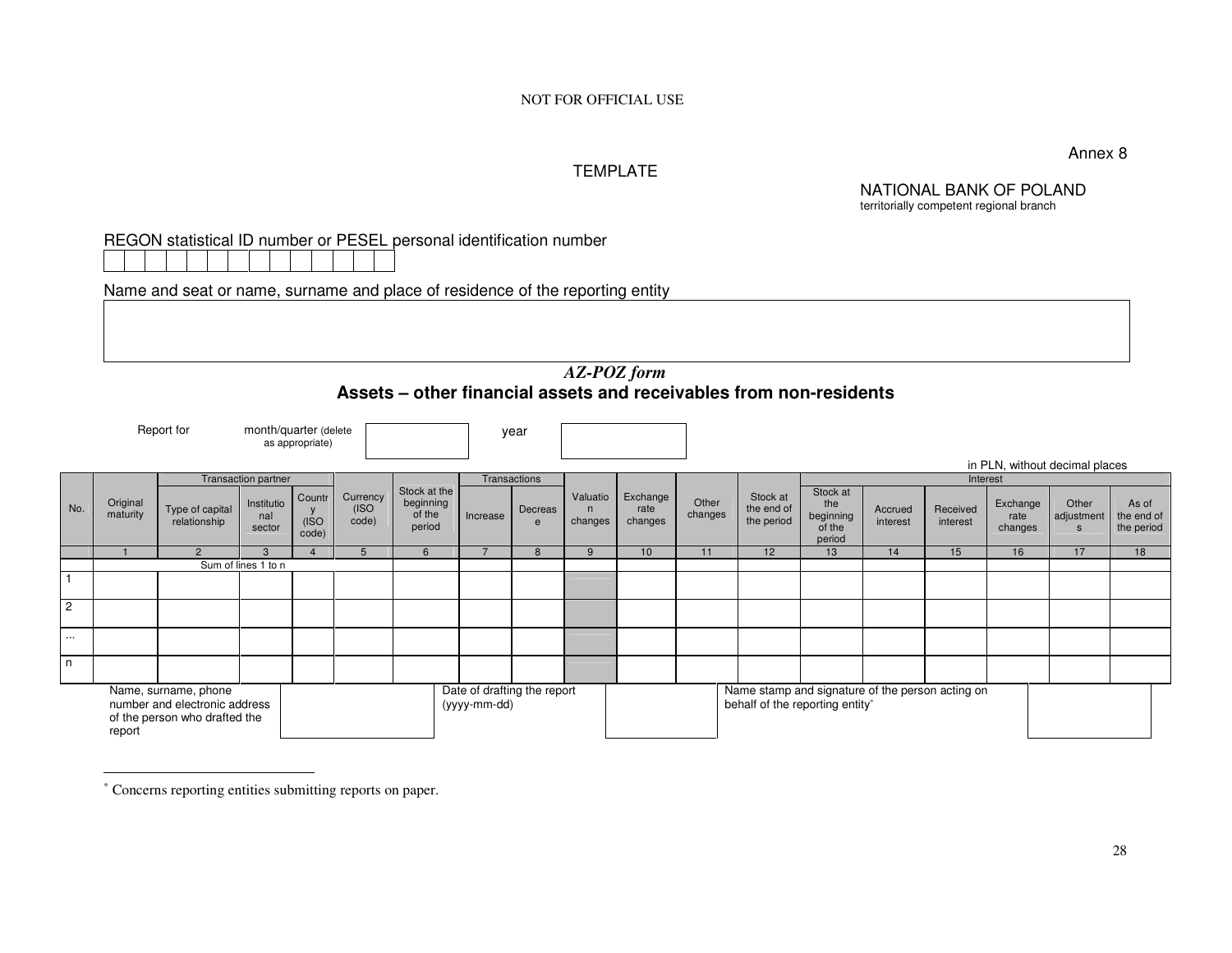NOT FOR OFFICIAL USE

Annex 8

TEMPLATE

NATIONAL BANK OF POLAND
territorially competent regional branch

REGON statistical ID number or PESEL personal identification number

| | | | | | | | | | | | | | |
|---|---|---|---|---|---|---|---|---|---|---|---|---|---|
| | | | | | | | | | | | | | |

Name and seat or name, surname and place of residence of the reporting entity

| |
|---|
| |

## *AZ-POZ form*

## Assets – other financial assets and receivables from non-residents

Report for month/quarter (delete as appropriate) [ ] year [ ]

in PLN, without decimal places

| No. | Original maturity | Transaction partner | | | Currency (ISO code) | Stock at the beginning of the period | Transactions | | Valuation changes | Exchange rate changes | Other changes | Stock at the end of the period | Interest | | | | | |
|---|---|---|---|---|---|---|---|---|---|---|---|---|---|---|---|---|---|---|
| | | Type of capital relationship | Institutional sector | Country (ISO code) | | | Increase | Decrease | | | | | Stock at the beginning of the period | Accrued interest | Received interest | Exchange rate changes | Other adjustments | As of the end of the period |
| | 1 | 2 | 3 | 4 | 5 | 6 | 7 | 8 | 9 | 10 | 11 | 12 | 13 | 14 | 15 | 16 | 17 | 18 |
| | Sum of lines 1 to n | | | | | | | | | | | | | | | | | |
| 1 | | | | | | | | | | | | | | | | | | |
| 2 | | | | | | | | | | | | | | | | | | |
| ... | | | | | | | | | | | | | | | | | | |
| n | | | | | | | | | | | | | | | | | | |

| Name, surname, phone number and electronic address of the person who drafted the report | | Date of drafting the report (yyyy-mm-dd) | | Name stamp and signature of the person acting on behalf of the reporting entity* | |
|---|---|---|---|---|---|

* Concerns reporting entities submitting reports on paper.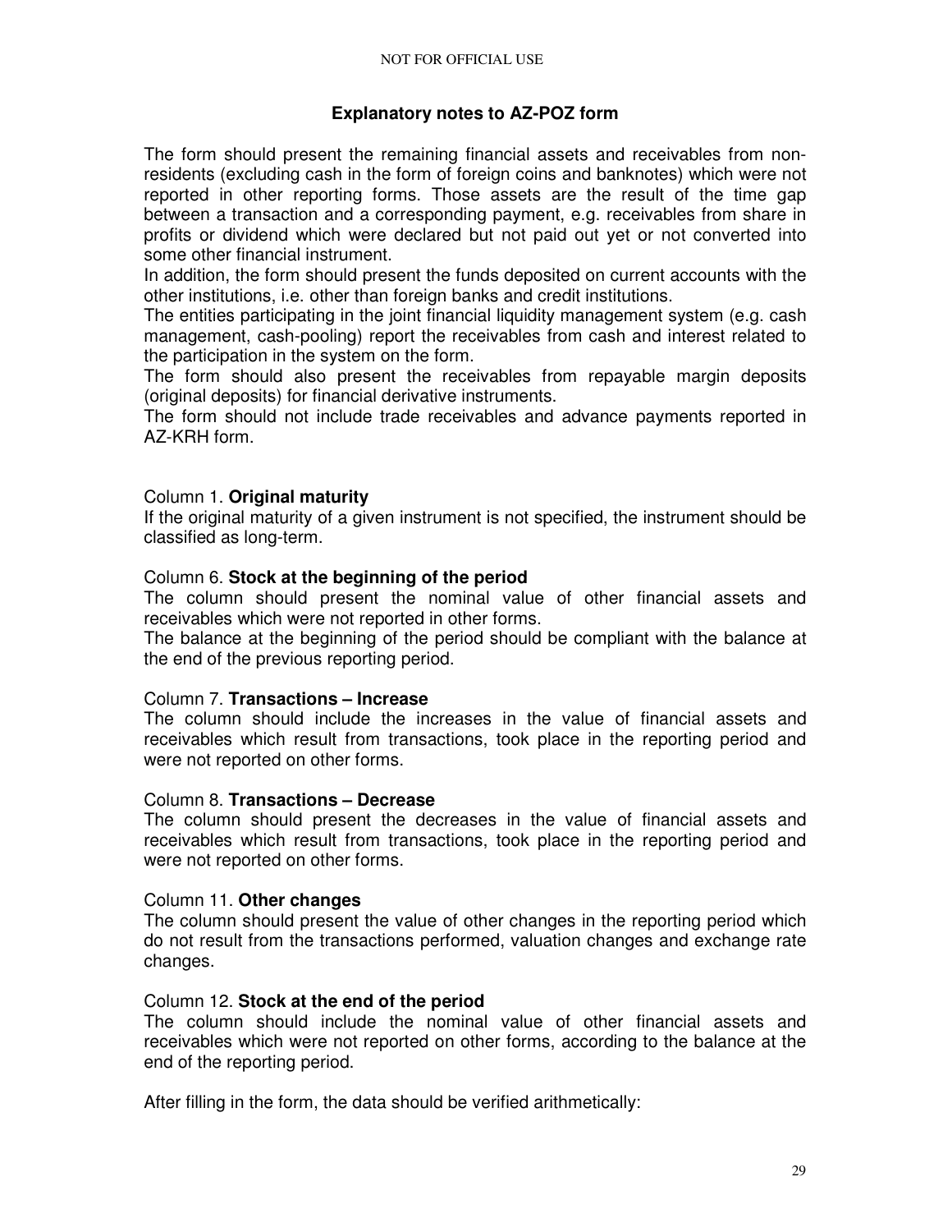## Explanatory notes to AZ-POZ form

The form should present the remaining financial assets and receivables from non-residents (excluding cash in the form of foreign coins and banknotes) which were not reported in other reporting forms. Those assets are the result of the time gap between a transaction and a corresponding payment, e.g. receivables from share in profits or dividend which were declared but not paid out yet or not converted into some other financial instrument.

In addition, the form should present the funds deposited on current accounts with the other institutions, i.e. other than foreign banks and credit institutions.

The entities participating in the joint financial liquidity management system (e.g. cash management, cash-pooling) report the receivables from cash and interest related to the participation in the system on the form.

The form should also present the receivables from repayable margin deposits (original deposits) for financial derivative instruments.

The form should not include trade receivables and advance payments reported in AZ-KRH form.

Column 1. **Original maturity**

If the original maturity of a given instrument is not specified, the instrument should be classified as long-term.

Column 6. **Stock at the beginning of the period**

The column should present the nominal value of other financial assets and receivables which were not reported in other forms.

The balance at the beginning of the period should be compliant with the balance at the end of the previous reporting period.

Column 7. **Transactions – Increase**

The column should include the increases in the value of financial assets and receivables which result from transactions, took place in the reporting period and were not reported on other forms.

Column 8. **Transactions – Decrease**

The column should present the decreases in the value of financial assets and receivables which result from transactions, took place in the reporting period and were not reported on other forms.

Column 11. **Other changes**

The column should present the value of other changes in the reporting period which do not result from the transactions performed, valuation changes and exchange rate changes.

Column 12. **Stock at the end of the period**

The column should include the nominal value of other financial assets and receivables which were not reported on other forms, according to the balance at the end of the reporting period.

After filling in the form, the data should be verified arithmetically: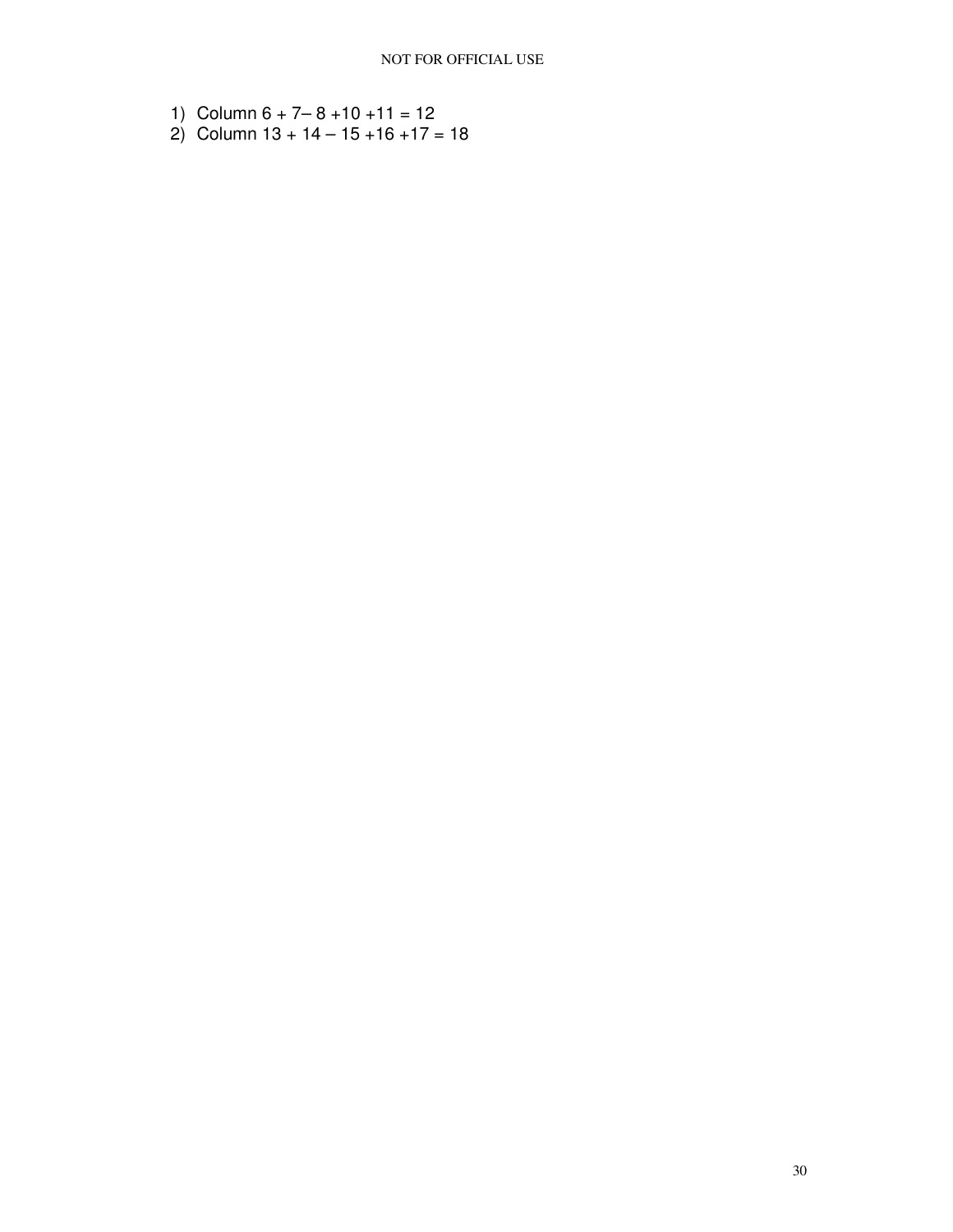1) Column 6 + 7– 8 +10 +11 = 12
2) Column 13 + 14 – 15 +16 +17 = 18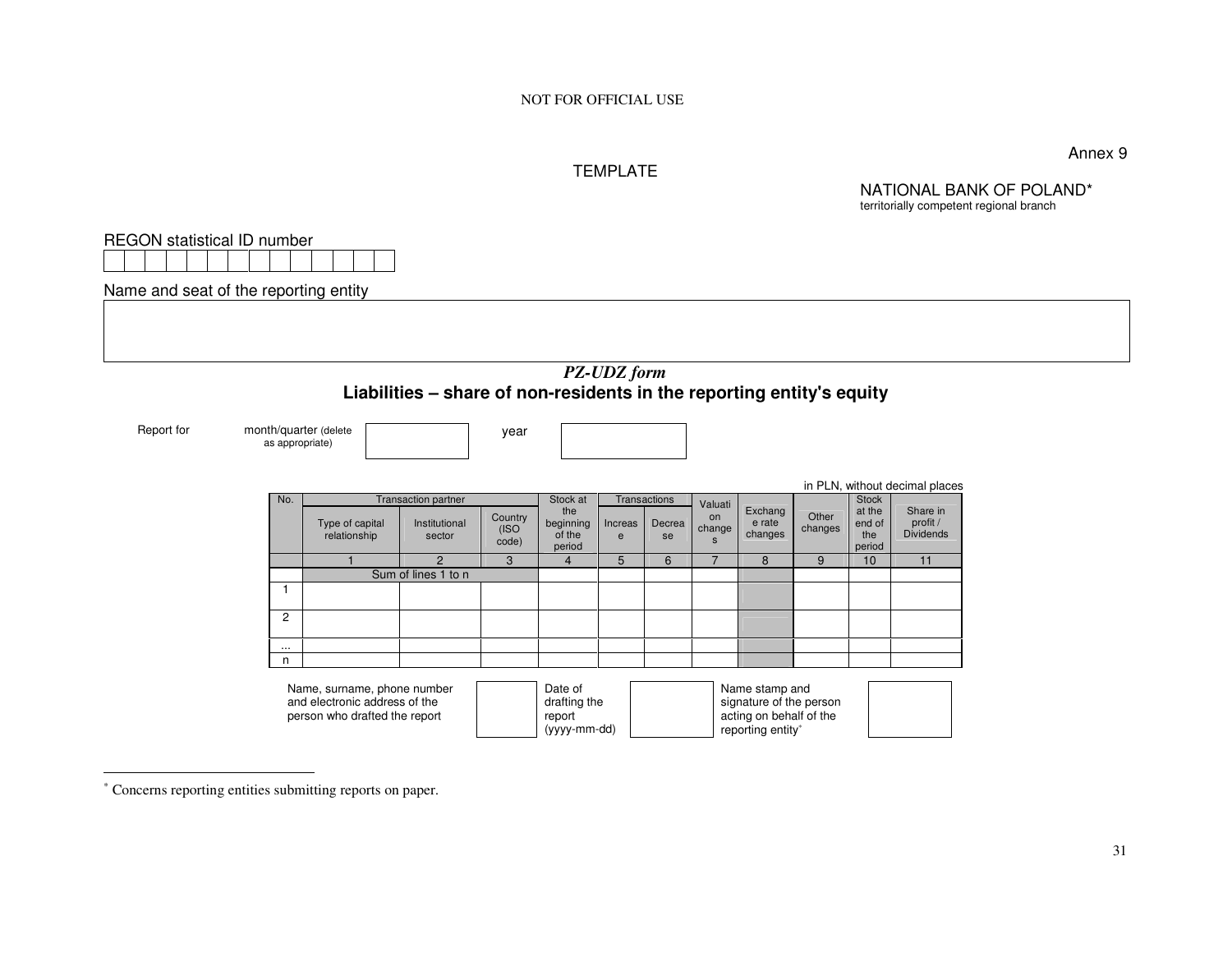NOT FOR OFFICIAL USE

Annex 9

TEMPLATE

NATIONAL BANK OF POLAND*
territorially competent regional branch

REGON statistical ID number

| | | | | | | | | | | | | | |
|---|---|---|---|---|---|---|---|---|---|---|---|---|---|
| | | | | | | | | | | | | | |

Name and seat of the reporting entity

| |
|---|
| |

## *PZ-UDZ form*

## Liabilities – share of non-residents in the reporting entity's equity

| Report for | month/quarter (delete as appropriate) | | year | |
|---|---|---|---|---|

in PLN, without decimal places

| No. | Transaction partner | | | Stock at the beginning of the period | Transactions | | Valuation changes | Exchange rate changes | Other changes | Stock at the end of the period | Share in profit / Dividends |
|---|---|---|---|---|---|---|---|---|---|---|---|
| | Type of capital relationship | Institutional sector | Country (ISO code) | | Increase | Decrease | | | | | |
| | 1 | 2 | 3 | 4 | 5 | 6 | 7 | 8 | 9 | 10 | 11 |
| | Sum of lines 1 to n | | | | | | | | | | |
| 1 | | | | | | | | | | | |
| 2 | | | | | | | | | | | |
| ... | | | | | | | | | | | |
| n | | | | | | | | | | | |

| Name, surname, phone number and electronic address of the person who drafted the report | | Date of drafting the report (yyyy-mm-dd) | | Name stamp and signature of the person acting on behalf of the reporting entity* | |
|---|---|---|---|---|---|

* Concerns reporting entities submitting reports on paper.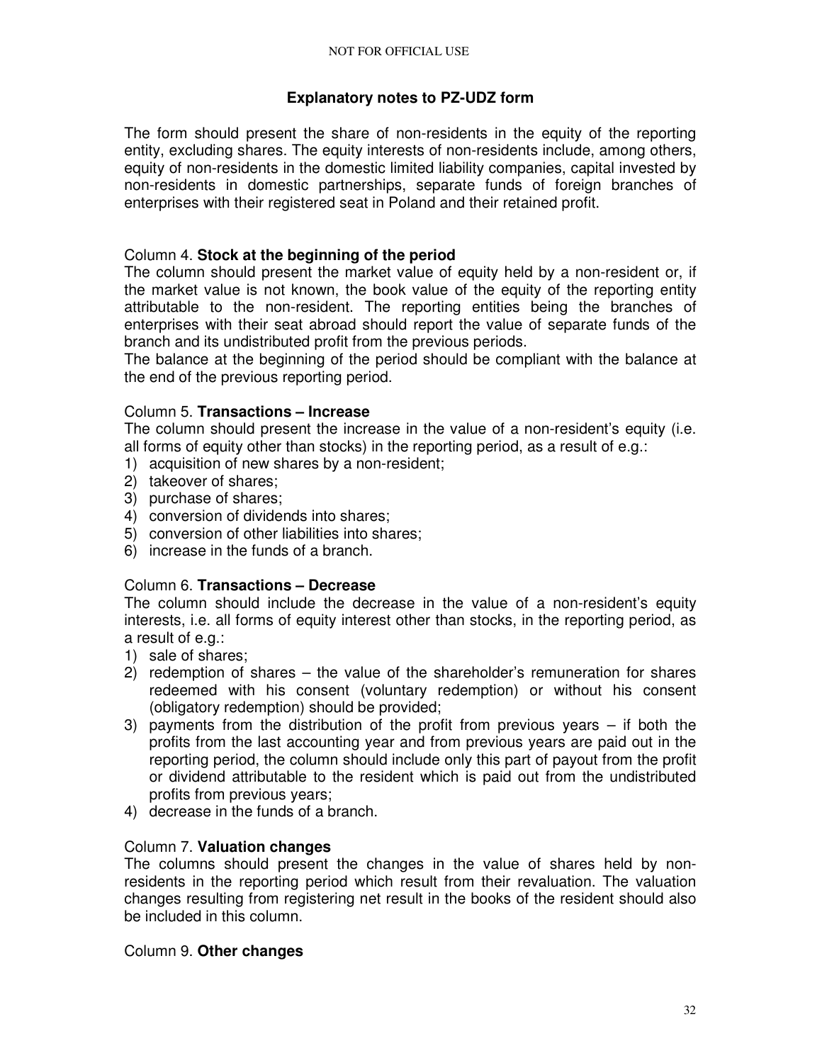## Explanatory notes to PZ-UDZ form

The form should present the share of non-residents in the equity of the reporting entity, excluding shares. The equity interests of non-residents include, among others, equity of non-residents in the domestic limited liability companies, capital invested by non-residents in domestic partnerships, separate funds of foreign branches of enterprises with their registered seat in Poland and their retained profit.

Column 4. **Stock at the beginning of the period**

The column should present the market value of equity held by a non-resident or, if the market value is not known, the book value of the equity of the reporting entity attributable to the non-resident. The reporting entities being the branches of enterprises with their seat abroad should report the value of separate funds of the branch and its undistributed profit from the previous periods.

The balance at the beginning of the period should be compliant with the balance at the end of the previous reporting period.

Column 5. **Transactions – Increase**

The column should present the increase in the value of a non-resident's equity (i.e. all forms of equity other than stocks) in the reporting period, as a result of e.g.:

1) acquisition of new shares by a non-resident;
2) takeover of shares;
3) purchase of shares;
4) conversion of dividends into shares;
5) conversion of other liabilities into shares;
6) increase in the funds of a branch.

Column 6. **Transactions – Decrease**

The column should include the decrease in the value of a non-resident's equity interests, i.e. all forms of equity interest other than stocks, in the reporting period, as a result of e.g.:

1) sale of shares;
2) redemption of shares – the value of the shareholder's remuneration for shares redeemed with his consent (voluntary redemption) or without his consent (obligatory redemption) should be provided;
3) payments from the distribution of the profit from previous years – if both the profits from the last accounting year and from previous years are paid out in the reporting period, the column should include only this part of payout from the profit or dividend attributable to the resident which is paid out from the undistributed profits from previous years;
4) decrease in the funds of a branch.

Column 7. **Valuation changes**

The columns should present the changes in the value of shares held by non-residents in the reporting period which result from their revaluation. The valuation changes resulting from registering net result in the books of the resident should also be included in this column.

Column 9. **Other changes**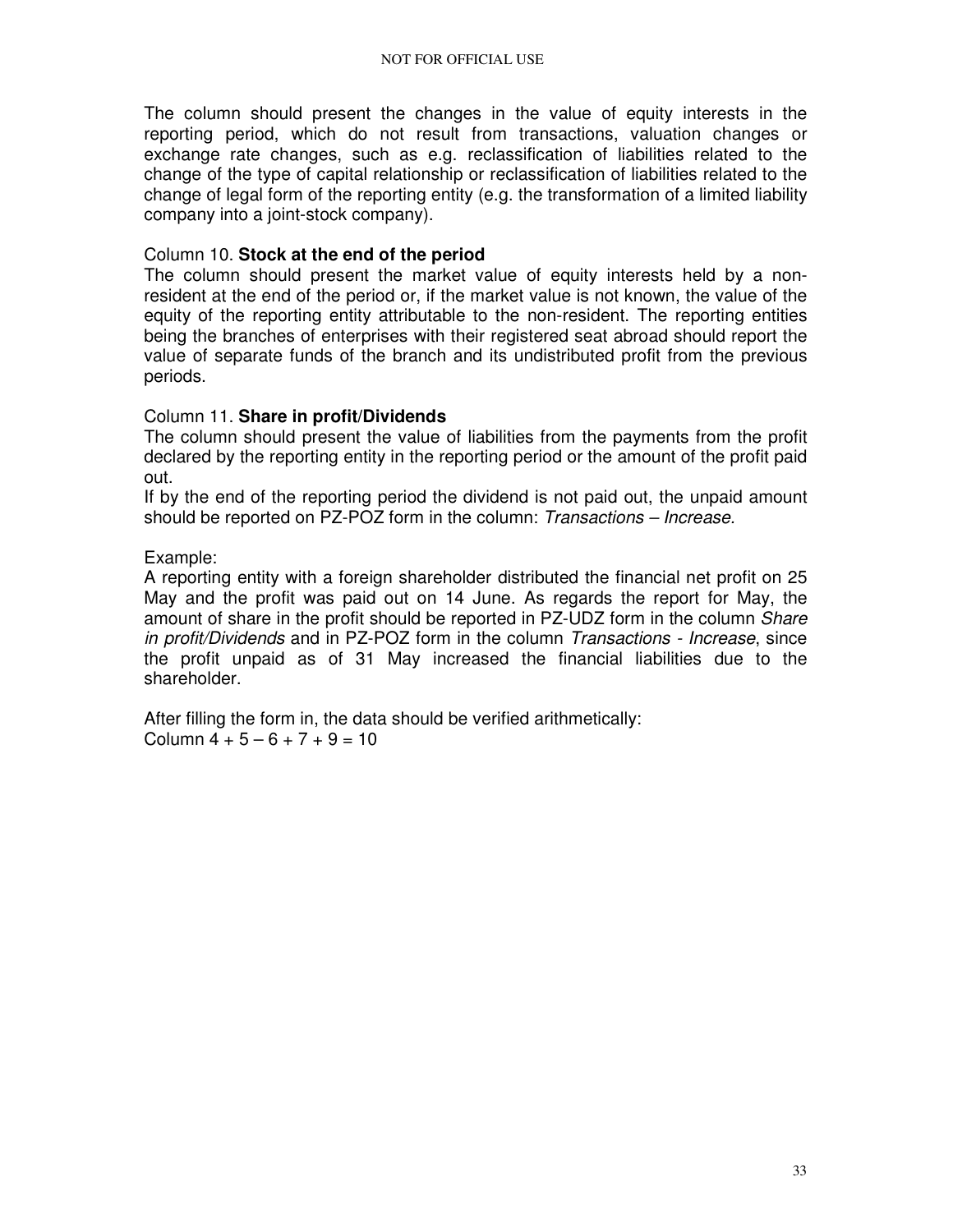The column should present the changes in the value of equity interests in the reporting period, which do not result from transactions, valuation changes or exchange rate changes, such as e.g. reclassification of liabilities related to the change of the type of capital relationship or reclassification of liabilities related to the change of legal form of the reporting entity (e.g. the transformation of a limited liability company into a joint-stock company).

Column 10. **Stock at the end of the period**

The column should present the market value of equity interests held by a non-resident at the end of the period or, if the market value is not known, the value of the equity of the reporting entity attributable to the non-resident. The reporting entities being the branches of enterprises with their registered seat abroad should report the value of separate funds of the branch and its undistributed profit from the previous periods.

Column 11. **Share in profit/Dividends**

The column should present the value of liabilities from the payments from the profit declared by the reporting entity in the reporting period or the amount of the profit paid out.

If by the end of the reporting period the dividend is not paid out, the unpaid amount should be reported on PZ-POZ form in the column: *Transactions – Increase.*

Example:

A reporting entity with a foreign shareholder distributed the financial net profit on 25 May and the profit was paid out on 14 June. As regards the report for May, the amount of share in the profit should be reported in PZ-UDZ form in the column *Share in profit/Dividends* and in PZ-POZ form in the column *Transactions - Increase*, since the profit unpaid as of 31 May increased the financial liabilities due to the shareholder.

After filling the form in, the data should be verified arithmetically:

Column 4 + 5 – 6 + 7 + 9 = 10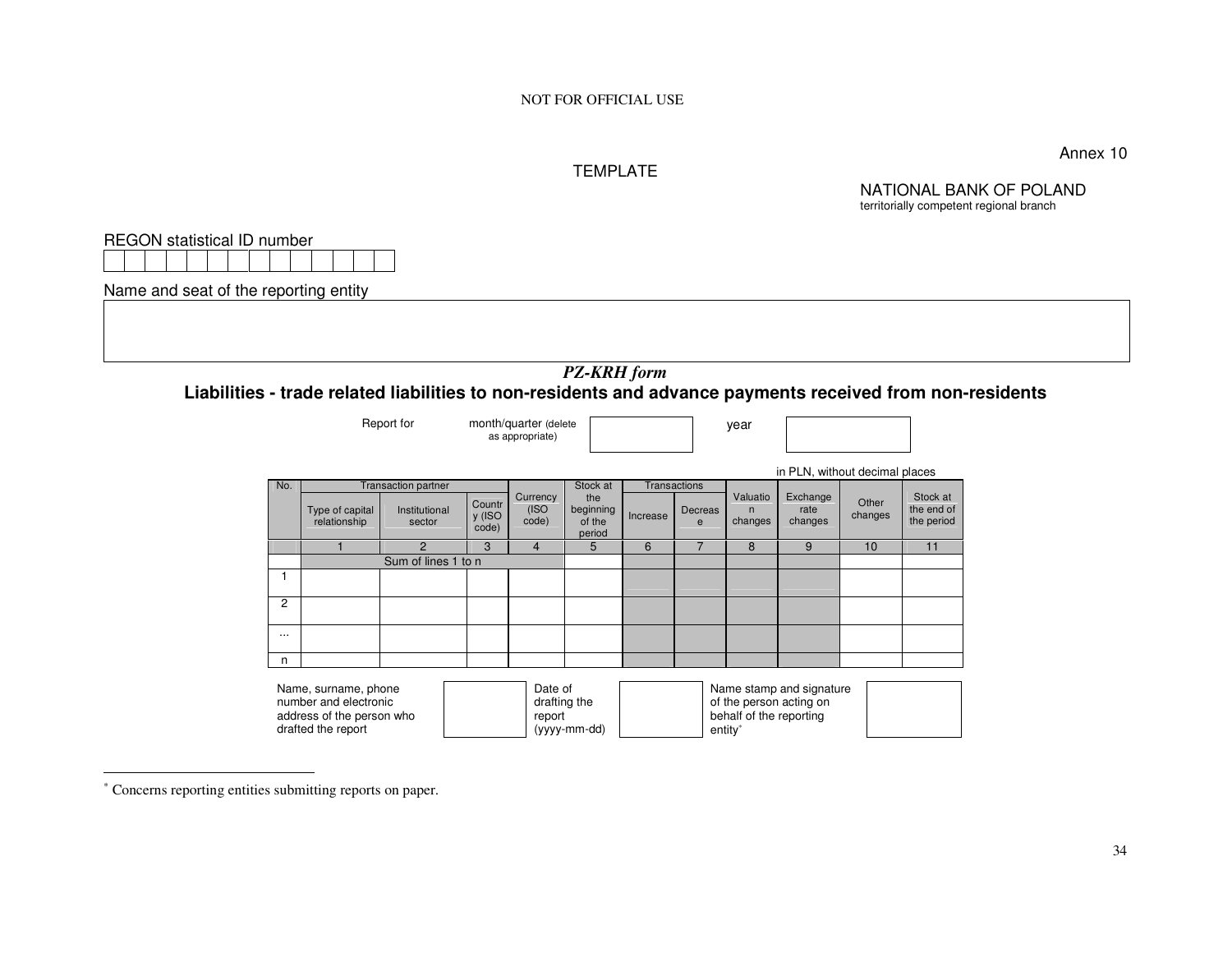NOT FOR OFFICIAL USE

Annex 10

TEMPLATE

NATIONAL BANK OF POLAND
territorially competent regional branch

REGON statistical ID number

| | | | | | | | | | | | | | |
|---|---|---|---|---|---|---|---|---|---|---|---|---|---|
| | | | | | | | | | | | | | |

Name and seat of the reporting entity

| |
|---|
| |

## *PZ-KRH form*

## Liabilities - trade related liabilities to non-residents and advance payments received from non-residents

Report for month/quarter (delete as appropriate) [ ] year [ ]

in PLN, without decimal places

| No. | Transaction partner | | | Currency (ISO code) | Stock at the beginning of the period | Transactions | | Valuation changes | Exchange rate changes | Other changes | Stock at the end of the period |
|---|---|---|---|---|---|---|---|---|---|---|---|
| | Type of capital relationship | Institutional sector | Country (ISO code) | | | Increase | Decrease | | | | |
| | 1 | 2 | 3 | 4 | 5 | 6 | 7 | 8 | 9 | 10 | 11 |
| | Sum of lines 1 to n | | | | | | | | | | |
| 1 | | | | | | | | | | | |
| 2 | | | | | | | | | | | |
| ... | | | | | | | | | | | |
| n | | | | | | | | | | | |

Name, surname, phone number and electronic address of the person who drafted the report [ ]

Date of drafting the report (yyyy-mm-dd) [ ]

Name stamp and signature of the person acting on behalf of the reporting entity* [ ]

---

* Concerns reporting entities submitting reports on paper.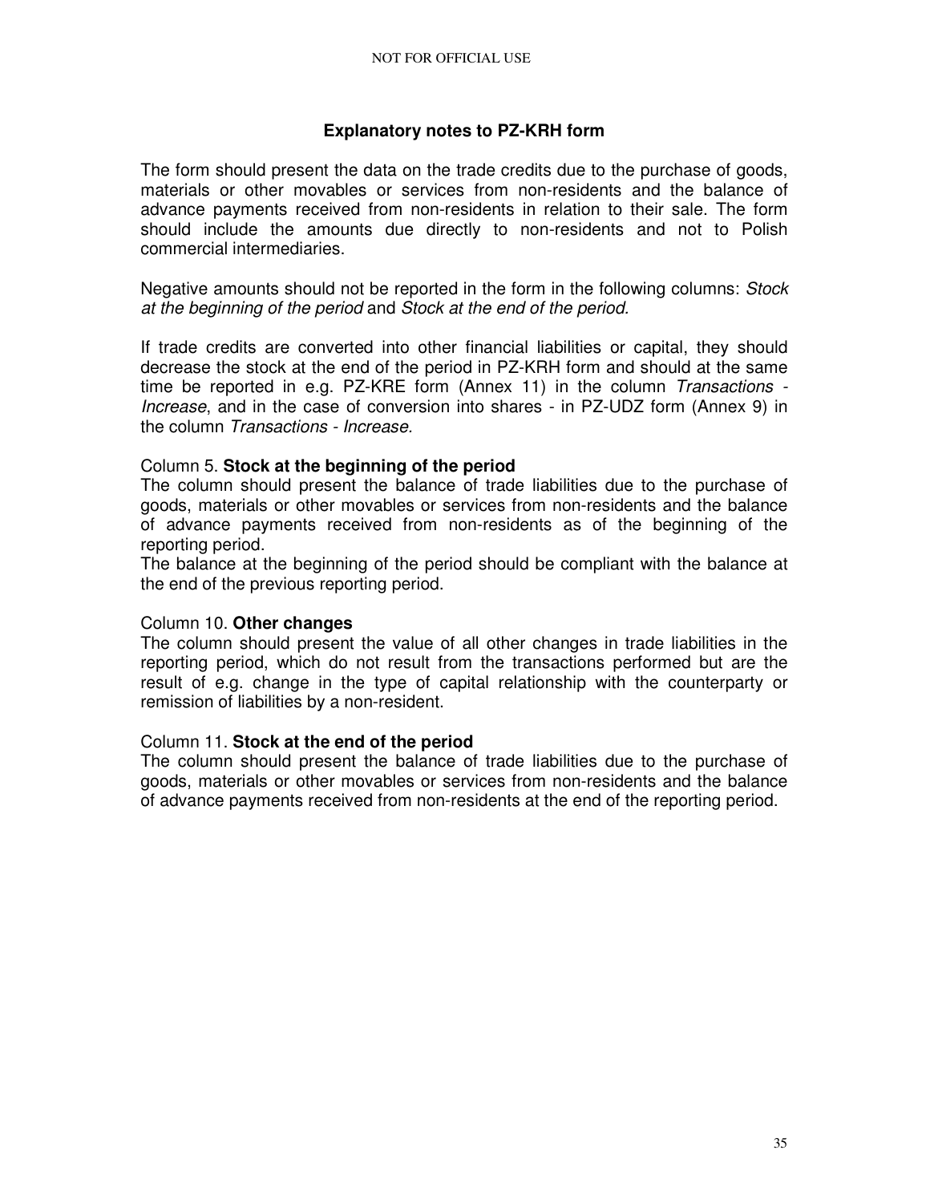## Explanatory notes to PZ-KRH form

The form should present the data on the trade credits due to the purchase of goods, materials or other movables or services from non-residents and the balance of advance payments received from non-residents in relation to their sale. The form should include the amounts due directly to non-residents and not to Polish commercial intermediaries.

Negative amounts should not be reported in the form in the following columns: *Stock at the beginning of the period* and *Stock at the end of the period.*

If trade credits are converted into other financial liabilities or capital, they should decrease the stock at the end of the period in PZ-KRH form and should at the same time be reported in e.g. PZ-KRE form (Annex 11) in the column *Transactions - Increase*, and in the case of conversion into shares - in PZ-UDZ form (Annex 9) in the column *Transactions - Increase*.

Column 5. **Stock at the beginning of the period**
The column should present the balance of trade liabilities due to the purchase of goods, materials or other movables or services from non-residents and the balance of advance payments received from non-residents as of the beginning of the reporting period.
The balance at the beginning of the period should be compliant with the balance at the end of the previous reporting period.

Column 10. **Other changes**
The column should present the value of all other changes in trade liabilities in the reporting period, which do not result from the transactions performed but are the result of e.g. change in the type of capital relationship with the counterparty or remission of liabilities by a non-resident.

Column 11. **Stock at the end of the period**
The column should present the balance of trade liabilities due to the purchase of goods, materials or other movables or services from non-residents and the balance of advance payments received from non-residents at the end of the reporting period.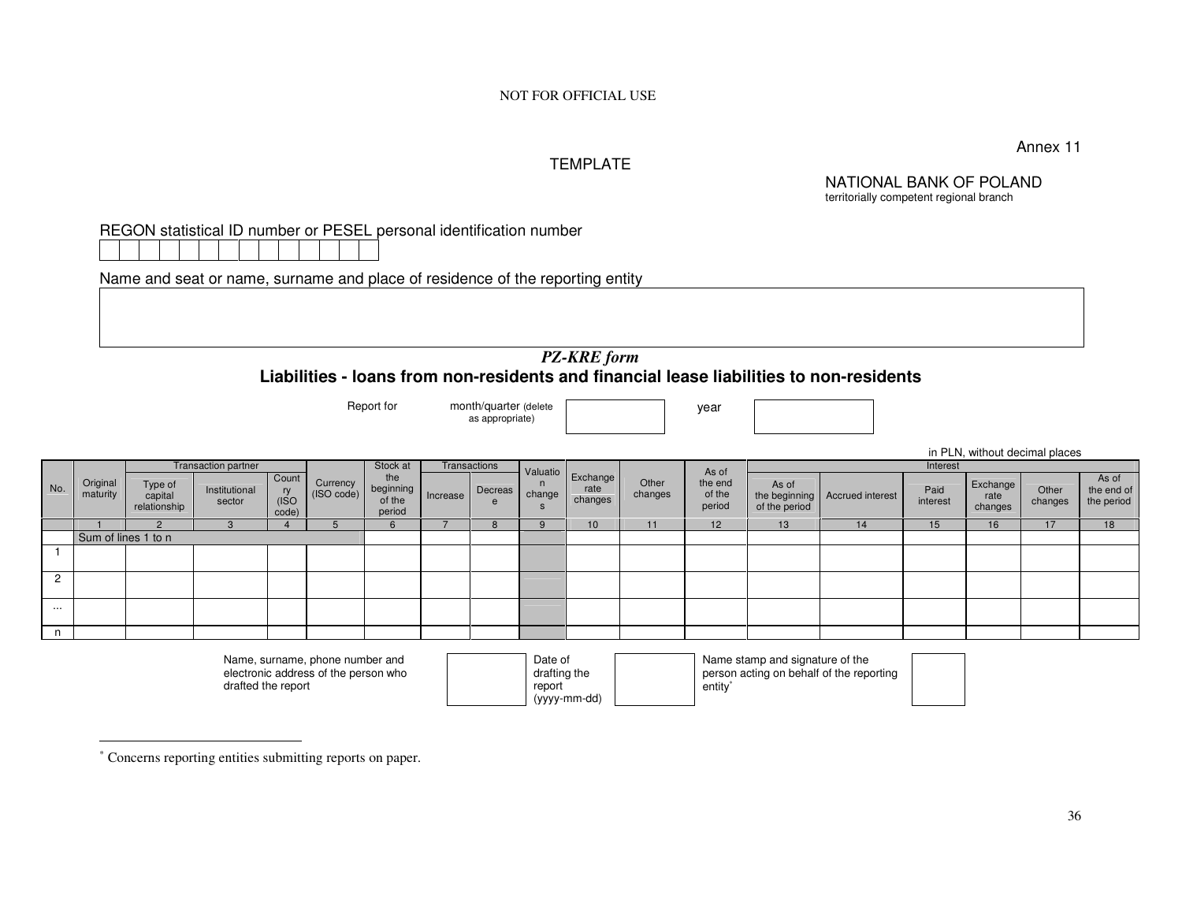NOT FOR OFFICIAL USE

Annex 11

TEMPLATE

NATIONAL BANK OF POLAND
territorially competent regional branch

REGON statistical ID number or PESEL personal identification number

| | | | | | | | | | | | | | |
|---|---|---|---|---|---|---|---|---|---|---|---|---|---|
| | | | | | | | | | | | | | |

Name and seat or name, surname and place of residence of the reporting entity

| |
|---|
| |

## *PZ-KRE form*

## Liabilities - loans from non-residents and financial lease liabilities to non-residents

Report for month/quarter (delete as appropriate) [ ] year [ ]

in PLN, without decimal places

| No. | Original maturity | Transaction partner | | | Currency (ISO code) | Stock at the beginning of the period | Transactions | | Valuation changes | Exchange rate changes | Other changes | As of the end of the period | Interest | | | | | |
|---|---|---|---|---|---|---|---|---|---|---|---|---|---|---|---|---|---|---|
| | | Type of capital relationship | Institutional sector | Country (ISO code) | | | Increase | Decrease | | | | | As of the beginning of the period | Accrued interest | Paid interest | Exchange rate changes | Other changes | As of the end of the period |
| | 1 | 2 | 3 | 4 | 5 | 6 | 7 | 8 | 9 | 10 | 11 | 12 | 13 | 14 | 15 | 16 | 17 | 18 |
| | Sum of lines 1 to n | | | | | | | | | | | | | | | | | |
| 1 | | | | | | | | | | | | | | | | | | |
| 2 | | | | | | | | | | | | | | | | | | |
| ... | | | | | | | | | | | | | | | | | | |
| n | | | | | | | | | | | | | | | | | | |

Name, surname, phone number and electronic address of the person who drafted the report [ ] Date of drafting the report (yyyy-mm-dd) [ ] Name stamp and signature of the person acting on behalf of the reporting entity* [ ]

---

* Concerns reporting entities submitting reports on paper.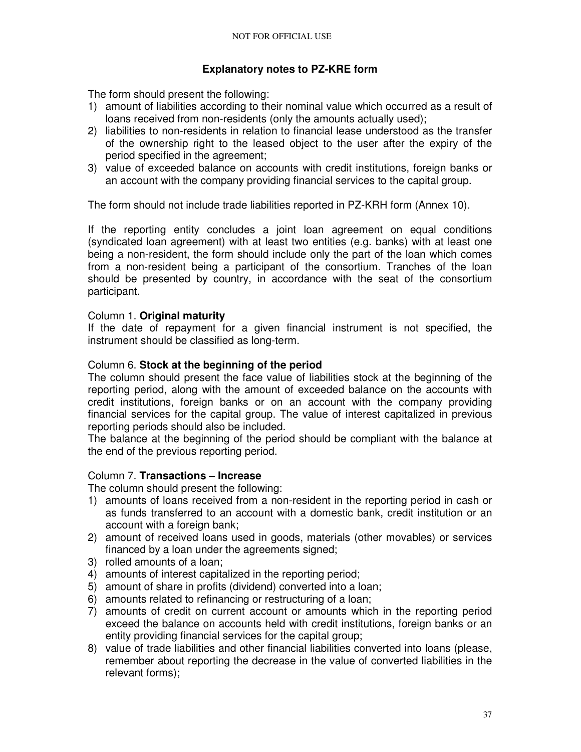## Explanatory notes to PZ-KRE form

The form should present the following:

1) amount of liabilities according to their nominal value which occurred as a result of loans received from non-residents (only the amounts actually used);
2) liabilities to non-residents in relation to financial lease understood as the transfer of the ownership right to the leased object to the user after the expiry of the period specified in the agreement;
3) value of exceeded balance on accounts with credit institutions, foreign banks or an account with the company providing financial services to the capital group.

The form should not include trade liabilities reported in PZ-KRH form (Annex 10).

If the reporting entity concludes a joint loan agreement on equal conditions (syndicated loan agreement) with at least two entities (e.g. banks) with at least one being a non-resident, the form should include only the part of the loan which comes from a non-resident being a participant of the consortium. Tranches of the loan should be presented by country, in accordance with the seat of the consortium participant.

### Column 1. **Original maturity**

If the date of repayment for a given financial instrument is not specified, the instrument should be classified as long-term.

### Column 6. **Stock at the beginning of the period**

The column should present the face value of liabilities stock at the beginning of the reporting period, along with the amount of exceeded balance on the accounts with credit institutions, foreign banks or on an account with the company providing financial services for the capital group. The value of interest capitalized in previous reporting periods should also be included.

The balance at the beginning of the period should be compliant with the balance at the end of the previous reporting period.

### Column 7. **Transactions – Increase**

The column should present the following:

1) amounts of loans received from a non-resident in the reporting period in cash or as funds transferred to an account with a domestic bank, credit institution or an account with a foreign bank;
2) amount of received loans used in goods, materials (other movables) or services financed by a loan under the agreements signed;
3) rolled amounts of a loan;
4) amounts of interest capitalized in the reporting period;
5) amount of share in profits (dividend) converted into a loan;
6) amounts related to refinancing or restructuring of a loan;
7) amounts of credit on current account or amounts which in the reporting period exceed the balance on accounts held with credit institutions, foreign banks or an entity providing financial services for the capital group;
8) value of trade liabilities and other financial liabilities converted into loans (please, remember about reporting the decrease in the value of converted liabilities in the relevant forms);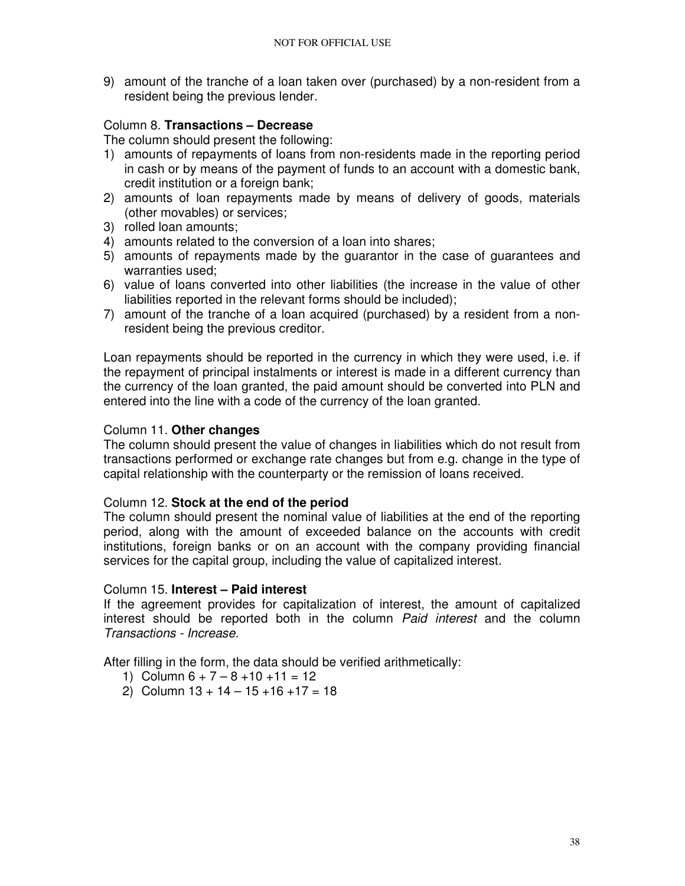9) amount of the tranche of a loan taken over (purchased) by a non-resident from a resident being the previous lender.

Column 8. **Transactions – Decrease**

The column should present the following:

1) amounts of repayments of loans from non-residents made in the reporting period in cash or by means of the payment of funds to an account with a domestic bank, credit institution or a foreign bank;
2) amounts of loan repayments made by means of delivery of goods, materials (other movables) or services;
3) rolled loan amounts;
4) amounts related to the conversion of a loan into shares;
5) amounts of repayments made by the guarantor in the case of guarantees and warranties used;
6) value of loans converted into other liabilities (the increase in the value of other liabilities reported in the relevant forms should be included);
7) amount of the tranche of a loan acquired (purchased) by a resident from a non-resident being the previous creditor.

Loan repayments should be reported in the currency in which they were used, i.e. if the repayment of principal instalments or interest is made in a different currency than the currency of the loan granted, the paid amount should be converted into PLN and entered into the line with a code of the currency of the loan granted.

Column 11. **Other changes**

The column should present the value of changes in liabilities which do not result from transactions performed or exchange rate changes but from e.g. change in the type of capital relationship with the counterparty or the remission of loans received.

Column 12. **Stock at the end of the period**

The column should present the nominal value of liabilities at the end of the reporting period, along with the amount of exceeded balance on the accounts with credit institutions, foreign banks or on an account with the company providing financial services for the capital group, including the value of capitalized interest.

Column 15. **Interest – Paid interest**

If the agreement provides for capitalization of interest, the amount of capitalized interest should be reported both in the column *Paid interest* and the column *Transactions - Increase.*

After filling in the form, the data should be verified arithmetically:

1) Column 6 + 7 – 8 +10 +11 = 12
2) Column 13 + 14 – 15 +16 +17 = 18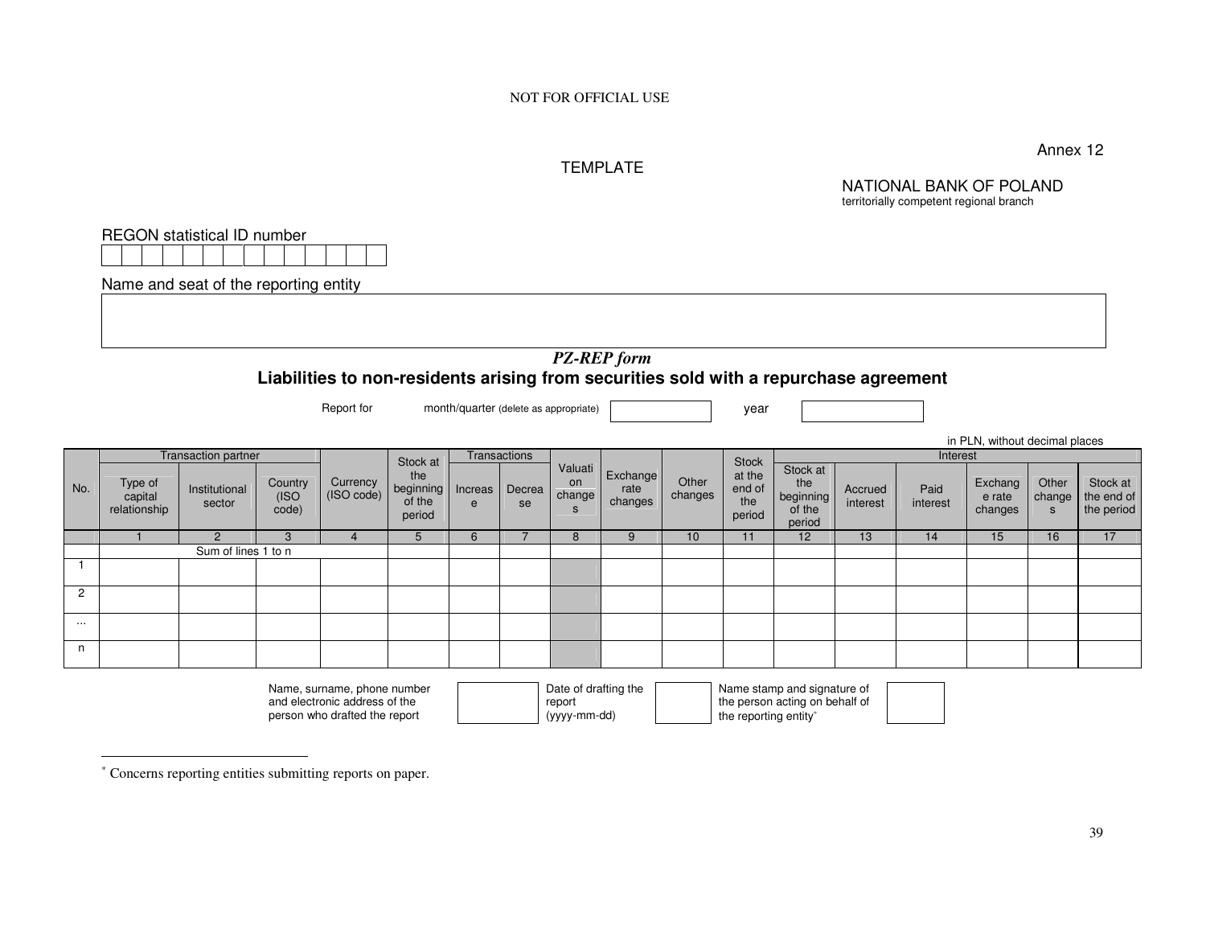NOT FOR OFFICIAL USE

Annex 12

TEMPLATE

NATIONAL BANK OF POLAND
territorially competent regional branch

REGON statistical ID number

| | | | | | | | | | | | | | |
|---|---|---|---|---|---|---|---|---|---|---|---|---|---|
| | | | | | | | | | | | | | |

Name and seat of the reporting entity

| |
|---|
| |

## *PZ-REP form*

## Liabilities to non-residents arising from securities sold with a repurchase agreement

Report for month/quarter (delete as appropriate) [ ] year [ ]

in PLN, without decimal places

| No. | Transaction partner | | | Currency (ISO code) | Stock at the beginning of the period | Transactions | | Valuation changes | Exchange rate changes | Other changes | Stock at the end of the period | Interest | | | | | |
|---|---|---|---|---|---|---|---|---|---|---|---|---|---|---|---|---|---|
| | Type of capital relationship | Institutional sector | Country (ISO code) | | | Increase | Decrease | | | | | Stock at the beginning of the period | Accrued interest | Paid interest | Exchange rate changes | Other changes | Stock at the end of the period |
| | 1 | 2 | 3 | 4 | 5 | 6 | 7 | 8 | 9 | 10 | 11 | 12 | 13 | 14 | 15 | 16 | 17 |
| | Sum of lines 1 to n | | | | | | | | | | | | | | | | |
| 1 | | | | | | | | | | | | | | | | | |
| 2 | | | | | | | | | | | | | | | | | |
| ... | | | | | | | | | | | | | | | | | |
| n | | | | | | | | | | | | | | | | | |

| Name, surname, phone number and electronic address of the person who drafted the report | | Date of drafting the report (yyyy-mm-dd) | | Name stamp and signature of the person acting on behalf of the reporting entity* | |
|---|---|---|---|---|---|

---

\* Concerns reporting entities submitting reports on paper.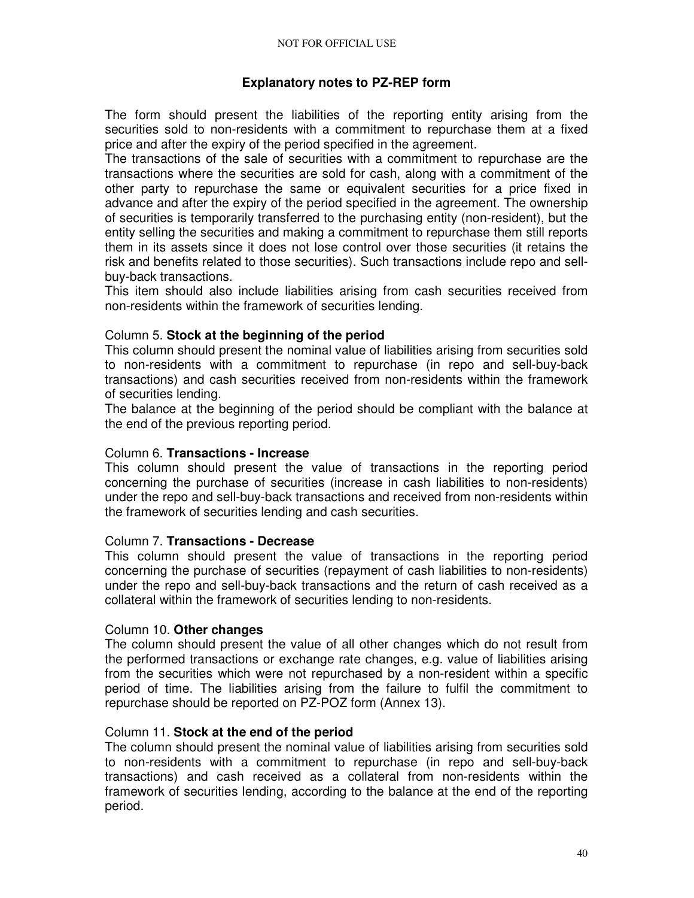## Explanatory notes to PZ-REP form

The form should present the liabilities of the reporting entity arising from the securities sold to non-residents with a commitment to repurchase them at a fixed price and after the expiry of the period specified in the agreement.

The transactions of the sale of securities with a commitment to repurchase are the transactions where the securities are sold for cash, along with a commitment of the other party to repurchase the same or equivalent securities for a price fixed in advance and after the expiry of the period specified in the agreement. The ownership of securities is temporarily transferred to the purchasing entity (non-resident), but the entity selling the securities and making a commitment to repurchase them still reports them in its assets since it does not lose control over those securities (it retains the risk and benefits related to those securities). Such transactions include repo and sell-buy-back transactions.

This item should also include liabilities arising from cash securities received from non-residents within the framework of securities lending.

### Column 5. **Stock at the beginning of the period**

This column should present the nominal value of liabilities arising from securities sold to non-residents with a commitment to repurchase (in repo and sell-buy-back transactions) and cash securities received from non-residents within the framework of securities lending.

The balance at the beginning of the period should be compliant with the balance at the end of the previous reporting period.

### Column 6. **Transactions - Increase**

This column should present the value of transactions in the reporting period concerning the purchase of securities (increase in cash liabilities to non-residents) under the repo and sell-buy-back transactions and received from non-residents within the framework of securities lending and cash securities.

### Column 7. **Transactions - Decrease**

This column should present the value of transactions in the reporting period concerning the purchase of securities (repayment of cash liabilities to non-residents) under the repo and sell-buy-back transactions and the return of cash received as a collateral within the framework of securities lending to non-residents.

### Column 10. **Other changes**

The column should present the value of all other changes which do not result from the performed transactions or exchange rate changes, e.g. value of liabilities arising from the securities which were not repurchased by a non-resident within a specific period of time. The liabilities arising from the failure to fulfil the commitment to repurchase should be reported on PZ-POZ form (Annex 13).

### Column 11. **Stock at the end of the period**

The column should present the nominal value of liabilities arising from securities sold to non-residents with a commitment to repurchase (in repo and sell-buy-back transactions) and cash received as a collateral from non-residents within the framework of securities lending, according to the balance at the end of the reporting period.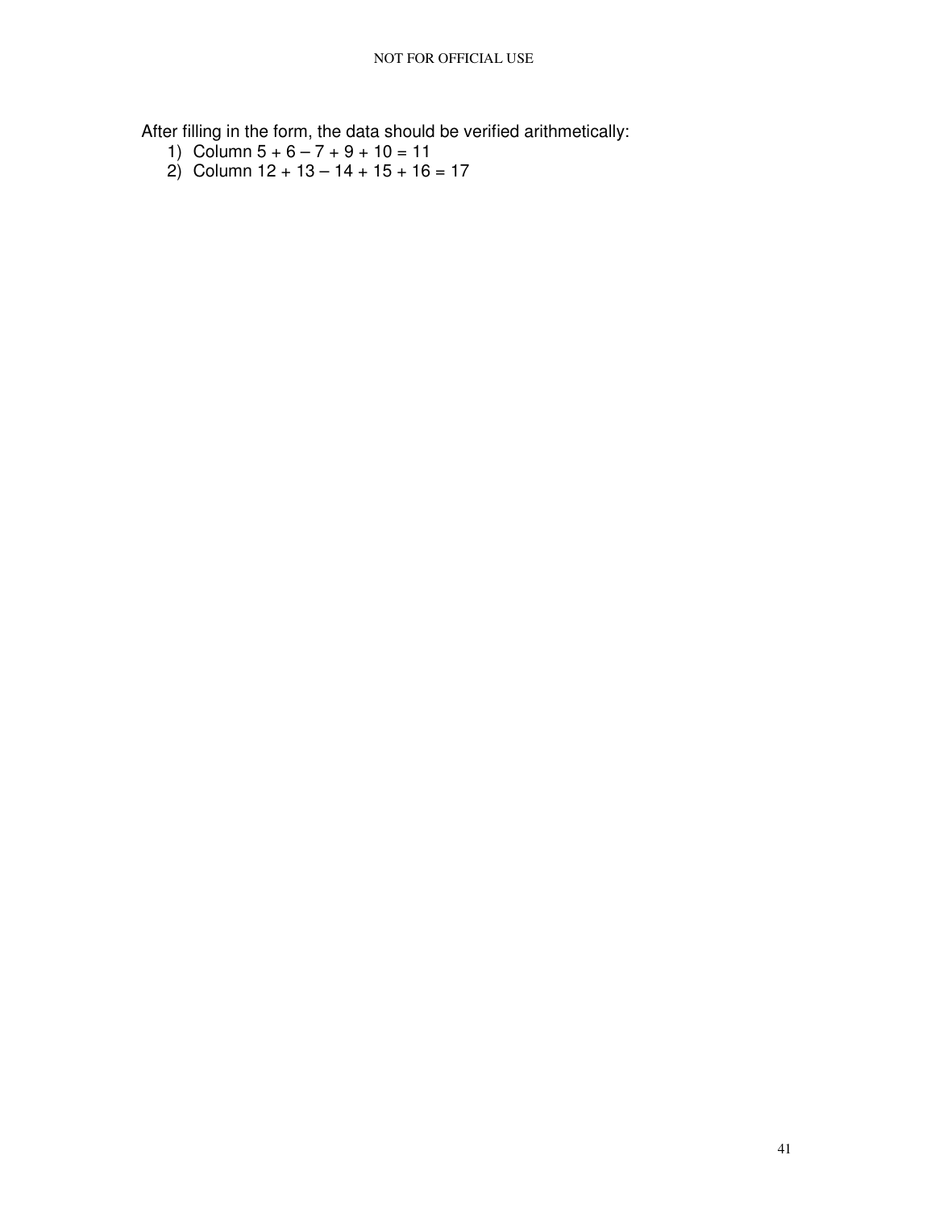After filling in the form, the data should be verified arithmetically:

1) Column 5 + 6 – 7 + 9 + 10 = 11
2) Column 12 + 13 – 14 + 15 + 16 = 17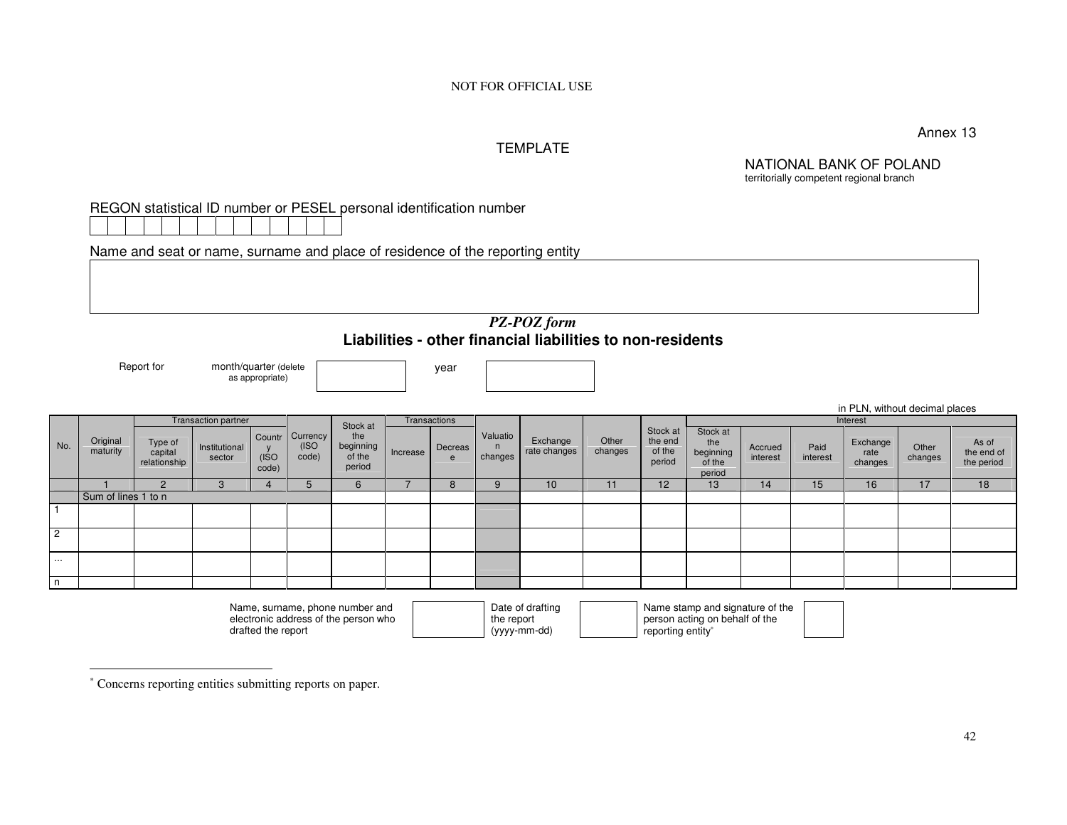NOT FOR OFFICIAL USE

Annex 13

TEMPLATE

NATIONAL BANK OF POLAND
territorially competent regional branch

REGON statistical ID number or PESEL personal identification number

| | | | | | | | | | | | | | |
|---|---|---|---|---|---|---|---|---|---|---|---|---|---|
| | | | | | | | | | | | | | |

Name and seat or name, surname and place of residence of the reporting entity

| |
|---|
| |

## *PZ-POZ form*

## **Liabilities - other financial liabilities to non-residents**

Report for month/quarter (delete as appropriate) [ ] year [ ]

in PLN, without decimal places

| No. | Original maturity | Transaction partner | | | Currency (ISO code) | Stock at the beginning of the period | Transactions | | Valuation changes | Exchange rate changes | Other changes | Stock at the end of the period | Interest | | | | | |
|---|---|---|---|---|---|---|---|---|---|---|---|---|---|---|---|---|---|---|
| | | Type of capital relationship | Institutional sector | Country (ISO code) | | | Increase | Decrease | | | | | Stock at the beginning of the period | Accrued interest | Paid interest | Exchange rate changes | Other changes | As of the end of the period |
| | 1 | 2 | 3 | 4 | 5 | 6 | 7 | 8 | 9 | 10 | 11 | 12 | 13 | 14 | 15 | 16 | 17 | 18 |
| | Sum of lines 1 to n | | | | | | | | | | | | | | | | | |
| 1 | | | | | | | | | | | | | | | | | | |
| 2 | | | | | | | | | | | | | | | | | | |
| ... | | | | | | | | | | | | | | | | | | |
| n | | | | | | | | | | | | | | | | | | |

| Name, surname, phone number and electronic address of the person who drafted the report | | Date of drafting the report (yyyy-mm-dd) | | Name stamp and signature of the person acting on behalf of the reporting entity* | |
|---|---|---|---|---|---|

---

* Concerns reporting entities submitting reports on paper.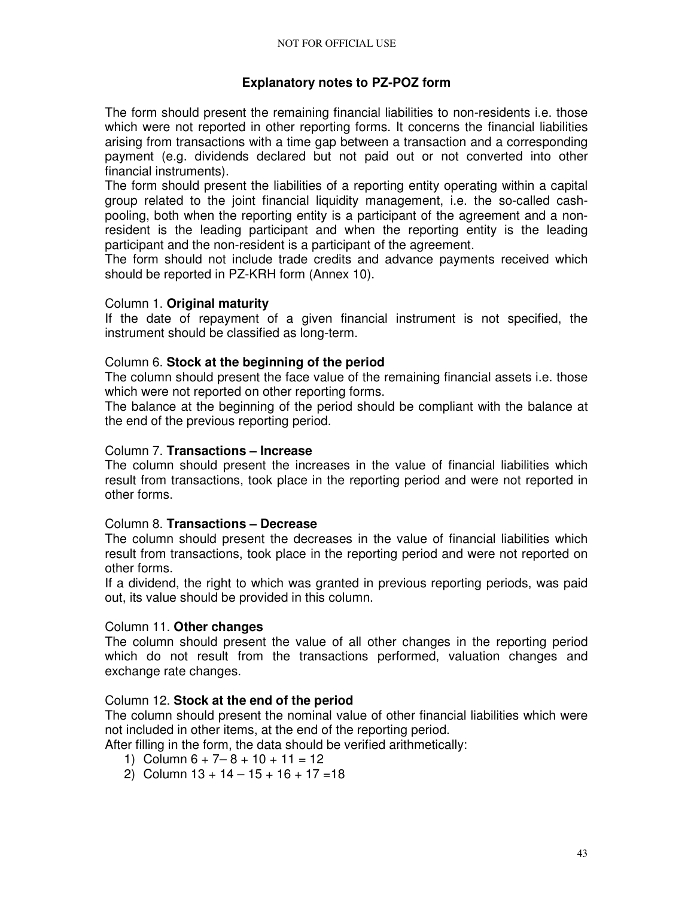## Explanatory notes to PZ-POZ form

The form should present the remaining financial liabilities to non-residents i.e. those which were not reported in other reporting forms. It concerns the financial liabilities arising from transactions with a time gap between a transaction and a corresponding payment (e.g. dividends declared but not paid out or not converted into other financial instruments).

The form should present the liabilities of a reporting entity operating within a capital group related to the joint financial liquidity management, i.e. the so-called cash-pooling, both when the reporting entity is a participant of the agreement and a non-resident is the leading participant and when the reporting entity is the leading participant and the non-resident is a participant of the agreement.

The form should not include trade credits and advance payments received which should be reported in PZ-KRH form (Annex 10).

Column 1. **Original maturity**

If the date of repayment of a given financial instrument is not specified, the instrument should be classified as long-term.

Column 6. **Stock at the beginning of the period**

The column should present the face value of the remaining financial assets i.e. those which were not reported on other reporting forms.

The balance at the beginning of the period should be compliant with the balance at the end of the previous reporting period.

Column 7. **Transactions – Increase**

The column should present the increases in the value of financial liabilities which result from transactions, took place in the reporting period and were not reported in other forms.

Column 8. **Transactions – Decrease**

The column should present the decreases in the value of financial liabilities which result from transactions, took place in the reporting period and were not reported on other forms.

If a dividend, the right to which was granted in previous reporting periods, was paid out, its value should be provided in this column.

Column 11. **Other changes**

The column should present the value of all other changes in the reporting period which do not result from the transactions performed, valuation changes and exchange rate changes.

Column 12. **Stock at the end of the period**

The column should present the nominal value of other financial liabilities which were not included in other items, at the end of the reporting period.

After filling in the form, the data should be verified arithmetically:

1) Column 6 + 7– 8 + 10 + 11 = 12
2) Column 13 + 14 – 15 + 16 + 17 =18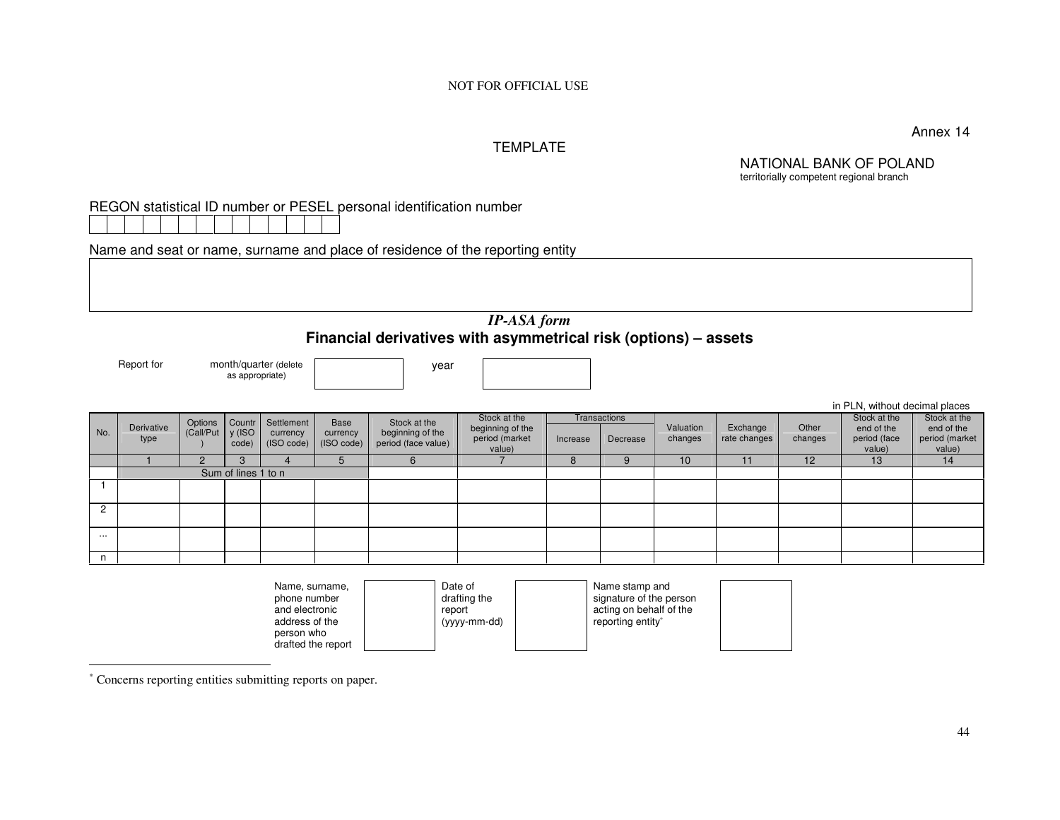NOT FOR OFFICIAL USE

Annex 14

TEMPLATE

NATIONAL BANK OF POLAND
territorially competent regional branch

REGON statistical ID number or PESEL personal identification number

| | | | | | | | | | | | | | |
|---|---|---|---|---|---|---|---|---|---|---|---|---|---|
| | | | | | | | | | | | | | |

Name and seat or name, surname and place of residence of the reporting entity

| |
|---|
| |

## *IP-ASA form*

## Financial derivatives with asymmetrical risk (options) – assets

Report for month/quarter (delete as appropriate) [ ] year [ ]

in PLN, without decimal places

| No. | Derivative type | Options (Call/Put) | Country (ISO code) | Settlement currency (ISO code) | Base currency (ISO code) | Stock at the beginning of the period (face value) | Stock at the beginning of the period (market value) | Transactions | | Valuation changes | Exchange rate changes | Other changes | Stock at the end of the period (face value) | Stock at the end of the period (market value) |
|---|---|---|---|---|---|---|---|---|---|---|---|---|---|---|
| | | | | | | | | Increase | Decrease | | | | | |
| | 1 | 2 | 3 | 4 | 5 | 6 | 7 | 8 | 9 | 10 | 11 | 12 | 13 | 14 |
| | Sum of lines 1 to n | | | | | | | | | | | | | |
| 1 | | | | | | | | | | | | | | |
| 2 | | | | | | | | | | | | | | |
| ... | | | | | | | | | | | | | | |
| n | | | | | | | | | | | | | | |

Name, surname, phone number and electronic address of the person who drafted the report [ ]

Date of drafting the report (yyyy-mm-dd) [ ]

Name stamp and signature of the person acting on behalf of the reporting entity* [ ]

---

\* Concerns reporting entities submitting reports on paper.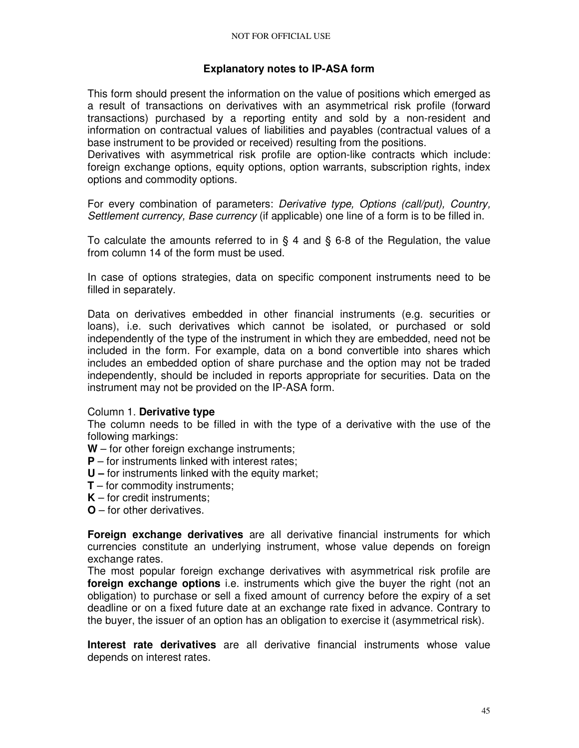## Explanatory notes to IP-ASA form

This form should present the information on the value of positions which emerged as a result of transactions on derivatives with an asymmetrical risk profile (forward transactions) purchased by a reporting entity and sold by a non-resident and information on contractual values of liabilities and payables (contractual values of a base instrument to be provided or received) resulting from the positions.
Derivatives with asymmetrical risk profile are option-like contracts which include: foreign exchange options, equity options, option warrants, subscription rights, index options and commodity options.

For every combination of parameters: *Derivative type, Options (call/put), Country, Settlement currency, Base currency* (if applicable) one line of a form is to be filled in.

To calculate the amounts referred to in § 4 and § 6-8 of the Regulation, the value from column 14 of the form must be used.

In case of options strategies, data on specific component instruments need to be filled in separately.

Data on derivatives embedded in other financial instruments (e.g. securities or loans), i.e. such derivatives which cannot be isolated, or purchased or sold independently of the type of the instrument in which they are embedded, need not be included in the form. For example, data on a bond convertible into shares which includes an embedded option of share purchase and the option may not be traded independently, should be included in reports appropriate for securities. Data on the instrument may not be provided on the IP-ASA form.

Column 1. **Derivative type**
The column needs to be filled in with the type of a derivative with the use of the following markings:

- **W** – for other foreign exchange instruments;
- **P** – for instruments linked with interest rates;
- **U –** for instruments linked with the equity market;
- **T** – for commodity instruments;
- **K** – for credit instruments;
- **O** – for other derivatives.

**Foreign exchange derivatives** are all derivative financial instruments for which currencies constitute an underlying instrument, whose value depends on foreign exchange rates.
The most popular foreign exchange derivatives with asymmetrical risk profile are **foreign exchange options** i.e. instruments which give the buyer the right (not an obligation) to purchase or sell a fixed amount of currency before the expiry of a set deadline or on a fixed future date at an exchange rate fixed in advance. Contrary to the buyer, the issuer of an option has an obligation to exercise it (asymmetrical risk).

**Interest rate derivatives** are all derivative financial instruments whose value depends on interest rates.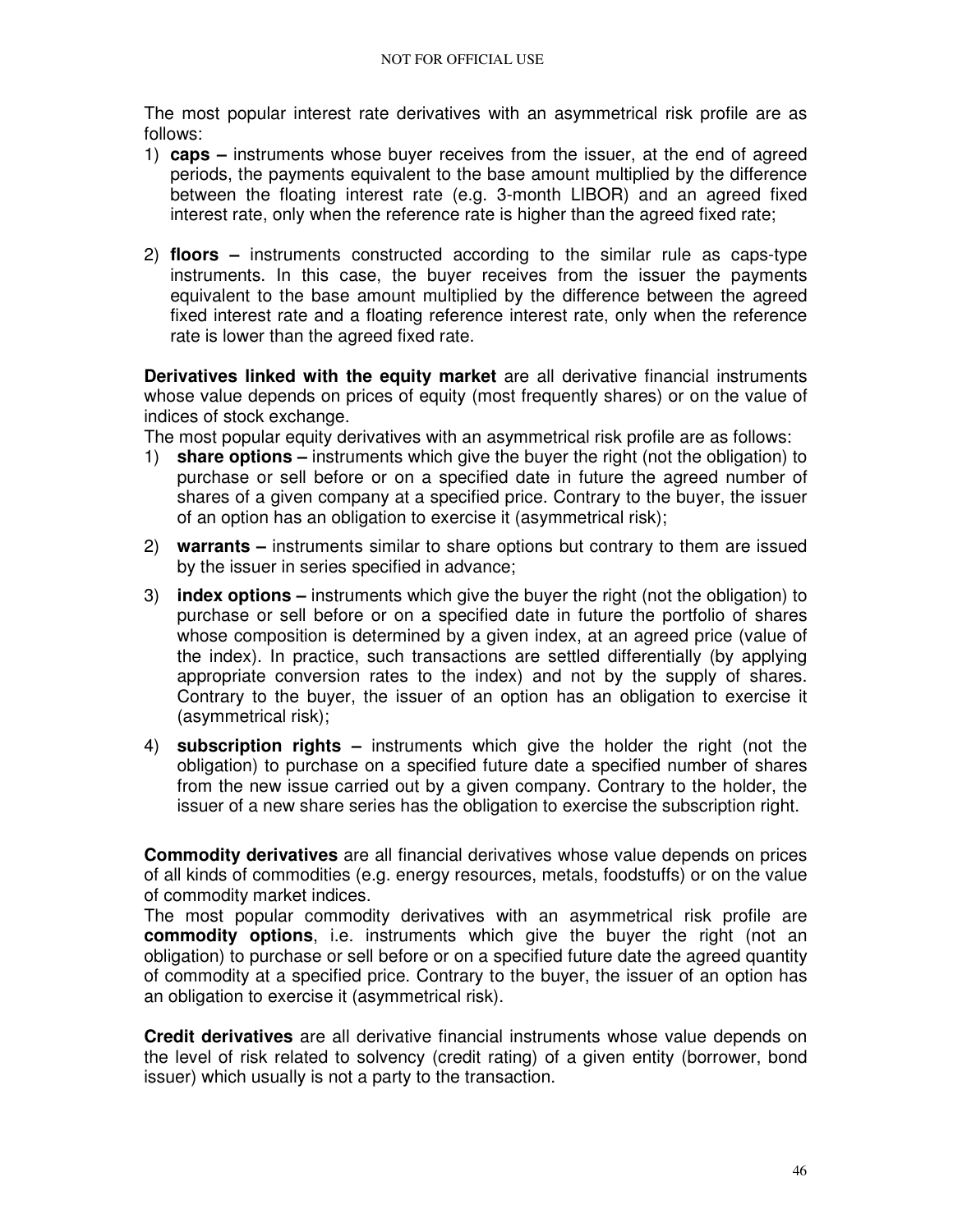The most popular interest rate derivatives with an asymmetrical risk profile are as follows:

1) **caps –** instruments whose buyer receives from the issuer, at the end of agreed periods, the payments equivalent to the base amount multiplied by the difference between the floating interest rate (e.g. 3-month LIBOR) and an agreed fixed interest rate, only when the reference rate is higher than the agreed fixed rate;

2) **floors –** instruments constructed according to the similar rule as caps-type instruments. In this case, the buyer receives from the issuer the payments equivalent to the base amount multiplied by the difference between the agreed fixed interest rate and a floating reference interest rate, only when the reference rate is lower than the agreed fixed rate.

**Derivatives linked with the equity market** are all derivative financial instruments whose value depends on prices of equity (most frequently shares) or on the value of indices of stock exchange.

The most popular equity derivatives with an asymmetrical risk profile are as follows:

1) **share options –** instruments which give the buyer the right (not the obligation) to purchase or sell before or on a specified date in future the agreed number of shares of a given company at a specified price. Contrary to the buyer, the issuer of an option has an obligation to exercise it (asymmetrical risk);
2) **warrants –** instruments similar to share options but contrary to them are issued by the issuer in series specified in advance;
3) **index options –** instruments which give the buyer the right (not the obligation) to purchase or sell before or on a specified date in future the portfolio of shares whose composition is determined by a given index, at an agreed price (value of the index). In practice, such transactions are settled differentially (by applying appropriate conversion rates to the index) and not by the supply of shares. Contrary to the buyer, the issuer of an option has an obligation to exercise it (asymmetrical risk);
4) **subscription rights –** instruments which give the holder the right (not the obligation) to purchase on a specified future date a specified number of shares from the new issue carried out by a given company. Contrary to the holder, the issuer of a new share series has the obligation to exercise the subscription right.

**Commodity derivatives** are all financial derivatives whose value depends on prices of all kinds of commodities (e.g. energy resources, metals, foodstuffs) or on the value of commodity market indices.

The most popular commodity derivatives with an asymmetrical risk profile are **commodity options**, i.e. instruments which give the buyer the right (not an obligation) to purchase or sell before or on a specified future date the agreed quantity of commodity at a specified price. Contrary to the buyer, the issuer of an option has an obligation to exercise it (asymmetrical risk).

**Credit derivatives** are all derivative financial instruments whose value depends on the level of risk related to solvency (credit rating) of a given entity (borrower, bond issuer) which usually is not a party to the transaction.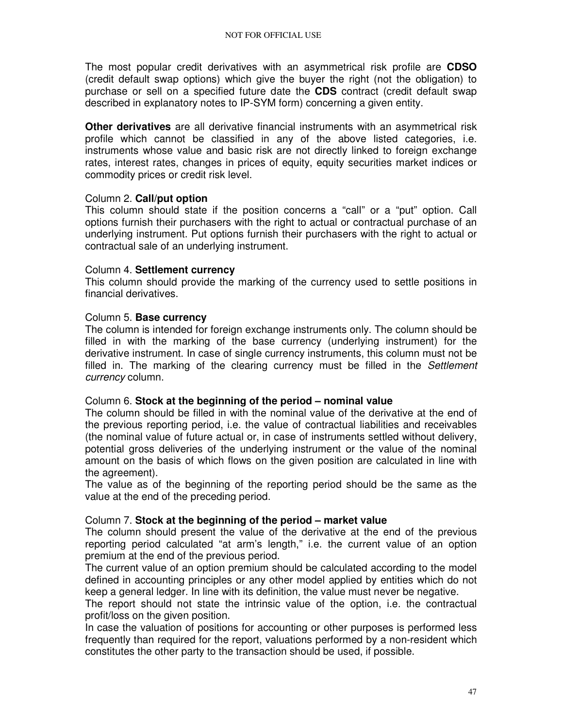The most popular credit derivatives with an asymmetrical risk profile are **CDSO** (credit default swap options) which give the buyer the right (not the obligation) to purchase or sell on a specified future date the **CDS** contract (credit default swap described in explanatory notes to IP-SYM form) concerning a given entity.

**Other derivatives** are all derivative financial instruments with an asymmetrical risk profile which cannot be classified in any of the above listed categories, i.e. instruments whose value and basic risk are not directly linked to foreign exchange rates, interest rates, changes in prices of equity, equity securities market indices or commodity prices or credit risk level.

Column 2. **Call/put option**

This column should state if the position concerns a "call" or a "put" option. Call options furnish their purchasers with the right to actual or contractual purchase of an underlying instrument. Put options furnish their purchasers with the right to actual or contractual sale of an underlying instrument.

Column 4. **Settlement currency**

This column should provide the marking of the currency used to settle positions in financial derivatives.

Column 5. **Base currency**

The column is intended for foreign exchange instruments only. The column should be filled in with the marking of the base currency (underlying instrument) for the derivative instrument. In case of single currency instruments, this column must not be filled in. The marking of the clearing currency must be filled in the *Settlement currency* column.

Column 6. **Stock at the beginning of the period – nominal value**

The column should be filled in with the nominal value of the derivative at the end of the previous reporting period, i.e. the value of contractual liabilities and receivables (the nominal value of future actual or, in case of instruments settled without delivery, potential gross deliveries of the underlying instrument or the value of the nominal amount on the basis of which flows on the given position are calculated in line with the agreement).

The value as of the beginning of the reporting period should be the same as the value at the end of the preceding period.

Column 7. **Stock at the beginning of the period – market value**

The column should present the value of the derivative at the end of the previous reporting period calculated "at arm's length," i.e. the current value of an option premium at the end of the previous period.

The current value of an option premium should be calculated according to the model defined in accounting principles or any other model applied by entities which do not keep a general ledger. In line with its definition, the value must never be negative.

The report should not state the intrinsic value of the option, i.e. the contractual profit/loss on the given position.

In case the valuation of positions for accounting or other purposes is performed less frequently than required for the report, valuations performed by a non-resident which constitutes the other party to the transaction should be used, if possible.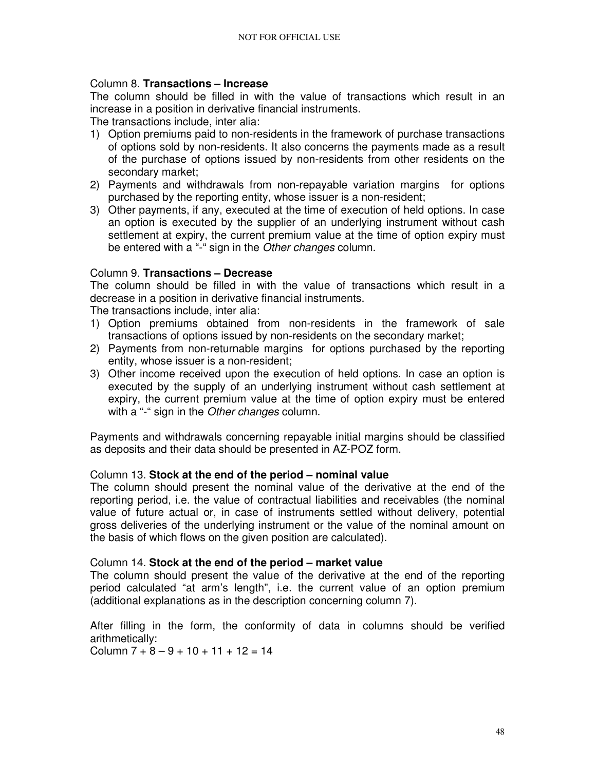Column 8. **Transactions – Increase**

The column should be filled in with the value of transactions which result in an increase in a position in derivative financial instruments.

The transactions include, inter alia:

1) Option premiums paid to non-residents in the framework of purchase transactions of options sold by non-residents. It also concerns the payments made as a result of the purchase of options issued by non-residents from other residents on the secondary market;
2) Payments and withdrawals from non-repayable variation margins for options purchased by the reporting entity, whose issuer is a non-resident;
3) Other payments, if any, executed at the time of execution of held options. In case an option is executed by the supplier of an underlying instrument without cash settlement at expiry, the current premium value at the time of option expiry must be entered with a "-" sign in the *Other changes* column.

Column 9. **Transactions – Decrease**

The column should be filled in with the value of transactions which result in a decrease in a position in derivative financial instruments.

The transactions include, inter alia:

1) Option premiums obtained from non-residents in the framework of sale transactions of options issued by non-residents on the secondary market;
2) Payments from non-returnable margins for options purchased by the reporting entity, whose issuer is a non-resident;
3) Other income received upon the execution of held options. In case an option is executed by the supply of an underlying instrument without cash settlement at expiry, the current premium value at the time of option expiry must be entered with a "-" sign in the *Other changes* column.

Payments and withdrawals concerning repayable initial margins should be classified as deposits and their data should be presented in AZ-POZ form.

Column 13. **Stock at the end of the period – nominal value**

The column should present the nominal value of the derivative at the end of the reporting period, i.e. the value of contractual liabilities and receivables (the nominal value of future actual or, in case of instruments settled without delivery, potential gross deliveries of the underlying instrument or the value of the nominal amount on the basis of which flows on the given position are calculated).

Column 14. **Stock at the end of the period – market value**

The column should present the value of the derivative at the end of the reporting period calculated "at arm's length", i.e. the current value of an option premium (additional explanations as in the description concerning column 7).

After filling in the form, the conformity of data in columns should be verified arithmetically:

Column 7 + 8 – 9 + 10 + 11 + 12 = 14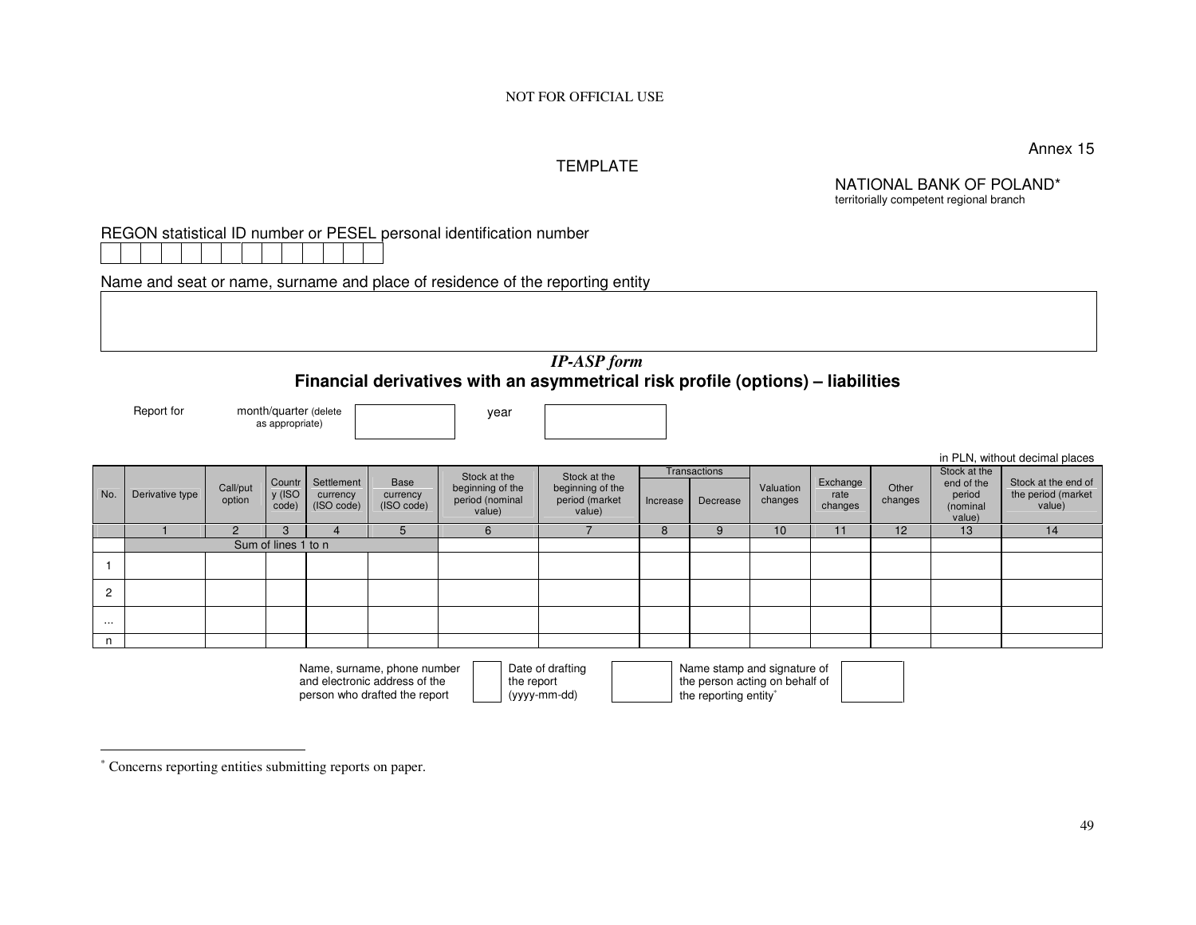NOT FOR OFFICIAL USE

Annex 15

TEMPLATE

NATIONAL BANK OF POLAND*
territorially competent regional branch

REGON statistical ID number or PESEL personal identification number

| | | | | | | | | | | | | | |
|---|---|---|---|---|---|---|---|---|---|---|---|---|---|

Name and seat or name, surname and place of residence of the reporting entity

| |
|---|
| |

## *IP-ASP form*

## Financial derivatives with an asymmetrical risk profile (options) – liabilities

Report for month/quarter (delete as appropriate) [ ] year [ ]

in PLN, without decimal places

| No. | Derivative type | Call/put option | Country (ISO code) | Settlement currency (ISO code) | Base currency (ISO code) | Stock at the beginning of the period (nominal value) | Stock at the beginning of the period (market value) | Transactions | | Valuation changes | Exchange rate changes | Other changes | Stock at the end of the period (nominal value) | Stock at the end of the period (market value) |
|---|---|---|---|---|---|---|---|---|---|---|---|---|---|---|
| | | | | | | | | Increase | Decrease | | | | | |
| | 1 | 2 | 3 | 4 | 5 | 6 | 7 | 8 | 9 | 10 | 11 | 12 | 13 | 14 |
| | Sum of lines 1 to n | | | | | | | | | | | | | |
| 1 | | | | | | | | | | | | | | |
| 2 | | | | | | | | | | | | | | |
| ... | | | | | | | | | | | | | | |
| n | | | | | | | | | | | | | | |

Name, surname, phone number and electronic address of the person who drafted the report [ ] Date of drafting the report (yyyy-mm-dd) [ ] Name stamp and signature of the person acting on behalf of the reporting entity* [ ]

---

* Concerns reporting entities submitting reports on paper.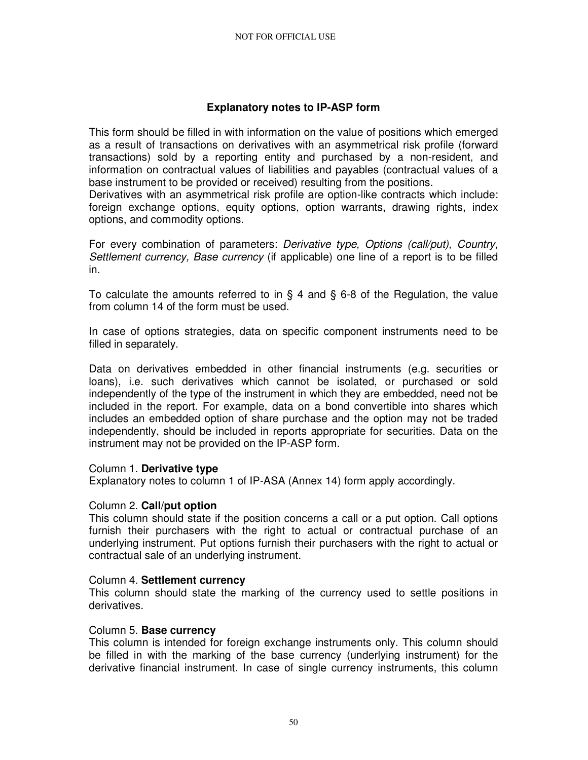## Explanatory notes to IP-ASP form

This form should be filled in with information on the value of positions which emerged as a result of transactions on derivatives with an asymmetrical risk profile (forward transactions) sold by a reporting entity and purchased by a non-resident, and information on contractual values of liabilities and payables (contractual values of a base instrument to be provided or received) resulting from the positions.
Derivatives with an asymmetrical risk profile are option-like contracts which include: foreign exchange options, equity options, option warrants, drawing rights, index options, and commodity options.

For every combination of parameters: *Derivative type, Options (call/put), Country, Settlement currency, Base currency* (if applicable) one line of a report is to be filled in.

To calculate the amounts referred to in § 4 and § 6-8 of the Regulation, the value from column 14 of the form must be used.

In case of options strategies, data on specific component instruments need to be filled in separately.

Data on derivatives embedded in other financial instruments (e.g. securities or loans), i.e. such derivatives which cannot be isolated, or purchased or sold independently of the type of the instrument in which they are embedded, need not be included in the report. For example, data on a bond convertible into shares which includes an embedded option of share purchase and the option may not be traded independently, should be included in reports appropriate for securities. Data on the instrument may not be provided on the IP-ASP form.

Column 1. **Derivative type**
Explanatory notes to column 1 of IP-ASA (Annex 14) form apply accordingly.

Column 2. **Call/put option**
This column should state if the position concerns a call or a put option. Call options furnish their purchasers with the right to actual or contractual purchase of an underlying instrument. Put options furnish their purchasers with the right to actual or contractual sale of an underlying instrument.

Column 4. **Settlement currency**
This column should state the marking of the currency used to settle positions in derivatives.

Column 5. **Base currency**
This column is intended for foreign exchange instruments only. This column should be filled in with the marking of the base currency (underlying instrument) for the derivative financial instrument. In case of single currency instruments, this column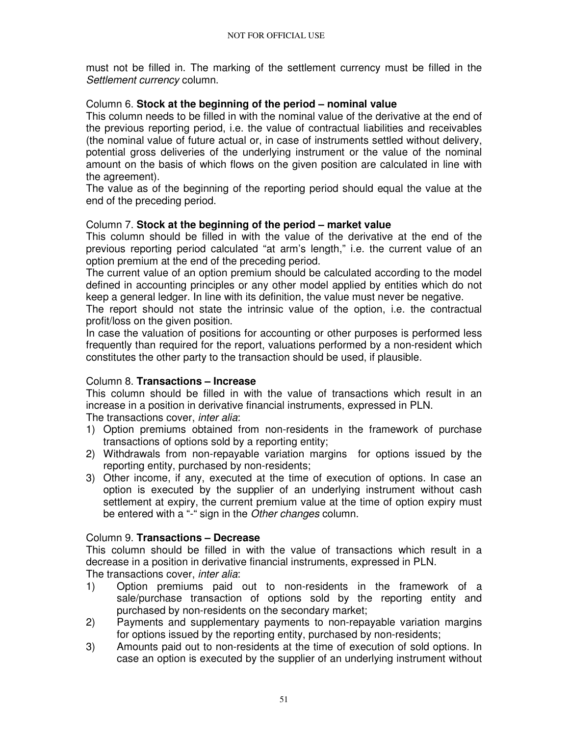must not be filled in. The marking of the settlement currency must be filled in the *Settlement currency* column.

Column 6. **Stock at the beginning of the period – nominal value**

This column needs to be filled in with the nominal value of the derivative at the end of the previous reporting period, i.e. the value of contractual liabilities and receivables (the nominal value of future actual or, in case of instruments settled without delivery, potential gross deliveries of the underlying instrument or the value of the nominal amount on the basis of which flows on the given position are calculated in line with the agreement).

The value as of the beginning of the reporting period should equal the value at the end of the preceding period.

Column 7. **Stock at the beginning of the period – market value**

This column should be filled in with the value of the derivative at the end of the previous reporting period calculated "at arm's length," i.e. the current value of an option premium at the end of the preceding period.

The current value of an option premium should be calculated according to the model defined in accounting principles or any other model applied by entities which do not keep a general ledger. In line with its definition, the value must never be negative.

The report should not state the intrinsic value of the option, i.e. the contractual profit/loss on the given position.

In case the valuation of positions for accounting or other purposes is performed less frequently than required for the report, valuations performed by a non-resident which constitutes the other party to the transaction should be used, if plausible.

Column 8. **Transactions – Increase**

This column should be filled in with the value of transactions which result in an increase in a position in derivative financial instruments, expressed in PLN.

The transactions cover, *inter alia*:

1) Option premiums obtained from non-residents in the framework of purchase transactions of options sold by a reporting entity;
2) Withdrawals from non-repayable variation margins for options issued by the reporting entity, purchased by non-residents;
3) Other income, if any, executed at the time of execution of options. In case an option is executed by the supplier of an underlying instrument without cash settlement at expiry, the current premium value at the time of option expiry must be entered with a "-" sign in the *Other changes* column.

Column 9. **Transactions – Decrease**

This column should be filled in with the value of transactions which result in a decrease in a position in derivative financial instruments, expressed in PLN.

The transactions cover, *inter alia*:

1) Option premiums paid out to non-residents in the framework of a sale/purchase transaction of options sold by the reporting entity and purchased by non-residents on the secondary market;
2) Payments and supplementary payments to non-repayable variation margins for options issued by the reporting entity, purchased by non-residents;
3) Amounts paid out to non-residents at the time of execution of sold options. In case an option is executed by the supplier of an underlying instrument without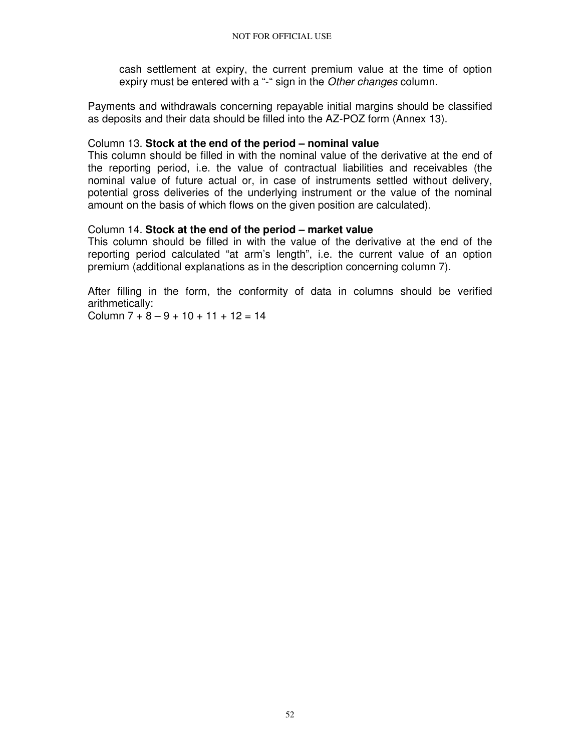cash settlement at expiry, the current premium value at the time of option expiry must be entered with a "-" sign in the *Other changes* column.

Payments and withdrawals concerning repayable initial margins should be classified as deposits and their data should be filled into the AZ-POZ form (Annex 13).

Column 13. **Stock at the end of the period – nominal value**
This column should be filled in with the nominal value of the derivative at the end of the reporting period, i.e. the value of contractual liabilities and receivables (the nominal value of future actual or, in case of instruments settled without delivery, potential gross deliveries of the underlying instrument or the value of the nominal amount on the basis of which flows on the given position are calculated).

Column 14. **Stock at the end of the period – market value**
This column should be filled in with the value of the derivative at the end of the reporting period calculated "at arm's length", i.e. the current value of an option premium (additional explanations as in the description concerning column 7).

After filling in the form, the conformity of data in columns should be verified arithmetically:
Column 7 + 8 – 9 + 10 + 11 + 12 = 14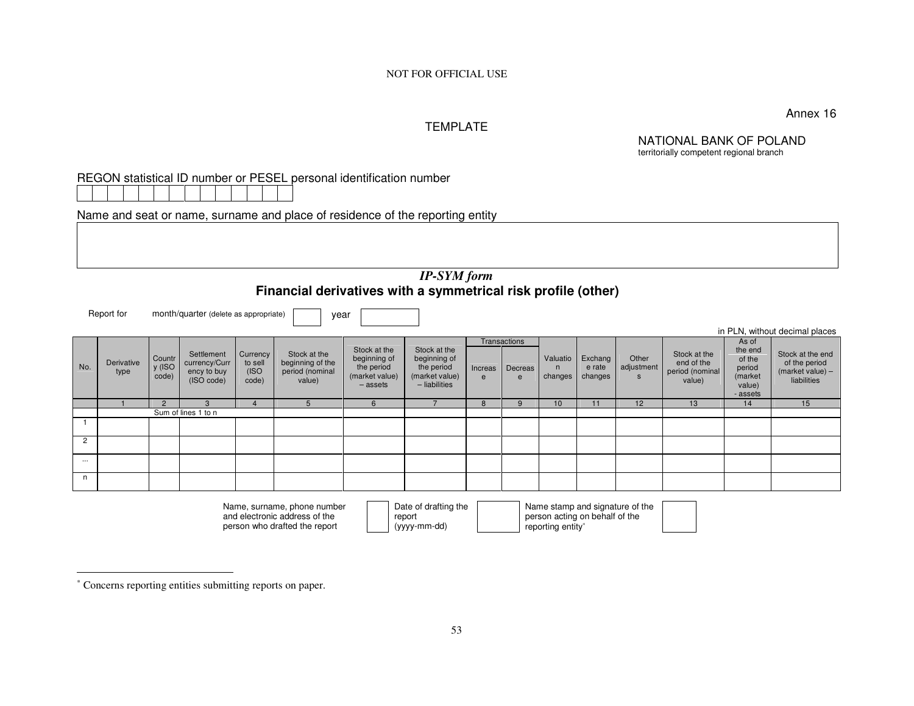NOT FOR OFFICIAL USE

Annex 16

TEMPLATE

NATIONAL BANK OF POLAND
territorially competent regional branch

REGON statistical ID number or PESEL personal identification number

| | | | | | | | | | | | | | |
|---|---|---|---|---|---|---|---|---|---|---|---|---|---|

Name and seat or name, surname and place of residence of the reporting entity

| |
|---|
| |

## *IP-SYM form*

## **Financial derivatives with a symmetrical risk profile (other)**

Report for month/quarter (delete as appropriate) [ ] year [ ]

in PLN, without decimal places

| No. | Derivative type | Country (ISO code) | Settlement currency/Currency to buy (ISO code) | Currency to sell (ISO code) | Stock at the beginning of the period (nominal value) | Stock at the beginning of the period (market value) – assets | Stock at the beginning of the period (market value) – liabilities | Transactions | | Valuation changes | Exchange rate changes | Other adjustments | Stock at the end of the period (nominal value) | As of the end of the period (market value) - assets | Stock at the end of the period (market value) – liabilities |
|---|---|---|---|---|---|---|---|---|---|---|---|---|---|---|---|
| | | | | | | | | Increase | Decrease | | | | | | |
| | 1 | 2 | 3 | 4 | 5 | 6 | 7 | 8 | 9 | 10 | 11 | 12 | 13 | 14 | 15 |
| | Sum of lines 1 to n | | | | | | | | | | | | | | |
| 1 | | | | | | | | | | | | | | | |
| 2 | | | | | | | | | | | | | | | |
| ... | | | | | | | | | | | | | | | |
| n | | | | | | | | | | | | | | | |

Name, surname, phone number and electronic address of the person who drafted the report [ ]

Date of drafting the report (yyyy-mm-dd) [ ]

Name stamp and signature of the person acting on behalf of the reporting entity* [ ]

---

\* Concerns reporting entities submitting reports on paper.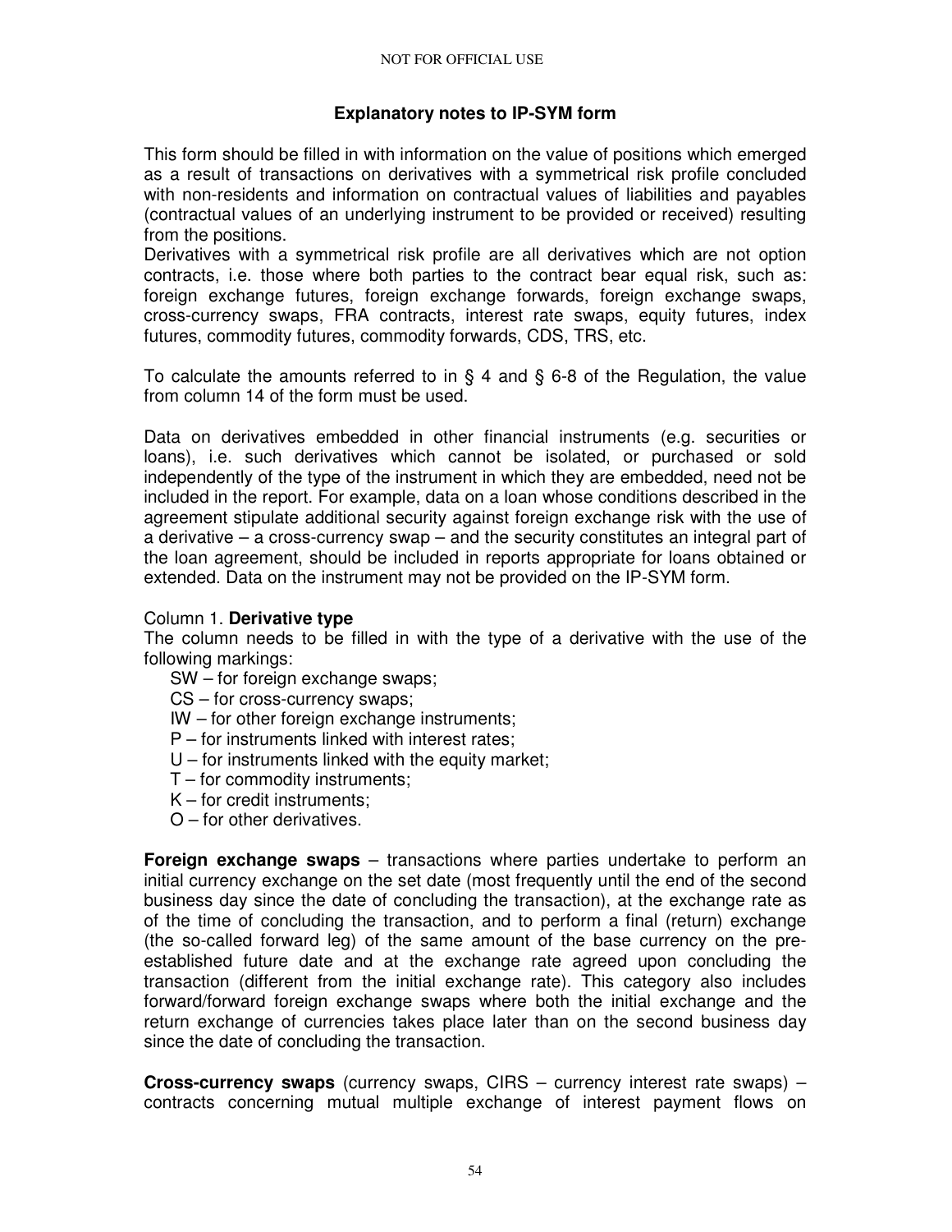## Explanatory notes to IP-SYM form

This form should be filled in with information on the value of positions which emerged as a result of transactions on derivatives with a symmetrical risk profile concluded with non-residents and information on contractual values of liabilities and payables (contractual values of an underlying instrument to be provided or received) resulting from the positions.

Derivatives with a symmetrical risk profile are all derivatives which are not option contracts, i.e. those where both parties to the contract bear equal risk, such as: foreign exchange futures, foreign exchange forwards, foreign exchange swaps, cross-currency swaps, FRA contracts, interest rate swaps, equity futures, index futures, commodity futures, commodity forwards, CDS, TRS, etc.

To calculate the amounts referred to in § 4 and § 6-8 of the Regulation, the value from column 14 of the form must be used.

Data on derivatives embedded in other financial instruments (e.g. securities or loans), i.e. such derivatives which cannot be isolated, or purchased or sold independently of the type of the instrument in which they are embedded, need not be included in the report. For example, data on a loan whose conditions described in the agreement stipulate additional security against foreign exchange risk with the use of a derivative – a cross-currency swap – and the security constitutes an integral part of the loan agreement, should be included in reports appropriate for loans obtained or extended. Data on the instrument may not be provided on the IP-SYM form.

Column 1. **Derivative type**

The column needs to be filled in with the type of a derivative with the use of the following markings:

- SW – for foreign exchange swaps;
- CS – for cross-currency swaps;
- IW – for other foreign exchange instruments;
- P – for instruments linked with interest rates;
- U – for instruments linked with the equity market;
- T – for commodity instruments;
- K – for credit instruments;
- O – for other derivatives.

**Foreign exchange swaps** – transactions where parties undertake to perform an initial currency exchange on the set date (most frequently until the end of the second business day since the date of concluding the transaction), at the exchange rate as of the time of concluding the transaction, and to perform a final (return) exchange (the so-called forward leg) of the same amount of the base currency on the pre-established future date and at the exchange rate agreed upon concluding the transaction (different from the initial exchange rate). This category also includes forward/forward foreign exchange swaps where both the initial exchange and the return exchange of currencies takes place later than on the second business day since the date of concluding the transaction.

**Cross-currency swaps** (currency swaps, CIRS – currency interest rate swaps) – contracts concerning mutual multiple exchange of interest payment flows on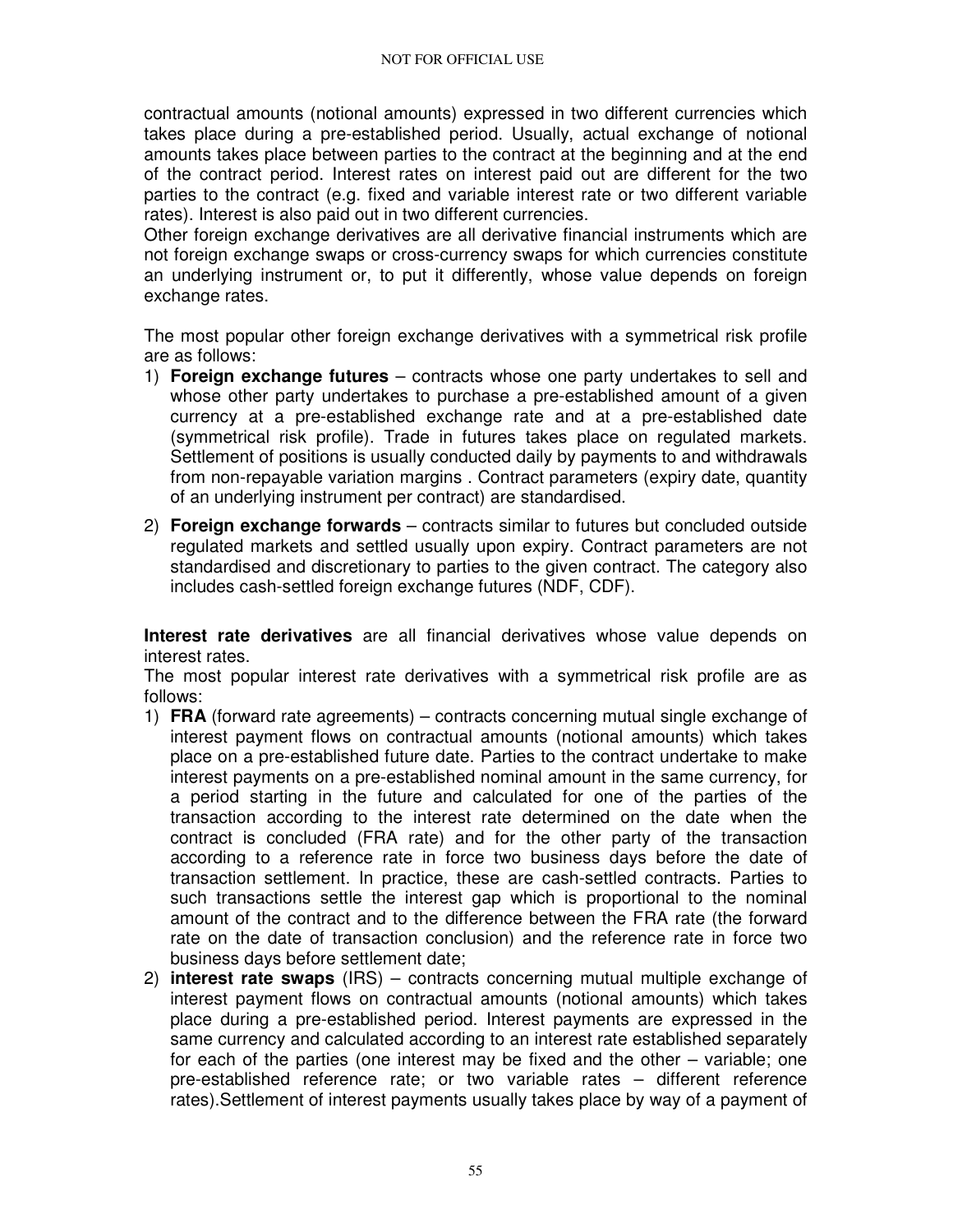contractual amounts (notional amounts) expressed in two different currencies which takes place during a pre-established period. Usually, actual exchange of notional amounts takes place between parties to the contract at the beginning and at the end of the contract period. Interest rates on interest paid out are different for the two parties to the contract (e.g. fixed and variable interest rate or two different variable rates). Interest is also paid out in two different currencies.

Other foreign exchange derivatives are all derivative financial instruments which are not foreign exchange swaps or cross-currency swaps for which currencies constitute an underlying instrument or, to put it differently, whose value depends on foreign exchange rates.

The most popular other foreign exchange derivatives with a symmetrical risk profile are as follows:

1) **Foreign exchange futures** – contracts whose one party undertakes to sell and whose other party undertakes to purchase a pre-established amount of a given currency at a pre-established exchange rate and at a pre-established date (symmetrical risk profile). Trade in futures takes place on regulated markets. Settlement of positions is usually conducted daily by payments to and withdrawals from non-repayable variation margins . Contract parameters (expiry date, quantity of an underlying instrument per contract) are standardised.
2) **Foreign exchange forwards** – contracts similar to futures but concluded outside regulated markets and settled usually upon expiry. Contract parameters are not standardised and discretionary to parties to the given contract. The category also includes cash-settled foreign exchange futures (NDF, CDF).

**Interest rate derivatives** are all financial derivatives whose value depends on interest rates.

The most popular interest rate derivatives with a symmetrical risk profile are as follows:

1) **FRA** (forward rate agreements) – contracts concerning mutual single exchange of interest payment flows on contractual amounts (notional amounts) which takes place on a pre-established future date. Parties to the contract undertake to make interest payments on a pre-established nominal amount in the same currency, for a period starting in the future and calculated for one of the parties of the transaction according to the interest rate determined on the date when the contract is concluded (FRA rate) and for the other party of the transaction according to a reference rate in force two business days before the date of transaction settlement. In practice, these are cash-settled contracts. Parties to such transactions settle the interest gap which is proportional to the nominal amount of the contract and to the difference between the FRA rate (the forward rate on the date of transaction conclusion) and the reference rate in force two business days before settlement date;
2) **interest rate swaps** (IRS) – contracts concerning mutual multiple exchange of interest payment flows on contractual amounts (notional amounts) which takes place during a pre-established period. Interest payments are expressed in the same currency and calculated according to an interest rate established separately for each of the parties (one interest may be fixed and the other – variable; one pre-established reference rate; or two variable rates – different reference rates).Settlement of interest payments usually takes place by way of a payment of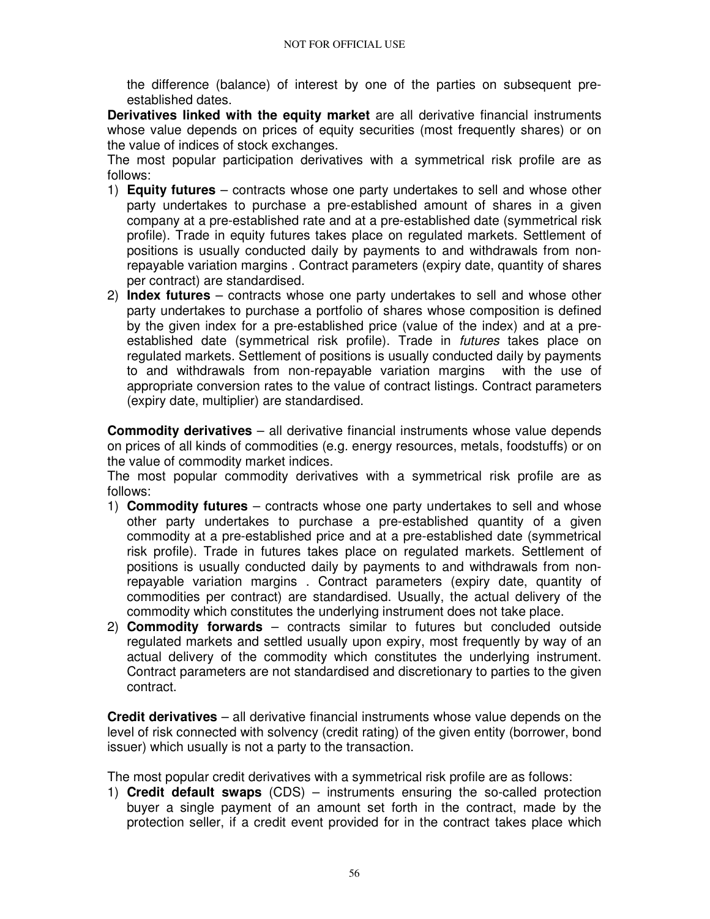the difference (balance) of interest by one of the parties on subsequent pre-established dates.

**Derivatives linked with the equity market** are all derivative financial instruments whose value depends on prices of equity securities (most frequently shares) or on the value of indices of stock exchanges.

The most popular participation derivatives with a symmetrical risk profile are as follows:

1) **Equity futures** – contracts whose one party undertakes to sell and whose other party undertakes to purchase a pre-established amount of shares in a given company at a pre-established rate and at a pre-established date (symmetrical risk profile). Trade in equity futures takes place on regulated markets. Settlement of positions is usually conducted daily by payments to and withdrawals from non-repayable variation margins . Contract parameters (expiry date, quantity of shares per contract) are standardised.
2) **Index futures** – contracts whose one party undertakes to sell and whose other party undertakes to purchase a portfolio of shares whose composition is defined by the given index for a pre-established price (value of the index) and at a pre-established date (symmetrical risk profile). Trade in *futures* takes place on regulated markets. Settlement of positions is usually conducted daily by payments to and withdrawals from non-repayable variation margins with the use of appropriate conversion rates to the value of contract listings. Contract parameters (expiry date, multiplier) are standardised.

**Commodity derivatives** – all derivative financial instruments whose value depends on prices of all kinds of commodities (e.g. energy resources, metals, foodstuffs) or on the value of commodity market indices.

The most popular commodity derivatives with a symmetrical risk profile are as follows:

1) **Commodity futures** – contracts whose one party undertakes to sell and whose other party undertakes to purchase a pre-established quantity of a given commodity at a pre-established price and at a pre-established date (symmetrical risk profile). Trade in futures takes place on regulated markets. Settlement of positions is usually conducted daily by payments to and withdrawals from non-repayable variation margins . Contract parameters (expiry date, quantity of commodities per contract) are standardised. Usually, the actual delivery of the commodity which constitutes the underlying instrument does not take place.
2) **Commodity forwards** – contracts similar to futures but concluded outside regulated markets and settled usually upon expiry, most frequently by way of an actual delivery of the commodity which constitutes the underlying instrument. Contract parameters are not standardised and discretionary to parties to the given contract.

**Credit derivatives** – all derivative financial instruments whose value depends on the level of risk connected with solvency (credit rating) of the given entity (borrower, bond issuer) which usually is not a party to the transaction.

The most popular credit derivatives with a symmetrical risk profile are as follows:

1) **Credit default swaps** (CDS) – instruments ensuring the so-called protection buyer a single payment of an amount set forth in the contract, made by the protection seller, if a credit event provided for in the contract takes place which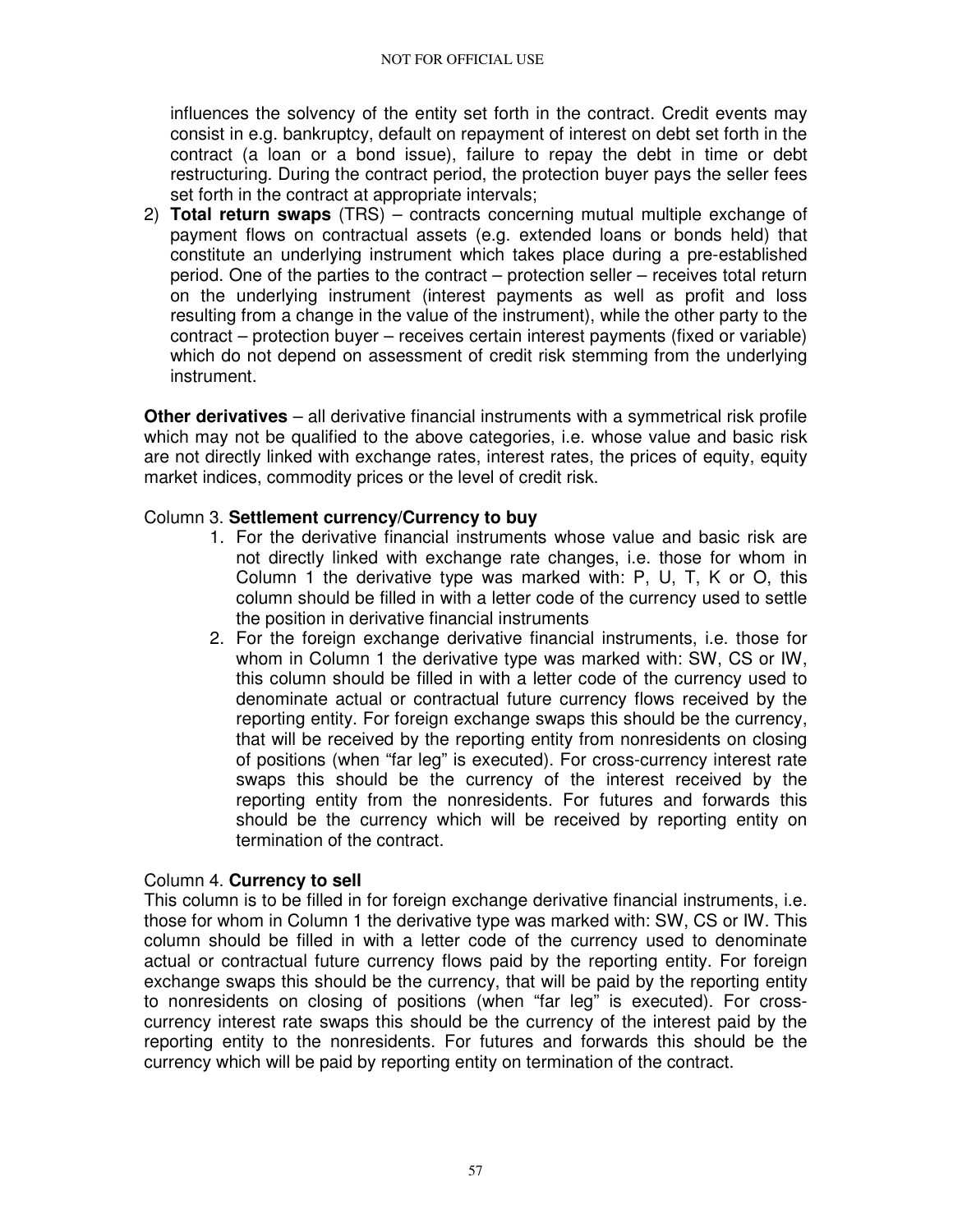influences the solvency of the entity set forth in the contract. Credit events may consist in e.g. bankruptcy, default on repayment of interest on debt set forth in the contract (a loan or a bond issue), failure to repay the debt in time or debt restructuring. During the contract period, the protection buyer pays the seller fees set forth in the contract at appropriate intervals;

2) **Total return swaps** (TRS) – contracts concerning mutual multiple exchange of payment flows on contractual assets (e.g. extended loans or bonds held) that constitute an underlying instrument which takes place during a pre-established period. One of the parties to the contract – protection seller – receives total return on the underlying instrument (interest payments as well as profit and loss resulting from a change in the value of the instrument), while the other party to the contract – protection buyer – receives certain interest payments (fixed or variable) which do not depend on assessment of credit risk stemming from the underlying instrument.

**Other derivatives** – all derivative financial instruments with a symmetrical risk profile which may not be qualified to the above categories, i.e. whose value and basic risk are not directly linked with exchange rates, interest rates, the prices of equity, equity market indices, commodity prices or the level of credit risk.

Column 3. **Settlement currency/Currency to buy**

1. For the derivative financial instruments whose value and basic risk are not directly linked with exchange rate changes, i.e. those for whom in Column 1 the derivative type was marked with: P, U, T, K or O, this column should be filled in with a letter code of the currency used to settle the position in derivative financial instruments
2. For the foreign exchange derivative financial instruments, i.e. those for whom in Column 1 the derivative type was marked with: SW, CS or IW, this column should be filled in with a letter code of the currency used to denominate actual or contractual future currency flows received by the reporting entity. For foreign exchange swaps this should be the currency, that will be received by the reporting entity from nonresidents on closing of positions (when "far leg" is executed). For cross-currency interest rate swaps this should be the currency of the interest received by the reporting entity from the nonresidents. For futures and forwards this should be the currency which will be received by reporting entity on termination of the contract.

Column 4. **Currency to sell**

This column is to be filled in for foreign exchange derivative financial instruments, i.e. those for whom in Column 1 the derivative type was marked with: SW, CS or IW. This column should be filled in with a letter code of the currency used to denominate actual or contractual future currency flows paid by the reporting entity. For foreign exchange swaps this should be the currency, that will be paid by the reporting entity to nonresidents on closing of positions (when "far leg" is executed). For cross-currency interest rate swaps this should be the currency of the interest paid by the reporting entity to the nonresidents. For futures and forwards this should be the currency which will be paid by reporting entity on termination of the contract.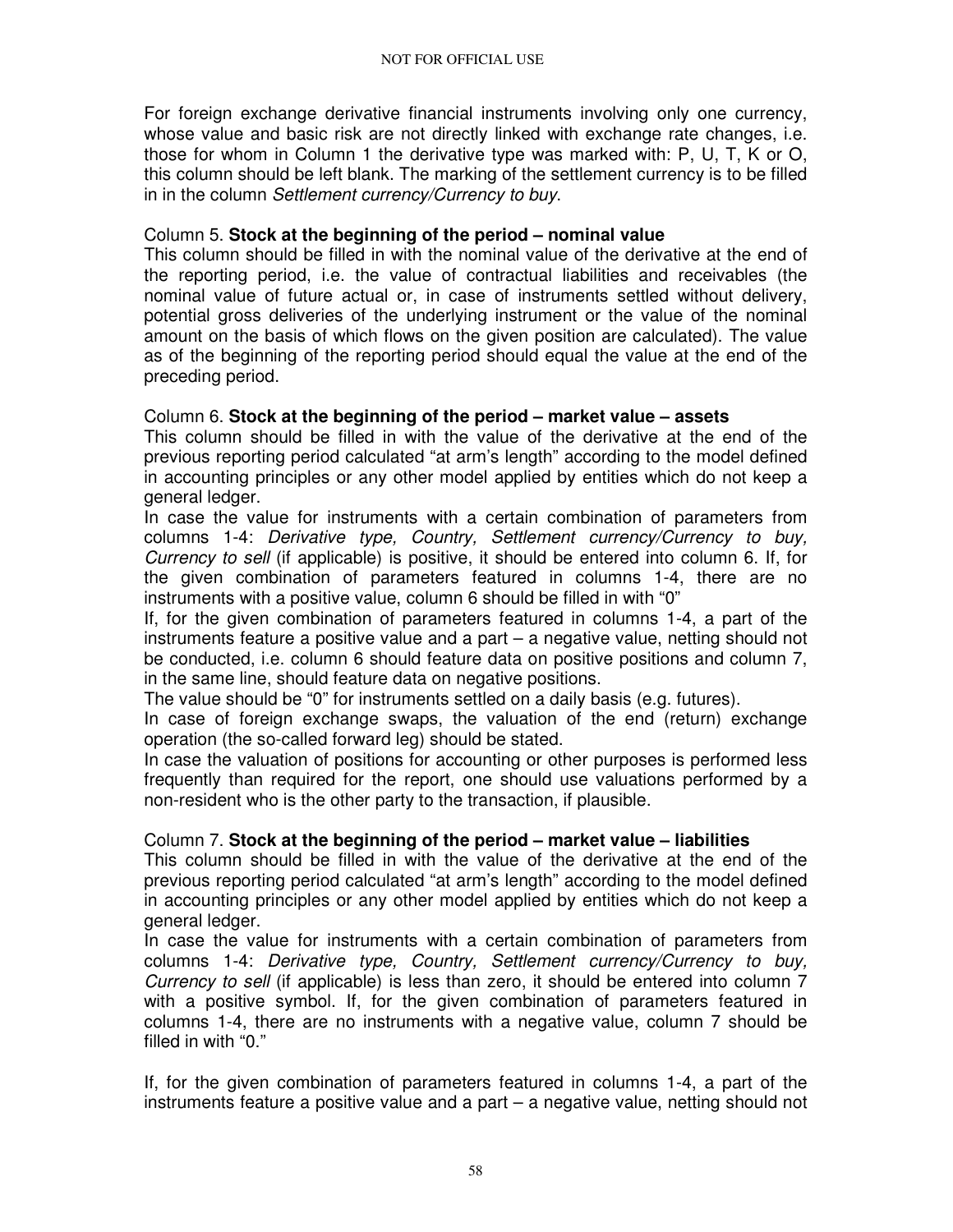For foreign exchange derivative financial instruments involving only one currency, whose value and basic risk are not directly linked with exchange rate changes, i.e. those for whom in Column 1 the derivative type was marked with: P, U, T, K or O, this column should be left blank. The marking of the settlement currency is to be filled in in the column *Settlement currency/Currency to buy*.

Column 5. **Stock at the beginning of the period – nominal value**

This column should be filled in with the nominal value of the derivative at the end of the reporting period, i.e. the value of contractual liabilities and receivables (the nominal value of future actual or, in case of instruments settled without delivery, potential gross deliveries of the underlying instrument or the value of the nominal amount on the basis of which flows on the given position are calculated). The value as of the beginning of the reporting period should equal the value at the end of the preceding period.

Column 6. **Stock at the beginning of the period – market value – assets**

This column should be filled in with the value of the derivative at the end of the previous reporting period calculated "at arm's length" according to the model defined in accounting principles or any other model applied by entities which do not keep a general ledger.

In case the value for instruments with a certain combination of parameters from columns 1-4: *Derivative type, Country, Settlement currency/Currency to buy, Currency to sell* (if applicable) is positive, it should be entered into column 6. If, for the given combination of parameters featured in columns 1-4, there are no instruments with a positive value, column 6 should be filled in with "0"

If, for the given combination of parameters featured in columns 1-4, a part of the instruments feature a positive value and a part – a negative value, netting should not be conducted, i.e. column 6 should feature data on positive positions and column 7, in the same line, should feature data on negative positions.

The value should be "0" for instruments settled on a daily basis (e.g. futures).

In case of foreign exchange swaps, the valuation of the end (return) exchange operation (the so-called forward leg) should be stated.

In case the valuation of positions for accounting or other purposes is performed less frequently than required for the report, one should use valuations performed by a non-resident who is the other party to the transaction, if plausible.

Column 7. **Stock at the beginning of the period – market value – liabilities**

This column should be filled in with the value of the derivative at the end of the previous reporting period calculated "at arm's length" according to the model defined in accounting principles or any other model applied by entities which do not keep a general ledger.

In case the value for instruments with a certain combination of parameters from columns 1-4: *Derivative type, Country, Settlement currency/Currency to buy, Currency to sell* (if applicable) is less than zero, it should be entered into column 7 with a positive symbol. If, for the given combination of parameters featured in columns 1-4, there are no instruments with a negative value, column 7 should be filled in with "0."

If, for the given combination of parameters featured in columns 1-4, a part of the instruments feature a positive value and a part – a negative value, netting should not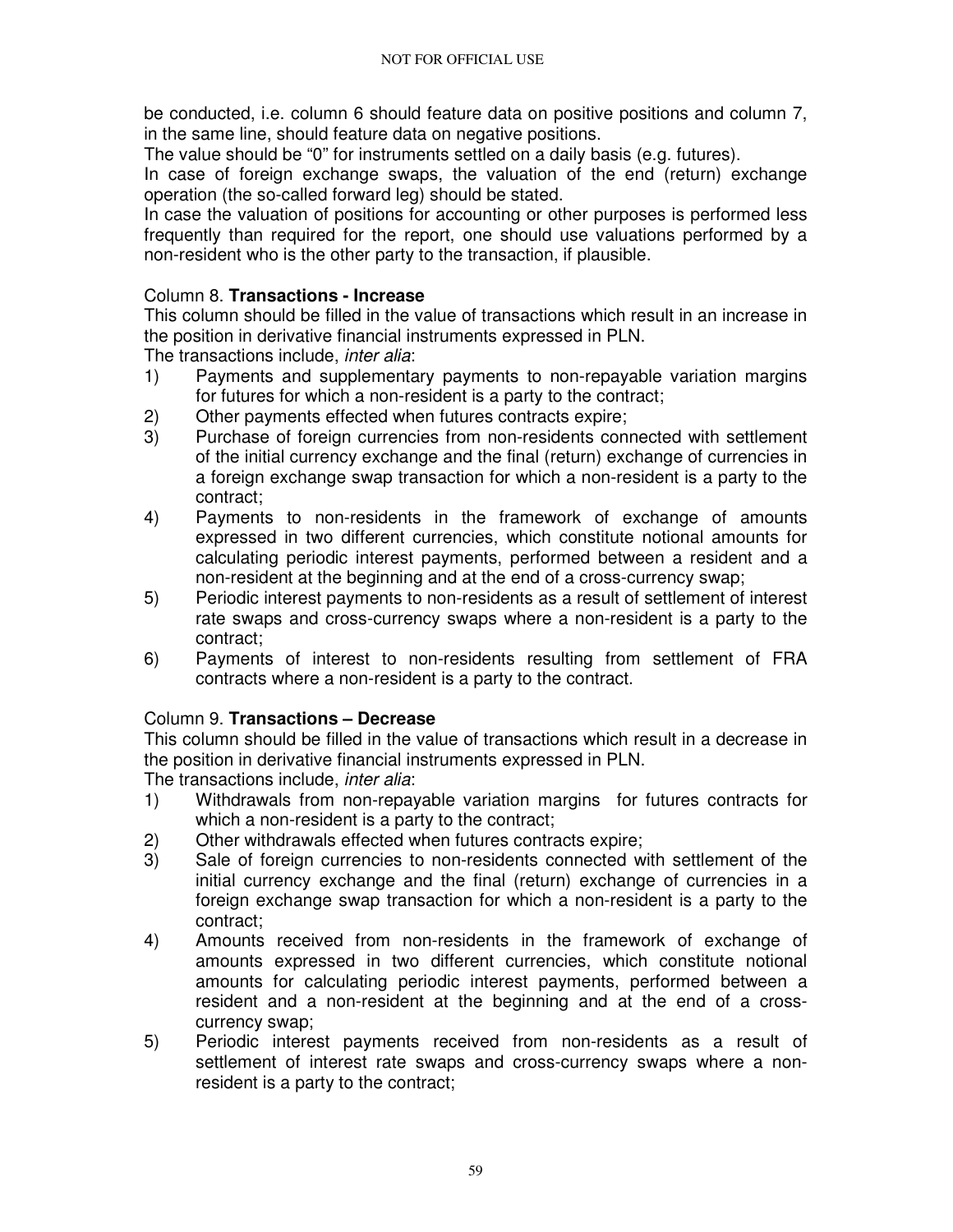be conducted, i.e. column 6 should feature data on positive positions and column 7, in the same line, should feature data on negative positions.

The value should be "0" for instruments settled on a daily basis (e.g. futures).

In case of foreign exchange swaps, the valuation of the end (return) exchange operation (the so-called forward leg) should be stated.

In case the valuation of positions for accounting or other purposes is performed less frequently than required for the report, one should use valuations performed by a non-resident who is the other party to the transaction, if plausible.

Column 8. **Transactions - Increase**

This column should be filled in the value of transactions which result in an increase in the position in derivative financial instruments expressed in PLN.

The transactions include, *inter alia*:

1) Payments and supplementary payments to non-repayable variation margins for futures for which a non-resident is a party to the contract;
2) Other payments effected when futures contracts expire;
3) Purchase of foreign currencies from non-residents connected with settlement of the initial currency exchange and the final (return) exchange of currencies in a foreign exchange swap transaction for which a non-resident is a party to the contract;
4) Payments to non-residents in the framework of exchange of amounts expressed in two different currencies, which constitute notional amounts for calculating periodic interest payments, performed between a resident and a non-resident at the beginning and at the end of a cross-currency swap;
5) Periodic interest payments to non-residents as a result of settlement of interest rate swaps and cross-currency swaps where a non-resident is a party to the contract;
6) Payments of interest to non-residents resulting from settlement of FRA contracts where a non-resident is a party to the contract.

Column 9. **Transactions – Decrease**

This column should be filled in the value of transactions which result in a decrease in the position in derivative financial instruments expressed in PLN.

The transactions include, *inter alia*:

1) Withdrawals from non-repayable variation margins for futures contracts for which a non-resident is a party to the contract;
2) Other withdrawals effected when futures contracts expire;
3) Sale of foreign currencies to non-residents connected with settlement of the initial currency exchange and the final (return) exchange of currencies in a foreign exchange swap transaction for which a non-resident is a party to the contract;
4) Amounts received from non-residents in the framework of exchange of amounts expressed in two different currencies, which constitute notional amounts for calculating periodic interest payments, performed between a resident and a non-resident at the beginning and at the end of a cross-currency swap;
5) Periodic interest payments received from non-residents as a result of settlement of interest rate swaps and cross-currency swaps where a non-resident is a party to the contract;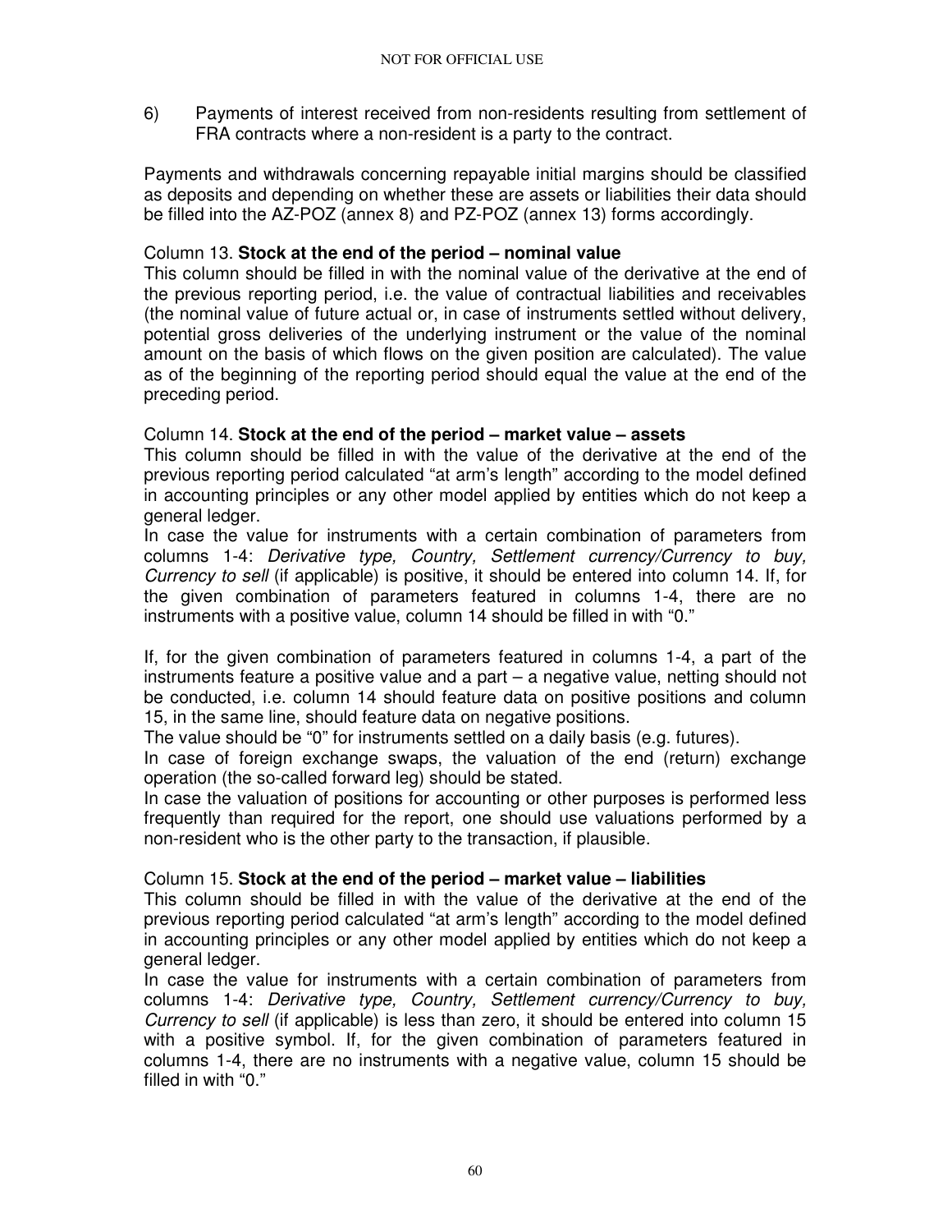6) Payments of interest received from non-residents resulting from settlement of FRA contracts where a non-resident is a party to the contract.

Payments and withdrawals concerning repayable initial margins should be classified as deposits and depending on whether these are assets or liabilities their data should be filled into the AZ-POZ (annex 8) and PZ-POZ (annex 13) forms accordingly.

Column 13. **Stock at the end of the period – nominal value**

This column should be filled in with the nominal value of the derivative at the end of the previous reporting period, i.e. the value of contractual liabilities and receivables (the nominal value of future actual or, in case of instruments settled without delivery, potential gross deliveries of the underlying instrument or the value of the nominal amount on the basis of which flows on the given position are calculated). The value as of the beginning of the reporting period should equal the value at the end of the preceding period.

Column 14. **Stock at the end of the period – market value – assets**

This column should be filled in with the value of the derivative at the end of the previous reporting period calculated "at arm's length" according to the model defined in accounting principles or any other model applied by entities which do not keep a general ledger.

In case the value for instruments with a certain combination of parameters from columns 1-4: *Derivative type, Country, Settlement currency/Currency to buy, Currency to sell* (if applicable) is positive, it should be entered into column 14. If, for the given combination of parameters featured in columns 1-4, there are no instruments with a positive value, column 14 should be filled in with "0."

If, for the given combination of parameters featured in columns 1-4, a part of the instruments feature a positive value and a part – a negative value, netting should not be conducted, i.e. column 14 should feature data on positive positions and column 15, in the same line, should feature data on negative positions.

The value should be "0" for instruments settled on a daily basis (e.g. futures).

In case of foreign exchange swaps, the valuation of the end (return) exchange operation (the so-called forward leg) should be stated.

In case the valuation of positions for accounting or other purposes is performed less frequently than required for the report, one should use valuations performed by a non-resident who is the other party to the transaction, if plausible.

Column 15. **Stock at the end of the period – market value – liabilities**

This column should be filled in with the value of the derivative at the end of the previous reporting period calculated "at arm's length" according to the model defined in accounting principles or any other model applied by entities which do not keep a general ledger.

In case the value for instruments with a certain combination of parameters from columns 1-4: *Derivative type, Country, Settlement currency/Currency to buy, Currency to sell* (if applicable) is less than zero, it should be entered into column 15 with a positive symbol. If, for the given combination of parameters featured in columns 1-4, there are no instruments with a negative value, column 15 should be filled in with "0."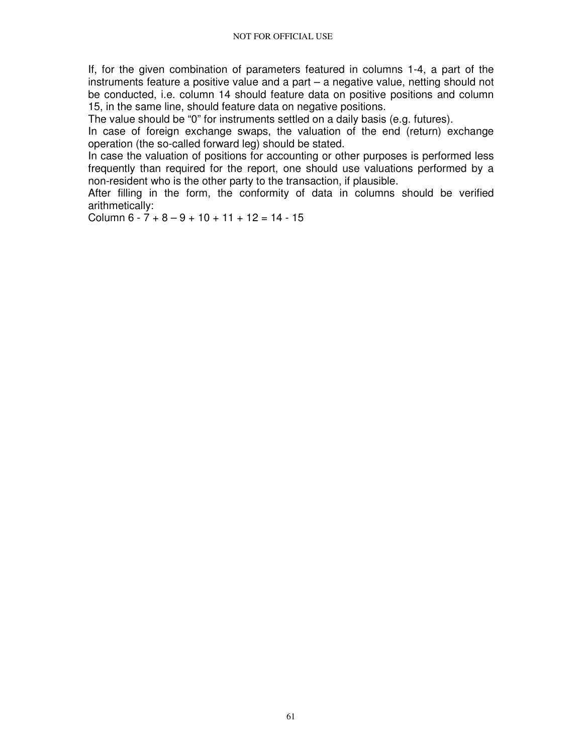If, for the given combination of parameters featured in columns 1-4, a part of the instruments feature a positive value and a part – a negative value, netting should not be conducted, i.e. column 14 should feature data on positive positions and column 15, in the same line, should feature data on negative positions.

The value should be “0” for instruments settled on a daily basis (e.g. futures).

In case of foreign exchange swaps, the valuation of the end (return) exchange operation (the so-called forward leg) should be stated.

In case the valuation of positions for accounting or other purposes is performed less frequently than required for the report, one should use valuations performed by a non-resident who is the other party to the transaction, if plausible.

After filling in the form, the conformity of data in columns should be verified arithmetically:

Column 6 - 7 + 8 – 9 + 10 + 11 + 12 = 14 - 15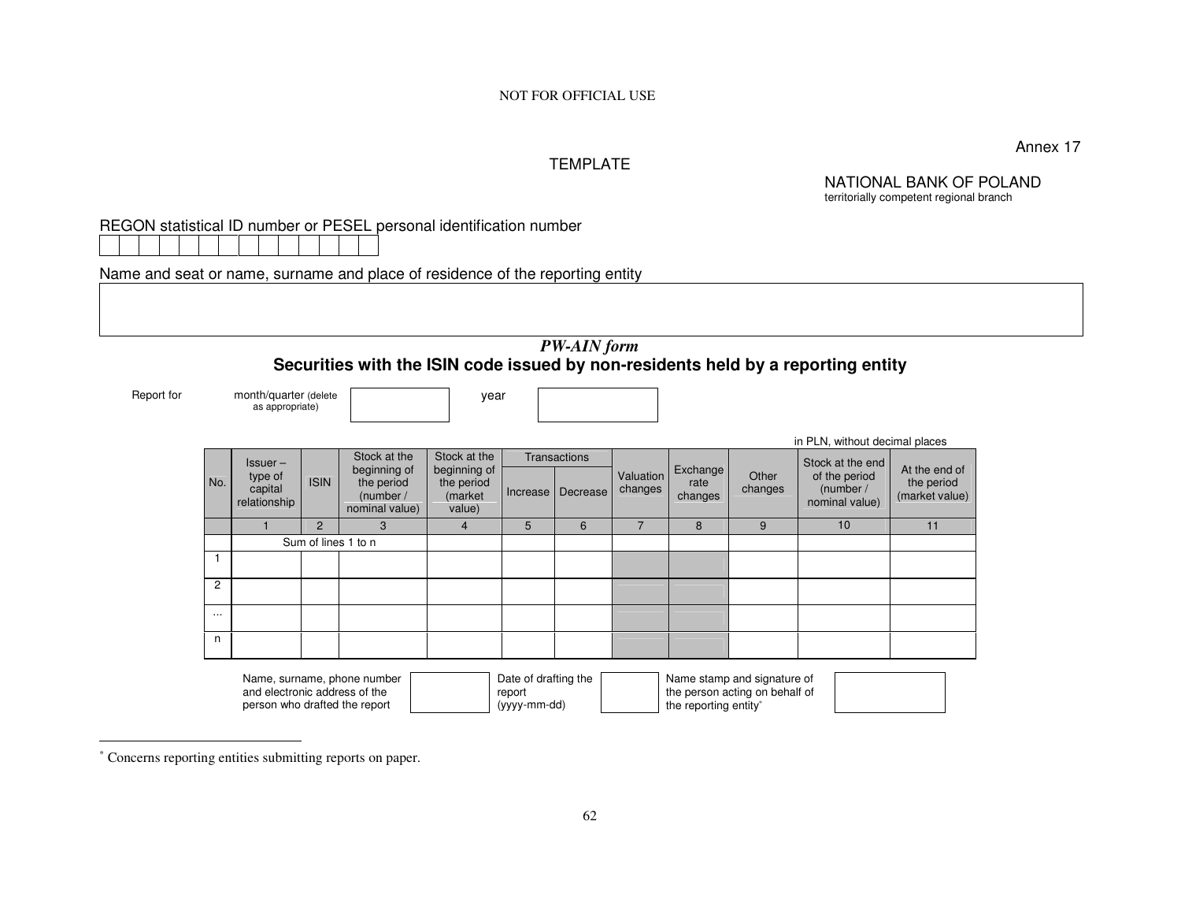NOT FOR OFFICIAL USE

Annex 17

TEMPLATE

NATIONAL BANK OF POLAND
territorially competent regional branch

REGON statistical ID number or PESEL personal identification number

| | | | | | | | | | | | | | |
|---|---|---|---|---|---|---|---|---|---|---|---|---|---|
| | | | | | | | | | | | | | |

Name and seat or name, surname and place of residence of the reporting entity

| |
|---|
| |

## *PW-AIN form*

## Securities with the ISIN code issued by non-residents held by a reporting entity

Report for month/quarter (delete as appropriate) ______ year ______

in PLN, without decimal places

| No. | Issuer – type of capital relationship | ISIN | Stock at the beginning of the period (number / nominal value) | Stock at the beginning of the period (market value) | Transactions | | Valuation changes | Exchange rate changes | Other changes | Stock at the end of the period (number / nominal value) | At the end of the period (market value) |
|---|---|---|---|---|---|---|---|---|---|---|---|
| | | | | | Increase | Decrease | | | | | |
| | 1 | 2 | 3 | 4 | 5 | 6 | 7 | 8 | 9 | 10 | 11 |
| | Sum of lines 1 to n | | | | | | | | | | |
| 1 | | | | | | | | | | | |
| 2 | | | | | | | | | | | |
| ... | | | | | | | | | | | |
| n | | | | | | | | | | | |

| Name, surname, phone number and electronic address of the person who drafted the report | | Date of drafting the report (yyyy-mm-dd) | | Name stamp and signature of the person acting on behalf of the reporting entity* | |
|---|---|---|---|---|---|

* Concerns reporting entities submitting reports on paper.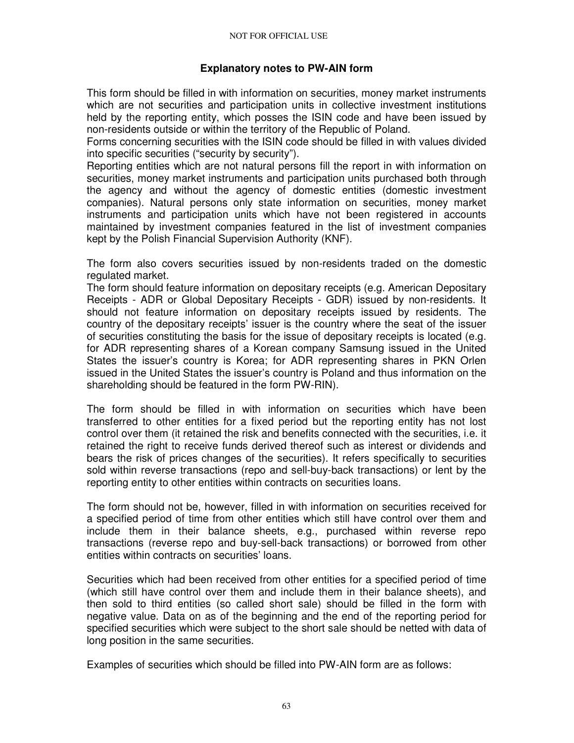## Explanatory notes to PW-AIN form

This form should be filled in with information on securities, money market instruments which are not securities and participation units in collective investment institutions held by the reporting entity, which posses the ISIN code and have been issued by non-residents outside or within the territory of the Republic of Poland.
Forms concerning securities with the ISIN code should be filled in with values divided into specific securities ("security by security").
Reporting entities which are not natural persons fill the report in with information on securities, money market instruments and participation units purchased both through the agency and without the agency of domestic entities (domestic investment companies). Natural persons only state information on securities, money market instruments and participation units which have not been registered in accounts maintained by investment companies featured in the list of investment companies kept by the Polish Financial Supervision Authority (KNF).

The form also covers securities issued by non-residents traded on the domestic regulated market.
The form should feature information on depositary receipts (e.g. American Depositary Receipts - ADR or Global Depositary Receipts - GDR) issued by non-residents. It should not feature information on depositary receipts issued by residents. The country of the depositary receipts' issuer is the country where the seat of the issuer of securities constituting the basis for the issue of depositary receipts is located (e.g. for ADR representing shares of a Korean company Samsung issued in the United States the issuer's country is Korea; for ADR representing shares in PKN Orlen issued in the United States the issuer's country is Poland and thus information on the shareholding should be featured in the form PW-RIN).

The form should be filled in with information on securities which have been transferred to other entities for a fixed period but the reporting entity has not lost control over them (it retained the risk and benefits connected with the securities, i.e. it retained the right to receive funds derived thereof such as interest or dividends and bears the risk of prices changes of the securities). It refers specifically to securities sold within reverse transactions (repo and sell-buy-back transactions) or lent by the reporting entity to other entities within contracts on securities loans.

The form should not be, however, filled in with information on securities received for a specified period of time from other entities which still have control over them and include them in their balance sheets, e.g., purchased within reverse repo transactions (reverse repo and buy-sell-back transactions) or borrowed from other entities within contracts on securities' loans.

Securities which had been received from other entities for a specified period of time (which still have control over them and include them in their balance sheets), and then sold to third entities (so called short sale) should be filled in the form with negative value. Data on as of the beginning and the end of the reporting period for specified securities which were subject to the short sale should be netted with data of long position in the same securities.

Examples of securities which should be filled into PW-AIN form are as follows: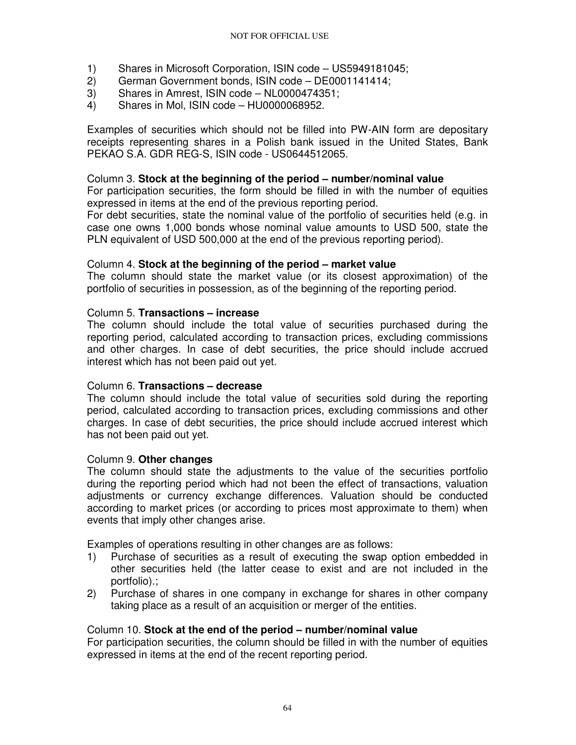1) Shares in Microsoft Corporation, ISIN code – US5949181045;
2) German Government bonds, ISIN code – DE0001141414;
3) Shares in Amrest, ISIN code – NL0000474351;
4) Shares in Mol, ISIN code – HU0000068952.

Examples of securities which should not be filled into PW-AIN form are depositary receipts representing shares in a Polish bank issued in the United States, Bank PEKAO S.A. GDR REG-S, ISIN code - US0644512065.

Column 3. **Stock at the beginning of the period – number/nominal value**

For participation securities, the form should be filled in with the number of equities expressed in items at the end of the previous reporting period.

For debt securities, state the nominal value of the portfolio of securities held (e.g. in case one owns 1,000 bonds whose nominal value amounts to USD 500, state the PLN equivalent of USD 500,000 at the end of the previous reporting period).

Column 4. **Stock at the beginning of the period – market value**

The column should state the market value (or its closest approximation) of the portfolio of securities in possession, as of the beginning of the reporting period.

Column 5. **Transactions – increase**

The column should include the total value of securities purchased during the reporting period, calculated according to transaction prices, excluding commissions and other charges. In case of debt securities, the price should include accrued interest which has not been paid out yet.

Column 6. **Transactions – decrease**

The column should include the total value of securities sold during the reporting period, calculated according to transaction prices, excluding commissions and other charges. In case of debt securities, the price should include accrued interest which has not been paid out yet.

Column 9. **Other changes**

The column should state the adjustments to the value of the securities portfolio during the reporting period which had not been the effect of transactions, valuation adjustments or currency exchange differences. Valuation should be conducted according to market prices (or according to prices most approximate to them) when events that imply other changes arise.

Examples of operations resulting in other changes are as follows:

1) Purchase of securities as a result of executing the swap option embedded in other securities held (the latter cease to exist and are not included in the portfolio).;
2) Purchase of shares in one company in exchange for shares in other company taking place as a result of an acquisition or merger of the entities.

Column 10. **Stock at the end of the period – number/nominal value**

For participation securities, the column should be filled in with the number of equities expressed in items at the end of the recent reporting period.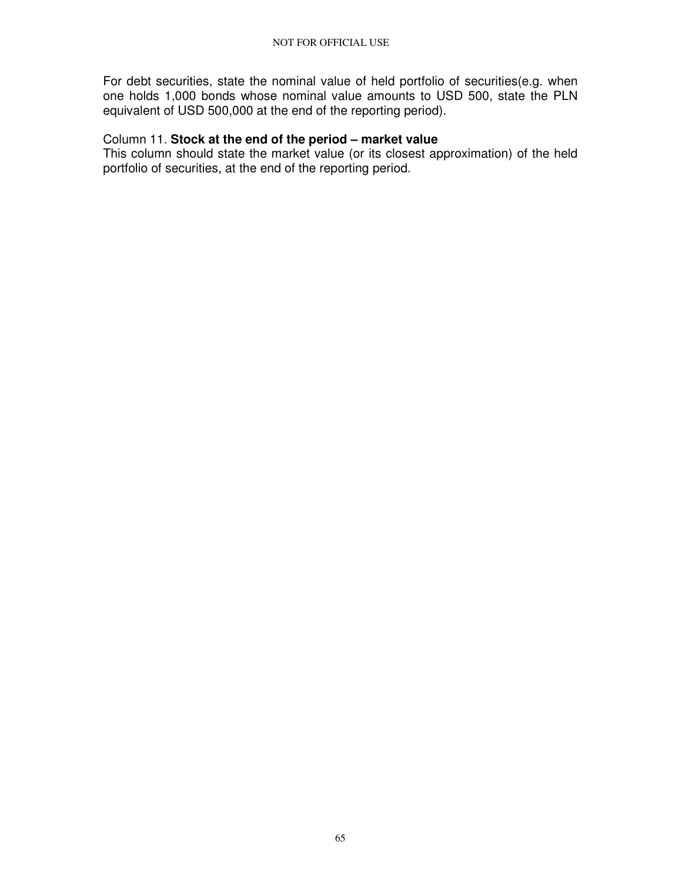For debt securities, state the nominal value of held portfolio of securities(e.g. when one holds 1,000 bonds whose nominal value amounts to USD 500, state the PLN equivalent of USD 500,000 at the end of the reporting period).

Column 11. **Stock at the end of the period – market value**

This column should state the market value (or its closest approximation) of the held portfolio of securities, at the end of the reporting period.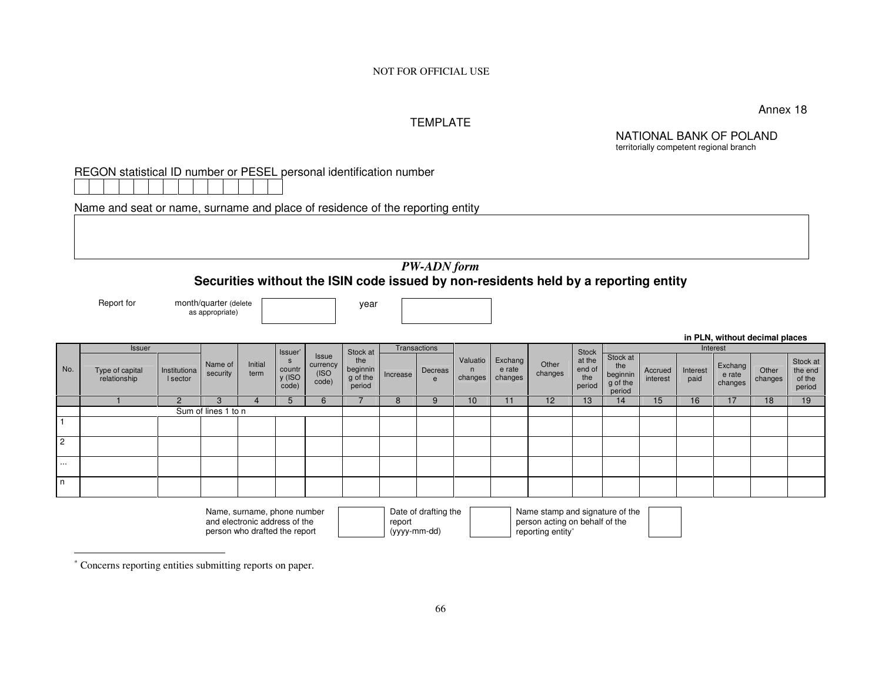NOT FOR OFFICIAL USE

Annex 18

TEMPLATE

NATIONAL BANK OF POLAND
territorially competent regional branch

REGON statistical ID number or PESEL personal identification number

| | | | | | | | | | | | | | |
|---|---|---|---|---|---|---|---|---|---|---|---|---|---|
| | | | | | | | | | | | | | |

Name and seat or name, surname and place of residence of the reporting entity

| |
|---|
| |

## *PW-ADN form*

## Securities without the ISIN code issued by non-residents held by a reporting entity

Report for month/quarter (delete as appropriate) [ ] year [ ]

**in PLN, without decimal places**

| No. | Issuer | | Name of security | Initial term | Issuer's country (ISO code) | Issue currency (ISO code) | Stock at the beginning of the period | Transactions | | Valuation changes | Exchange rate changes | Other changes | Stock at the end of the period | Interest | | | | | |
|---|---|---|---|---|---|---|---|---|---|---|---|---|---|---|---|---|---|---|---|
| | Type of capital relationship | Institutional sector | | | | | | Increase | Decrease | | | | | Stock at the beginning of the period | Accrued interest | Interest paid | Exchange rate changes | Other changes | Stock at the end of the period |
| | 1 | 2 | 3 | 4 | 5 | 6 | 7 | 8 | 9 | 10 | 11 | 12 | 13 | 14 | 15 | 16 | 17 | 18 | 19 |
| | Sum of lines 1 to n | | | | | | | | | | | | | | | | | | |
| 1 | | | | | | | | | | | | | | | | | | | |
| 2 | | | | | | | | | | | | | | | | | | | |
| ... | | | | | | | | | | | | | | | | | | | |
| n | | | | | | | | | | | | | | | | | | | |

Name, surname, phone number and electronic address of the person who drafted the report [ ] Date of drafting the report (yyyy-mm-dd) [ ] Name stamp and signature of the person acting on behalf of the reporting entity[*] [ ]

---

[*] Concerns reporting entities submitting reports on paper.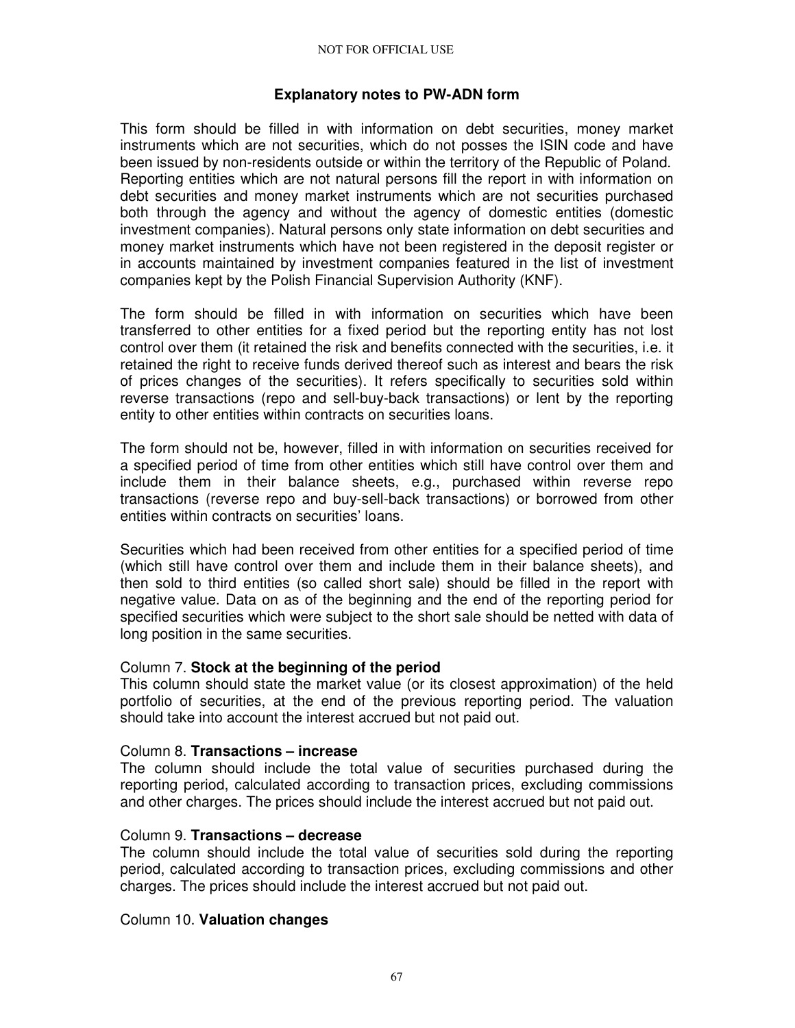## Explanatory notes to PW-ADN form

This form should be filled in with information on debt securities, money market instruments which are not securities, which do not posses the ISIN code and have been issued by non-residents outside or within the territory of the Republic of Poland. Reporting entities which are not natural persons fill the report in with information on debt securities and money market instruments which are not securities purchased both through the agency and without the agency of domestic entities (domestic investment companies). Natural persons only state information on debt securities and money market instruments which have not been registered in the deposit register or in accounts maintained by investment companies featured in the list of investment companies kept by the Polish Financial Supervision Authority (KNF).

The form should be filled in with information on securities which have been transferred to other entities for a fixed period but the reporting entity has not lost control over them (it retained the risk and benefits connected with the securities, i.e. it retained the right to receive funds derived thereof such as interest and bears the risk of prices changes of the securities). It refers specifically to securities sold within reverse transactions (repo and sell-buy-back transactions) or lent by the reporting entity to other entities within contracts on securities loans.

The form should not be, however, filled in with information on securities received for a specified period of time from other entities which still have control over them and include them in their balance sheets, e.g., purchased within reverse repo transactions (reverse repo and buy-sell-back transactions) or borrowed from other entities within contracts on securities' loans.

Securities which had been received from other entities for a specified period of time (which still have control over them and include them in their balance sheets), and then sold to third entities (so called short sale) should be filled in the report with negative value. Data on as of the beginning and the end of the reporting period for specified securities which were subject to the short sale should be netted with data of long position in the same securities.

Column 7. **Stock at the beginning of the period**
This column should state the market value (or its closest approximation) of the held portfolio of securities, at the end of the previous reporting period. The valuation should take into account the interest accrued but not paid out.

Column 8. **Transactions – increase**
The column should include the total value of securities purchased during the reporting period, calculated according to transaction prices, excluding commissions and other charges. The prices should include the interest accrued but not paid out.

Column 9. **Transactions – decrease**
The column should include the total value of securities sold during the reporting period, calculated according to transaction prices, excluding commissions and other charges. The prices should include the interest accrued but not paid out.

Column 10. **Valuation changes**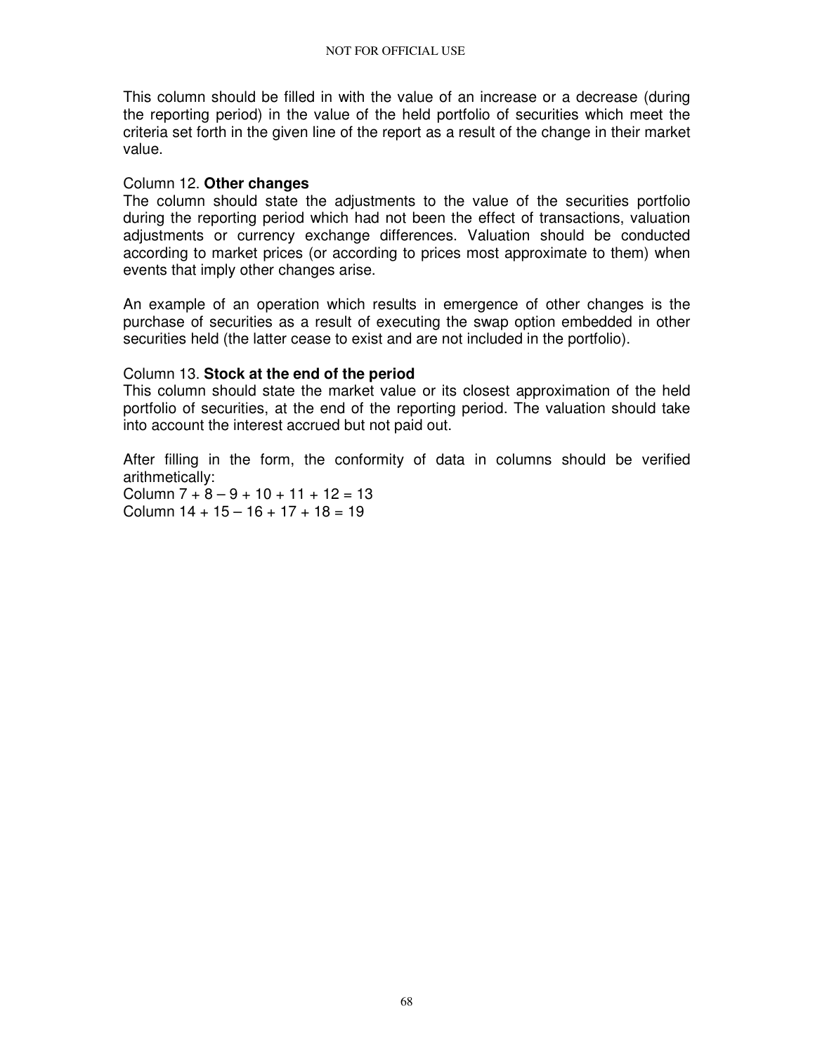This column should be filled in with the value of an increase or a decrease (during the reporting period) in the value of the held portfolio of securities which meet the criteria set forth in the given line of the report as a result of the change in their market value.

Column 12. **Other changes**
The column should state the adjustments to the value of the securities portfolio during the reporting period which had not been the effect of transactions, valuation adjustments or currency exchange differences. Valuation should be conducted according to market prices (or according to prices most approximate to them) when events that imply other changes arise.

An example of an operation which results in emergence of other changes is the purchase of securities as a result of executing the swap option embedded in other securities held (the latter cease to exist and are not included in the portfolio).

Column 13. **Stock at the end of the period**
This column should state the market value or its closest approximation of the held portfolio of securities, at the end of the reporting period. The valuation should take into account the interest accrued but not paid out.

After filling in the form, the conformity of data in columns should be verified arithmetically:
Column 7 + 8 – 9 + 10 + 11 + 12 = 13
Column 14 + 15 – 16 + 17 + 18 = 19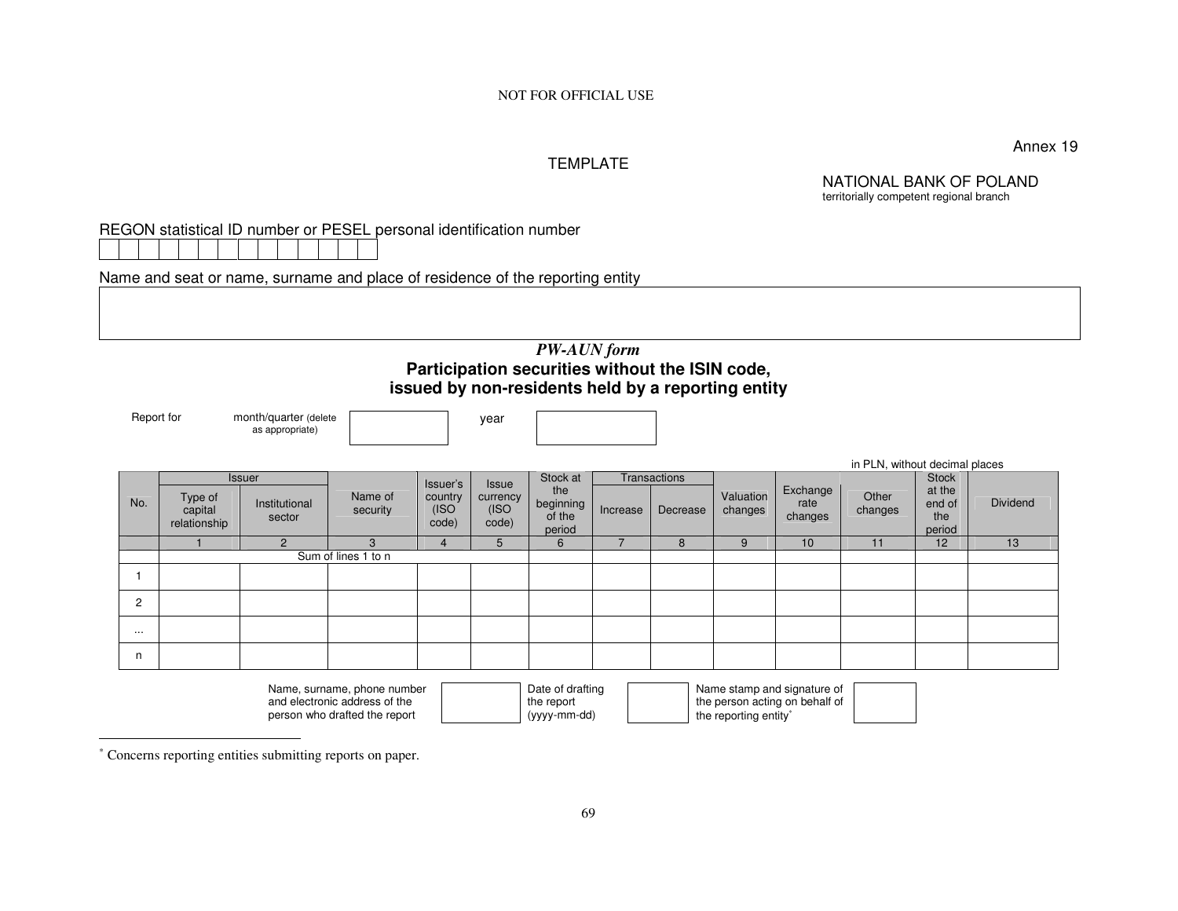NOT FOR OFFICIAL USE

Annex 19

TEMPLATE

NATIONAL BANK OF POLAND
territorially competent regional branch

REGON statistical ID number or PESEL personal identification number

| | | | | | | | | | | | | | |
|---|---|---|---|---|---|---|---|---|---|---|---|---|---|
| | | | | | | | | | | | | | |

Name and seat or name, surname and place of residence of the reporting entity

| |
|---|
| |

***PW-AUN form***

**Participation securities without the ISIN code, issued by non-residents held by a reporting entity**

Report for month/quarter (delete as appropriate) [ ] year [ ]

in PLN, without decimal places

| No. | Issuer | | Name of security | Issuer's country (ISO code) | Issue currency (ISO code) | Stock at the beginning of the period | Transactions | | Valuation changes | Exchange rate changes | Other changes | Stock at the end of the period | Dividend |
|---|---|---|---|---|---|---|---|---|---|---|---|---|---|
| | Type of capital relationship | Institutional sector | | | | | Increase | Decrease | | | | | |
| | 1 | 2 | 3 | 4 | 5 | 6 | 7 | 8 | 9 | 10 | 11 | 12 | 13 |
| | Sum of lines 1 to n | | | | | | | | | | | | |
| 1 | | | | | | | | | | | | | |
| 2 | | | | | | | | | | | | | |
| ... | | | | | | | | | | | | | |
| n | | | | | | | | | | | | | |

Name, surname, phone number and electronic address of the person who drafted the report [ ] Date of drafting the report (yyyy-mm-dd) [ ] Name stamp and signature of the person acting on behalf of the reporting entity* [ ]

---

* Concerns reporting entities submitting reports on paper.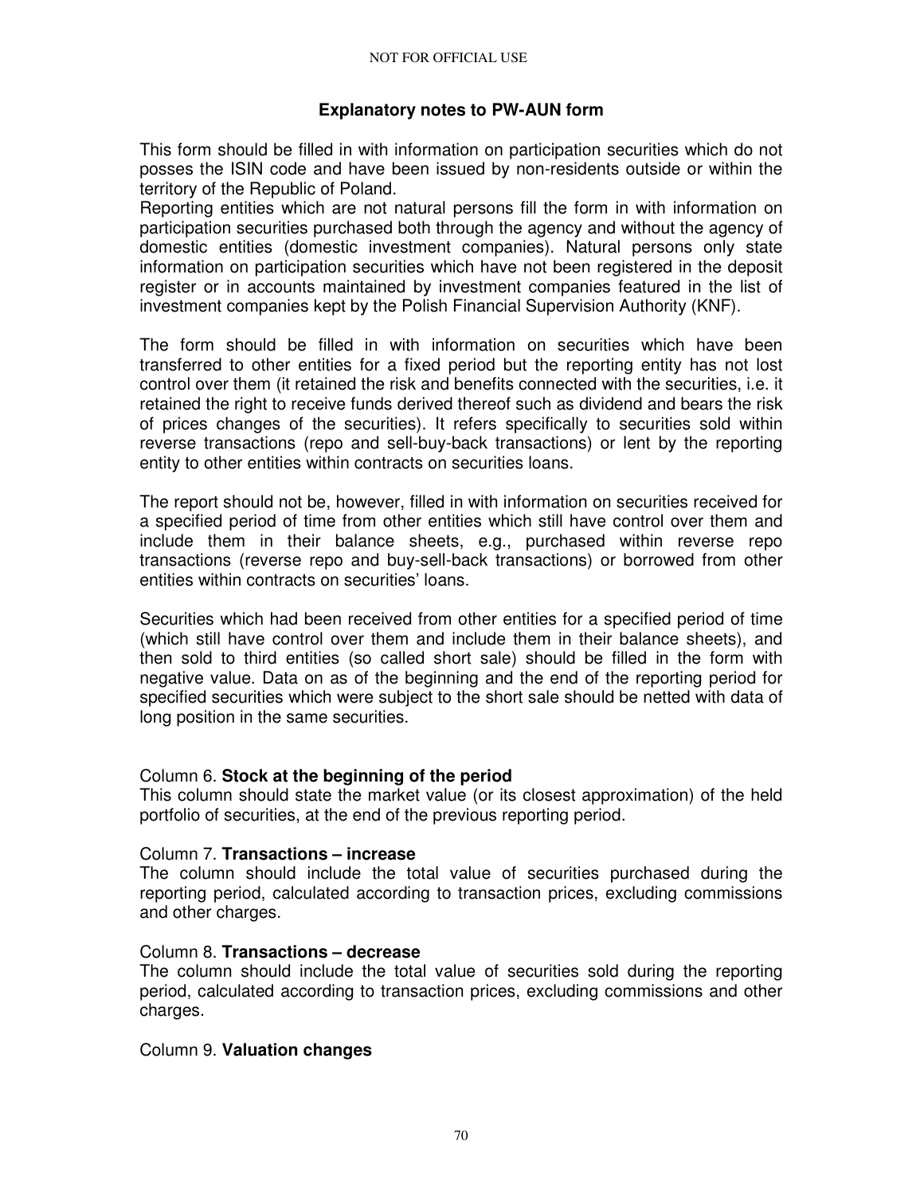## Explanatory notes to PW-AUN form

This form should be filled in with information on participation securities which do not posses the ISIN code and have been issued by non-residents outside or within the territory of the Republic of Poland.

Reporting entities which are not natural persons fill the form in with information on participation securities purchased both through the agency and without the agency of domestic entities (domestic investment companies). Natural persons only state information on participation securities which have not been registered in the deposit register or in accounts maintained by investment companies featured in the list of investment companies kept by the Polish Financial Supervision Authority (KNF).

The form should be filled in with information on securities which have been transferred to other entities for a fixed period but the reporting entity has not lost control over them (it retained the risk and benefits connected with the securities, i.e. it retained the right to receive funds derived thereof such as dividend and bears the risk of prices changes of the securities). It refers specifically to securities sold within reverse transactions (repo and sell-buy-back transactions) or lent by the reporting entity to other entities within contracts on securities loans.

The report should not be, however, filled in with information on securities received for a specified period of time from other entities which still have control over them and include them in their balance sheets, e.g., purchased within reverse repo transactions (reverse repo and buy-sell-back transactions) or borrowed from other entities within contracts on securities' loans.

Securities which had been received from other entities for a specified period of time (which still have control over them and include them in their balance sheets), and then sold to third entities (so called short sale) should be filled in the form with negative value. Data on as of the beginning and the end of the reporting period for specified securities which were subject to the short sale should be netted with data of long position in the same securities.

Column 6. **Stock at the beginning of the period**

This column should state the market value (or its closest approximation) of the held portfolio of securities, at the end of the previous reporting period.

Column 7. **Transactions – increase**

The column should include the total value of securities purchased during the reporting period, calculated according to transaction prices, excluding commissions and other charges.

Column 8. **Transactions – decrease**

The column should include the total value of securities sold during the reporting period, calculated according to transaction prices, excluding commissions and other charges.

Column 9. **Valuation changes**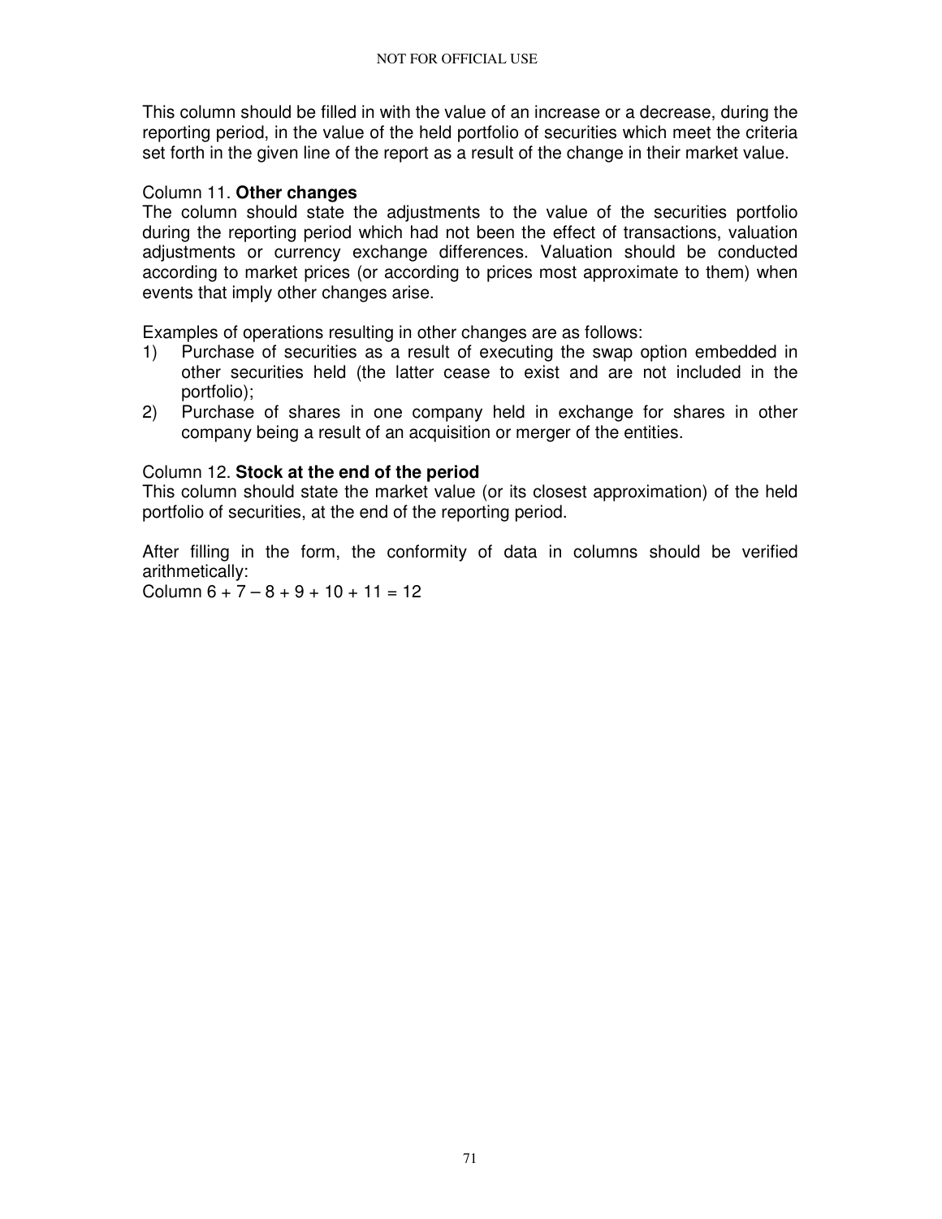This column should be filled in with the value of an increase or a decrease, during the reporting period, in the value of the held portfolio of securities which meet the criteria set forth in the given line of the report as a result of the change in their market value.

Column 11. **Other changes**

The column should state the adjustments to the value of the securities portfolio during the reporting period which had not been the effect of transactions, valuation adjustments or currency exchange differences. Valuation should be conducted according to market prices (or according to prices most approximate to them) when events that imply other changes arise.

Examples of operations resulting in other changes are as follows:

1) Purchase of securities as a result of executing the swap option embedded in other securities held (the latter cease to exist and are not included in the portfolio);
2) Purchase of shares in one company held in exchange for shares in other company being a result of an acquisition or merger of the entities.

Column 12. **Stock at the end of the period**

This column should state the market value (or its closest approximation) of the held portfolio of securities, at the end of the reporting period.

After filling in the form, the conformity of data in columns should be verified arithmetically:

Column 6 + 7 – 8 + 9 + 10 + 11 = 12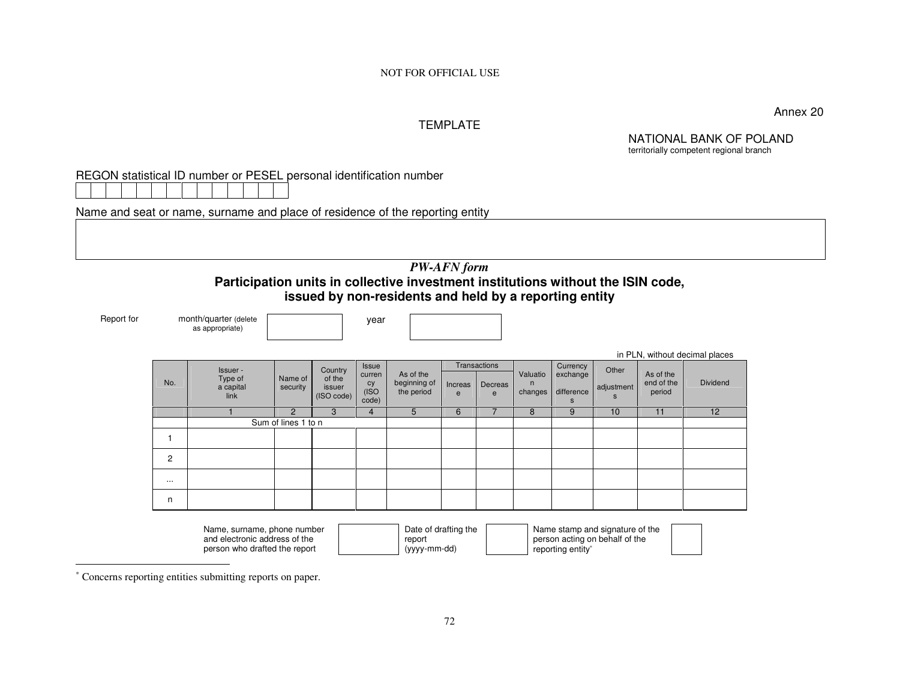NOT FOR OFFICIAL USE

Annex 20

TEMPLATE

NATIONAL BANK OF POLAND
territorially competent regional branch

REGON statistical ID number or PESEL personal identification number

| | | | | | | | | | | | | | |
|---|---|---|---|---|---|---|---|---|---|---|---|---|---|

Name and seat or name, surname and place of residence of the reporting entity

| |
|---|

## *PW-AFN form*

## Participation units in collective investment institutions without the ISIN code, issued by non-residents and held by a reporting entity

Report for month/quarter (delete as appropriate) ______ year ______

in PLN, without decimal places

| No. | Issuer - Type of a capital link | Name of security | Country of the issuer (ISO code) | Issue currency (ISO code) | As of the beginning of the period | Transactions | | Valuation changes | Currency exchange differences | Other adjustments | As of the end of the period | Dividend |
|---|---|---|---|---|---|---|---|---|---|---|---|---|
| | | | | | | Increase | Decrease | | | | | |
| | 1 | 2 | 3 | 4 | 5 | 6 | 7 | 8 | 9 | 10 | 11 | 12 |
| | Sum of lines 1 to n | | | | | | | | | | | |
| 1 | | | | | | | | | | | | |
| 2 | | | | | | | | | | | | |
| ... | | | | | | | | | | | | |
| n | | | | | | | | | | | | |

Name, surname, phone number and electronic address of the person who drafted the report ______ Date of drafting the report (yyyy-mm-dd) ______ Name stamp and signature of the person acting on behalf of the reporting entity* ______

---

* Concerns reporting entities submitting reports on paper.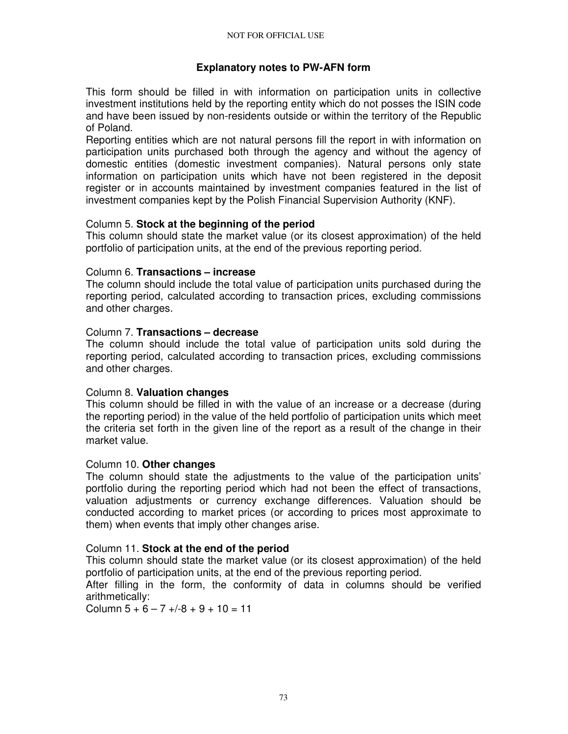## Explanatory notes to PW-AFN form

This form should be filled in with information on participation units in collective investment institutions held by the reporting entity which do not posses the ISIN code and have been issued by non-residents outside or within the territory of the Republic of Poland.

Reporting entities which are not natural persons fill the report in with information on participation units purchased both through the agency and without the agency of domestic entities (domestic investment companies). Natural persons only state information on participation units which have not been registered in the deposit register or in accounts maintained by investment companies featured in the list of investment companies kept by the Polish Financial Supervision Authority (KNF).

Column 5. **Stock at the beginning of the period**

This column should state the market value (or its closest approximation) of the held portfolio of participation units, at the end of the previous reporting period.

Column 6. **Transactions – increase**

The column should include the total value of participation units purchased during the reporting period, calculated according to transaction prices, excluding commissions and other charges.

Column 7. **Transactions – decrease**

The column should include the total value of participation units sold during the reporting period, calculated according to transaction prices, excluding commissions and other charges.

Column 8. **Valuation changes**

This column should be filled in with the value of an increase or a decrease (during the reporting period) in the value of the held portfolio of participation units which meet the criteria set forth in the given line of the report as a result of the change in their market value.

Column 10. **Other changes**

The column should state the adjustments to the value of the participation units' portfolio during the reporting period which had not been the effect of transactions, valuation adjustments or currency exchange differences. Valuation should be conducted according to market prices (or according to prices most approximate to them) when events that imply other changes arise.

Column 11. **Stock at the end of the period**

This column should state the market value (or its closest approximation) of the held portfolio of participation units, at the end of the previous reporting period.

After filling in the form, the conformity of data in columns should be verified arithmetically:

Column 5 + 6 – 7 +/-8 + 9 + 10 = 11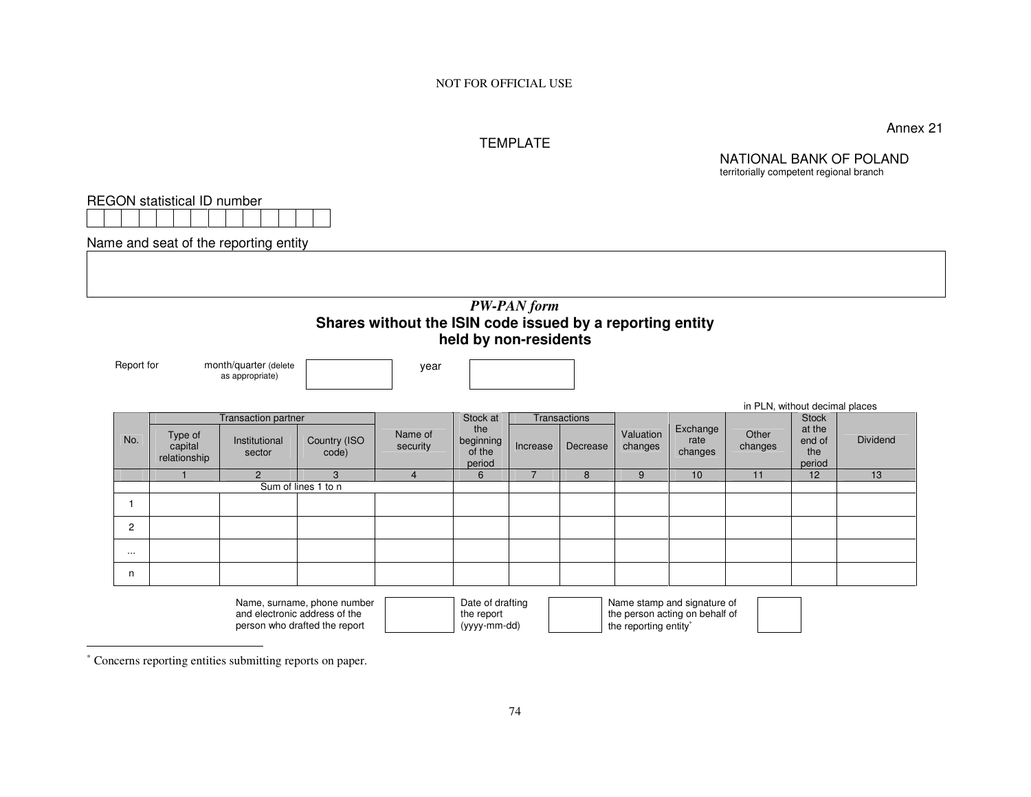NOT FOR OFFICIAL USE

Annex 21

TEMPLATE

NATIONAL BANK OF POLAND
territorially competent regional branch

REGON statistical ID number

| | | | | | | | | | | | | | |
|---|---|---|---|---|---|---|---|---|---|---|---|---|---|
| | | | | | | | | | | | | | |

Name and seat of the reporting entity

| |
|---|
| |

### *PW-PAN form*

## Shares without the ISIN code issued by a reporting entity held by non-residents

Report for month/quarter (delete as appropriate) [ ] year [ ]

in PLN, without decimal places

| No. | Transaction partner | | | Name of security | Stock at the beginning of the period | Transactions | | Valuation changes | Exchange rate changes | Other changes | Stock at the end of the period | Dividend |
|---|---|---|---|---|---|---|---|---|---|---|---|---|
| | Type of capital relationship | Institutional sector | Country (ISO code) | | | Increase | Decrease | | | | | |
| | 1 | 2 | 3 | 4 | 6 | 7 | 8 | 9 | 10 | 11 | 12 | 13 |
| | Sum of lines 1 to n | | | | | | | | | | | |
| 1 | | | | | | | | | | | | |
| 2 | | | | | | | | | | | | |
| ... | | | | | | | | | | | | |
| n | | | | | | | | | | | | |

| Name, surname, phone number and electronic address of the person who drafted the report | | Date of drafting the report (yyyy-mm-dd) | | Name stamp and signature of the person acting on behalf of the reporting entity* | |
|---|---|---|---|---|---|

* Concerns reporting entities submitting reports on paper.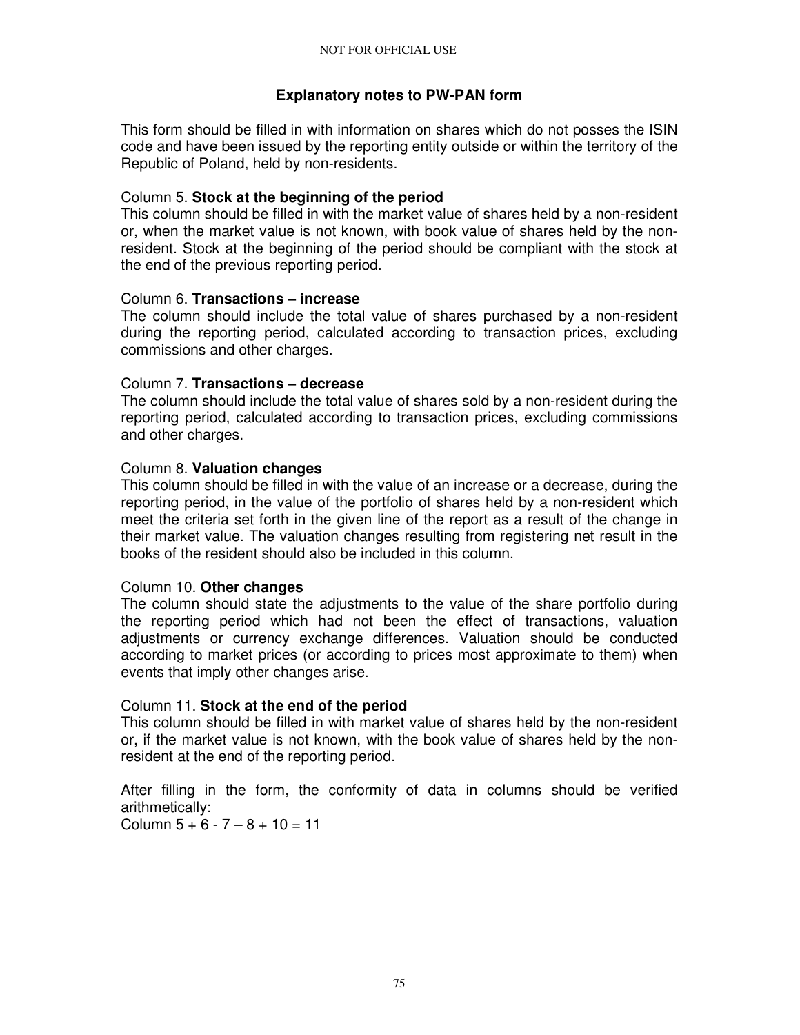## Explanatory notes to PW-PAN form

This form should be filled in with information on shares which do not posses the ISIN code and have been issued by the reporting entity outside or within the territory of the Republic of Poland, held by non-residents.

Column 5. **Stock at the beginning of the period**
This column should be filled in with the market value of shares held by a non-resident or, when the market value is not known, with book value of shares held by the non-resident. Stock at the beginning of the period should be compliant with the stock at the end of the previous reporting period.

Column 6. **Transactions – increase**
The column should include the total value of shares purchased by a non-resident during the reporting period, calculated according to transaction prices, excluding commissions and other charges.

Column 7. **Transactions – decrease**
The column should include the total value of shares sold by a non-resident during the reporting period, calculated according to transaction prices, excluding commissions and other charges.

Column 8. **Valuation changes**
This column should be filled in with the value of an increase or a decrease, during the reporting period, in the value of the portfolio of shares held by a non-resident which meet the criteria set forth in the given line of the report as a result of the change in their market value. The valuation changes resulting from registering net result in the books of the resident should also be included in this column.

Column 10. **Other changes**
The column should state the adjustments to the value of the share portfolio during the reporting period which had not been the effect of transactions, valuation adjustments or currency exchange differences. Valuation should be conducted according to market prices (or according to prices most approximate to them) when events that imply other changes arise.

Column 11. **Stock at the end of the period**
This column should be filled in with market value of shares held by the non-resident or, if the market value is not known, with the book value of shares held by the non-resident at the end of the reporting period.

After filling in the form, the conformity of data in columns should be verified arithmetically:
Column 5 + 6 - 7 – 8 + 10 = 11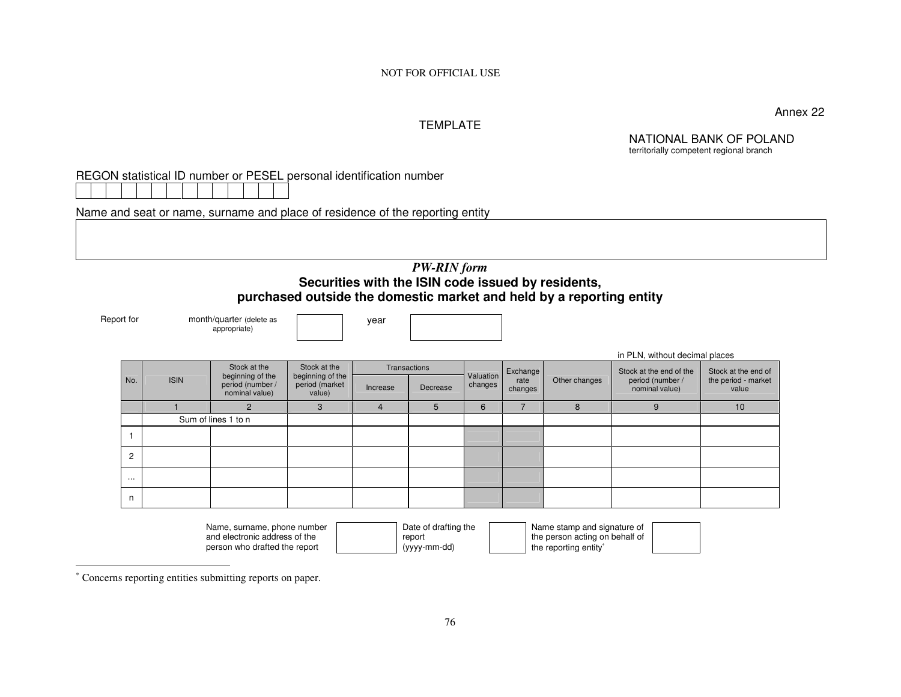NOT FOR OFFICIAL USE

Annex 22

TEMPLATE

NATIONAL BANK OF POLAND
territorially competent regional branch

REGON statistical ID number or PESEL personal identification number

| | | | | | | | | | | | | | |
|---|---|---|---|---|---|---|---|---|---|---|---|---|---|
| | | | | | | | | | | | | | |

Name and seat or name, surname and place of residence of the reporting entity

| |
|---|
| |

*PW-RIN form*

**Securities with the ISIN code issued by residents, purchased outside the domestic market and held by a reporting entity**

Report for month/quarter (delete as appropriate) [ ] year [ ]

in PLN, without decimal places

| No. | ISIN | Stock at the beginning of the period (number / nominal value) | Stock at the beginning of the period (market value) | Transactions | | Valuation changes | Exchange rate changes | Other changes | Stock at the end of the period (number / nominal value) | Stock at the end of the period - market value |
|---|---|---|---|---|---|---|---|---|---|---|
| | | | | Increase | Decrease | | | | | |
| | 1 | 2 | 3 | 4 | 5 | 6 | 7 | 8 | 9 | 10 |
| | Sum of lines 1 to n | | | | | | | | | |
| 1 | | | | | | | | | | |
| 2 | | | | | | | | | | |
| ... | | | | | | | | | | |
| n | | | | | | | | | | |

Name, surname, phone number and electronic address of the person who drafted the report [ ] Date of drafting the report (yyyy-mm-dd) [ ] Name stamp and signature of the person acting on behalf of the reporting entity* [ ]

---

* Concerns reporting entities submitting reports on paper.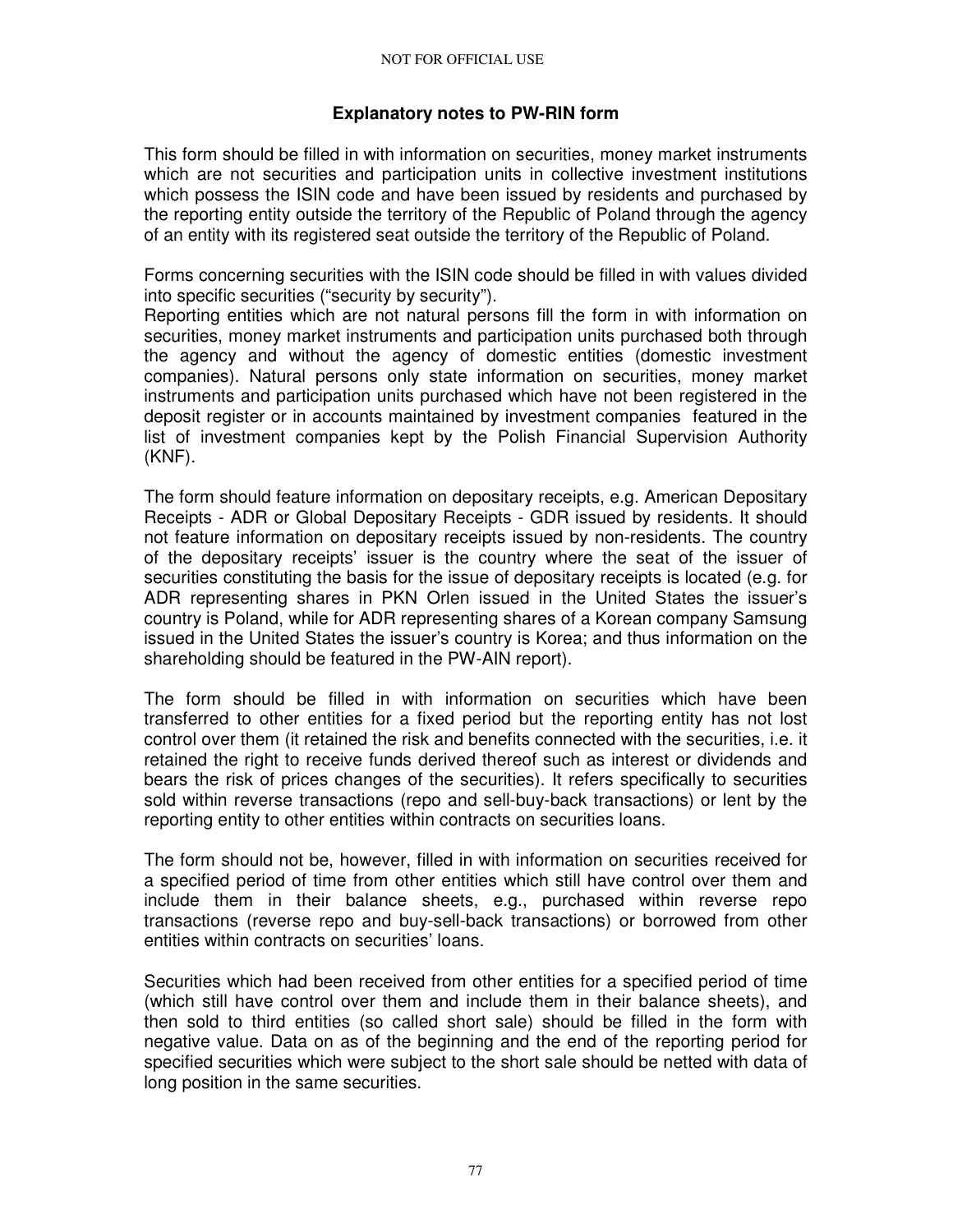## Explanatory notes to PW-RIN form

This form should be filled in with information on securities, money market instruments which are not securities and participation units in collective investment institutions which possess the ISIN code and have been issued by residents and purchased by the reporting entity outside the territory of the Republic of Poland through the agency of an entity with its registered seat outside the territory of the Republic of Poland.

Forms concerning securities with the ISIN code should be filled in with values divided into specific securities ("security by security").
Reporting entities which are not natural persons fill the form in with information on securities, money market instruments and participation units purchased both through the agency and without the agency of domestic entities (domestic investment companies). Natural persons only state information on securities, money market instruments and participation units purchased which have not been registered in the deposit register or in accounts maintained by investment companies featured in the list of investment companies kept by the Polish Financial Supervision Authority (KNF).

The form should feature information on depositary receipts, e.g. American Depositary Receipts - ADR or Global Depositary Receipts - GDR issued by residents. It should not feature information on depositary receipts issued by non-residents. The country of the depositary receipts' issuer is the country where the seat of the issuer of securities constituting the basis for the issue of depositary receipts is located (e.g. for ADR representing shares in PKN Orlen issued in the United States the issuer's country is Poland, while for ADR representing shares of a Korean company Samsung issued in the United States the issuer's country is Korea; and thus information on the shareholding should be featured in the PW-AIN report).

The form should be filled in with information on securities which have been transferred to other entities for a fixed period but the reporting entity has not lost control over them (it retained the risk and benefits connected with the securities, i.e. it retained the right to receive funds derived thereof such as interest or dividends and bears the risk of prices changes of the securities). It refers specifically to securities sold within reverse transactions (repo and sell-buy-back transactions) or lent by the reporting entity to other entities within contracts on securities loans.

The form should not be, however, filled in with information on securities received for a specified period of time from other entities which still have control over them and include them in their balance sheets, e.g., purchased within reverse repo transactions (reverse repo and buy-sell-back transactions) or borrowed from other entities within contracts on securities' loans.

Securities which had been received from other entities for a specified period of time (which still have control over them and include them in their balance sheets), and then sold to third entities (so called short sale) should be filled in the form with negative value. Data on as of the beginning and the end of the reporting period for specified securities which were subject to the short sale should be netted with data of long position in the same securities.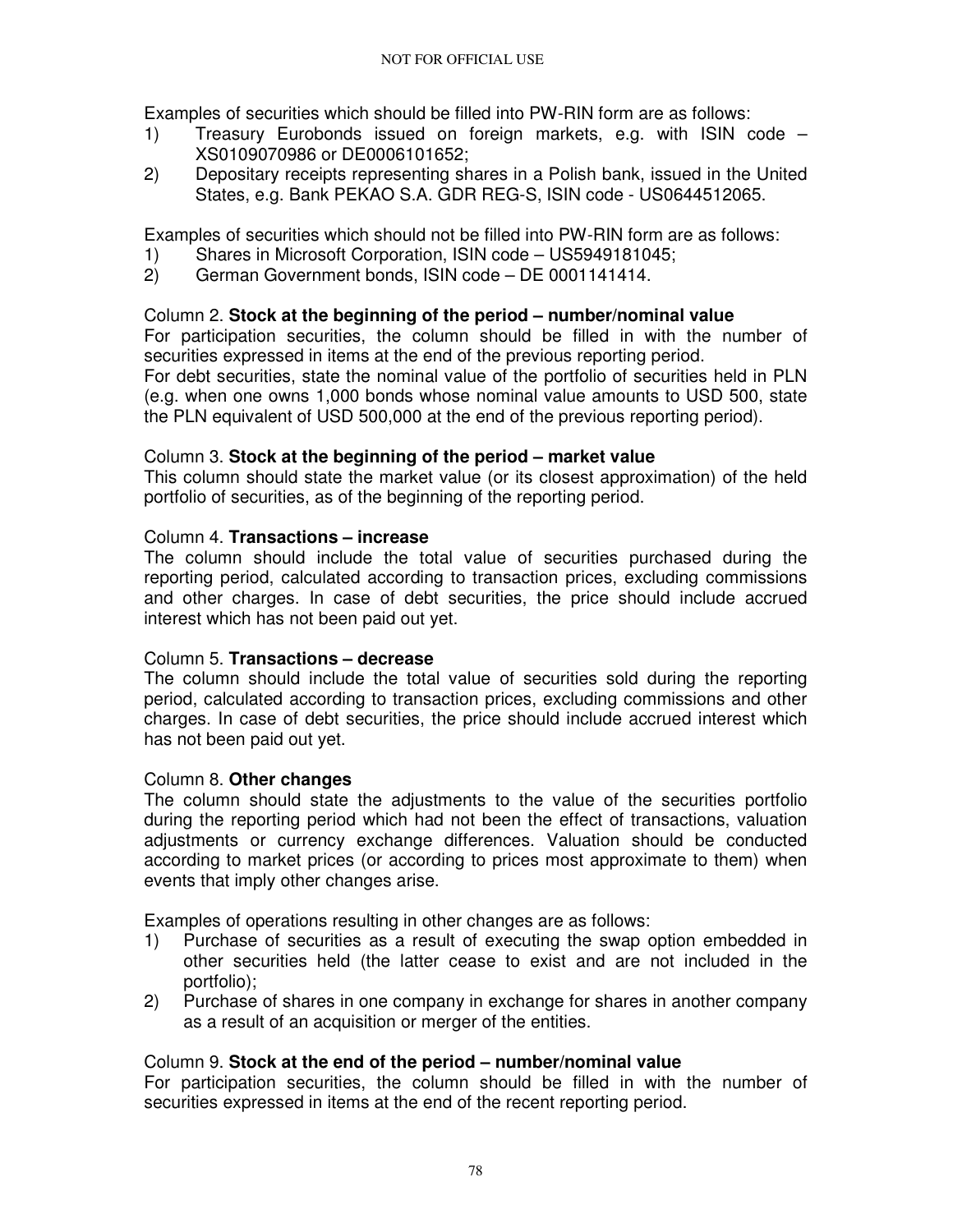Examples of securities which should be filled into PW-RIN form are as follows:

1) Treasury Eurobonds issued on foreign markets, e.g. with ISIN code – XS0109070986 or DE0006101652;
2) Depositary receipts representing shares in a Polish bank, issued in the United States, e.g. Bank PEKAO S.A. GDR REG-S, ISIN code - US0644512065.

Examples of securities which should not be filled into PW-RIN form are as follows:

1) Shares in Microsoft Corporation, ISIN code – US5949181045;
2) German Government bonds, ISIN code – DE 0001141414.

Column 2. **Stock at the beginning of the period – number/nominal value**

For participation securities, the column should be filled in with the number of securities expressed in items at the end of the previous reporting period.

For debt securities, state the nominal value of the portfolio of securities held in PLN (e.g. when one owns 1,000 bonds whose nominal value amounts to USD 500, state the PLN equivalent of USD 500,000 at the end of the previous reporting period).

Column 3. **Stock at the beginning of the period – market value**

This column should state the market value (or its closest approximation) of the held portfolio of securities, as of the beginning of the reporting period.

Column 4. **Transactions – increase**

The column should include the total value of securities purchased during the reporting period, calculated according to transaction prices, excluding commissions and other charges. In case of debt securities, the price should include accrued interest which has not been paid out yet.

Column 5. **Transactions – decrease**

The column should include the total value of securities sold during the reporting period, calculated according to transaction prices, excluding commissions and other charges. In case of debt securities, the price should include accrued interest which has not been paid out yet.

Column 8. **Other changes**

The column should state the adjustments to the value of the securities portfolio during the reporting period which had not been the effect of transactions, valuation adjustments or currency exchange differences. Valuation should be conducted according to market prices (or according to prices most approximate to them) when events that imply other changes arise.

Examples of operations resulting in other changes are as follows:

1) Purchase of securities as a result of executing the swap option embedded in other securities held (the latter cease to exist and are not included in the portfolio);
2) Purchase of shares in one company in exchange for shares in another company as a result of an acquisition or merger of the entities.

Column 9. **Stock at the end of the period – number/nominal value**

For participation securities, the column should be filled in with the number of securities expressed in items at the end of the recent reporting period.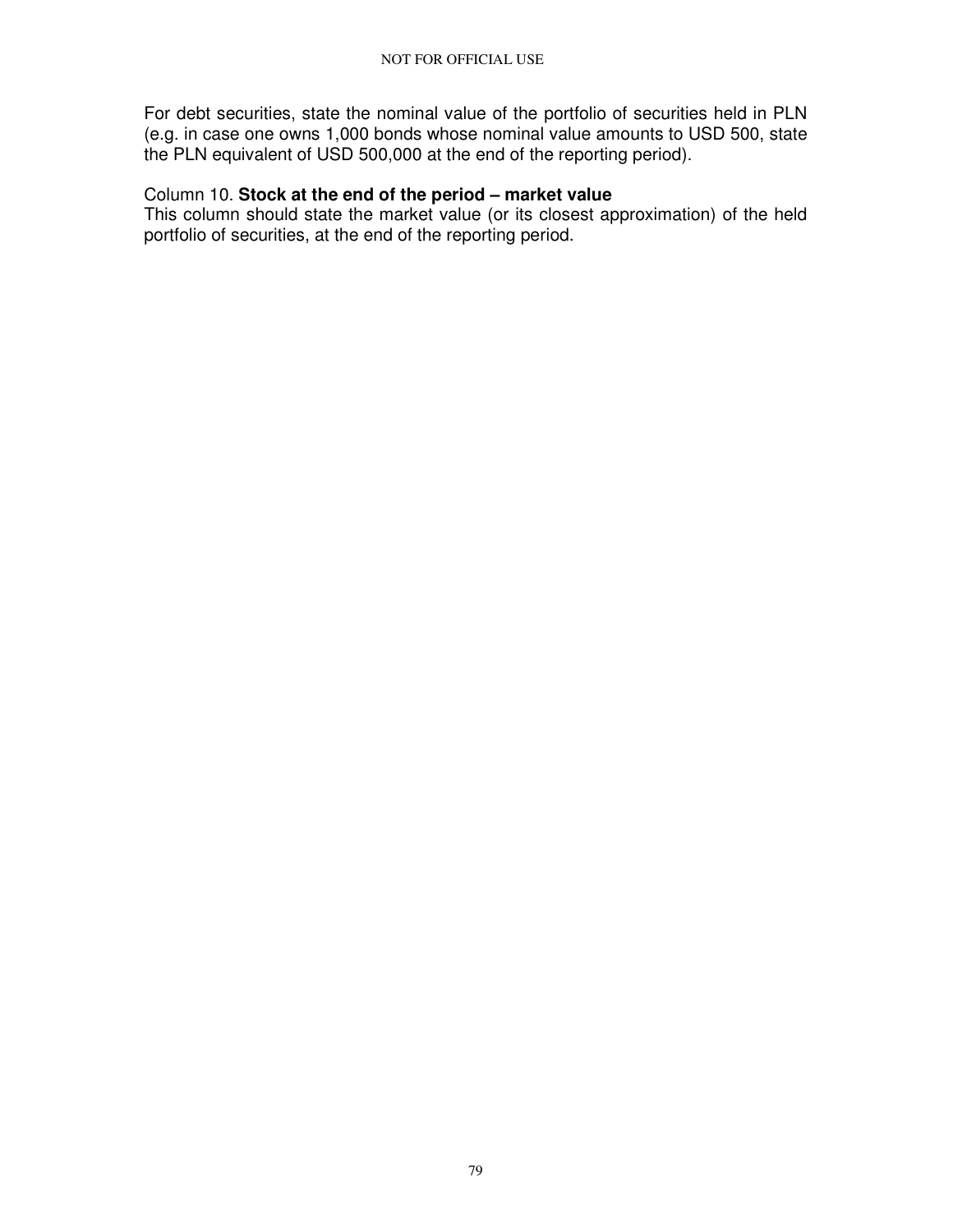For debt securities, state the nominal value of the portfolio of securities held in PLN (e.g. in case one owns 1,000 bonds whose nominal value amounts to USD 500, state the PLN equivalent of USD 500,000 at the end of the reporting period).

Column 10. **Stock at the end of the period – market value**

This column should state the market value (or its closest approximation) of the held portfolio of securities, at the end of the reporting period.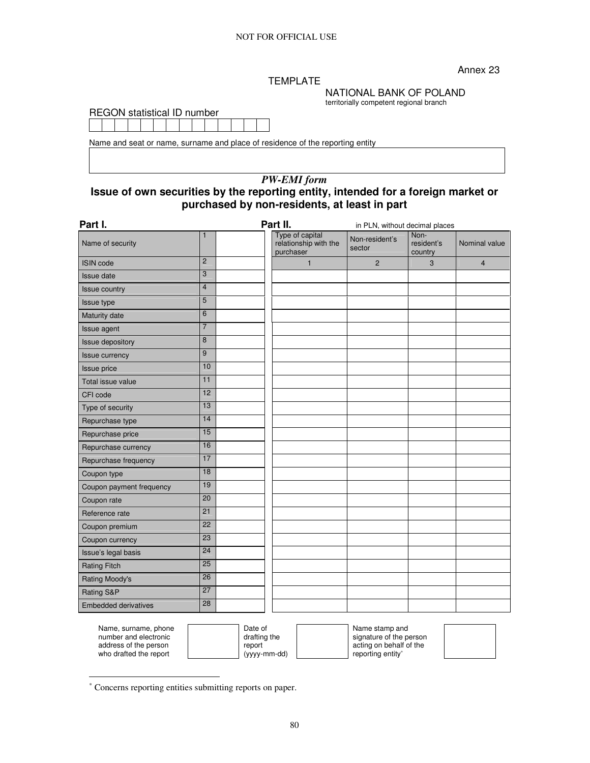NOT FOR OFFICIAL USE

Annex 23

TEMPLATE

NATIONAL BANK OF POLAND
territorially competent regional branch

REGON statistical ID number

| | | | | | | | | | | | | | |
|---|---|---|---|---|---|---|---|---|---|---|---|---|---|
| | | | | | | | | | | | | | |

Name and seat or name, surname and place of residence of the reporting entity

| |
|---|
| |

*PW-EMI form*

**Issue of own securities by the reporting entity, intended for a foreign market or purchased by non-residents, at least in part**

**Part I.**

| Name of security | 1 | |
|---|---|---|
| ISIN code | 2 | |
| Issue date | 3 | |
| Issue country | 4 | |
| Issue type | 5 | |
| Maturity date | 6 | |
| Issue agent | 7 | |
| Issue depository | 8 | |
| Issue currency | 9 | |
| Issue price | 10 | |
| Total issue value | 11 | |
| CFI code | 12 | |
| Type of security | 13 | |
| Repurchase type | 14 | |
| Repurchase price | 15 | |
| Repurchase currency | 16 | |
| Repurchase frequency | 17 | |
| Coupon type | 18 | |
| Coupon payment frequency | 19 | |
| Coupon rate | 20 | |
| Reference rate | 21 | |
| Coupon premium | 22 | |
| Coupon currency | 23 | |
| Issue's legal basis | 24 | |
| Rating Fitch | 25 | |
| Rating Moody's | 26 | |
| Rating S&P | 27 | |
| Embedded derivatives | 28 | |

**Part II.** in PLN, without decimal places

| Type of capital relationship with the purchaser | Non-resident's sector | Non-resident's country | Nominal value |
|---|---|---|---|
| 1 | 2 | 3 | 4 |
| | | | |
| | | | |
| | | | |
| | | | |
| | | | |
| | | | |
| | | | |
| | | | |
| | | | |
| | | | |
| | | | |
| | | | |
| | | | |
| | | | |
| | | | |
| | | | |
| | | | |
| | | | |
| | | | |
| | | | |
| | | | |
| | | | |
| | | | |
| | | | |
| | | | |
| | | | |
| | | | |

| Name, surname, phone number and electronic address of the person who drafted the report | | Date of drafting the report (yyyy-mm-dd) | | Name stamp and signature of the person acting on behalf of the reporting entity* | |
|---|---|---|---|---|---|

\* Concerns reporting entities submitting reports on paper.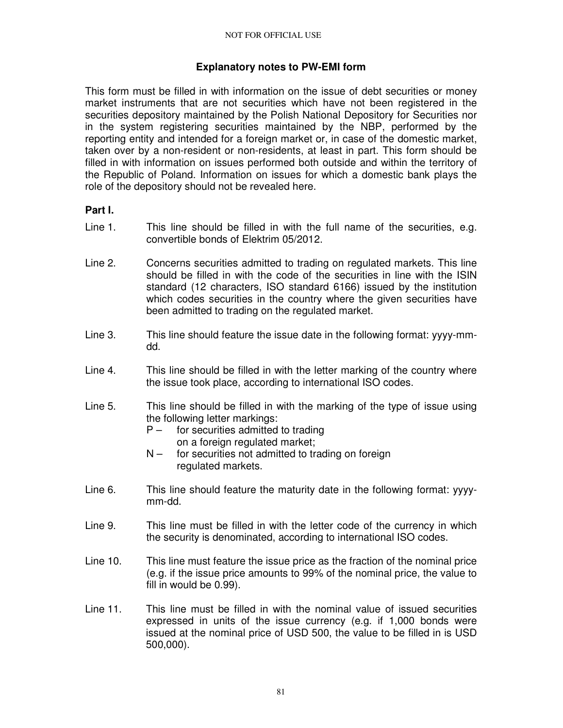### Explanatory notes to PW-EMI form

This form must be filled in with information on the issue of debt securities or money market instruments that are not securities which have not been registered in the securities depository maintained by the Polish National Depository for Securities nor in the system registering securities maintained by the NBP, performed by the reporting entity and intended for a foreign market or, in case of the domestic market, taken over by a non-resident or non-residents, at least in part. This form should be filled in with information on issues performed both outside and within the territory of the Republic of Poland. Information on issues for which a domestic bank plays the role of the depository should not be revealed here.

**Part I.**

Line 1. This line should be filled in with the full name of the securities, e.g. convertible bonds of Elektrim 05/2012.

Line 2. Concerns securities admitted to trading on regulated markets. This line should be filled in with the code of the securities in line with the ISIN standard (12 characters, ISO standard 6166) issued by the institution which codes securities in the country where the given securities have been admitted to trading on the regulated market.

Line 3. This line should feature the issue date in the following format: yyyy-mm-dd.

Line 4. This line should be filled in with the letter marking of the country where the issue took place, according to international ISO codes.

Line 5. This line should be filled in with the marking of the type of issue using the following letter markings:
- P – for securities admitted to trading on a foreign regulated market;
- N – for securities not admitted to trading on foreign regulated markets.

Line 6. This line should feature the maturity date in the following format: yyyy-mm-dd.

Line 9. This line must be filled in with the letter code of the currency in which the security is denominated, according to international ISO codes.

Line 10. This line must feature the issue price as the fraction of the nominal price (e.g. if the issue price amounts to 99% of the nominal price, the value to fill in would be 0.99).

Line 11. This line must be filled in with the nominal value of issued securities expressed in units of the issue currency (e.g. if 1,000 bonds were issued at the nominal price of USD 500, the value to be filled in is USD 500,000).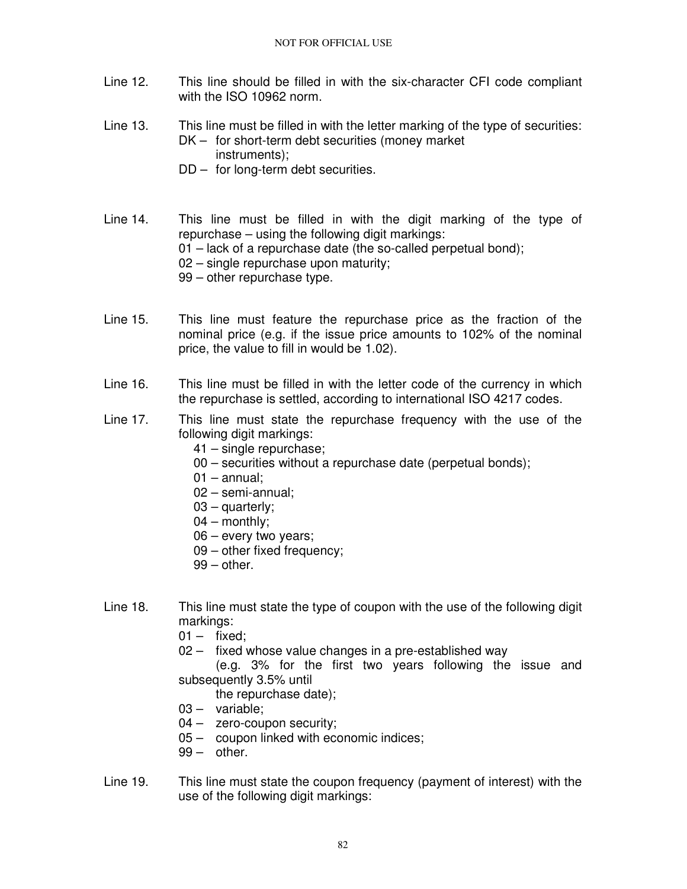Line 12. This line should be filled in with the six-character CFI code compliant with the ISO 10962 norm.

Line 13. This line must be filled in with the letter marking of the type of securities:

- DK – for short-term debt securities (money market instruments);
- DD – for long-term debt securities.

Line 14. This line must be filled in with the digit marking of the type of repurchase – using the following digit markings:

- 01 – lack of a repurchase date (the so-called perpetual bond);
- 02 – single repurchase upon maturity;
- 99 – other repurchase type.

Line 15. This line must feature the repurchase price as the fraction of the nominal price (e.g. if the issue price amounts to 102% of the nominal price, the value to fill in would be 1.02).

Line 16. This line must be filled in with the letter code of the currency in which the repurchase is settled, according to international ISO 4217 codes.

Line 17. This line must state the repurchase frequency with the use of the following digit markings:

- 41 – single repurchase;
- 00 – securities without a repurchase date (perpetual bonds);
- 01 – annual;
- 02 – semi-annual;
- 03 – quarterly;
- 04 – monthly;
- 06 – every two years;
- 09 – other fixed frequency;
- 99 – other.

Line 18. This line must state the type of coupon with the use of the following digit markings:

- 01 – fixed;
- 02 – fixed whose value changes in a pre-established way (e.g. 3% for the first two years following the issue and subsequently 3.5% until the repurchase date);
- 03 – variable;
- 04 – zero-coupon security;
- 05 – coupon linked with economic indices;
- 99 – other.

Line 19. This line must state the coupon frequency (payment of interest) with the use of the following digit markings: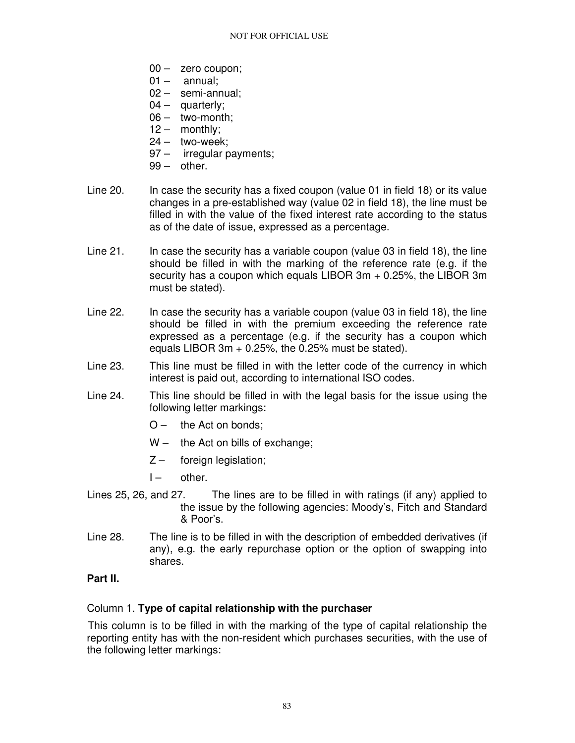- 00 – zero coupon;
- 01 – annual;
- 02 – semi-annual;
- 04 – quarterly;
- 06 – two-month;
- 12 – monthly;
- 24 – two-week;
- 97 – irregular payments;
- 99 – other.

Line 20. In case the security has a fixed coupon (value 01 in field 18) or its value changes in a pre-established way (value 02 in field 18), the line must be filled in with the value of the fixed interest rate according to the status as of the date of issue, expressed as a percentage.

Line 21. In case the security has a variable coupon (value 03 in field 18), the line should be filled in with the marking of the reference rate (e.g. if the security has a coupon which equals LIBOR 3m + 0.25%, the LIBOR 3m must be stated).

Line 22. In case the security has a variable coupon (value 03 in field 18), the line should be filled in with the premium exceeding the reference rate expressed as a percentage (e.g. if the security has a coupon which equals LIBOR 3m + 0.25%, the 0.25% must be stated).

Line 23. This line must be filled in with the letter code of the currency in which interest is paid out, according to international ISO codes.

Line 24. This line should be filled in with the legal basis for the issue using the following letter markings:

- O – the Act on bonds;
- W – the Act on bills of exchange;
- Z – foreign legislation;
- I – other.

Lines 25, 26, and 27. The lines are to be filled in with ratings (if any) applied to the issue by the following agencies: Moody's, Fitch and Standard & Poor's.

Line 28. The line is to be filled in with the description of embedded derivatives (if any), e.g. the early repurchase option or the option of swapping into shares.

**Part II.**

Column 1. **Type of capital relationship with the purchaser**

This column is to be filled in with the marking of the type of capital relationship the reporting entity has with the non-resident which purchases securities, with the use of the following letter markings: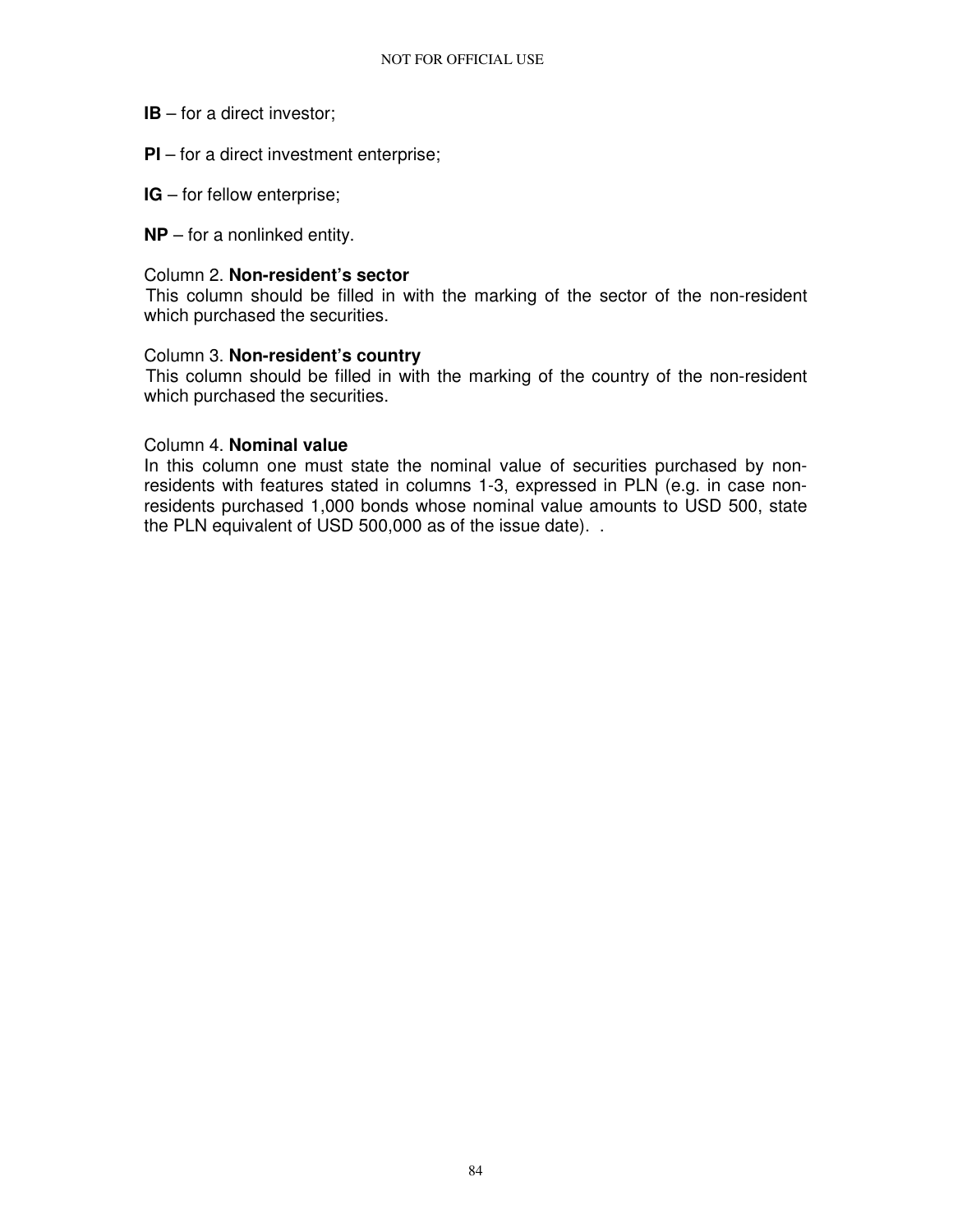**IB** – for a direct investor;

**PI** – for a direct investment enterprise;

**IG** – for fellow enterprise;

**NP** – for a nonlinked entity.

Column 2. **Non-resident's sector**
This column should be filled in with the marking of the sector of the non-resident which purchased the securities.

Column 3. **Non-resident's country**
This column should be filled in with the marking of the country of the non-resident which purchased the securities.

Column 4. **Nominal value**
In this column one must state the nominal value of securities purchased by non-residents with features stated in columns 1-3, expressed in PLN (e.g. in case non-residents purchased 1,000 bonds whose nominal value amounts to USD 500, state the PLN equivalent of USD 500,000 as of the issue date). .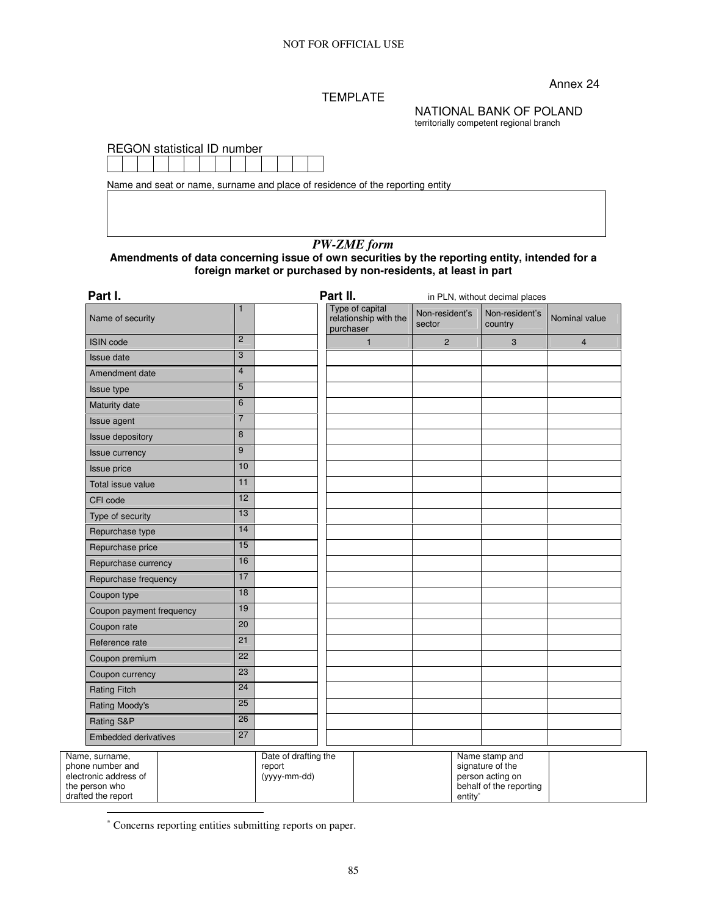NOT FOR OFFICIAL USE

Annex 24

TEMPLATE

NATIONAL BANK OF POLAND
territorially competent regional branch

REGON statistical ID number

| | | | | | | | | | | | | | |
|---|---|---|---|---|---|---|---|---|---|---|---|---|---|
| | | | | | | | | | | | | | |

Name and seat or name, surname and place of residence of the reporting entity

| |
|---|
| |

## *PW-ZME form*

**Amendments of data concerning issue of own securities by the reporting entity, intended for a foreign market or purchased by non-residents, at least in part**

**Part I.**

| Name of security | 1 | |
|---|---|---|
| ISIN code | 2 | |
| Issue date | 3 | |
| Amendment date | 4 | |
| Issue type | 5 | |
| Maturity date | 6 | |
| Issue agent | 7 | |
| Issue depository | 8 | |
| Issue currency | 9 | |
| Issue price | 10 | |
| Total issue value | 11 | |
| CFI code | 12 | |
| Type of security | 13 | |
| Repurchase type | 14 | |
| Repurchase price | 15 | |
| Repurchase currency | 16 | |
| Repurchase frequency | 17 | |
| Coupon type | 18 | |
| Coupon payment frequency | 19 | |
| Coupon rate | 20 | |
| Reference rate | 21 | |
| Coupon premium | 22 | |
| Coupon currency | 23 | |
| Rating Fitch | 24 | |
| Rating Moody's | 25 | |
| Rating S&P | 26 | |
| Embedded derivatives | 27 | |

**Part II.** in PLN, without decimal places

| Type of capital relationship with the purchaser | Non-resident's sector | Non-resident's country | Nominal value |
|---|---|---|---|
| 1 | 2 | 3 | 4 |
| | | | |
| | | | |
| | | | |
| | | | |
| | | | |
| | | | |
| | | | |
| | | | |
| | | | |
| | | | |
| | | | |
| | | | |
| | | | |
| | | | |
| | | | |
| | | | |
| | | | |
| | | | |
| | | | |
| | | | |
| | | | |
| | | | |
| | | | |
| | | | |
| | | | |

| Name, surname, phone number and electronic address of the person who drafted the report | | Date of drafting the report (yyyy-mm-dd) | | Name stamp and signature of the person acting on behalf of the reporting entity* | |
|---|---|---|---|---|---|

* Concerns reporting entities submitting reports on paper.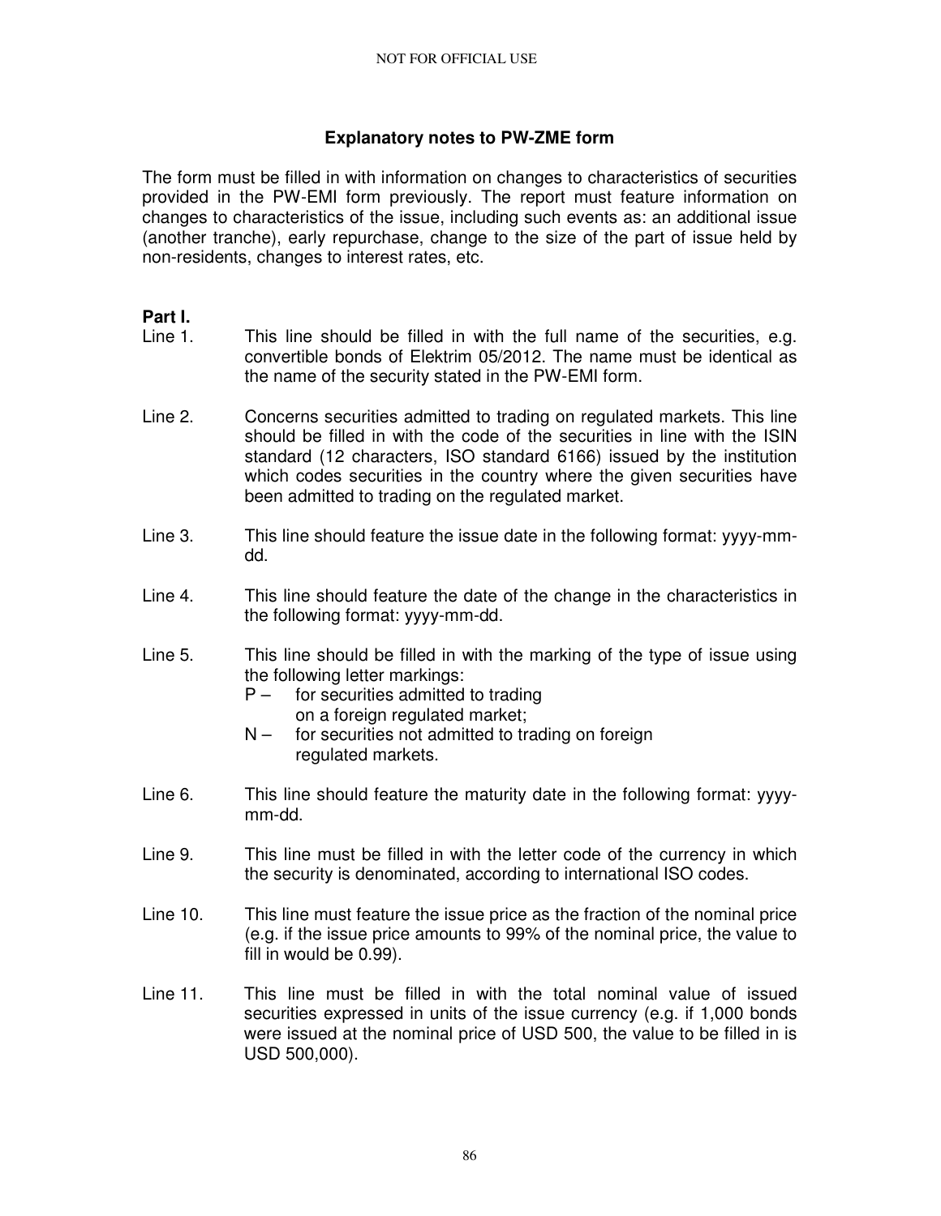## Explanatory notes to PW-ZME form

The form must be filled in with information on changes to characteristics of securities provided in the PW-EMI form previously. The report must feature information on changes to characteristics of the issue, including such events as: an additional issue (another tranche), early repurchase, change to the size of the part of issue held by non-residents, changes to interest rates, etc.

**Part I.**

Line 1. This line should be filled in with the full name of the securities, e.g. convertible bonds of Elektrim 05/2012. The name must be identical as the name of the security stated in the PW-EMI form.

Line 2. Concerns securities admitted to trading on regulated markets. This line should be filled in with the code of the securities in line with the ISIN standard (12 characters, ISO standard 6166) issued by the institution which codes securities in the country where the given securities have been admitted to trading on the regulated market.

Line 3. This line should feature the issue date in the following format: yyyy-mm-dd.

Line 4. This line should feature the date of the change in the characteristics in the following format: yyyy-mm-dd.

Line 5. This line should be filled in with the marking of the type of issue using the following letter markings:
- P – for securities admitted to trading on a foreign regulated market;
- N – for securities not admitted to trading on foreign regulated markets.

Line 6. This line should feature the maturity date in the following format: yyyy-mm-dd.

Line 9. This line must be filled in with the letter code of the currency in which the security is denominated, according to international ISO codes.

Line 10. This line must feature the issue price as the fraction of the nominal price (e.g. if the issue price amounts to 99% of the nominal price, the value to fill in would be 0.99).

Line 11. This line must be filled in with the total nominal value of issued securities expressed in units of the issue currency (e.g. if 1,000 bonds were issued at the nominal price of USD 500, the value to be filled in is USD 500,000).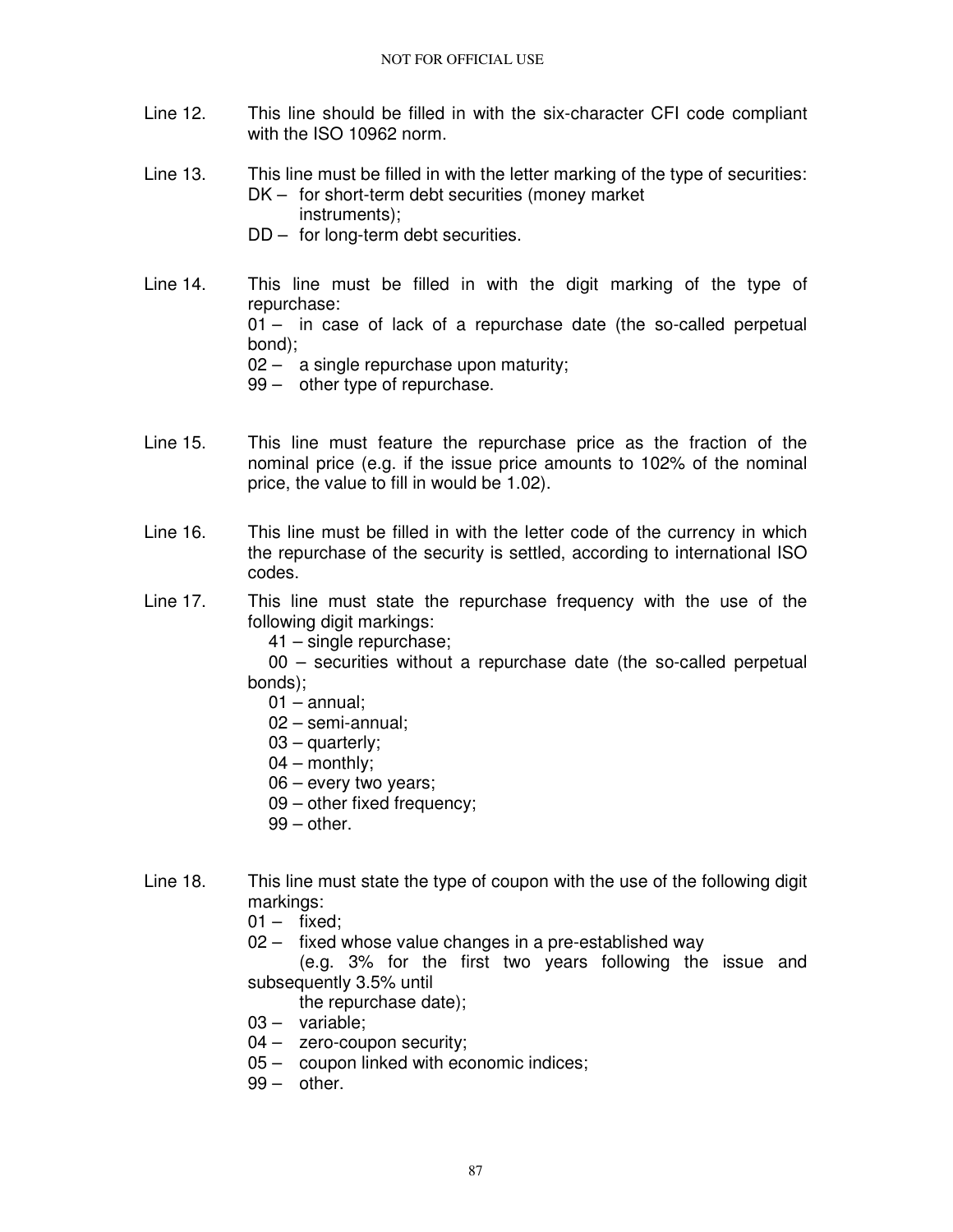Line 12. This line should be filled in with the six-character CFI code compliant with the ISO 10962 norm.

Line 13. This line must be filled in with the letter marking of the type of securities:
- DK – for short-term debt securities (money market instruments);
- DD – for long-term debt securities.

Line 14. This line must be filled in with the digit marking of the type of repurchase:
- 01 – in case of lack of a repurchase date (the so-called perpetual bond);
- 02 – a single repurchase upon maturity;
- 99 – other type of repurchase.

Line 15. This line must feature the repurchase price as the fraction of the nominal price (e.g. if the issue price amounts to 102% of the nominal price, the value to fill in would be 1.02).

Line 16. This line must be filled in with the letter code of the currency in which the repurchase of the security is settled, according to international ISO codes.

Line 17. This line must state the repurchase frequency with the use of the following digit markings:
- 41 – single repurchase;
- 00 – securities without a repurchase date (the so-called perpetual bonds);
- 01 – annual;
- 02 – semi-annual;
- 03 – quarterly;
- 04 – monthly;
- 06 – every two years;
- 09 – other fixed frequency;
- 99 – other.

Line 18. This line must state the type of coupon with the use of the following digit markings:
- 01 – fixed;
- 02 – fixed whose value changes in a pre-established way (e.g. 3% for the first two years following the issue and subsequently 3.5% until the repurchase date);
- 03 – variable;
- 04 – zero-coupon security;
- 05 – coupon linked with economic indices;
- 99 – other.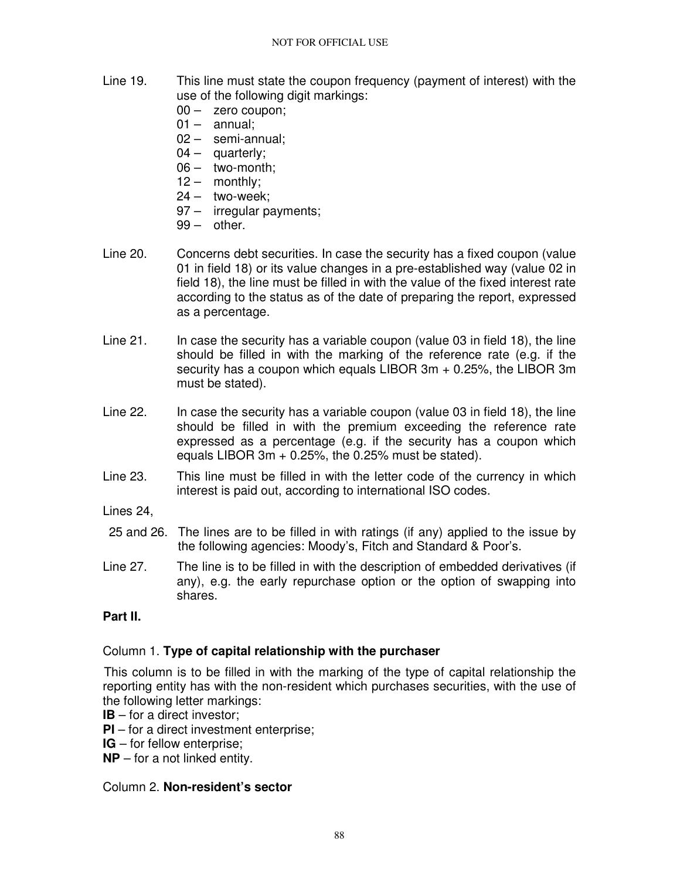Line 19. This line must state the coupon frequency (payment of interest) with the use of the following digit markings:

- 00 – zero coupon;
- 01 – annual;
- 02 – semi-annual;
- 04 – quarterly;
- 06 – two-month;
- 12 – monthly;
- 24 – two-week;
- 97 – irregular payments;
- 99 – other.

Line 20. Concerns debt securities. In case the security has a fixed coupon (value 01 in field 18) or its value changes in a pre-established way (value 02 in field 18), the line must be filled in with the value of the fixed interest rate according to the status as of the date of preparing the report, expressed as a percentage.

Line 21. In case the security has a variable coupon (value 03 in field 18), the line should be filled in with the marking of the reference rate (e.g. if the security has a coupon which equals LIBOR 3m + 0.25%, the LIBOR 3m must be stated).

Line 22. In case the security has a variable coupon (value 03 in field 18), the line should be filled in with the premium exceeding the reference rate expressed as a percentage (e.g. if the security has a coupon which equals LIBOR 3m + 0.25%, the 0.25% must be stated).

Line 23. This line must be filled in with the letter code of the currency in which interest is paid out, according to international ISO codes.

Lines 24, 25 and 26. The lines are to be filled in with ratings (if any) applied to the issue by the following agencies: Moody's, Fitch and Standard & Poor's.

Line 27. The line is to be filled in with the description of embedded derivatives (if any), e.g. the early repurchase option or the option of swapping into shares.

**Part II.**

Column 1. **Type of capital relationship with the purchaser**

This column is to be filled in with the marking of the type of capital relationship the reporting entity has with the non-resident which purchases securities, with the use of the following letter markings:

**IB** – for a direct investor;
**PI** – for a direct investment enterprise;
**IG** – for fellow enterprise;
**NP** – for a not linked entity.

Column 2. **Non-resident's sector**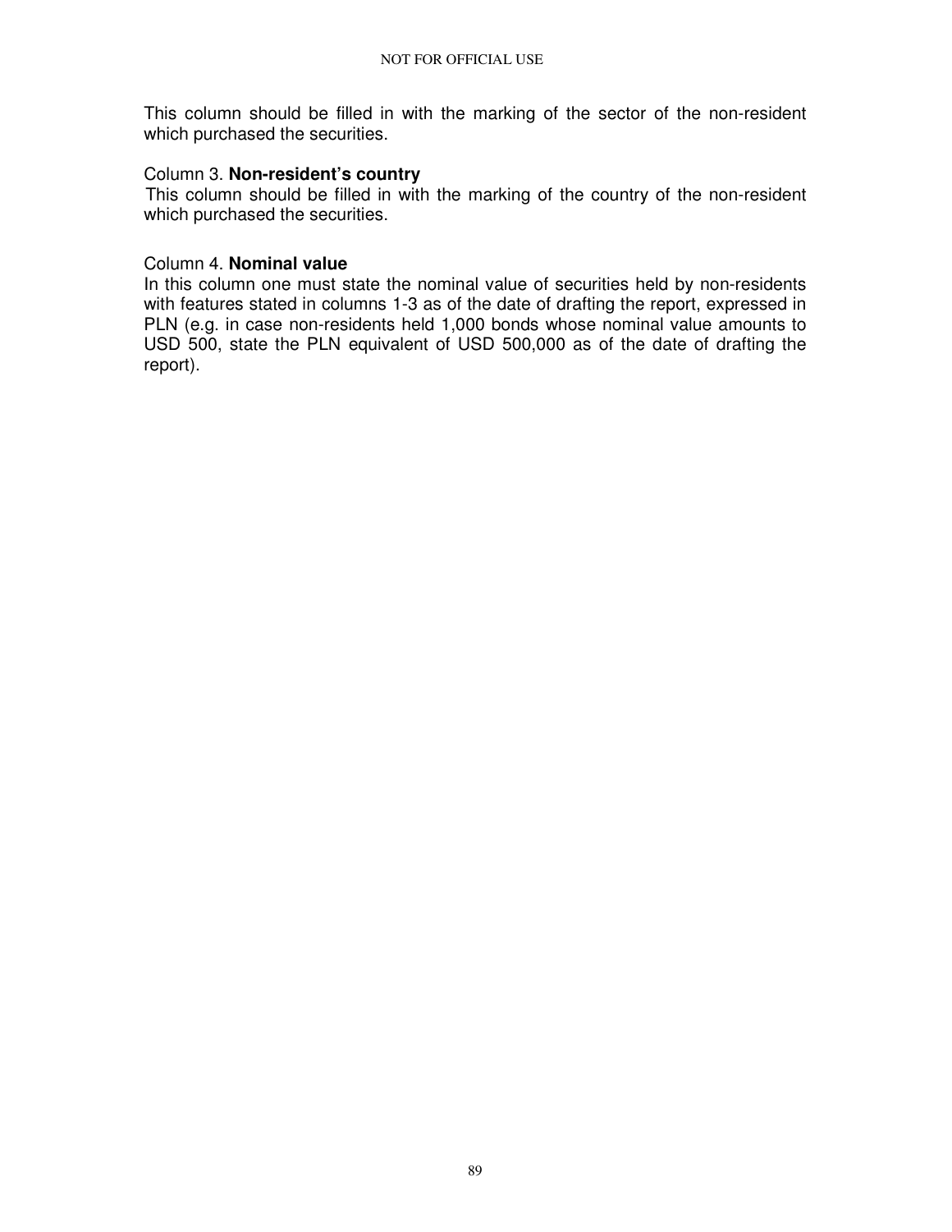This column should be filled in with the marking of the sector of the non-resident which purchased the securities.

Column 3. **Non-resident's country**
This column should be filled in with the marking of the country of the non-resident which purchased the securities.

Column 4. **Nominal value**
In this column one must state the nominal value of securities held by non-residents with features stated in columns 1-3 as of the date of drafting the report, expressed in PLN (e.g. in case non-residents held 1,000 bonds whose nominal value amounts to USD 500, state the PLN equivalent of USD 500,000 as of the date of drafting the report).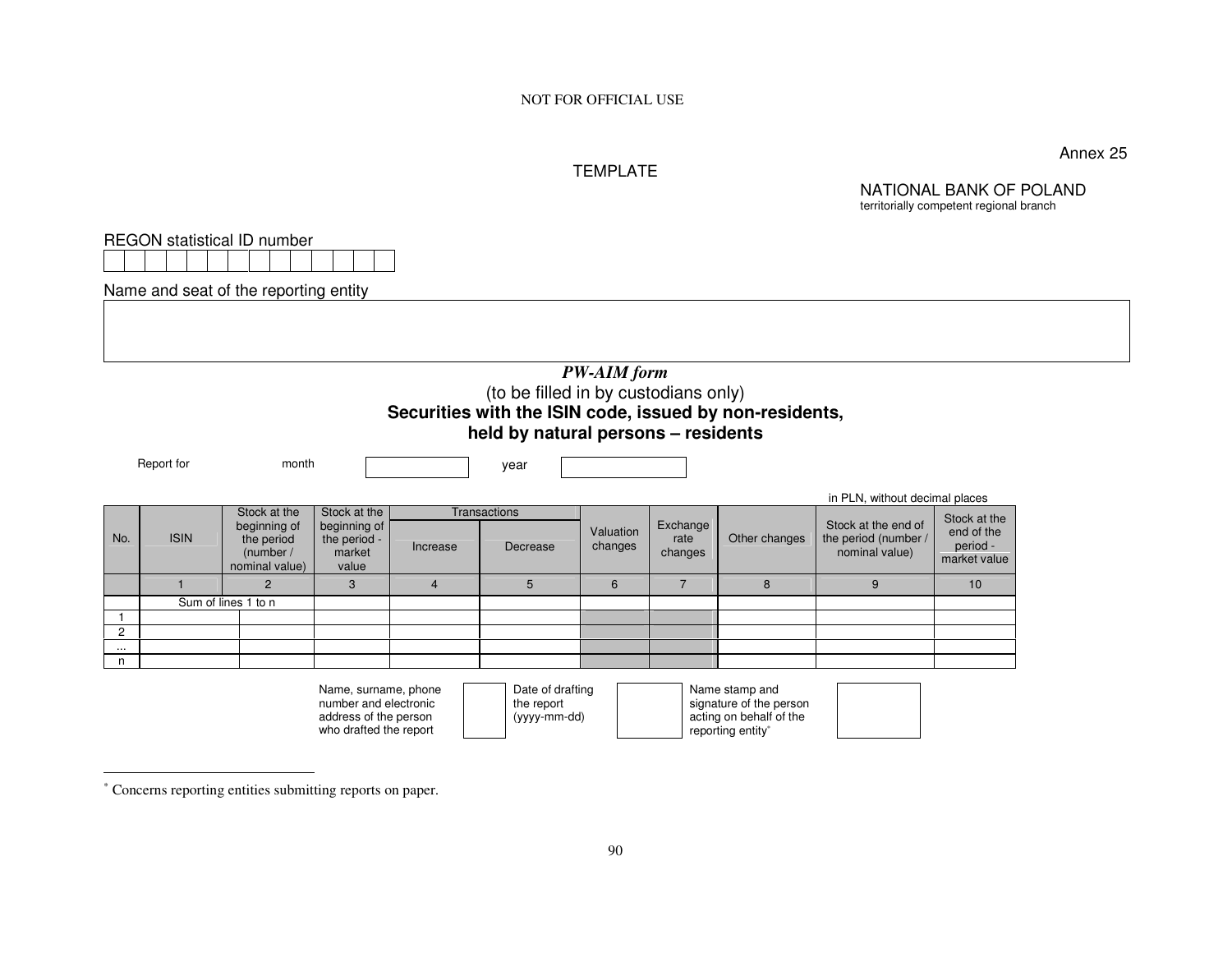NOT FOR OFFICIAL USE

Annex 25

TEMPLATE

NATIONAL BANK OF POLAND
territorially competent regional branch

REGON statistical ID number

| | | | | | | | | | | | | | |
|---|---|---|---|---|---|---|---|---|---|---|---|---|---|
| | | | | | | | | | | | | | |

Name and seat of the reporting entity

| |
|---|
| |

***PW-AIM form***

(to be filled in by custodians only)

**Securities with the ISIN code, issued by non-residents, held by natural persons – residents**

Report for month [ ] year [ ]

in PLN, without decimal places

| No. | ISIN | Stock at the beginning of the period (number / nominal value) | Stock at the beginning of the period - market value | Transactions | | Valuation changes | Exchange rate changes | Other changes | Stock at the end of the period (number / nominal value) | Stock at the end of the period - market value |
|---|---|---|---|---|---|---|---|---|---|---|
| | | | | Increase | Decrease | | | | | |
| | 1 | 2 | 3 | 4 | 5 | 6 | 7 | 8 | 9 | 10 |
| | Sum of lines 1 to n | | | | | | | | | |
| 1 | | | | | | | | | | |
| 2 | | | | | | | | | | |
| ... | | | | | | | | | | |
| n | | | | | | | | | | |

| Name, surname, phone number and electronic address of the person who drafted the report | | Date of drafting the report (yyyy-mm-dd) | | Name stamp and signature of the person acting on behalf of the reporting entity* | |
|---|---|---|---|---|---|

* Concerns reporting entities submitting reports on paper.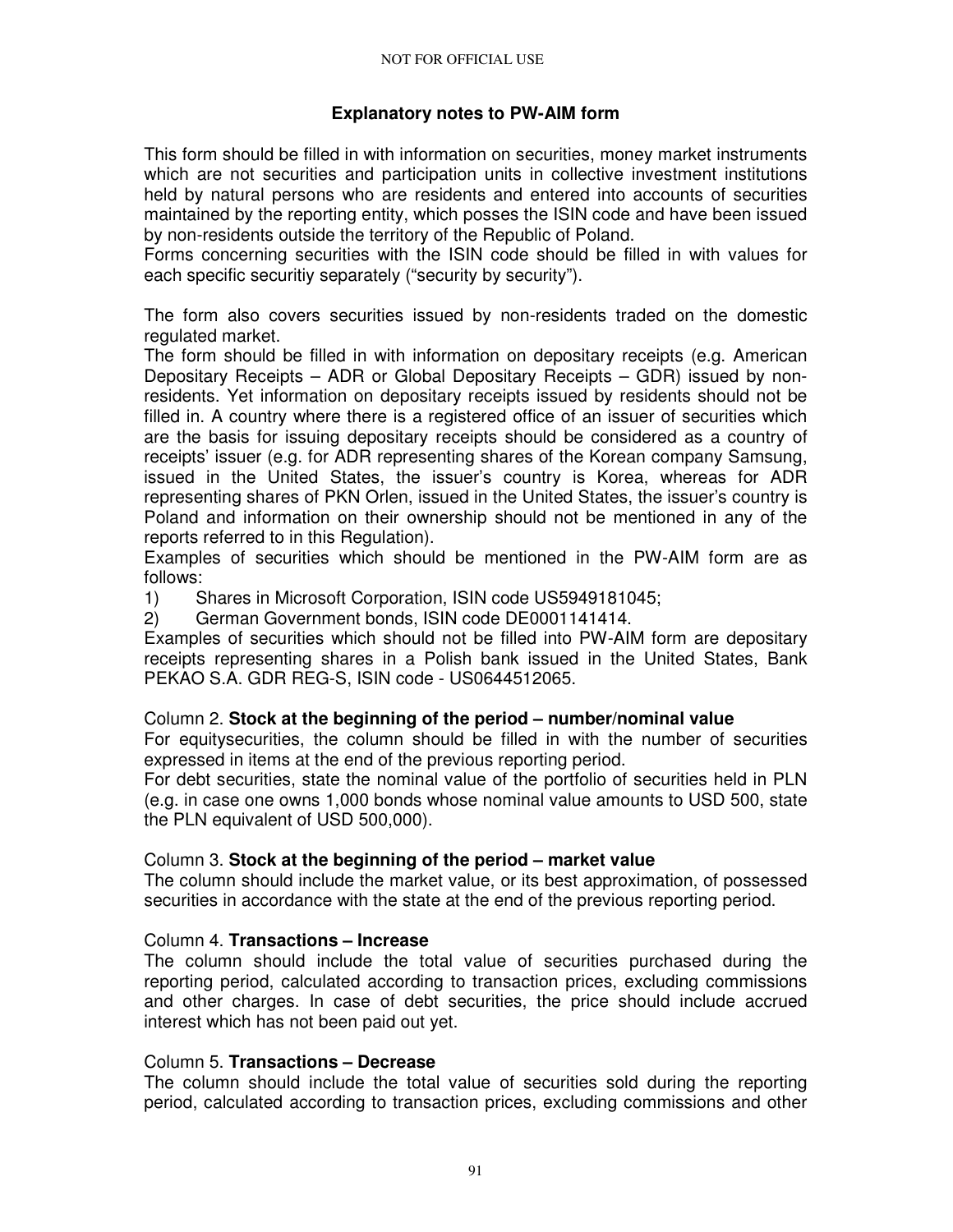## Explanatory notes to PW-AIM form

This form should be filled in with information on securities, money market instruments which are not securities and participation units in collective investment institutions held by natural persons who are residents and entered into accounts of securities maintained by the reporting entity, which posses the ISIN code and have been issued by non-residents outside the territory of the Republic of Poland.
Forms concerning securities with the ISIN code should be filled in with values for each specific securitiy separately ("security by security").

The form also covers securities issued by non-residents traded on the domestic regulated market.
The form should be filled in with information on depositary receipts (e.g. American Depositary Receipts – ADR or Global Depositary Receipts – GDR) issued by non-residents. Yet information on depositary receipts issued by residents should not be filled in. A country where there is a registered office of an issuer of securities which are the basis for issuing depositary receipts should be considered as a country of receipts' issuer (e.g. for ADR representing shares of the Korean company Samsung, issued in the United States, the issuer's country is Korea, whereas for ADR representing shares of PKN Orlen, issued in the United States, the issuer's country is Poland and information on their ownership should not be mentioned in any of the reports referred to in this Regulation).
Examples of securities which should be mentioned in the PW-AIM form are as follows:

1) Shares in Microsoft Corporation, ISIN code US5949181045;
2) German Government bonds, ISIN code DE0001141414.

Examples of securities which should not be filled into PW-AIM form are depositary receipts representing shares in a Polish bank issued in the United States, Bank PEKAO S.A. GDR REG-S, ISIN code - US0644512065.

Column 2. **Stock at the beginning of the period – number/nominal value**
For equitysecurities, the column should be filled in with the number of securities expressed in items at the end of the previous reporting period.
For debt securities, state the nominal value of the portfolio of securities held in PLN (e.g. in case one owns 1,000 bonds whose nominal value amounts to USD 500, state the PLN equivalent of USD 500,000).

Column 3. **Stock at the beginning of the period – market value**
The column should include the market value, or its best approximation, of possessed securities in accordance with the state at the end of the previous reporting period.

Column 4. **Transactions – Increase**
The column should include the total value of securities purchased during the reporting period, calculated according to transaction prices, excluding commissions and other charges. In case of debt securities, the price should include accrued interest which has not been paid out yet.

Column 5. **Transactions – Decrease**
The column should include the total value of securities sold during the reporting period, calculated according to transaction prices, excluding commissions and other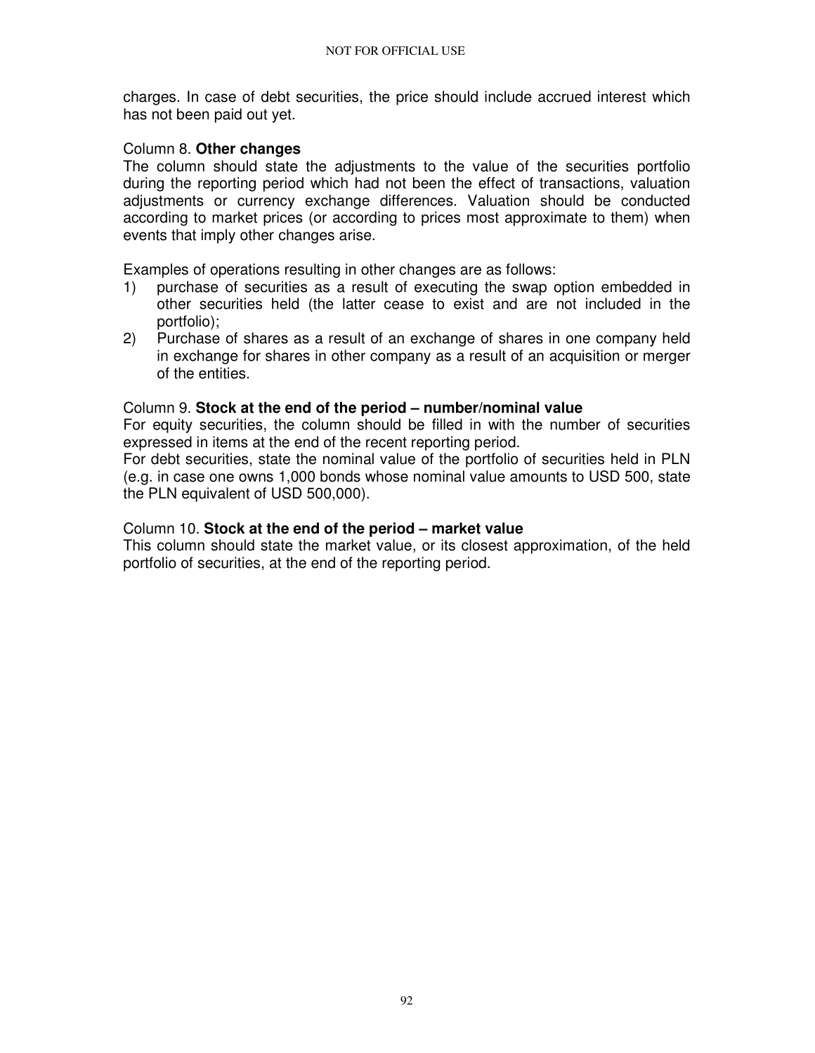charges. In case of debt securities, the price should include accrued interest which has not been paid out yet.

Column 8. **Other changes**

The column should state the adjustments to the value of the securities portfolio during the reporting period which had not been the effect of transactions, valuation adjustments or currency exchange differences. Valuation should be conducted according to market prices (or according to prices most approximate to them) when events that imply other changes arise.

Examples of operations resulting in other changes are as follows:

1) purchase of securities as a result of executing the swap option embedded in other securities held (the latter cease to exist and are not included in the portfolio);
2) Purchase of shares as a result of an exchange of shares in one company held in exchange for shares in other company as a result of an acquisition or merger of the entities.

Column 9. **Stock at the end of the period – number/nominal value**

For equity securities, the column should be filled in with the number of securities expressed in items at the end of the recent reporting period.

For debt securities, state the nominal value of the portfolio of securities held in PLN (e.g. in case one owns 1,000 bonds whose nominal value amounts to USD 500, state the PLN equivalent of USD 500,000).

Column 10. **Stock at the end of the period – market value**

This column should state the market value, or its closest approximation, of the held portfolio of securities, at the end of the reporting period.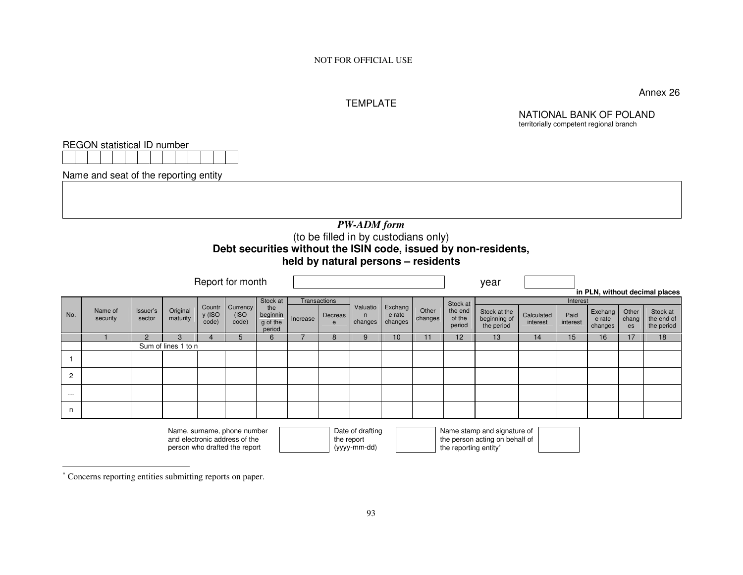NOT FOR OFFICIAL USE

Annex 26

TEMPLATE

NATIONAL BANK OF POLAND
territorially competent regional branch

REGON statistical ID number

| | | | | | | | | | | | | | |
|---|---|---|---|---|---|---|---|---|---|---|---|---|---|
| | | | | | | | | | | | | | |

Name and seat of the reporting entity

| |
|---|
| |

***PW-ADM form***

(to be filled in by custodians only)

**Debt securities without the ISIN code, issued by non-residents, held by natural persons – residents**

Report for month [ ] year [ ]

**in PLN, without decimal places**

| No. | Name of security | Issuer's sector | Original maturity | Country (ISO code) | Currency (ISO code) | Stock at the beginning of the period | Transactions | | Valuation changes | Exchange rate changes | Other changes | Stock at the end of the period | Interest | | | | | |
|---|---|---|---|---|---|---|---|---|---|---|---|---|---|---|---|---|---|---|
| | | | | | | | Increase | Decrease | | | | | Stock at the beginning of the period | Calculated interest | Paid interest | Exchange rate changes | Other changes | Stock at the end of the period |
| | 1 | 2 | 3 | 4 | 5 | 6 | 7 | 8 | 9 | 10 | 11 | 12 | 13 | 14 | 15 | 16 | 17 | 18 |
| | Sum of lines 1 to n | | | | | | | | | | | | | | | | | |
| 1 | | | | | | | | | | | | | | | | | | |
| 2 | | | | | | | | | | | | | | | | | | |
| ... | | | | | | | | | | | | | | | | | | |
| n | | | | | | | | | | | | | | | | | | |

| Name, surname, phone number and electronic address of the person who drafted the report | | Date of drafting the report (yyyy-mm-dd) | | Name stamp and signature of the person acting on behalf of the reporting entity* | |
|---|---|---|---|---|---|

* Concerns reporting entities submitting reports on paper.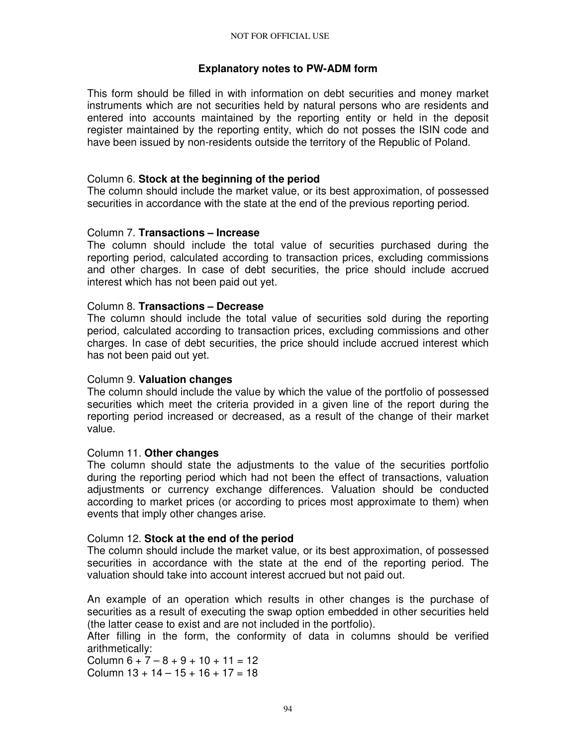## Explanatory notes to PW-ADM form

This form should be filled in with information on debt securities and money market instruments which are not securities held by natural persons who are residents and entered into accounts maintained by the reporting entity or held in the deposit register maintained by the reporting entity, which do not posses the ISIN code and have been issued by non-residents outside the territory of the Republic of Poland.

Column 6. **Stock at the beginning of the period**
The column should include the market value, or its best approximation, of possessed securities in accordance with the state at the end of the previous reporting period.

Column 7. **Transactions – Increase**
The column should include the total value of securities purchased during the reporting period, calculated according to transaction prices, excluding commissions and other charges. In case of debt securities, the price should include accrued interest which has not been paid out yet.

Column 8. **Transactions – Decrease**
The column should include the total value of securities sold during the reporting period, calculated according to transaction prices, excluding commissions and other charges. In case of debt securities, the price should include accrued interest which has not been paid out yet.

Column 9. **Valuation changes**
The column should include the value by which the value of the portfolio of possessed securities which meet the criteria provided in a given line of the report during the reporting period increased or decreased, as a result of the change of their market value.

Column 11. **Other changes**
The column should state the adjustments to the value of the securities portfolio during the reporting period which had not been the effect of transactions, valuation adjustments or currency exchange differences. Valuation should be conducted according to market prices (or according to prices most approximate to them) when events that imply other changes arise.

Column 12. **Stock at the end of the period**
The column should include the market value, or its best approximation, of possessed securities in accordance with the state at the end of the reporting period. The valuation should take into account interest accrued but not paid out.

An example of an operation which results in other changes is the purchase of securities as a result of executing the swap option embedded in other securities held (the latter cease to exist and are not included in the portfolio).
After filling in the form, the conformity of data in columns should be verified arithmetically:
Column 6 + 7 – 8 + 9 + 10 + 11 = 12
Column 13 + 14 – 15 + 16 + 17 = 18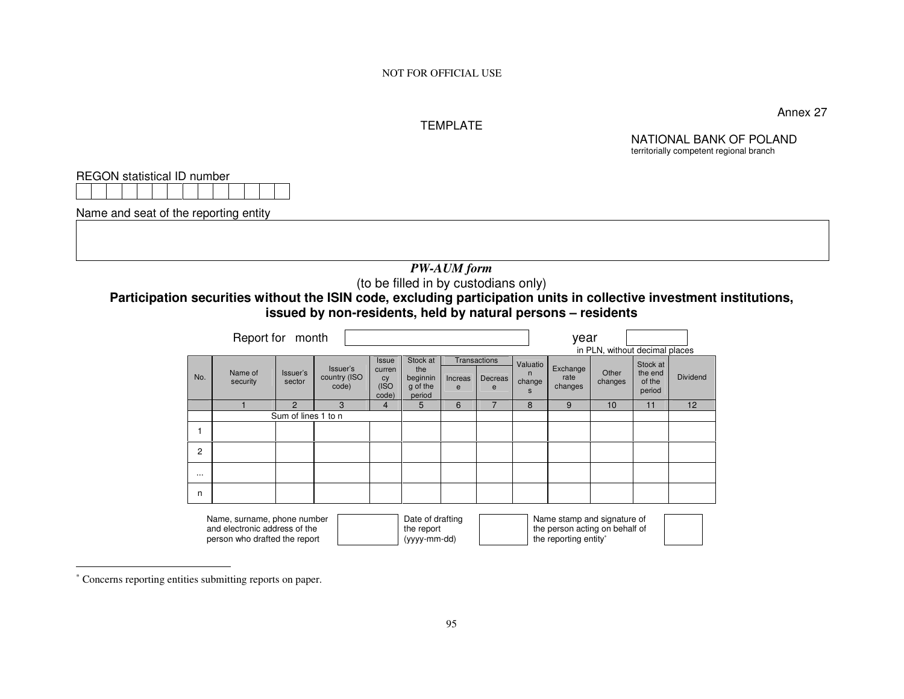NOT FOR OFFICIAL USE

Annex 27

TEMPLATE

NATIONAL BANK OF POLAND
territorially competent regional branch

REGON statistical ID number

| | | | | | | | | | | | | | |
|---|---|---|---|---|---|---|---|---|---|---|---|---|---|
| | | | | | | | | | | | | | |

Name and seat of the reporting entity

| |
|---|
| |

## *PW-AUM form*

(to be filled in by custodians only)

**Participation securities without the ISIN code, excluding participation units in collective investment institutions, issued by non-residents, held by natural persons – residents**

Report for month [ ] year [ ]

in PLN, without decimal places

| No. | Name of security | Issuer's sector | Issuer's country (ISO code) | Issue currency (ISO code) | Stock at the beginning of the period | Transactions | | Valuation changes | Exchange rate changes | Other changes | Stock at the end of the period | Dividend |
|---|---|---|---|---|---|---|---|---|---|---|---|---|
| | | | | | | Increase | Decrease | | | | | |
| | 1 | 2 | 3 | 4 | 5 | 6 | 7 | 8 | 9 | 10 | 11 | 12 |
| | Sum of lines 1 to n | | | | | | | | | | | |
| 1 | | | | | | | | | | | | |
| 2 | | | | | | | | | | | | |
| ... | | | | | | | | | | | | |
| n | | | | | | | | | | | | |

| Name, surname, phone number and electronic address of the person who drafted the report | | Date of drafting the report (yyyy-mm-dd) | | Name stamp and signature of the person acting on behalf of the reporting entity* | |
|---|---|---|---|---|---|

* Concerns reporting entities submitting reports on paper.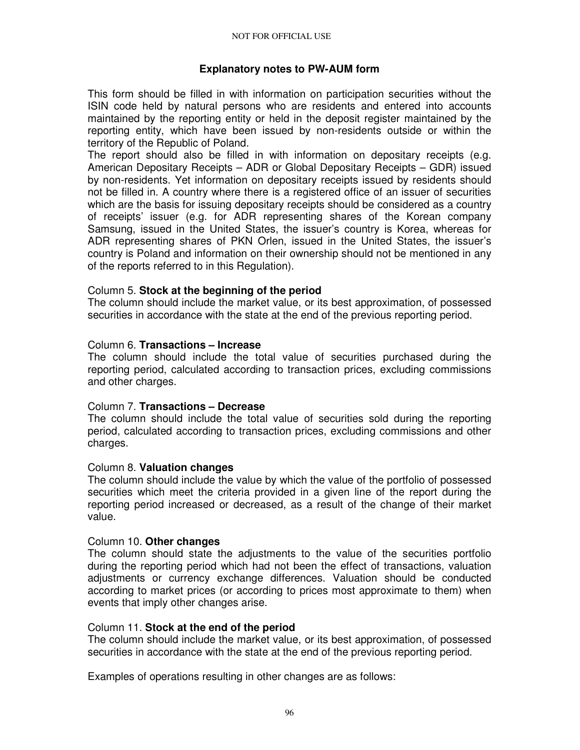## Explanatory notes to PW-AUM form

This form should be filled in with information on participation securities without the ISIN code held by natural persons who are residents and entered into accounts maintained by the reporting entity or held in the deposit register maintained by the reporting entity, which have been issued by non-residents outside or within the territory of the Republic of Poland.

The report should also be filled in with information on depositary receipts (e.g. American Depositary Receipts – ADR or Global Depositary Receipts – GDR) issued by non-residents. Yet information on depositary receipts issued by residents should not be filled in. A country where there is a registered office of an issuer of securities which are the basis for issuing depositary receipts should be considered as a country of receipts' issuer (e.g. for ADR representing shares of the Korean company Samsung, issued in the United States, the issuer's country is Korea, whereas for ADR representing shares of PKN Orlen, issued in the United States, the issuer's country is Poland and information on their ownership should not be mentioned in any of the reports referred to in this Regulation).

Column 5. **Stock at the beginning of the period**
The column should include the market value, or its best approximation, of possessed securities in accordance with the state at the end of the previous reporting period.

Column 6. **Transactions – Increase**
The column should include the total value of securities purchased during the reporting period, calculated according to transaction prices, excluding commissions and other charges.

Column 7. **Transactions – Decrease**
The column should include the total value of securities sold during the reporting period, calculated according to transaction prices, excluding commissions and other charges.

Column 8. **Valuation changes**
The column should include the value by which the value of the portfolio of possessed securities which meet the criteria provided in a given line of the report during the reporting period increased or decreased, as a result of the change of their market value.

Column 10. **Other changes**
The column should state the adjustments to the value of the securities portfolio during the reporting period which had not been the effect of transactions, valuation adjustments or currency exchange differences. Valuation should be conducted according to market prices (or according to prices most approximate to them) when events that imply other changes arise.

Column 11. **Stock at the end of the period**
The column should include the market value, or its best approximation, of possessed securities in accordance with the state at the end of the previous reporting period.

Examples of operations resulting in other changes are as follows: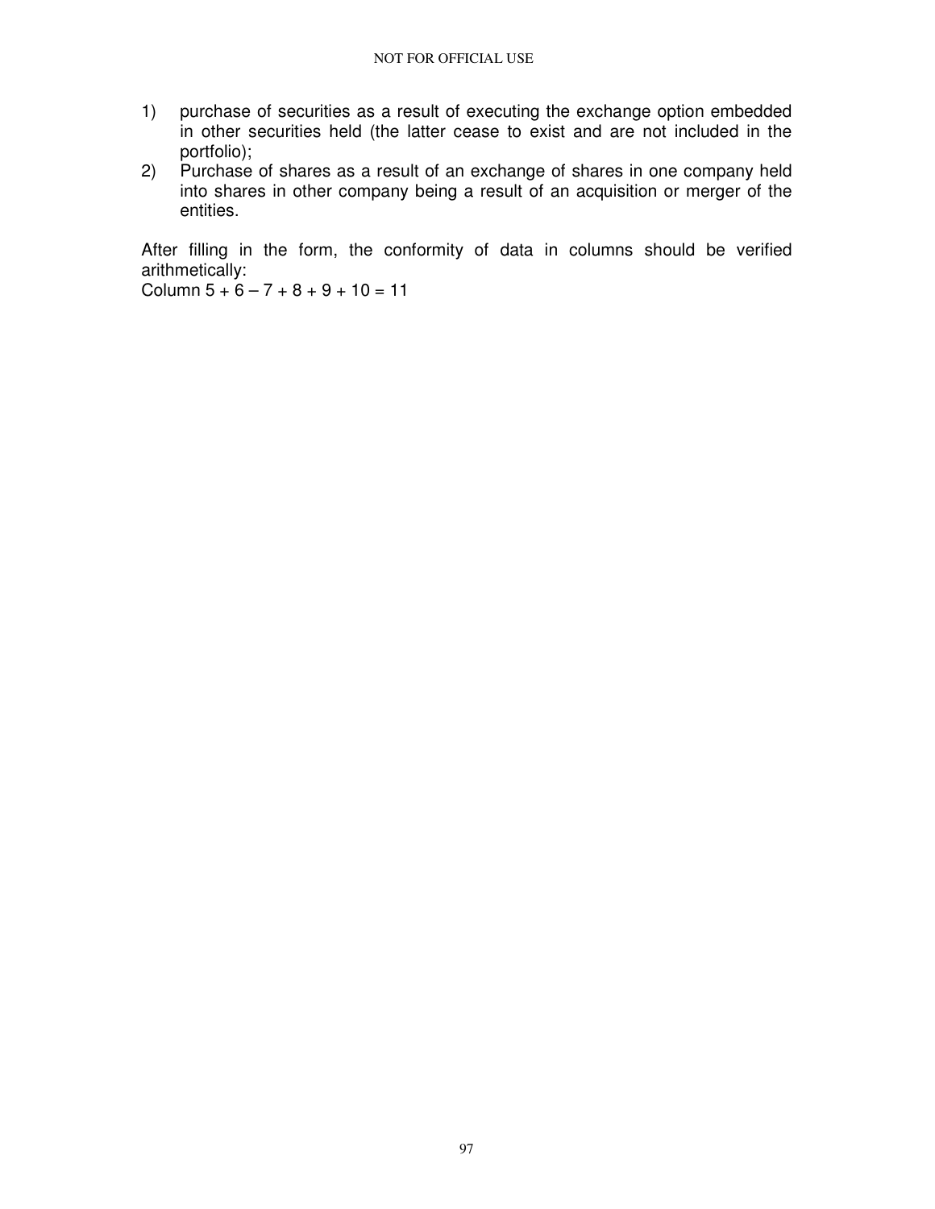1) purchase of securities as a result of executing the exchange option embedded in other securities held (the latter cease to exist and are not included in the portfolio);
2) Purchase of shares as a result of an exchange of shares in one company held into shares in other company being a result of an acquisition or merger of the entities.

After filling in the form, the conformity of data in columns should be verified arithmetically:
Column 5 + 6 – 7 + 8 + 9 + 10 = 11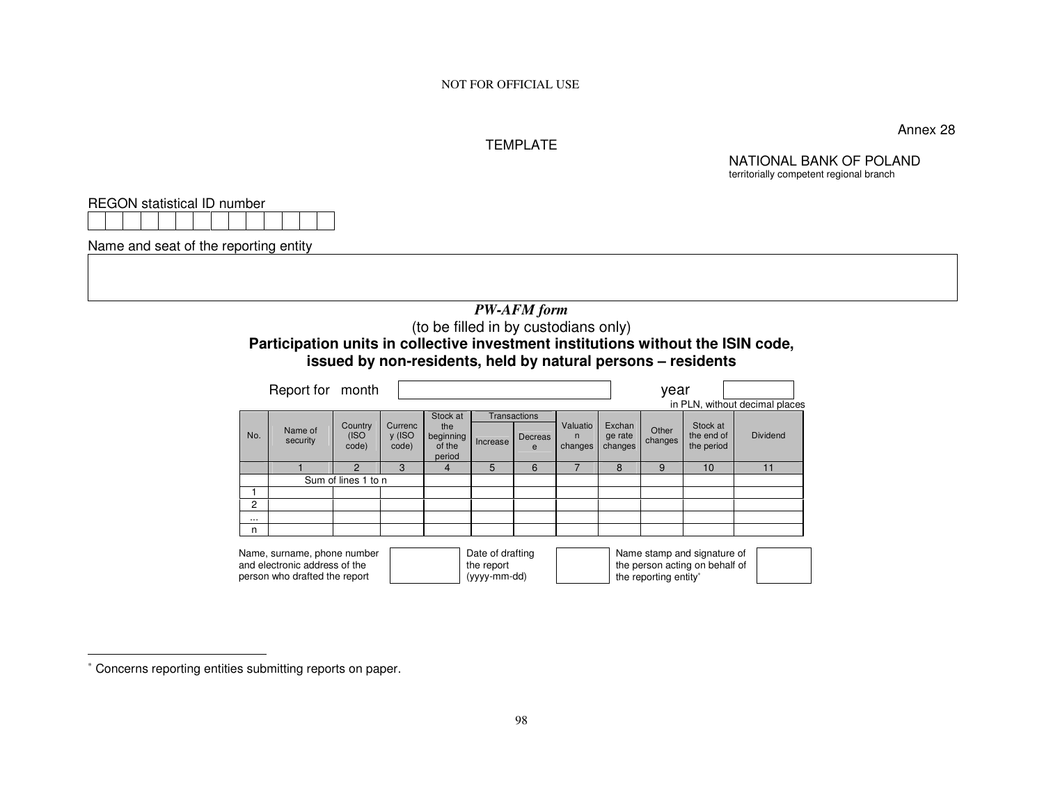NOT FOR OFFICIAL USE

Annex 28

TEMPLATE

NATIONAL BANK OF POLAND
territorially competent regional branch

REGON statistical ID number

| | | | | | | | | | | | | | |
|---|---|---|---|---|---|---|---|---|---|---|---|---|---|

Name and seat of the reporting entity

| |
|---|

***PW-AFM form***

(to be filled in by custodians only)

**Participation units in collective investment institutions without the ISIN code, issued by non-residents, held by natural persons – residents**

Report for month ____________ year ______

in PLN, without decimal places

| No. | Name of security | Country (ISO code) | Currency (ISO code) | Stock at the beginning of the period | Transactions | | Valuation changes | Exchange rate changes | Other changes | Stock at the end of the period | Dividend |
|---|---|---|---|---|---|---|---|---|---|---|---|
| | | | | | Increase | Decrease | | | | | |
| | 1 | 2 | 3 | 4 | 5 | 6 | 7 | 8 | 9 | 10 | 11 |
| | Sum of lines 1 to n | | | | | | | | | | |
| 1 | | | | | | | | | | | |
| 2 | | | | | | | | | | | |
| ... | | | | | | | | | | | |
| n | | | | | | | | | | | |

| Name, surname, phone number and electronic address of the person who drafted the report | | Date of drafting the report (yyyy-mm-dd) | | Name stamp and signature of the person acting on behalf of the reporting entity* | |
|---|---|---|---|---|---|

* Concerns reporting entities submitting reports on paper.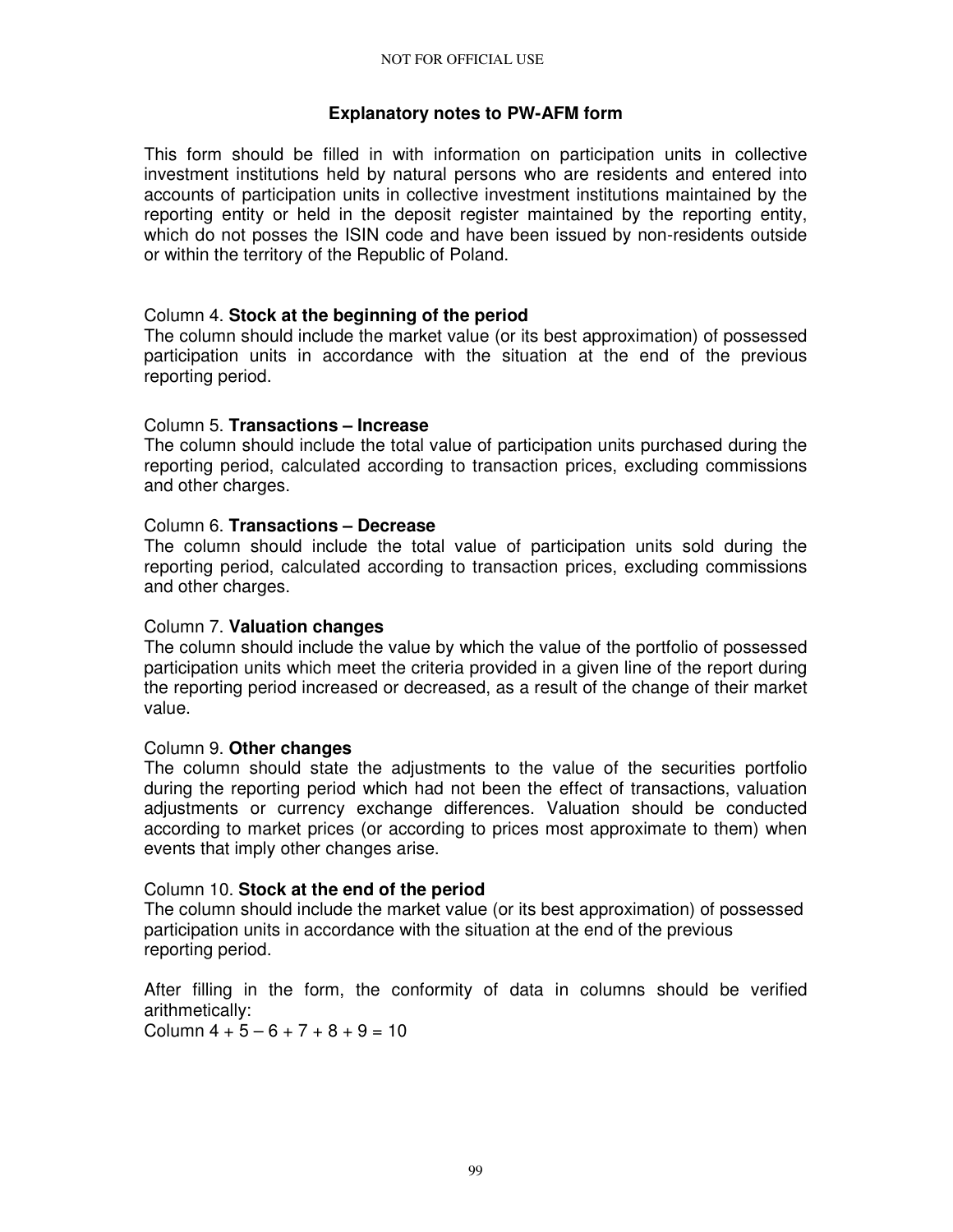## Explanatory notes to PW-AFM form

This form should be filled in with information on participation units in collective investment institutions held by natural persons who are residents and entered into accounts of participation units in collective investment institutions maintained by the reporting entity or held in the deposit register maintained by the reporting entity, which do not posses the ISIN code and have been issued by non-residents outside or within the territory of the Republic of Poland.

Column 4. **Stock at the beginning of the period**
The column should include the market value (or its best approximation) of possessed participation units in accordance with the situation at the end of the previous reporting period.

Column 5. **Transactions – Increase**
The column should include the total value of participation units purchased during the reporting period, calculated according to transaction prices, excluding commissions and other charges.

Column 6. **Transactions – Decrease**
The column should include the total value of participation units sold during the reporting period, calculated according to transaction prices, excluding commissions and other charges.

Column 7. **Valuation changes**
The column should include the value by which the value of the portfolio of possessed participation units which meet the criteria provided in a given line of the report during the reporting period increased or decreased, as a result of the change of their market value.

Column 9. **Other changes**
The column should state the adjustments to the value of the securities portfolio during the reporting period which had not been the effect of transactions, valuation adjustments or currency exchange differences. Valuation should be conducted according to market prices (or according to prices most approximate to them) when events that imply other changes arise.

Column 10. **Stock at the end of the period**
The column should include the market value (or its best approximation) of possessed participation units in accordance with the situation at the end of the previous reporting period.

After filling in the form, the conformity of data in columns should be verified arithmetically:
Column 4 + 5 – 6 + 7 + 8 + 9 = 10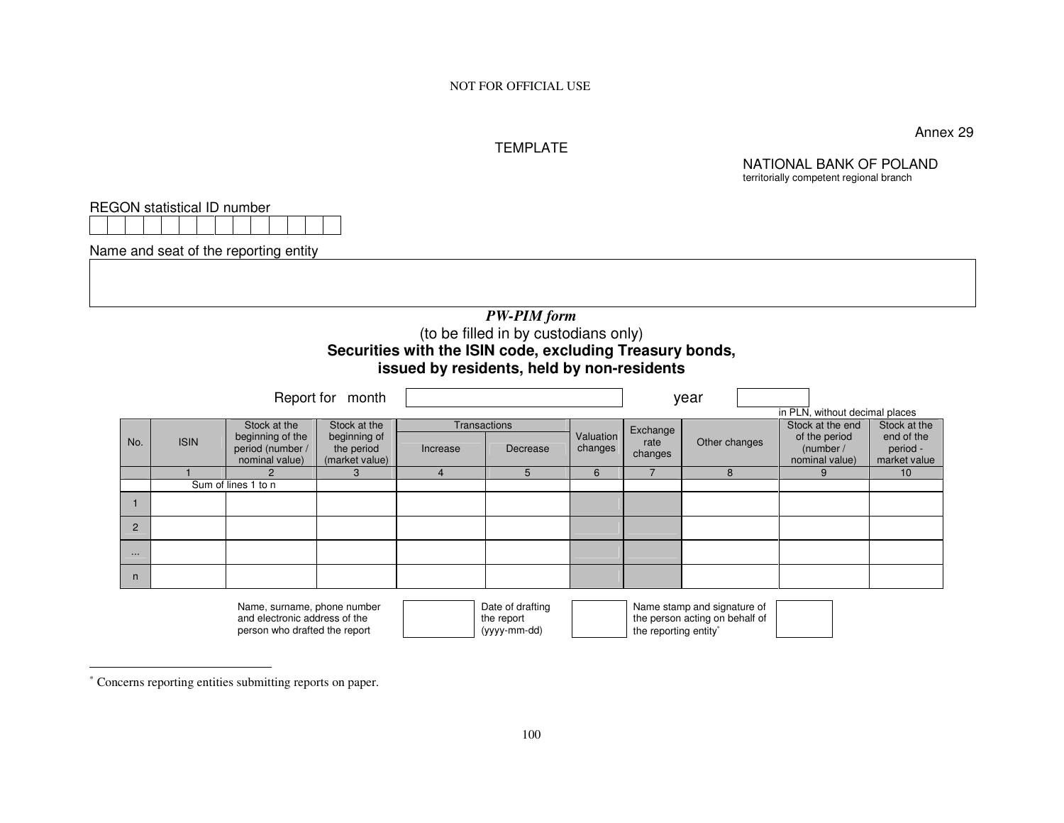NOT FOR OFFICIAL USE

Annex 29

TEMPLATE

NATIONAL BANK OF POLAND
territorially competent regional branch

REGON statistical ID number

| | | | | | | | | | | | | | |
|---|---|---|---|---|---|---|---|---|---|---|---|---|---|
| | | | | | | | | | | | | | |

Name and seat of the reporting entity

| |
|---|
| |

***PW-PIM form***

(to be filled in by custodians only)

**Securities with the ISIN code, excluding Treasury bonds, issued by residents, held by non-residents**

Report for month [ ] year [ ]

in PLN, without decimal places

| No. | ISIN | Stock at the beginning of the period (number / nominal value) | Stock at the beginning of the period (market value) | Transactions | | Valuation changes | Exchange rate changes | Other changes | Stock at the end of the period (number / nominal value) | Stock at the end of the period - market value |
|---|---|---|---|---|---|---|---|---|---|---|
| | | | | Increase | Decrease | | | | | |
| | 1 | 2 | 3 | 4 | 5 | 6 | 7 | 8 | 9 | 10 |
| | Sum of lines 1 to n | | | | | | | | | |
| 1 | | | | | | | | | | |
| 2 | | | | | | | | | | |
| ... | | | | | | | | | | |
| n | | | | | | | | | | |

| Name, surname, phone number and electronic address of the person who drafted the report | | Date of drafting the report (yyyy-mm-dd) | | Name stamp and signature of the person acting on behalf of the reporting entity* | |
|---|---|---|---|---|---|

\* Concerns reporting entities submitting reports on paper.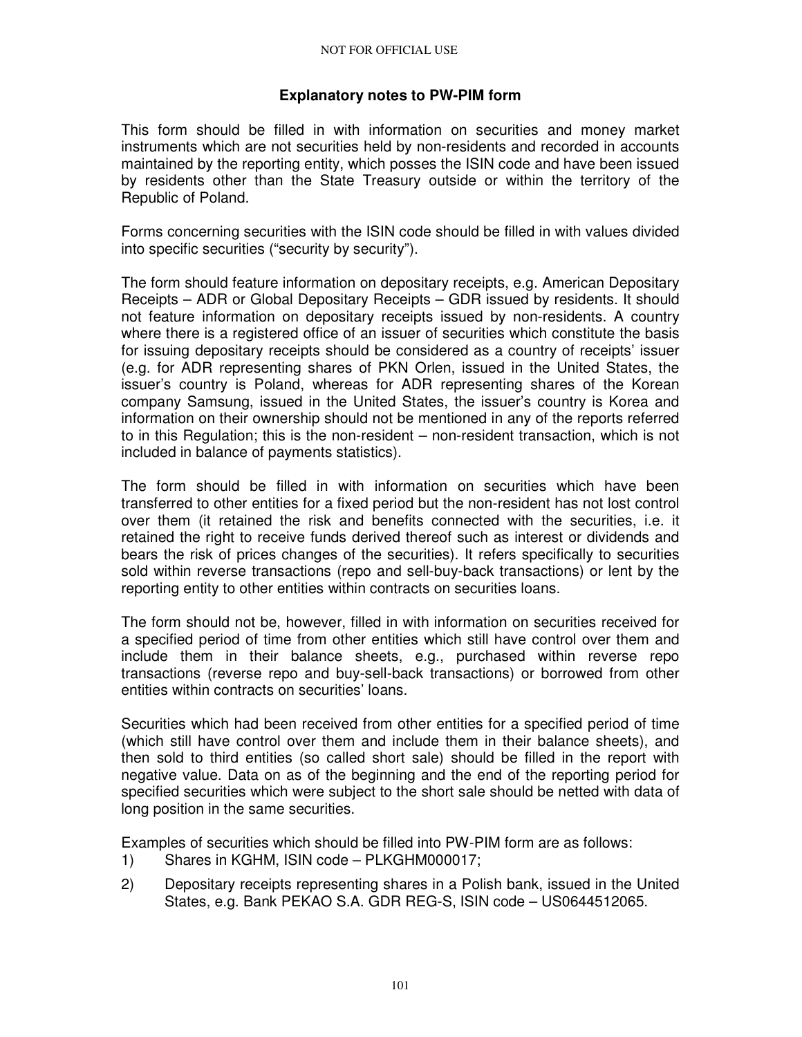### Explanatory notes to PW-PIM form

This form should be filled in with information on securities and money market instruments which are not securities held by non-residents and recorded in accounts maintained by the reporting entity, which posses the ISIN code and have been issued by residents other than the State Treasury outside or within the territory of the Republic of Poland.

Forms concerning securities with the ISIN code should be filled in with values divided into specific securities ("security by security").

The form should feature information on depositary receipts, e.g. American Depositary Receipts – ADR or Global Depositary Receipts – GDR issued by residents. It should not feature information on depositary receipts issued by non-residents. A country where there is a registered office of an issuer of securities which constitute the basis for issuing depositary receipts should be considered as a country of receipts' issuer (e.g. for ADR representing shares of PKN Orlen, issued in the United States, the issuer's country is Poland, whereas for ADR representing shares of the Korean company Samsung, issued in the United States, the issuer's country is Korea and information on their ownership should not be mentioned in any of the reports referred to in this Regulation; this is the non-resident – non-resident transaction, which is not included in balance of payments statistics).

The form should be filled in with information on securities which have been transferred to other entities for a fixed period but the non-resident has not lost control over them (it retained the risk and benefits connected with the securities, i.e. it retained the right to receive funds derived thereof such as interest or dividends and bears the risk of prices changes of the securities). It refers specifically to securities sold within reverse transactions (repo and sell-buy-back transactions) or lent by the reporting entity to other entities within contracts on securities loans.

The form should not be, however, filled in with information on securities received for a specified period of time from other entities which still have control over them and include them in their balance sheets, e.g., purchased within reverse repo transactions (reverse repo and buy-sell-back transactions) or borrowed from other entities within contracts on securities' loans.

Securities which had been received from other entities for a specified period of time (which still have control over them and include them in their balance sheets), and then sold to third entities (so called short sale) should be filled in the report with negative value. Data on as of the beginning and the end of the reporting period for specified securities which were subject to the short sale should be netted with data of long position in the same securities.

Examples of securities which should be filled into PW-PIM form are as follows:

1) Shares in KGHM, ISIN code – PLKGHM000017;
2) Depositary receipts representing shares in a Polish bank, issued in the United States, e.g. Bank PEKAO S.A. GDR REG-S, ISIN code – US0644512065.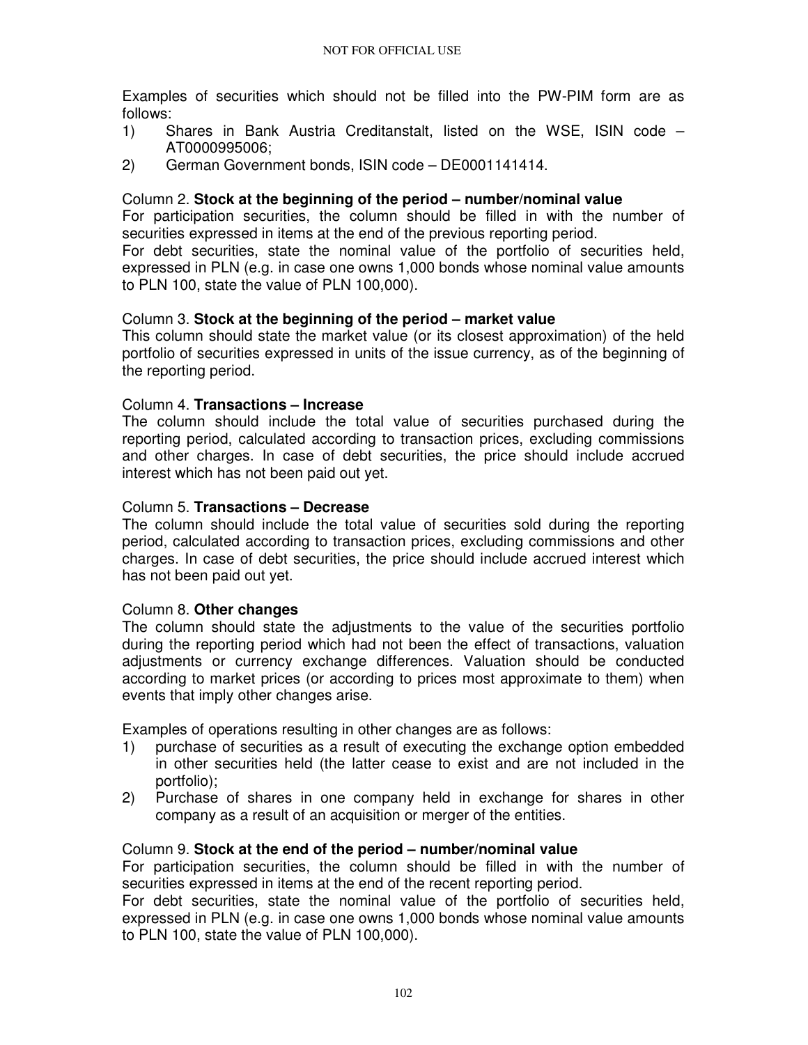Examples of securities which should not be filled into the PW-PIM form are as follows:

1) Shares in Bank Austria Creditanstalt, listed on the WSE, ISIN code – AT0000995006;
2) German Government bonds, ISIN code – DE0001141414.

Column 2. **Stock at the beginning of the period – number/nominal value**

For participation securities, the column should be filled in with the number of securities expressed in items at the end of the previous reporting period.

For debt securities, state the nominal value of the portfolio of securities held, expressed in PLN (e.g. in case one owns 1,000 bonds whose nominal value amounts to PLN 100, state the value of PLN 100,000).

Column 3. **Stock at the beginning of the period – market value**

This column should state the market value (or its closest approximation) of the held portfolio of securities expressed in units of the issue currency, as of the beginning of the reporting period.

Column 4. **Transactions – Increase**

The column should include the total value of securities purchased during the reporting period, calculated according to transaction prices, excluding commissions and other charges. In case of debt securities, the price should include accrued interest which has not been paid out yet.

Column 5. **Transactions – Decrease**

The column should include the total value of securities sold during the reporting period, calculated according to transaction prices, excluding commissions and other charges. In case of debt securities, the price should include accrued interest which has not been paid out yet.

Column 8. **Other changes**

The column should state the adjustments to the value of the securities portfolio during the reporting period which had not been the effect of transactions, valuation adjustments or currency exchange differences. Valuation should be conducted according to market prices (or according to prices most approximate to them) when events that imply other changes arise.

Examples of operations resulting in other changes are as follows:

1) purchase of securities as a result of executing the exchange option embedded in other securities held (the latter cease to exist and are not included in the portfolio);
2) Purchase of shares in one company held in exchange for shares in other company as a result of an acquisition or merger of the entities.

Column 9. **Stock at the end of the period – number/nominal value**

For participation securities, the column should be filled in with the number of securities expressed in items at the end of the recent reporting period.

For debt securities, state the nominal value of the portfolio of securities held, expressed in PLN (e.g. in case one owns 1,000 bonds whose nominal value amounts to PLN 100, state the value of PLN 100,000).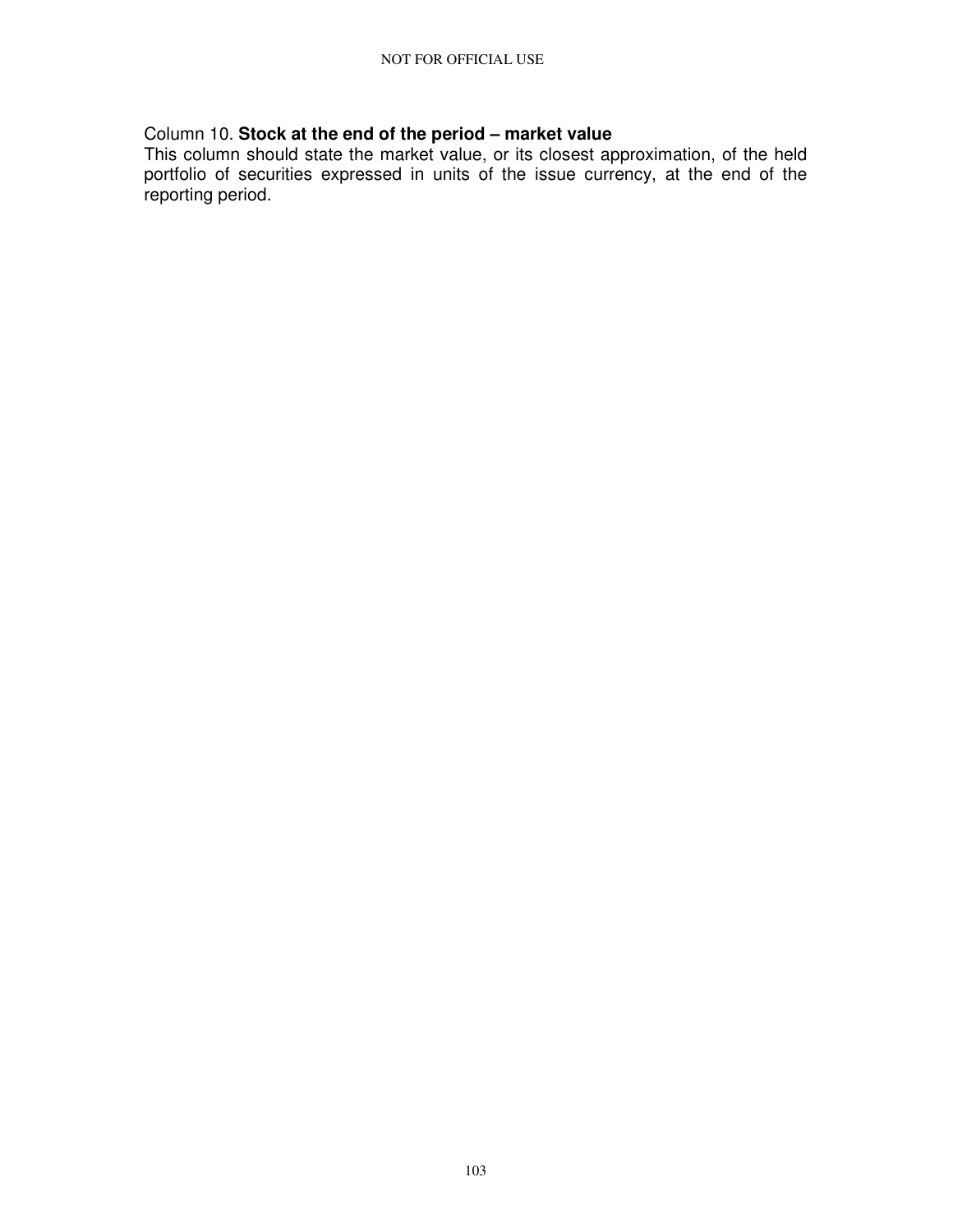Column 10. **Stock at the end of the period – market value**
This column should state the market value, or its closest approximation, of the held portfolio of securities expressed in units of the issue currency, at the end of the reporting period.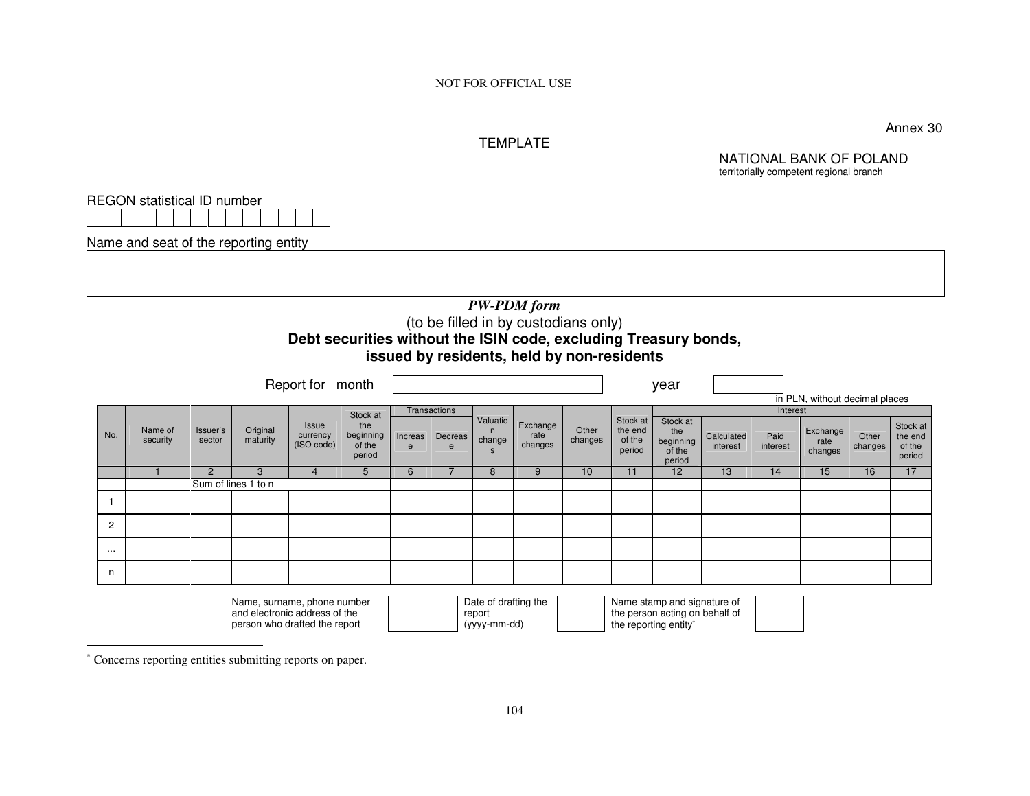NOT FOR OFFICIAL USE

Annex 30

TEMPLATE

NATIONAL BANK OF POLAND
territorially competent regional branch

REGON statistical ID number

| | | | | | | | | | | | | | |
|---|---|---|---|---|---|---|---|---|---|---|---|---|---|

Name and seat of the reporting entity

| |
|---|
| |

***PW-PDM form***

(to be filled in by custodians only)

**Debt securities without the ISIN code, excluding Treasury bonds, issued by residents, held by non-residents**

Report for month [ ] year [ ]

in PLN, without decimal places

| No. | Name of security | Issuer's sector | Original maturity | Issue currency (ISO code) | Stock at the beginning of the period | Transactions | | Valuation changes | Exchange rate changes | Other changes | Stock at the end of the period | Interest | | | | | |
|---|---|---|---|---|---|---|---|---|---|---|---|---|---|---|---|---|---|
| | | | | | | Increase | Decrease | | | | | Stock at the beginning of the period | Calculated interest | Paid interest | Exchange rate changes | Other changes | Stock at the end of the period |
| | 1 | 2 | 3 | 4 | 5 | 6 | 7 | 8 | 9 | 10 | 11 | 12 | 13 | 14 | 15 | 16 | 17 |
| | | Sum of lines 1 to n | | | | | | | | | | | | | | | |
| 1 | | | | | | | | | | | | | | | | | |
| 2 | | | | | | | | | | | | | | | | | |
| ... | | | | | | | | | | | | | | | | | |
| n | | | | | | | | | | | | | | | | | |

| Name, surname, phone number and electronic address of the person who drafted the report | | Date of drafting the report (yyyy-mm-dd) | | Name stamp and signature of the person acting on behalf of the reporting entity* | |
|---|---|---|---|---|---|

---

* Concerns reporting entities submitting reports on paper.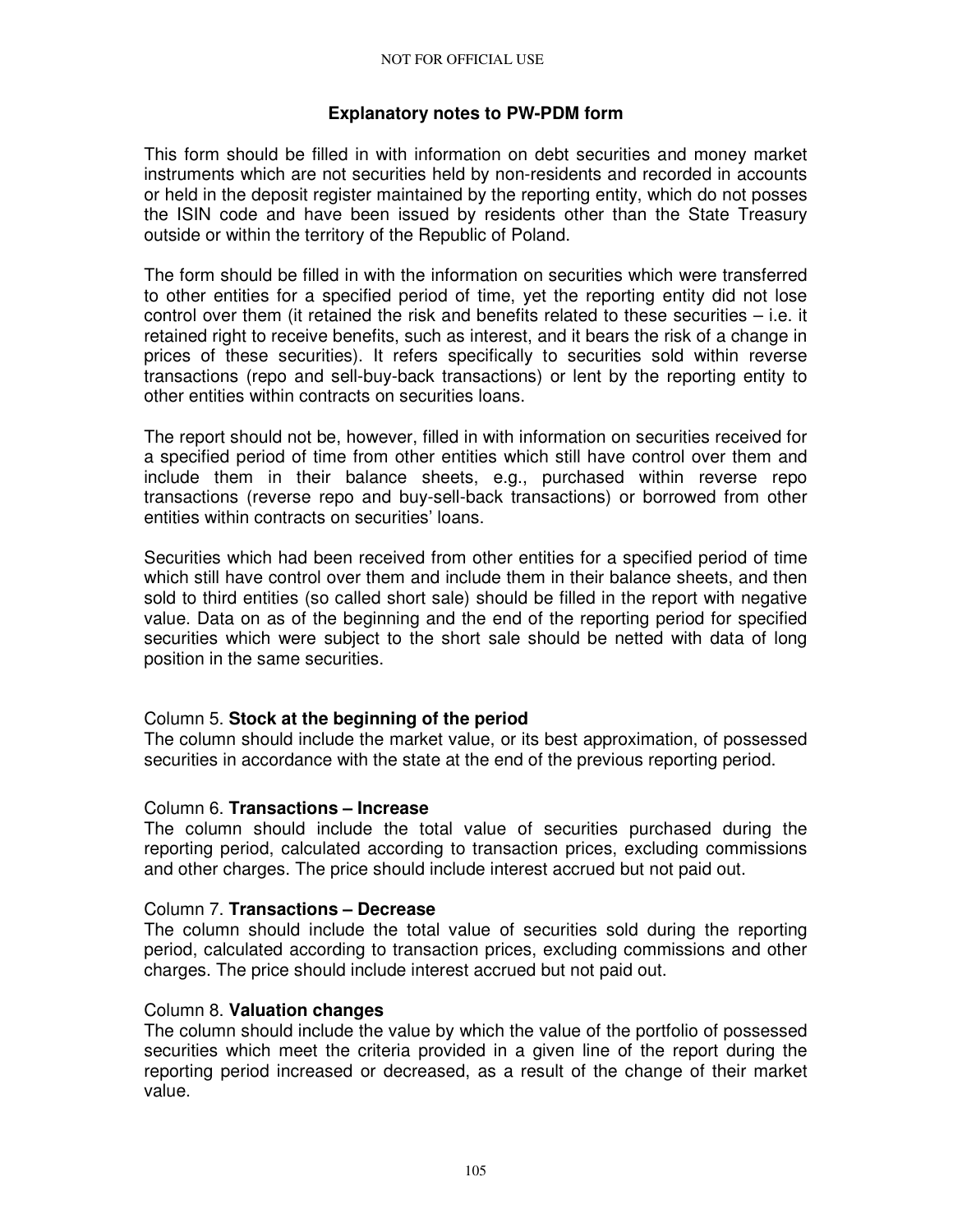## Explanatory notes to PW-PDM form

This form should be filled in with information on debt securities and money market instruments which are not securities held by non-residents and recorded in accounts or held in the deposit register maintained by the reporting entity, which do not posses the ISIN code and have been issued by residents other than the State Treasury outside or within the territory of the Republic of Poland.

The form should be filled in with the information on securities which were transferred to other entities for a specified period of time, yet the reporting entity did not lose control over them (it retained the risk and benefits related to these securities – i.e. it retained right to receive benefits, such as interest, and it bears the risk of a change in prices of these securities). It refers specifically to securities sold within reverse transactions (repo and sell-buy-back transactions) or lent by the reporting entity to other entities within contracts on securities loans.

The report should not be, however, filled in with information on securities received for a specified period of time from other entities which still have control over them and include them in their balance sheets, e.g., purchased within reverse repo transactions (reverse repo and buy-sell-back transactions) or borrowed from other entities within contracts on securities' loans.

Securities which had been received from other entities for a specified period of time which still have control over them and include them in their balance sheets, and then sold to third entities (so called short sale) should be filled in the report with negative value. Data on as of the beginning and the end of the reporting period for specified securities which were subject to the short sale should be netted with data of long position in the same securities.

Column 5. **Stock at the beginning of the period**
The column should include the market value, or its best approximation, of possessed securities in accordance with the state at the end of the previous reporting period.

Column 6. **Transactions – Increase**
The column should include the total value of securities purchased during the reporting period, calculated according to transaction prices, excluding commissions and other charges. The price should include interest accrued but not paid out.

Column 7. **Transactions – Decrease**
The column should include the total value of securities sold during the reporting period, calculated according to transaction prices, excluding commissions and other charges. The price should include interest accrued but not paid out.

Column 8. **Valuation changes**
The column should include the value by which the value of the portfolio of possessed securities which meet the criteria provided in a given line of the report during the reporting period increased or decreased, as a result of the change of their market value.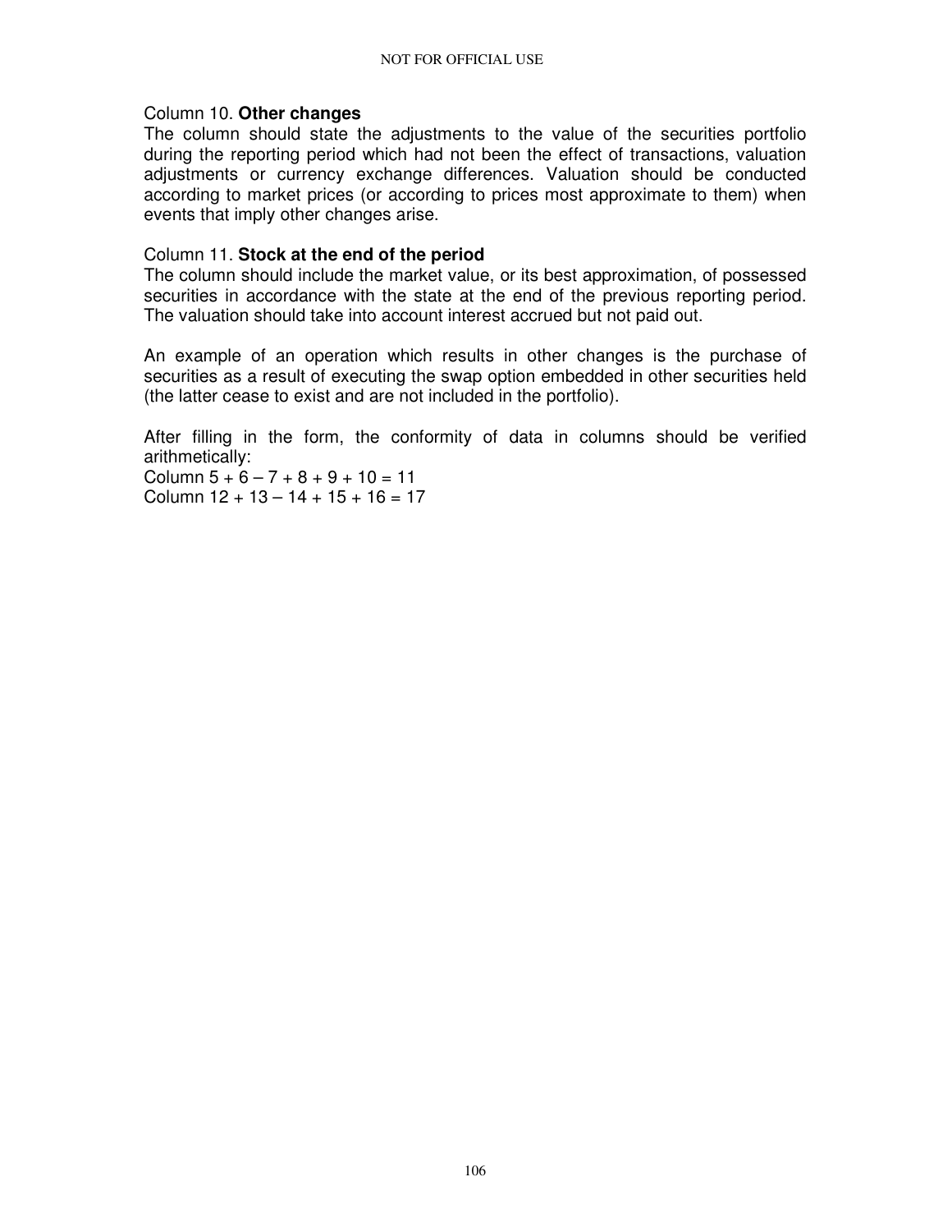Column 10. **Other changes**

The column should state the adjustments to the value of the securities portfolio during the reporting period which had not been the effect of transactions, valuation adjustments or currency exchange differences. Valuation should be conducted according to market prices (or according to prices most approximate to them) when events that imply other changes arise.

Column 11. **Stock at the end of the period**

The column should include the market value, or its best approximation, of possessed securities in accordance with the state at the end of the previous reporting period. The valuation should take into account interest accrued but not paid out.

An example of an operation which results in other changes is the purchase of securities as a result of executing the swap option embedded in other securities held (the latter cease to exist and are not included in the portfolio).

After filling in the form, the conformity of data in columns should be verified arithmetically:

Column 5 + 6 – 7 + 8 + 9 + 10 = 11

Column 12 + 13 – 14 + 15 + 16 = 17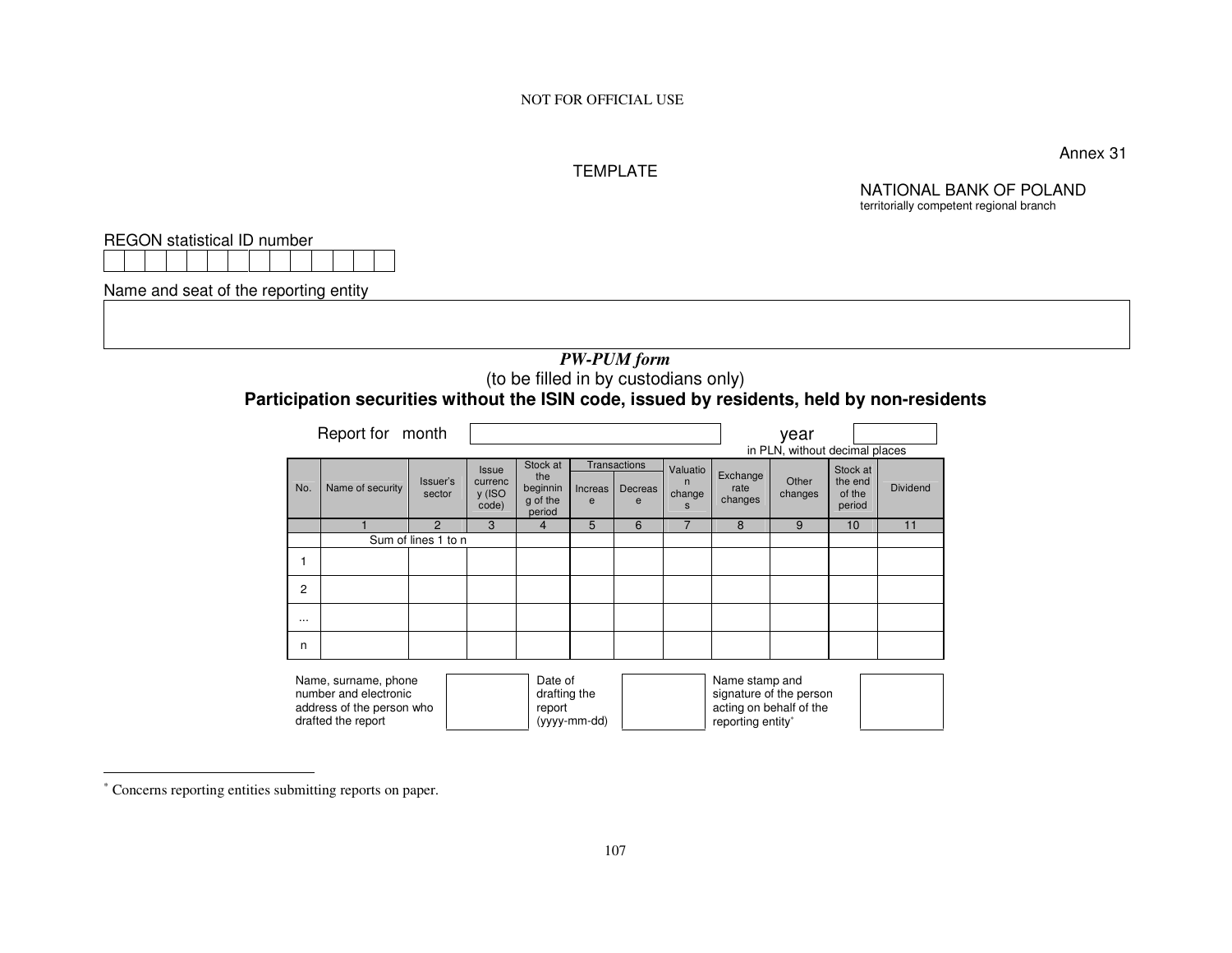NOT FOR OFFICIAL USE

Annex 31

TEMPLATE

NATIONAL BANK OF POLAND
territorially competent regional branch

REGON statistical ID number

| | | | | | | | | | | | | | |
|---|---|---|---|---|---|---|---|---|---|---|---|---|---|
| | | | | | | | | | | | | | |

Name and seat of the reporting entity

| |
|---|
| |

## *PW-PUM form*

(to be filled in by custodians only)

## **Participation securities without the ISIN code, issued by residents, held by non-residents**

Report for month [ ] year [ ]

in PLN, without decimal places

| No. | Name of security | Issuer's sector | Issue currency (ISO code) | Stock at the beginning of the period | Transactions | | Valuation changes | Exchange rate changes | Other changes | Stock at the end of the period | Dividend |
|---|---|---|---|---|---|---|---|---|---|---|---|
| | | | | | Increase | Decrease | | | | | |
| | 1 | 2 | 3 | 4 | 5 | 6 | 7 | 8 | 9 | 10 | 11 |
| | Sum of lines 1 to n | | | | | | | | | | |
| 1 | | | | | | | | | | | |
| 2 | | | | | | | | | | | |
| ... | | | | | | | | | | | |
| n | | | | | | | | | | | |

| Name, surname, phone number and electronic address of the person who drafted the report | | Date of drafting the report (yyyy-mm-dd) | | Name stamp and signature of the person acting on behalf of the reporting entity* | |
|---|---|---|---|---|---|

* Concerns reporting entities submitting reports on paper.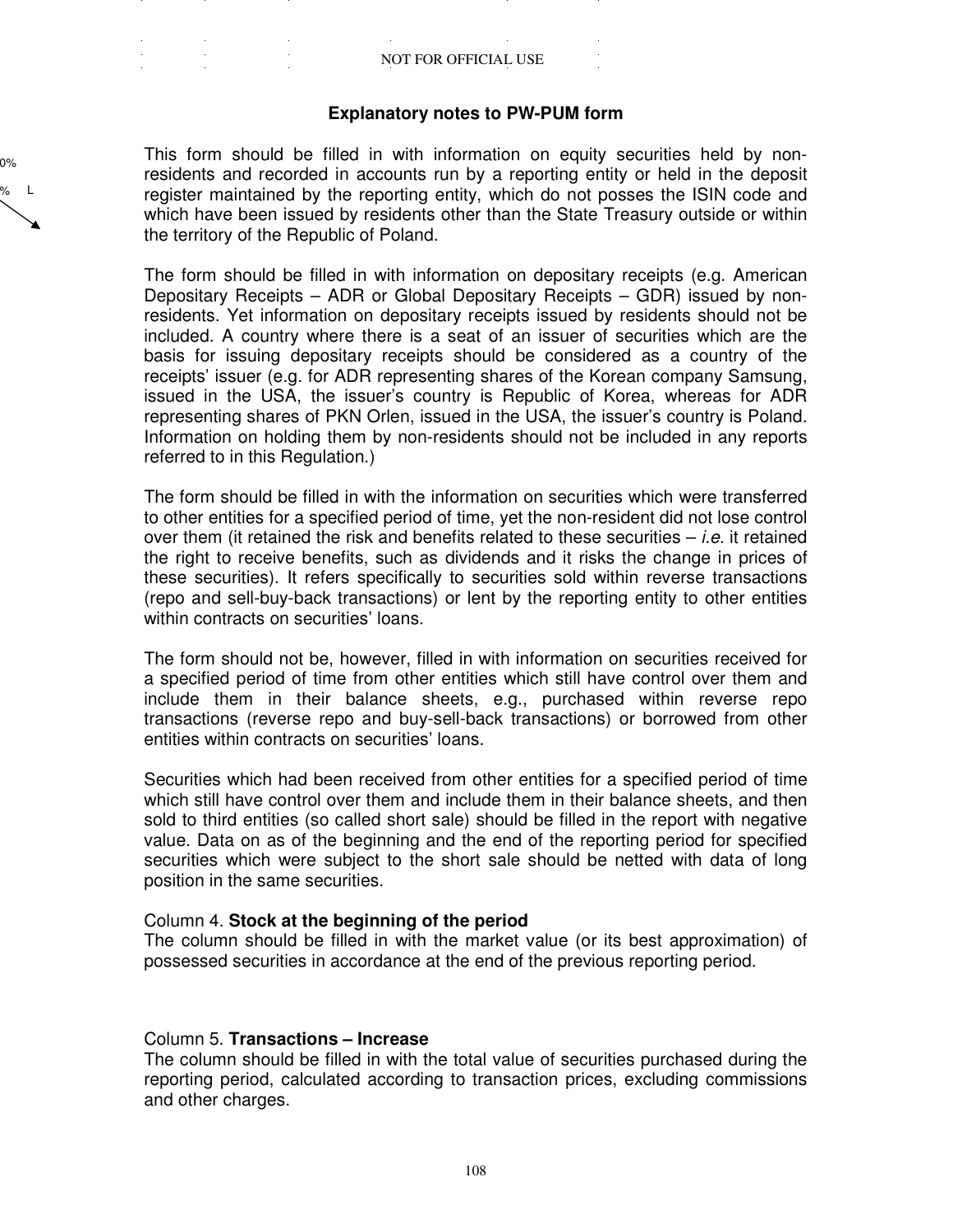NOT FOR OFFICIAL USE

### Explanatory notes to PW-PUM form

This form should be filled in with information on equity securities held by non-residents and recorded in accounts run by a reporting entity or held in the deposit register maintained by the reporting entity, which do not posses the ISIN code and which have been issued by residents other than the State Treasury outside or within the territory of the Republic of Poland.

The form should be filled in with information on depositary receipts (e.g. American Depositary Receipts – ADR or Global Depositary Receipts – GDR) issued by non-residents. Yet information on depositary receipts issued by residents should not be included. A country where there is a seat of an issuer of securities which are the basis for issuing depositary receipts should be considered as a country of the receipts' issuer (e.g. for ADR representing shares of the Korean company Samsung, issued in the USA, the issuer's country is Republic of Korea, whereas for ADR representing shares of PKN Orlen, issued in the USA, the issuer's country is Poland. Information on holding them by non-residents should not be included in any reports referred to in this Regulation.)

The form should be filled in with the information on securities which were transferred to other entities for a specified period of time, yet the non-resident did not lose control over them (it retained the risk and benefits related to these securities – *i.e.* it retained the right to receive benefits, such as dividends and it risks the change in prices of these securities). It refers specifically to securities sold within reverse transactions (repo and sell-buy-back transactions) or lent by the reporting entity to other entities within contracts on securities' loans.

The form should not be, however, filled in with information on securities received for a specified period of time from other entities which still have control over them and include them in their balance sheets, e.g., purchased within reverse repo transactions (reverse repo and buy-sell-back transactions) or borrowed from other entities within contracts on securities' loans.

Securities which had been received from other entities for a specified period of time which still have control over them and include them in their balance sheets, and then sold to third entities (so called short sale) should be filled in the report with negative value. Data on as of the beginning and the end of the reporting period for specified securities which were subject to the short sale should be netted with data of long position in the same securities.

Column 4. **Stock at the beginning of the period**
The column should be filled in with the market value (or its best approximation) of possessed securities in accordance at the end of the previous reporting period.

Column 5. **Transactions – Increase**
The column should be filled in with the total value of securities purchased during the reporting period, calculated according to transaction prices, excluding commissions and other charges.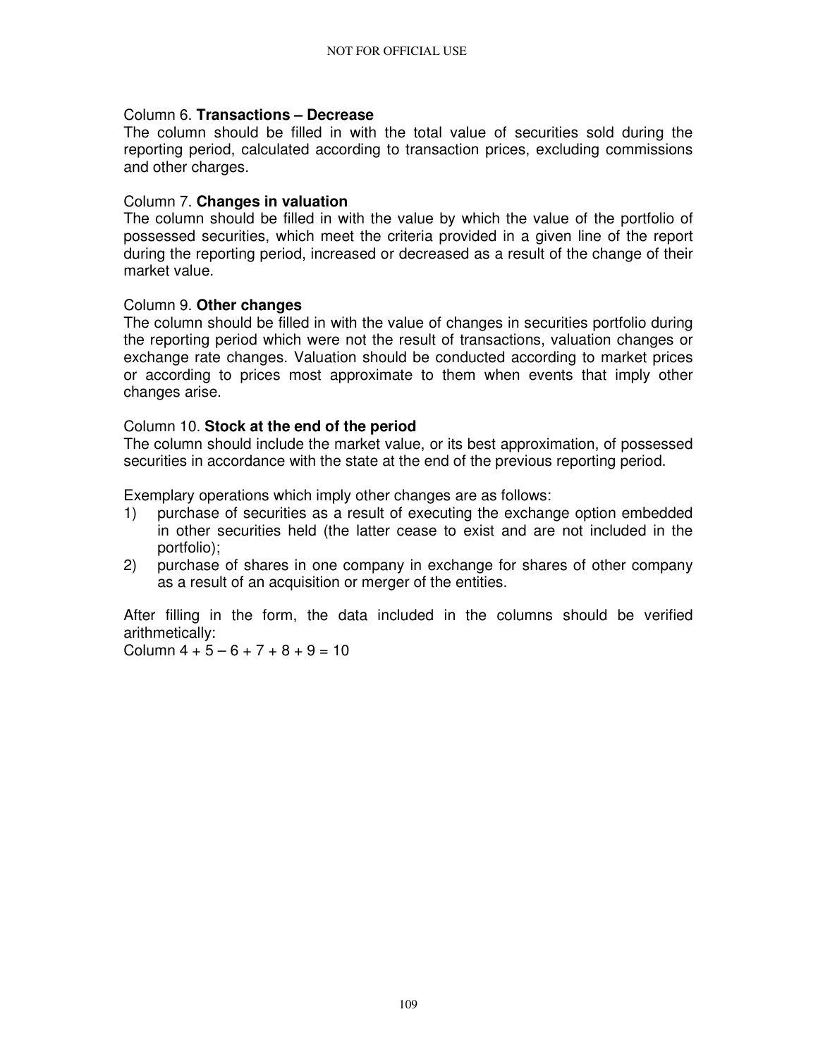Column 6. **Transactions – Decrease**
The column should be filled in with the total value of securities sold during the reporting period, calculated according to transaction prices, excluding commissions and other charges.

Column 7. **Changes in valuation**
The column should be filled in with the value by which the value of the portfolio of possessed securities, which meet the criteria provided in a given line of the report during the reporting period, increased or decreased as a result of the change of their market value.

Column 9. **Other changes**
The column should be filled in with the value of changes in securities portfolio during the reporting period which were not the result of transactions, valuation changes or exchange rate changes. Valuation should be conducted according to market prices or according to prices most approximate to them when events that imply other changes arise.

Column 10. **Stock at the end of the period**
The column should include the market value, or its best approximation, of possessed securities in accordance with the state at the end of the previous reporting period.

Exemplary operations which imply other changes are as follows:

1) purchase of securities as a result of executing the exchange option embedded in other securities held (the latter cease to exist and are not included in the portfolio);
2) purchase of shares in one company in exchange for shares of other company as a result of an acquisition or merger of the entities.

After filling in the form, the data included in the columns should be verified arithmetically:
Column 4 + 5 – 6 + 7 + 8 + 9 = 10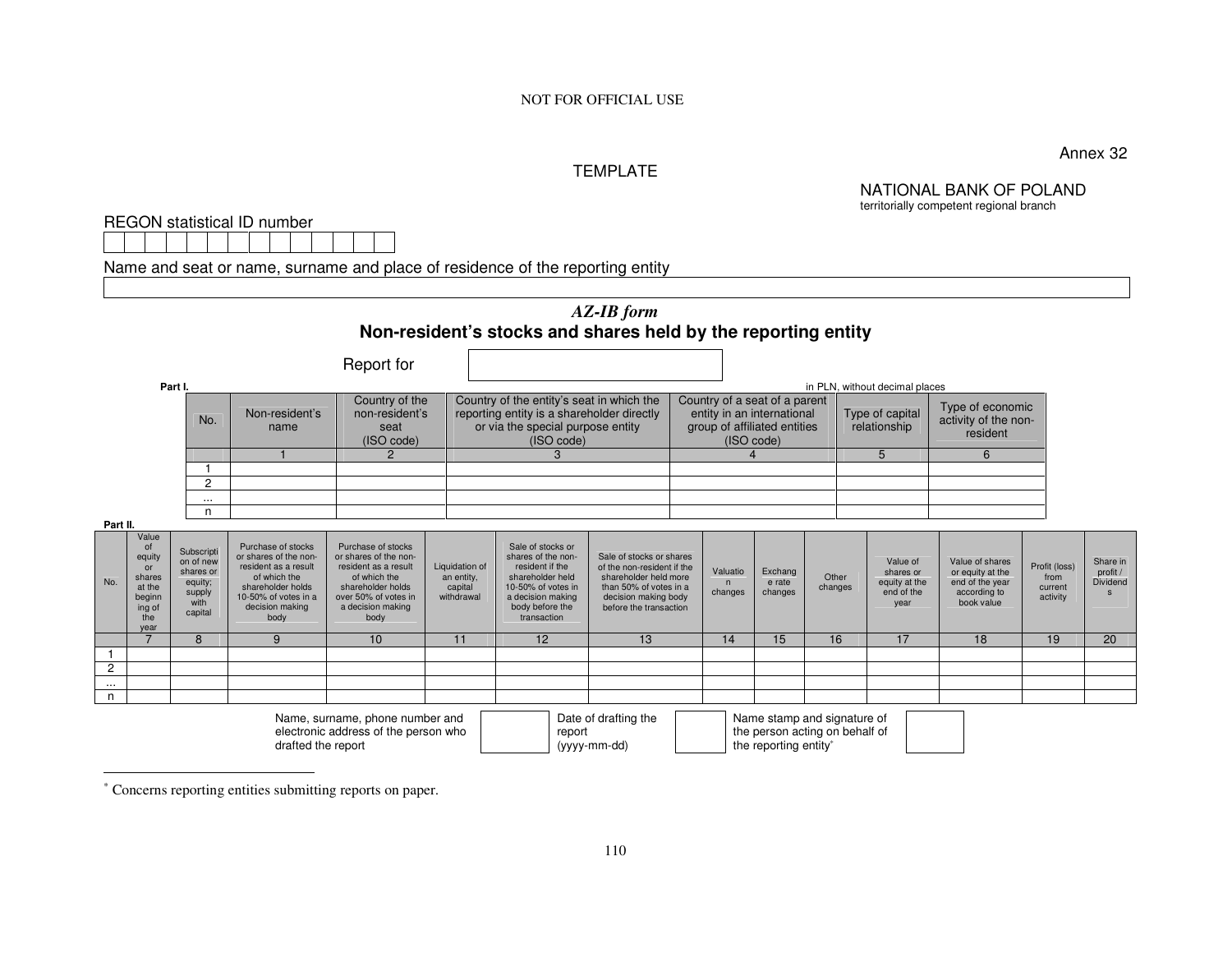NOT FOR OFFICIAL USE

Annex 32

TEMPLATE

NATIONAL BANK OF POLAND
territorially competent regional branch

REGON statistical ID number

| | | | | | | | | | | | | | |
|---|---|---|---|---|---|---|---|---|---|---|---|---|---|
| | | | | | | | | | | | | | |

Name and seat or name, surname and place of residence of the reporting entity

| |
|---|
| |

## *AZ-IB form*

## Non-resident's stocks and shares held by the reporting entity

Report for

**Part I.**

in PLN, without decimal places

| No. | Non-resident's name | Country of the non-resident's seat (ISO code) | Country of the entity's seat in which the reporting entity is a shareholder directly or via the special purpose entity (ISO code) | Country of a seat of a parent entity in an international group of affiliated entities (ISO code) | Type of capital relationship | Type of economic activity of the non-resident |
|---|---|---|---|---|---|---|
| | 1 | 2 | 3 | 4 | 5 | 6 |
| 1 | | | | | | |
| 2 | | | | | | |
| ... | | | | | | |
| n | | | | | | |

**Part II.**

| No. | Value of equity or shares at the beginning of the year | Subscription of new shares or equity; supply with capital | Purchase of stocks or shares of the non-resident as a result of which the shareholder holds 10-50% of votes in a decision making body | Purchase of stocks or shares of the non-resident as a result of which the shareholder holds over 50% of votes in a decision making body | Liquidation of an entity, capital withdrawal | Sale of stocks or shares of the non-resident if the shareholder held 10-50% of votes in a decision making body before the transaction | Sale of stocks or shares of the non-resident if the shareholder held more than 50% of votes in a decision making body before the transaction | Valuation changes | Exchange rate changes | Other changes | Value of shares or equity at the end of the year | Value of shares or equity at the end of the year according to book value | Profit (loss) from current activity | Share in profit / Dividends |
|---|---|---|---|---|---|---|---|---|---|---|---|---|---|---|
| | 7 | 8 | 9 | 10 | 11 | 12 | 13 | 14 | 15 | 16 | 17 | 18 | 19 | 20 |
| 1 | | | | | | | | | | | | | | |
| 2 | | | | | | | | | | | | | | |
| ... | | | | | | | | | | | | | | |
| n | | | | | | | | | | | | | | |

Name, surname, phone number and electronic address of the person who drafted the report | Date of drafting the report (yyyy-mm-dd) | Name stamp and signature of the person acting on behalf of the reporting entity*

---

\* Concerns reporting entities submitting reports on paper.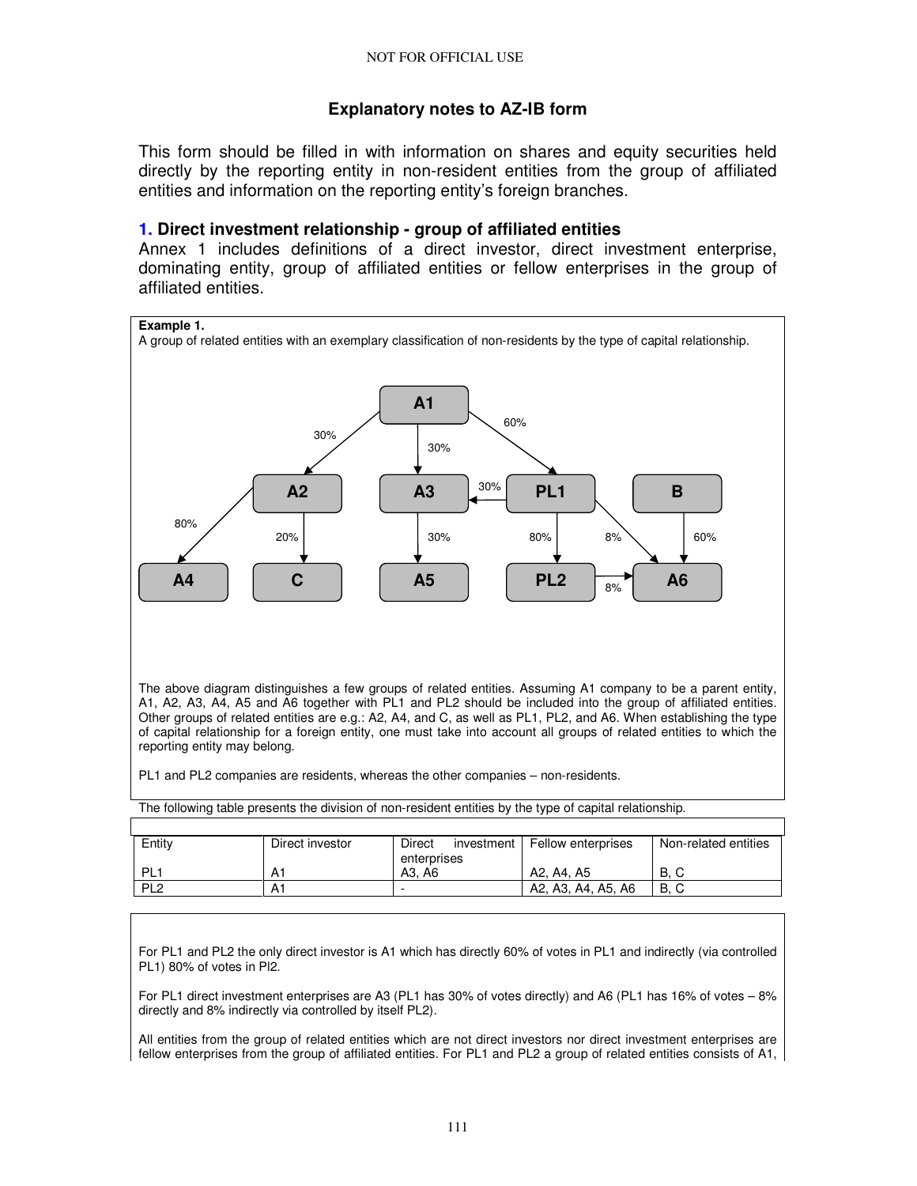## Explanatory notes to AZ-IB form

This form should be filled in with information on shares and equity securities held directly by the reporting entity in non-resident entities from the group of affiliated entities and information on the reporting entity's foreign branches.

### 1. Direct investment relationship - group of affiliated entities

Annex 1 includes definitions of a direct investor, direct investment enterprise, dominating entity, group of affiliated entities or fellow enterprises in the group of affiliated entities.

**Example 1.**

A group of related entities with an exemplary classification of non-residents by the type of capital relationship.

The above diagram distinguishes a few groups of related entities. Assuming A1 company to be a parent entity, A1, A2, A3, A4, A5 and A6 together with PL1 and PL2 should be included into the group of affiliated entities. Other groups of related entities are e.g.: A2, A4, and C, as well as PL1, PL2, and A6. When establishing the type of capital relationship for a foreign entity, one must take into account all groups of related entities to which the reporting entity may belong.

PL1 and PL2 companies are residents, whereas the other companies – non-residents.

The following table presents the division of non-resident entities by the type of capital relationship.

| Entity | Direct investor | Direct investment enterprises | Fellow enterprises | Non-related entities |
|---|---|---|---|---|
| PL1 | A1 | A3, A6 | A2, A4, A5 | B, C |
| PL2 | A1 | - | A2, A3, A4, A5, A6 | B, C |

For PL1 and PL2 the only direct investor is A1 which has directly 60% of votes in PL1 and indirectly (via controlled PL1) 80% of votes in Pl2.

For PL1 direct investment enterprises are A3 (PL1 has 30% of votes directly) and A6 (PL1 has 16% of votes – 8% directly and 8% indirectly via controlled by itself PL2).

All entities from the group of related entities which are not direct investors nor direct investment enterprises are fellow enterprises from the group of affiliated entities. For PL1 and PL2 a group of related entities consists of A1,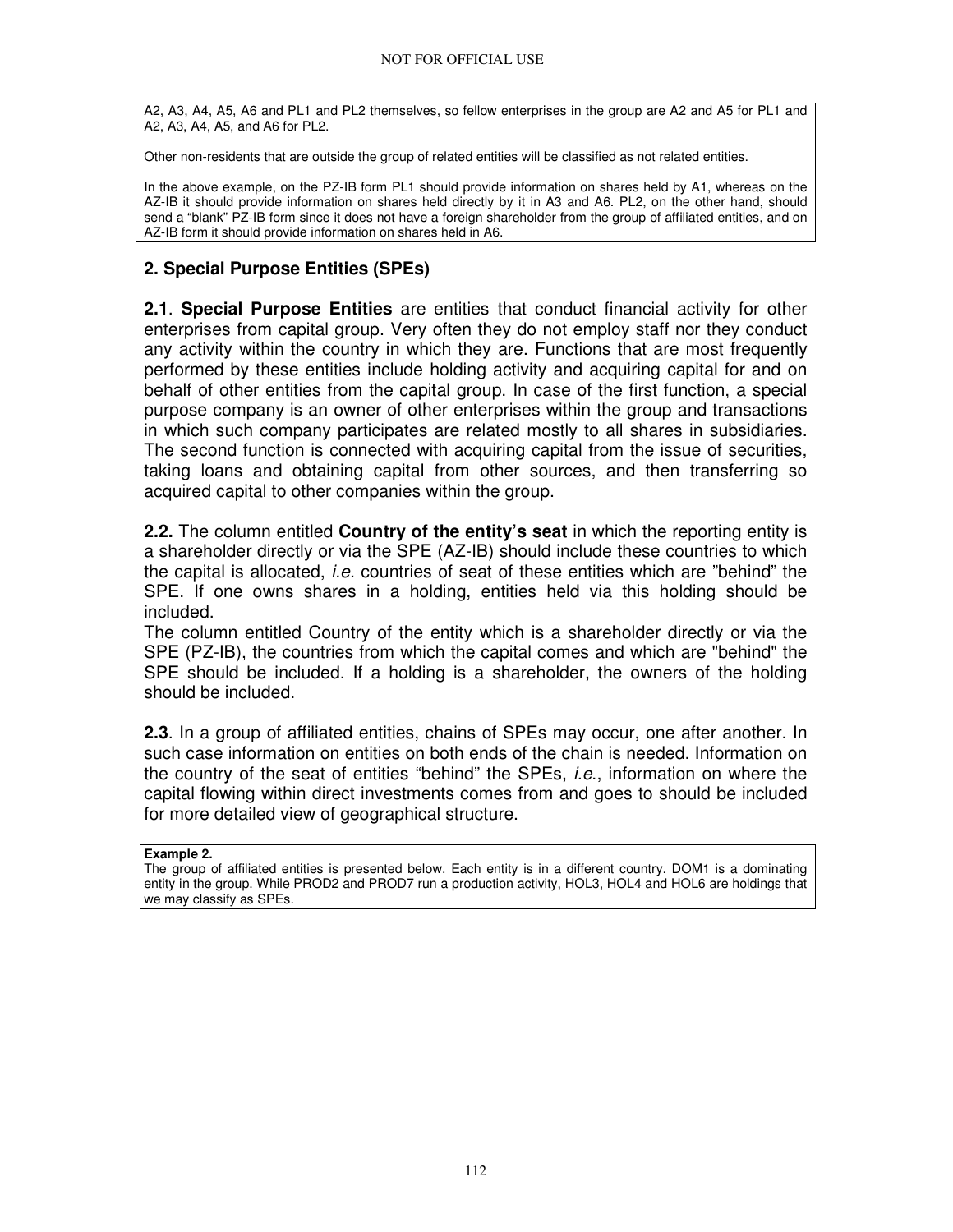A2, A3, A4, A5, A6 and PL1 and PL2 themselves, so fellow enterprises in the group are A2 and A5 for PL1 and A2, A3, A4, A5, and A6 for PL2.

Other non-residents that are outside the group of related entities will be classified as not related entities.

In the above example, on the PZ-IB form PL1 should provide information on shares held by A1, whereas on the AZ-IB it should provide information on shares held directly by it in A3 and A6. PL2, on the other hand, should send a "blank" PZ-IB form since it does not have a foreign shareholder from the group of affiliated entities, and on AZ-IB form it should provide information on shares held in A6.

## 2. Special Purpose Entities (SPEs)

**2.1**. **Special Purpose Entities** are entities that conduct financial activity for other enterprises from capital group. Very often they do not employ staff nor they conduct any activity within the country in which they are. Functions that are most frequently performed by these entities include holding activity and acquiring capital for and on behalf of other entities from the capital group. In case of the first function, a special purpose company is an owner of other enterprises within the group and transactions in which such company participates are related mostly to all shares in subsidiaries. The second function is connected with acquiring capital from the issue of securities, taking loans and obtaining capital from other sources, and then transferring so acquired capital to other companies within the group.

**2.2.** The column entitled **Country of the entity's seat** in which the reporting entity is a shareholder directly or via the SPE (AZ-IB) should include these countries to which the capital is allocated, *i.e.* countries of seat of these entities which are "behind" the SPE. If one owns shares in a holding, entities held via this holding should be included.
The column entitled Country of the entity which is a shareholder directly or via the SPE (PZ-IB), the countries from which the capital comes and which are "behind" the SPE should be included. If a holding is a shareholder, the owners of the holding should be included.

**2.3**. In a group of affiliated entities, chains of SPEs may occur, one after another. In such case information on entities on both ends of the chain is needed. Information on the country of the seat of entities "behind" the SPEs, *i.e.*, information on where the capital flowing within direct investments comes from and goes to should be included for more detailed view of geographical structure.

**Example 2.**
The group of affiliated entities is presented below. Each entity is in a different country. DOM1 is a dominating entity in the group. While PROD2 and PROD7 run a production activity, HOL3, HOL4 and HOL6 are holdings that we may classify as SPEs.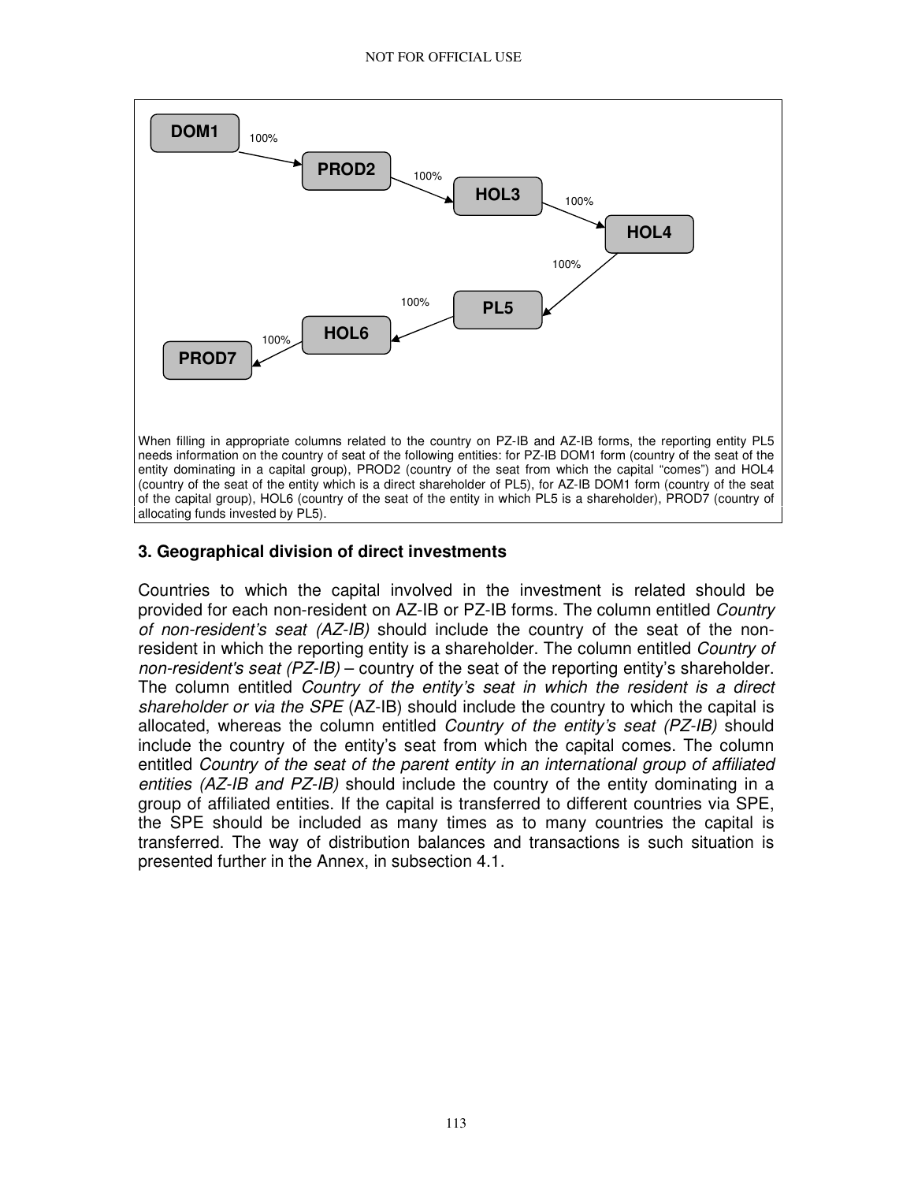When filling in appropriate columns related to the country on PZ-IB and AZ-IB forms, the reporting entity PL5 needs information on the country of seat of the following entities: for PZ-IB DOM1 form (country of the seat of the entity dominating in a capital group), PROD2 (country of the seat from which the capital "comes") and HOL4 (country of the seat of the entity which is a direct shareholder of PL5), for AZ-IB DOM1 form (country of the seat of the capital group), HOL6 (country of the seat of the entity in which PL5 is a shareholder), PROD7 (country of allocating funds invested by PL5).

### 3. Geographical division of direct investments

Countries to which the capital involved in the investment is related should be provided for each non-resident on AZ-IB or PZ-IB forms. The column entitled *Country of non-resident's seat (AZ-IB)* should include the country of the seat of the non-resident in which the reporting entity is a shareholder. The column entitled *Country of non-resident's seat (PZ-IB)* – country of the seat of the reporting entity's shareholder. The column entitled *Country of the entity's seat in which the resident is a direct shareholder or via the SPE* (AZ-IB) should include the country to which the capital is allocated, whereas the column entitled *Country of the entity's seat (PZ-IB)* should include the country of the entity's seat from which the capital comes. The column entitled *Country of the seat of the parent entity in an international group of affiliated entities (AZ-IB and PZ-IB)* should include the country of the entity dominating in a group of affiliated entities. If the capital is transferred to different countries via SPE, the SPE should be included as many times as to many countries the capital is transferred. The way of distribution balances and transactions is such situation is presented further in the Annex, in subsection 4.1.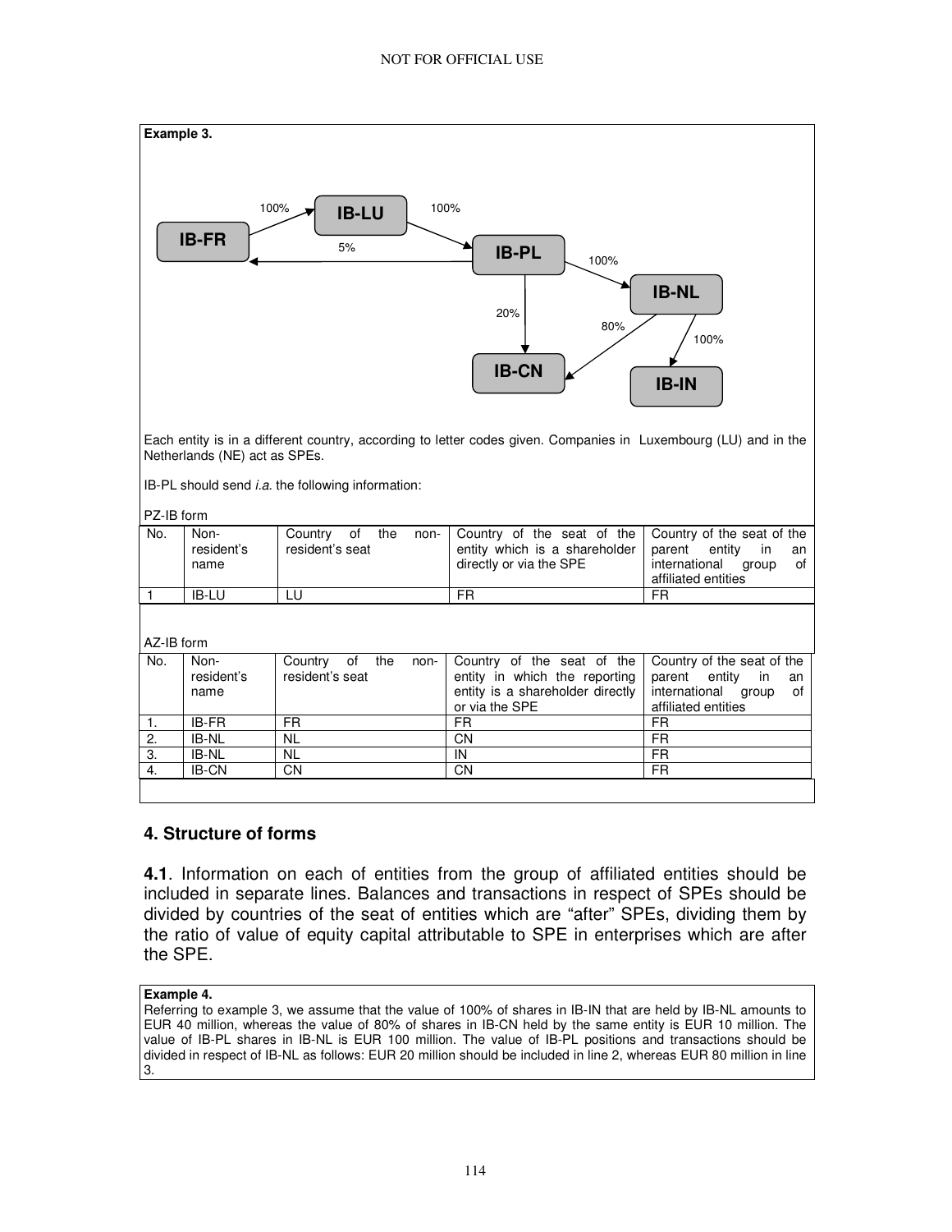**Example 3.**

IB-FR → (100%) → IB-LU → (100%) → IB-PL; IB-PL → (5%) → IB-FR; IB-PL → (100%) → IB-NL; IB-PL → (20%) → IB-CN; IB-NL → (80%) → IB-CN; IB-NL → (100%) → IB-IN

Each entity is in a different country, according to letter codes given. Companies in Luxembourg (LU) and in the Netherlands (NE) act as SPEs.

IB-PL should send *i.a.* the following information:

PZ-IB form

| No. | Non-resident's name | Country of the non-resident's seat | Country of the seat of the entity which is a shareholder directly or via the SPE | Country of the seat of the parent entity in an international group of affiliated entities |
|---|---|---|---|---|
| 1 | IB-LU | LU | FR | FR |

AZ-IB form

| No. | Non-resident's name | Country of the non-resident's seat | Country of the seat of the entity in which the reporting entity is a shareholder directly or via the SPE | Country of the seat of the parent entity in an international group of affiliated entities |
|---|---|---|---|---|
| 1. | IB-FR | FR | FR | FR |
| 2. | IB-NL | NL | CN | FR |
| 3. | IB-NL | NL | IN | FR |
| 4. | IB-CN | CN | CN | FR |

## 4. Structure of forms

**4.1**. Information on each of entities from the group of affiliated entities should be included in separate lines. Balances and transactions in respect of SPEs should be divided by countries of the seat of entities which are "after" SPEs, dividing them by the ratio of value of equity capital attributable to SPE in enterprises which are after the SPE.

**Example 4.**
Referring to example 3, we assume that the value of 100% of shares in IB-IN that are held by IB-NL amounts to EUR 40 million, whereas the value of 80% of shares in IB-CN held by the same entity is EUR 10 million. The value of IB-PL shares in IB-NL is EUR 100 million. The value of IB-PL positions and transactions should be divided in respect of IB-NL as follows: EUR 20 million should be included in line 2, whereas EUR 80 million in line 3.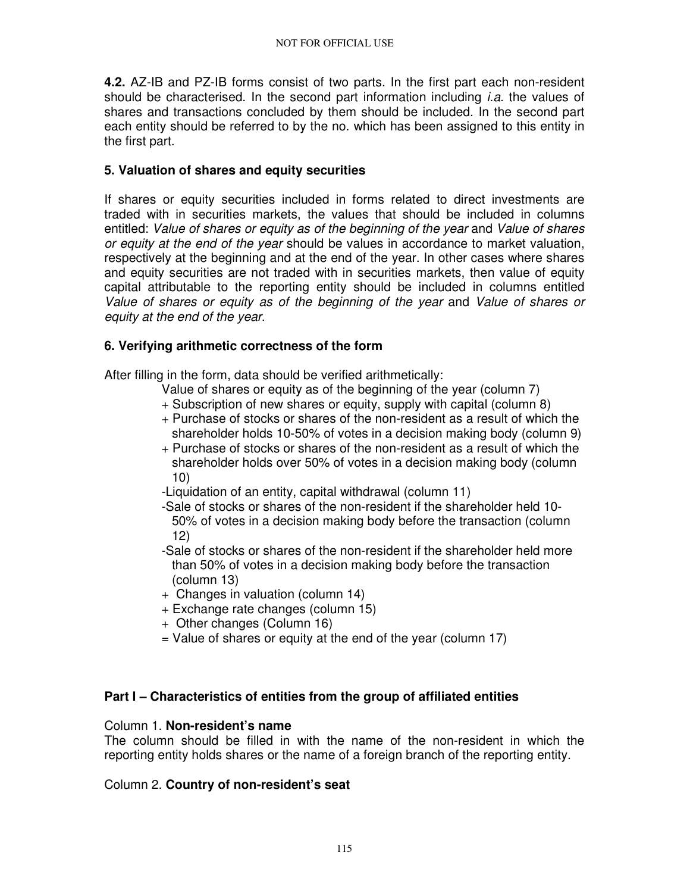**4.2.** AZ-IB and PZ-IB forms consist of two parts. In the first part each non-resident should be characterised. In the second part information including *i.a*. the values of shares and transactions concluded by them should be included. In the second part each entity should be referred to by the no. which has been assigned to this entity in the first part.

## 5. Valuation of shares and equity securities

If shares or equity securities included in forms related to direct investments are traded with in securities markets, the values that should be included in columns entitled: *Value of shares or equity as of the beginning of the year* and *Value of shares or equity at the end of the year* should be values in accordance to market valuation, respectively at the beginning and at the end of the year. In other cases where shares and equity securities are not traded with in securities markets, then value of equity capital attributable to the reporting entity should be included in columns entitled *Value of shares or equity as of the beginning of the year* and *Value of shares or equity at the end of the year*.

## 6. Verifying arithmetic correctness of the form

After filling in the form, data should be verified arithmetically:

Value of shares or equity as of the beginning of the year (column 7)
+ Subscription of new shares or equity, supply with capital (column 8)
+ Purchase of stocks or shares of the non-resident as a result of which the shareholder holds 10-50% of votes in a decision making body (column 9)
+ Purchase of stocks or shares of the non-resident as a result of which the shareholder holds over 50% of votes in a decision making body (column 10)
-Liquidation of an entity, capital withdrawal (column 11)
-Sale of stocks or shares of the non-resident if the shareholder held 10-50% of votes in a decision making body before the transaction (column 12)
-Sale of stocks or shares of the non-resident if the shareholder held more than 50% of votes in a decision making body before the transaction (column 13)
+ Changes in valuation (column 14)
+ Exchange rate changes (column 15)
+ Other changes (Column 16)
= Value of shares or equity at the end of the year (column 17)

## Part I – Characteristics of entities from the group of affiliated entities

Column 1. **Non-resident's name**

The column should be filled in with the name of the non-resident in which the reporting entity holds shares or the name of a foreign branch of the reporting entity.

Column 2. **Country of non-resident's seat**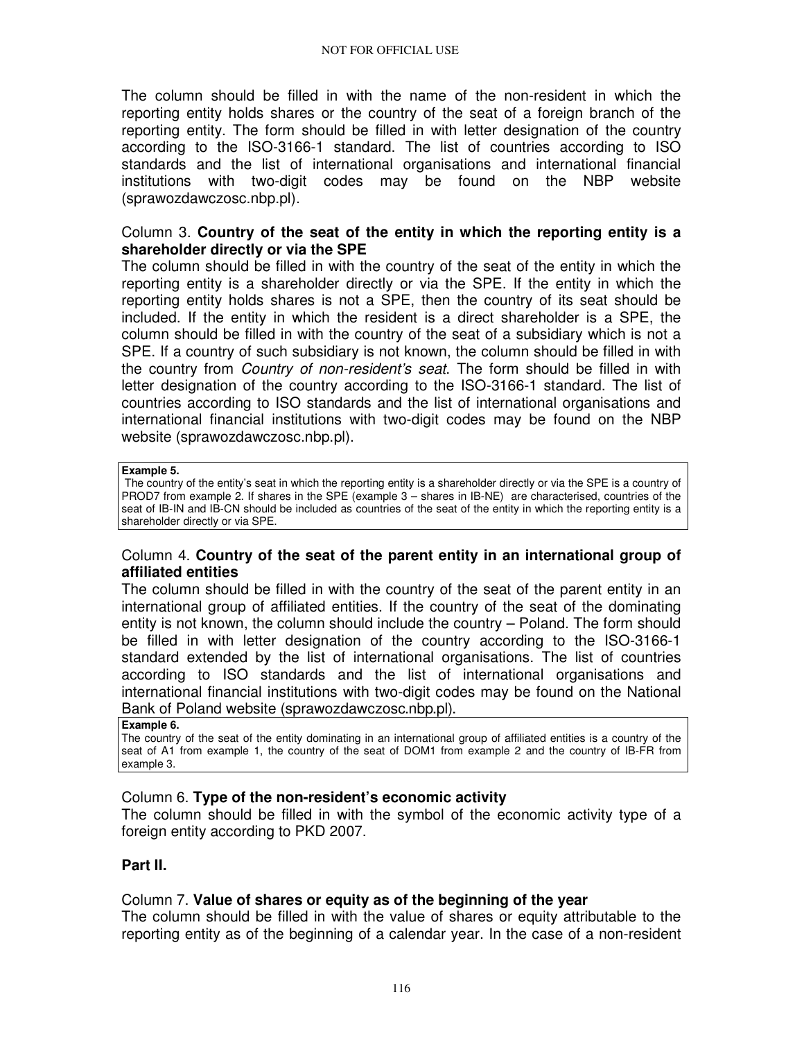The column should be filled in with the name of the non-resident in which the reporting entity holds shares or the country of the seat of a foreign branch of the reporting entity. The form should be filled in with letter designation of the country according to the ISO-3166-1 standard. The list of countries according to ISO standards and the list of international organisations and international financial institutions with two-digit codes may be found on the NBP website (sprawozdawczosc.nbp.pl).

Column 3. **Country of the seat of the entity in which the reporting entity is a shareholder directly or via the SPE**

The column should be filled in with the country of the seat of the entity in which the reporting entity is a shareholder directly or via the SPE. If the entity in which the reporting entity holds shares is not a SPE, then the country of its seat should be included. If the entity in which the resident is a direct shareholder is a SPE, the column should be filled in with the country of the seat of a subsidiary which is not a SPE. If a country of such subsidiary is not known, the column should be filled in with the country from *Country of non-resident's seat*. The form should be filled in with letter designation of the country according to the ISO-3166-1 standard. The list of countries according to ISO standards and the list of international organisations and international financial institutions with two-digit codes may be found on the NBP website (sprawozdawczosc.nbp.pl).

> **Example 5.**
> The country of the entity's seat in which the reporting entity is a shareholder directly or via the SPE is a country of PROD7 from example 2. If shares in the SPE (example 3 – shares in IB-NE) are characterised, countries of the seat of IB-IN and IB-CN should be included as countries of the seat of the entity in which the reporting entity is a shareholder directly or via SPE.

Column 4. **Country of the seat of the parent entity in an international group of affiliated entities**

The column should be filled in with the country of the seat of the parent entity in an international group of affiliated entities. If the country of the seat of the dominating entity is not known, the column should include the country – Poland. The form should be filled in with letter designation of the country according to the ISO-3166-1 standard extended by the list of international organisations. The list of countries according to ISO standards and the list of international organisations and international financial institutions with two-digit codes may be found on the National Bank of Poland website (sprawozdawczosc.nbp.pl).

> **Example 6.**
> The country of the seat of the entity dominating in an international group of affiliated entities is a country of the seat of A1 from example 1, the country of the seat of DOM1 from example 2 and the country of IB-FR from example 3.

Column 6. **Type of the non-resident's economic activity**

The column should be filled in with the symbol of the economic activity type of a foreign entity according to PKD 2007.

**Part II.**

Column 7. **Value of shares or equity as of the beginning of the year**

The column should be filled in with the value of shares or equity attributable to the reporting entity as of the beginning of a calendar year. In the case of a non-resident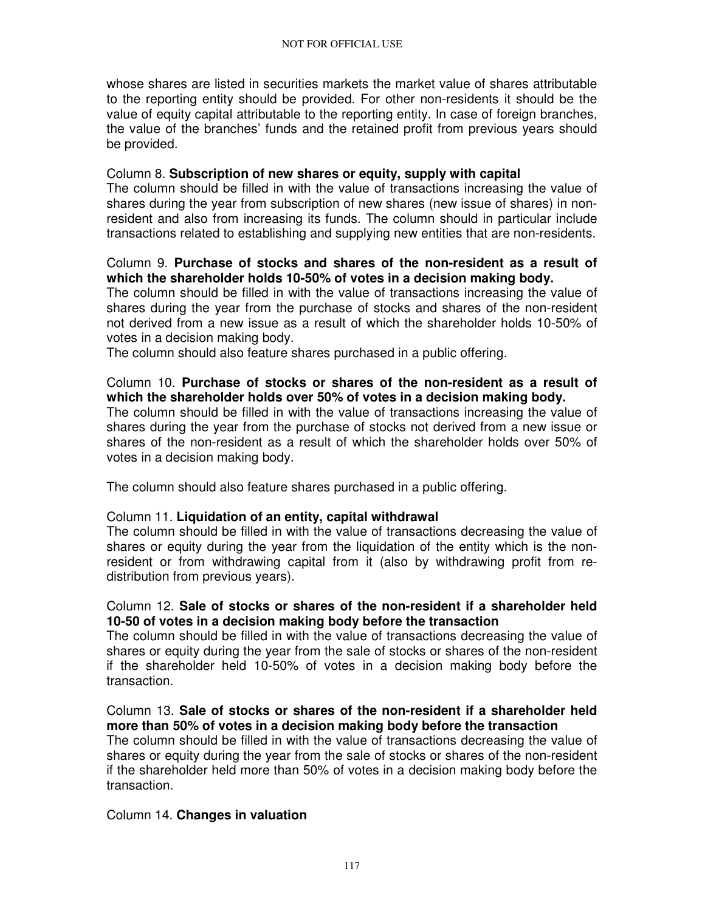whose shares are listed in securities markets the market value of shares attributable to the reporting entity should be provided. For other non-residents it should be the value of equity capital attributable to the reporting entity. In case of foreign branches, the value of the branches' funds and the retained profit from previous years should be provided.

Column 8. **Subscription of new shares or equity, supply with capital**

The column should be filled in with the value of transactions increasing the value of shares during the year from subscription of new shares (new issue of shares) in non-resident and also from increasing its funds. The column should in particular include transactions related to establishing and supplying new entities that are non-residents.

Column 9. **Purchase of stocks and shares of the non-resident as a result of which the shareholder holds 10-50% of votes in a decision making body.**

The column should be filled in with the value of transactions increasing the value of shares during the year from the purchase of stocks and shares of the non-resident not derived from a new issue as a result of which the shareholder holds 10-50% of votes in a decision making body.

The column should also feature shares purchased in a public offering.

Column 10. **Purchase of stocks or shares of the non-resident as a result of which the shareholder holds over 50% of votes in a decision making body.**

The column should be filled in with the value of transactions increasing the value of shares during the year from the purchase of stocks not derived from a new issue or shares of the non-resident as a result of which the shareholder holds over 50% of votes in a decision making body.

The column should also feature shares purchased in a public offering.

Column 11. **Liquidation of an entity, capital withdrawal**

The column should be filled in with the value of transactions decreasing the value of shares or equity during the year from the liquidation of the entity which is the non-resident or from withdrawing capital from it (also by withdrawing profit from re-distribution from previous years).

Column 12. **Sale of stocks or shares of the non-resident if a shareholder held 10-50 of votes in a decision making body before the transaction**

The column should be filled in with the value of transactions decreasing the value of shares or equity during the year from the sale of stocks or shares of the non-resident if the shareholder held 10-50% of votes in a decision making body before the transaction.

Column 13. **Sale of stocks or shares of the non-resident if a shareholder held more than 50% of votes in a decision making body before the transaction**

The column should be filled in with the value of transactions decreasing the value of shares or equity during the year from the sale of stocks or shares of the non-resident if the shareholder held more than 50% of votes in a decision making body before the transaction.

Column 14. **Changes in valuation**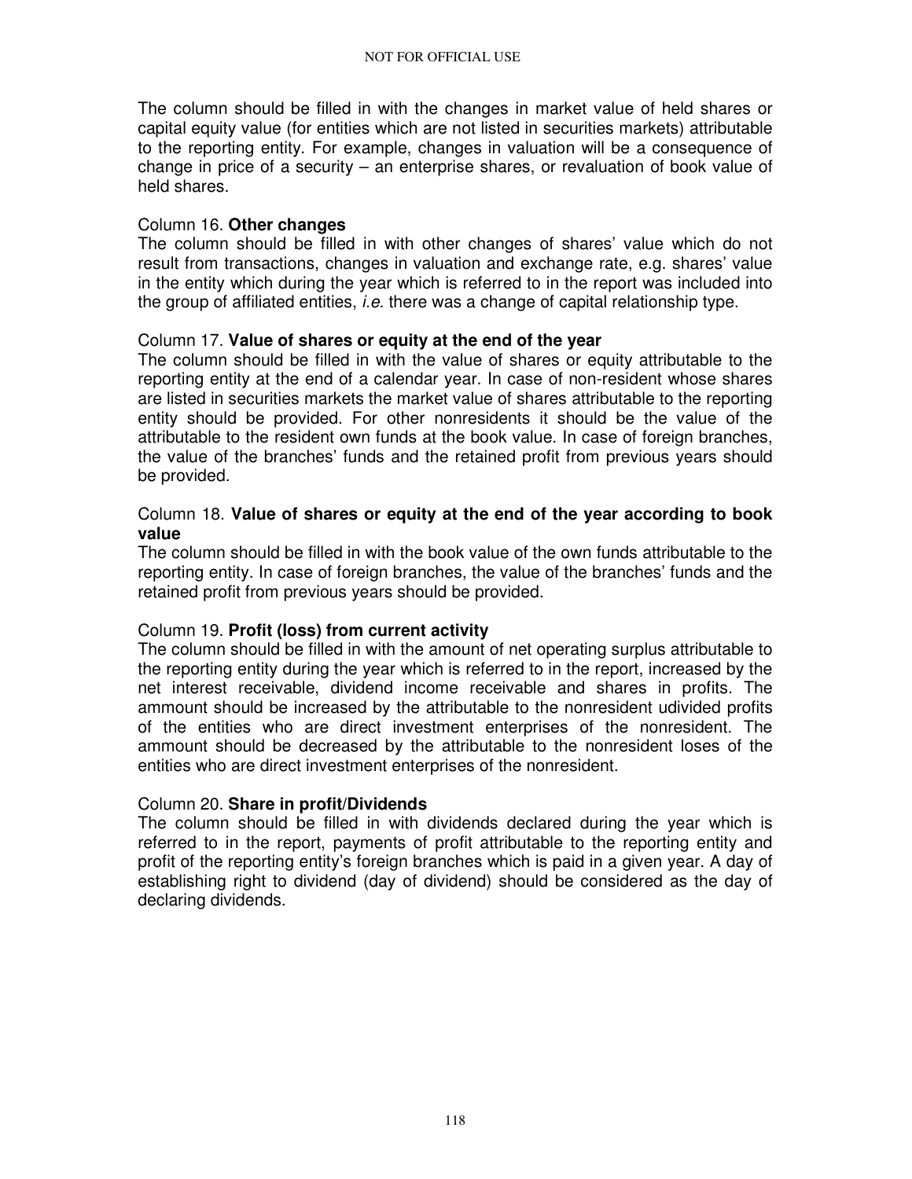The column should be filled in with the changes in market value of held shares or capital equity value (for entities which are not listed in securities markets) attributable to the reporting entity. For example, changes in valuation will be a consequence of change in price of a security – an enterprise shares, or revaluation of book value of held shares.

Column 16. **Other changes**
The column should be filled in with other changes of shares' value which do not result from transactions, changes in valuation and exchange rate, e.g. shares' value in the entity which during the year which is referred to in the report was included into the group of affiliated entities, *i.e.* there was a change of capital relationship type.

Column 17. **Value of shares or equity at the end of the year**
The column should be filled in with the value of shares or equity attributable to the reporting entity at the end of a calendar year. In case of non-resident whose shares are listed in securities markets the market value of shares attributable to the reporting entity should be provided. For other nonresidents it should be the value of the attributable to the resident own funds at the book value. In case of foreign branches, the value of the branches' funds and the retained profit from previous years should be provided.

Column 18. **Value of shares or equity at the end of the year according to book value**
The column should be filled in with the book value of the own funds attributable to the reporting entity. In case of foreign branches, the value of the branches' funds and the retained profit from previous years should be provided.

Column 19. **Profit (loss) from current activity**
The column should be filled in with the amount of net operating surplus attributable to the reporting entity during the year which is referred to in the report, increased by the net interest receivable, dividend income receivable and shares in profits. The ammount should be increased by the attributable to the nonresident udivided profits of the entities who are direct investment enterprises of the nonresident. The ammount should be decreased by the attributable to the nonresident loses of the entities who are direct investment enterprises of the nonresident.

Column 20. **Share in profit/Dividends**
The column should be filled in with dividends declared during the year which is referred to in the report, payments of profit attributable to the reporting entity and profit of the reporting entity's foreign branches which is paid in a given year. A day of establishing right to dividend (day of dividend) should be considered as the day of declaring dividends.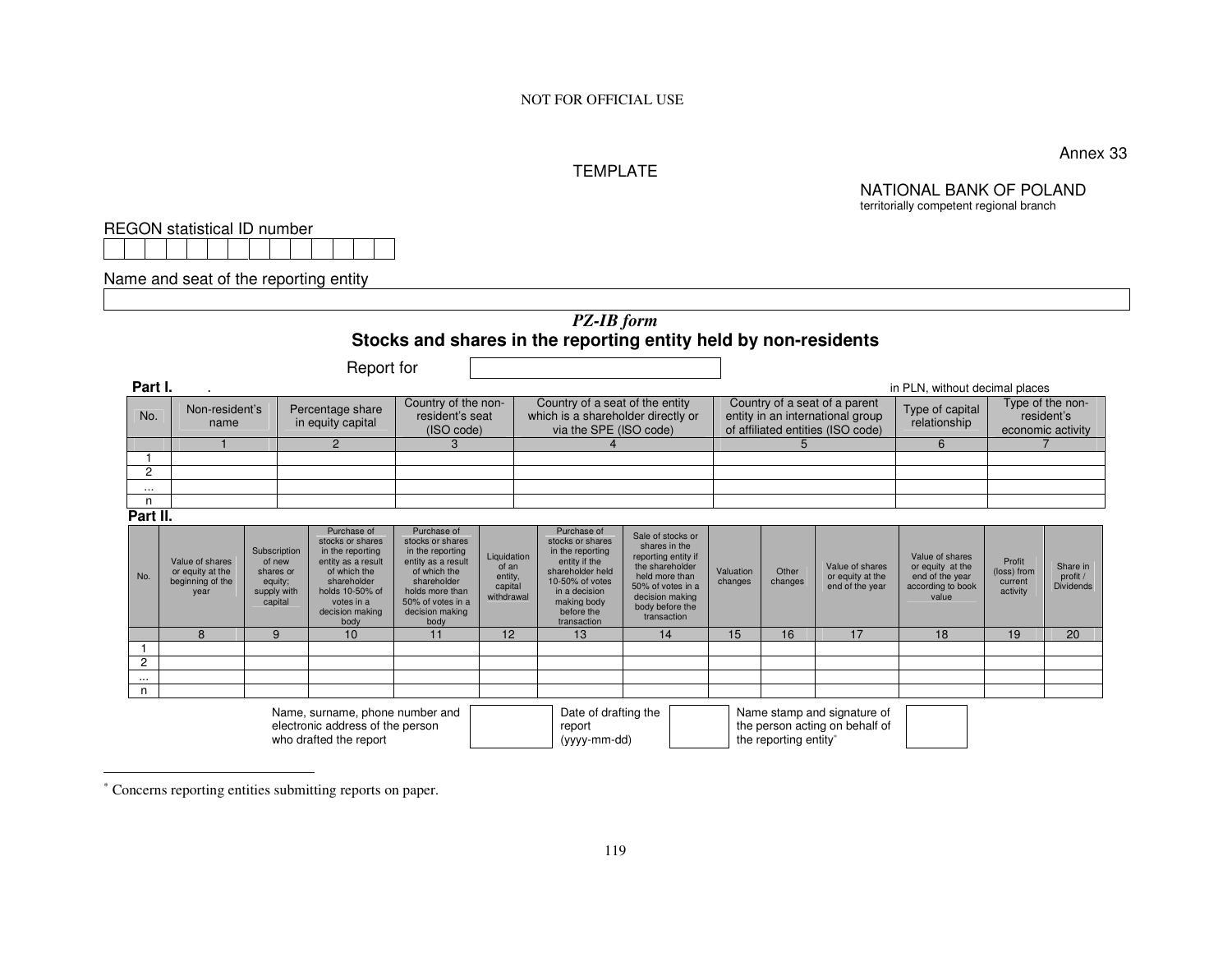NOT FOR OFFICIAL USE

Annex 33

TEMPLATE

NATIONAL BANK OF POLAND
territorially competent regional branch

REGON statistical ID number

| | | | | | | | | | | | | | |
|---|---|---|---|---|---|---|---|---|---|---|---|---|---|
| | | | | | | | | | | | | | |

Name and seat of the reporting entity

| |
|---|
| |

## *PZ-IB form*

## Stocks and shares in the reporting entity held by non-residents

Report for

| |
|---|
| |

**Part I.**

in PLN, without decimal places

| No. | Non-resident's name | Percentage share in equity capital | Country of the non-resident's seat (ISO code) | Country of a seat of the entity which is a shareholder directly or via the SPE (ISO code) | Country of a seat of a parent entity in an international group of affiliated entities (ISO code) | Type of capital relationship | Type of the non-resident's economic activity |
|---|---|---|---|---|---|---|---|
| | 1 | 2 | 3 | 4 | 5 | 6 | 7 |
| 1 | | | | | | | |
| 2 | | | | | | | |
| ... | | | | | | | |
| n | | | | | | | |

**Part II.**

| No. | Value of shares or equity at the beginning of the year | Subscription of new shares or equity; supply with capital | Purchase of stocks or shares in the reporting entity as a result of which the shareholder holds 10-50% of votes in a decision making body | Purchase of stocks or shares in the reporting entity as a result of which the shareholder holds more than 50% of votes in a decision making body | Liquidation of an entity, capital withdrawal | Purchase of stocks or shares in the reporting entity if the shareholder held 10-50% of votes in a decision making body before the transaction | Sale of stocks or shares in the reporting entity if the shareholder held more than 50% of votes in a decision making body before the transaction | Valuation changes | Other changes | Value of shares or equity at the end of the year | Value of shares or equity at the end of the year according to book value | Profit (loss) from current activity | Share in profit / Dividends |
|---|---|---|---|---|---|---|---|---|---|---|---|---|---|
| | 8 | 9 | 10 | 11 | 12 | 13 | 14 | 15 | 16 | 17 | 18 | 19 | 20 |
| 1 | | | | | | | | | | | | | |
| 2 | | | | | | | | | | | | | |
| ... | | | | | | | | | | | | | |
| n | | | | | | | | | | | | | |

| Name, surname, phone number and electronic address of the person who drafted the report | | Date of drafting the report (yyyy-mm-dd) | | Name stamp and signature of the person acting on behalf of the reporting entity* | |
|---|---|---|---|---|---|

\* Concerns reporting entities submitting reports on paper.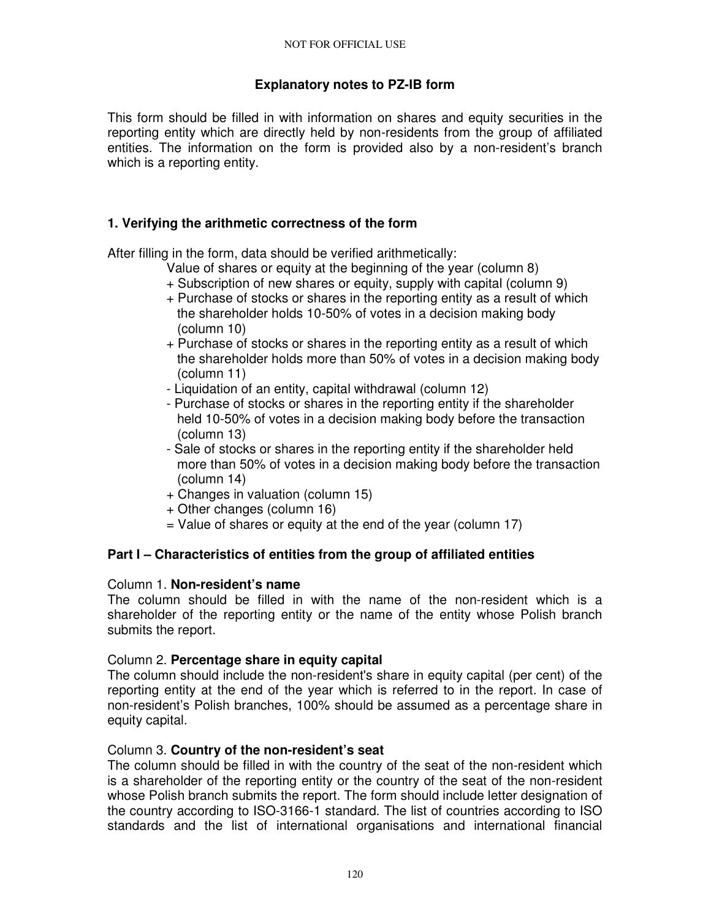## Explanatory notes to PZ-IB form

This form should be filled in with information on shares and equity securities in the reporting entity which are directly held by non-residents from the group of affiliated entities. The information on the form is provided also by a non-resident's branch which is a reporting entity.

### 1. Verifying the arithmetic correctness of the form

After filling in the form, data should be verified arithmetically:

Value of shares or equity at the beginning of the year (column 8)
+ Subscription of new shares or equity, supply with capital (column 9)
+ Purchase of stocks or shares in the reporting entity as a result of which the shareholder holds 10-50% of votes in a decision making body (column 10)
+ Purchase of stocks or shares in the reporting entity as a result of which the shareholder holds more than 50% of votes in a decision making body (column 11)
- Liquidation of an entity, capital withdrawal (column 12)
- Purchase of stocks or shares in the reporting entity if the shareholder held 10-50% of votes in a decision making body before the transaction (column 13)
- Sale of stocks or shares in the reporting entity if the shareholder held more than 50% of votes in a decision making body before the transaction (column 14)
+ Changes in valuation (column 15)
+ Other changes (column 16)
= Value of shares or equity at the end of the year (column 17)

### Part I – Characteristics of entities from the group of affiliated entities

Column 1. **Non-resident's name**
The column should be filled in with the name of the non-resident which is a shareholder of the reporting entity or the name of the entity whose Polish branch submits the report.

Column 2. **Percentage share in equity capital**
The column should include the non-resident's share in equity capital (per cent) of the reporting entity at the end of the year which is referred to in the report. In case of non-resident's Polish branches, 100% should be assumed as a percentage share in equity capital.

Column 3. **Country of the non-resident's seat**
The column should be filled in with the country of the seat of the non-resident which is a shareholder of the reporting entity or the country of the seat of the non-resident whose Polish branch submits the report. The form should include letter designation of the country according to ISO-3166-1 standard. The list of countries according to ISO standards and the list of international organisations and international financial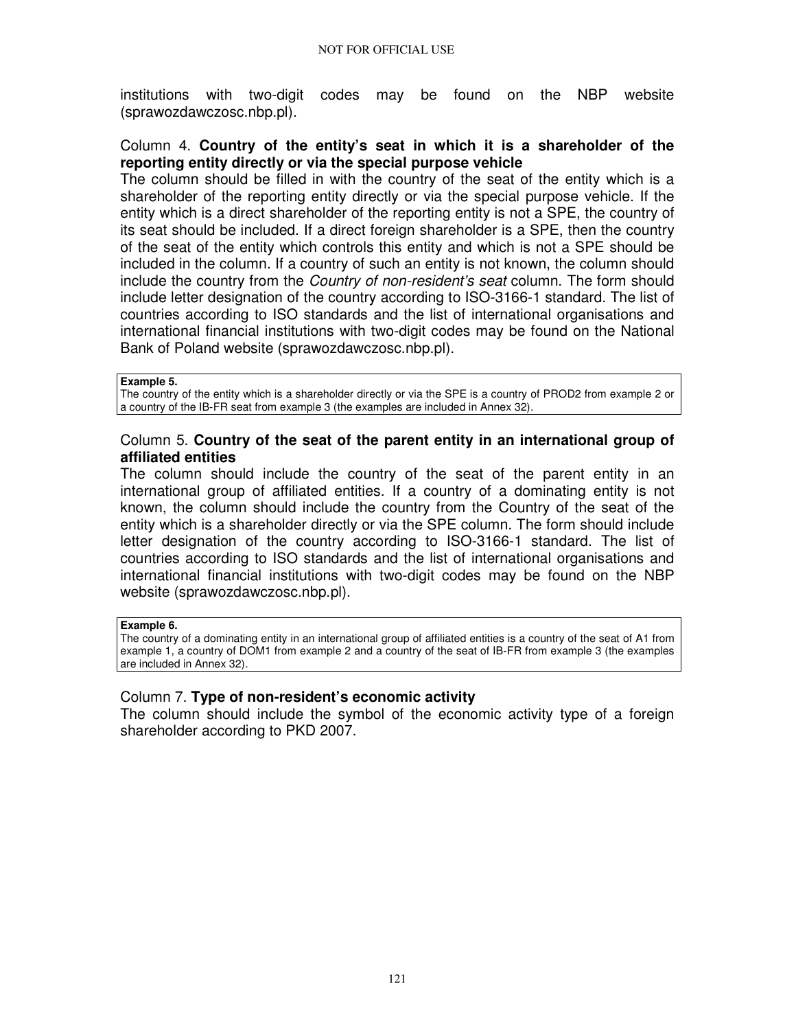institutions with two-digit codes may be found on the NBP website (sprawozdawczosc.nbp.pl).

Column 4. **Country of the entity's seat in which it is a shareholder of the reporting entity directly or via the special purpose vehicle**

The column should be filled in with the country of the seat of the entity which is a shareholder of the reporting entity directly or via the special purpose vehicle. If the entity which is a direct shareholder of the reporting entity is not a SPE, the country of its seat should be included. If a direct foreign shareholder is a SPE, then the country of the seat of the entity which controls this entity and which is not a SPE should be included in the column. If a country of such an entity is not known, the column should include the country from the *Country of non-resident's seat* column. The form should include letter designation of the country according to ISO-3166-1 standard. The list of countries according to ISO standards and the list of international organisations and international financial institutions with two-digit codes may be found on the National Bank of Poland website (sprawozdawczosc.nbp.pl).

**Example 5.**
The country of the entity which is a shareholder directly or via the SPE is a country of PROD2 from example 2 or a country of the IB-FR seat from example 3 (the examples are included in Annex 32).

Column 5. **Country of the seat of the parent entity in an international group of affiliated entities**

The column should include the country of the seat of the parent entity in an international group of affiliated entities. If a country of a dominating entity is not known, the column should include the country from the Country of the seat of the entity which is a shareholder directly or via the SPE column. The form should include letter designation of the country according to ISO-3166-1 standard. The list of countries according to ISO standards and the list of international organisations and international financial institutions with two-digit codes may be found on the NBP website (sprawozdawczosc.nbp.pl).

**Example 6.**
The country of a dominating entity in an international group of affiliated entities is a country of the seat of A1 from example 1, a country of DOM1 from example 2 and a country of the seat of IB-FR from example 3 (the examples are included in Annex 32).

Column 7. **Type of non-resident's economic activity**

The column should include the symbol of the economic activity type of a foreign shareholder according to PKD 2007.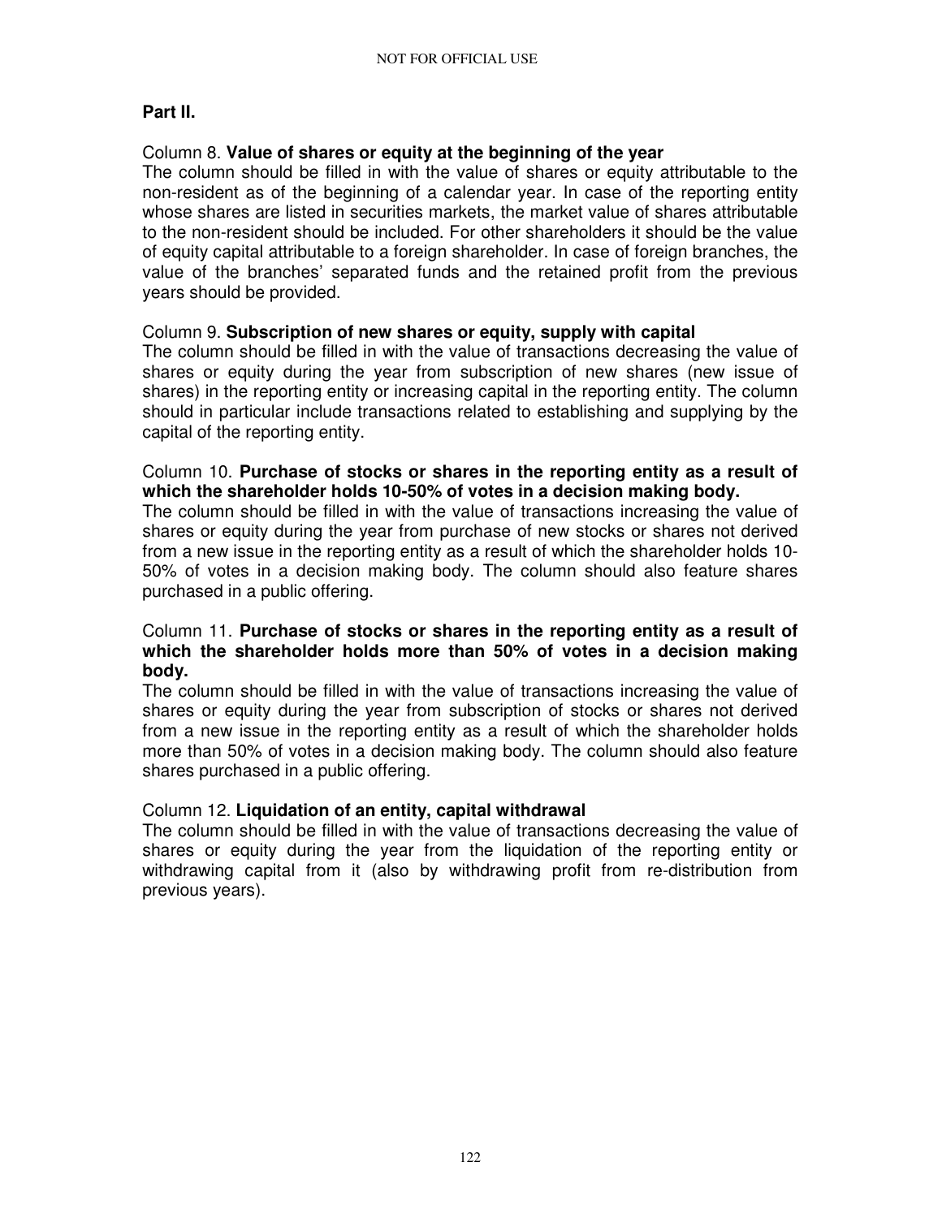**Part II.**

Column 8. **Value of shares or equity at the beginning of the year**
The column should be filled in with the value of shares or equity attributable to the non-resident as of the beginning of a calendar year. In case of the reporting entity whose shares are listed in securities markets, the market value of shares attributable to the non-resident should be included. For other shareholders it should be the value of equity capital attributable to a foreign shareholder. In case of foreign branches, the value of the branches' separated funds and the retained profit from the previous years should be provided.

Column 9. **Subscription of new shares or equity, supply with capital**
The column should be filled in with the value of transactions decreasing the value of shares or equity during the year from subscription of new shares (new issue of shares) in the reporting entity or increasing capital in the reporting entity. The column should in particular include transactions related to establishing and supplying by the capital of the reporting entity.

Column 10. **Purchase of stocks or shares in the reporting entity as a result of which the shareholder holds 10-50% of votes in a decision making body.**
The column should be filled in with the value of transactions increasing the value of shares or equity during the year from purchase of new stocks or shares not derived from a new issue in the reporting entity as a result of which the shareholder holds 10-50% of votes in a decision making body. The column should also feature shares purchased in a public offering.

Column 11. **Purchase of stocks or shares in the reporting entity as a result of which the shareholder holds more than 50% of votes in a decision making body.**
The column should be filled in with the value of transactions increasing the value of shares or equity during the year from subscription of stocks or shares not derived from a new issue in the reporting entity as a result of which the shareholder holds more than 50% of votes in a decision making body. The column should also feature shares purchased in a public offering.

Column 12. **Liquidation of an entity, capital withdrawal**
The column should be filled in with the value of transactions decreasing the value of shares or equity during the year from the liquidation of the reporting entity or withdrawing capital from it (also by withdrawing profit from re-distribution from previous years).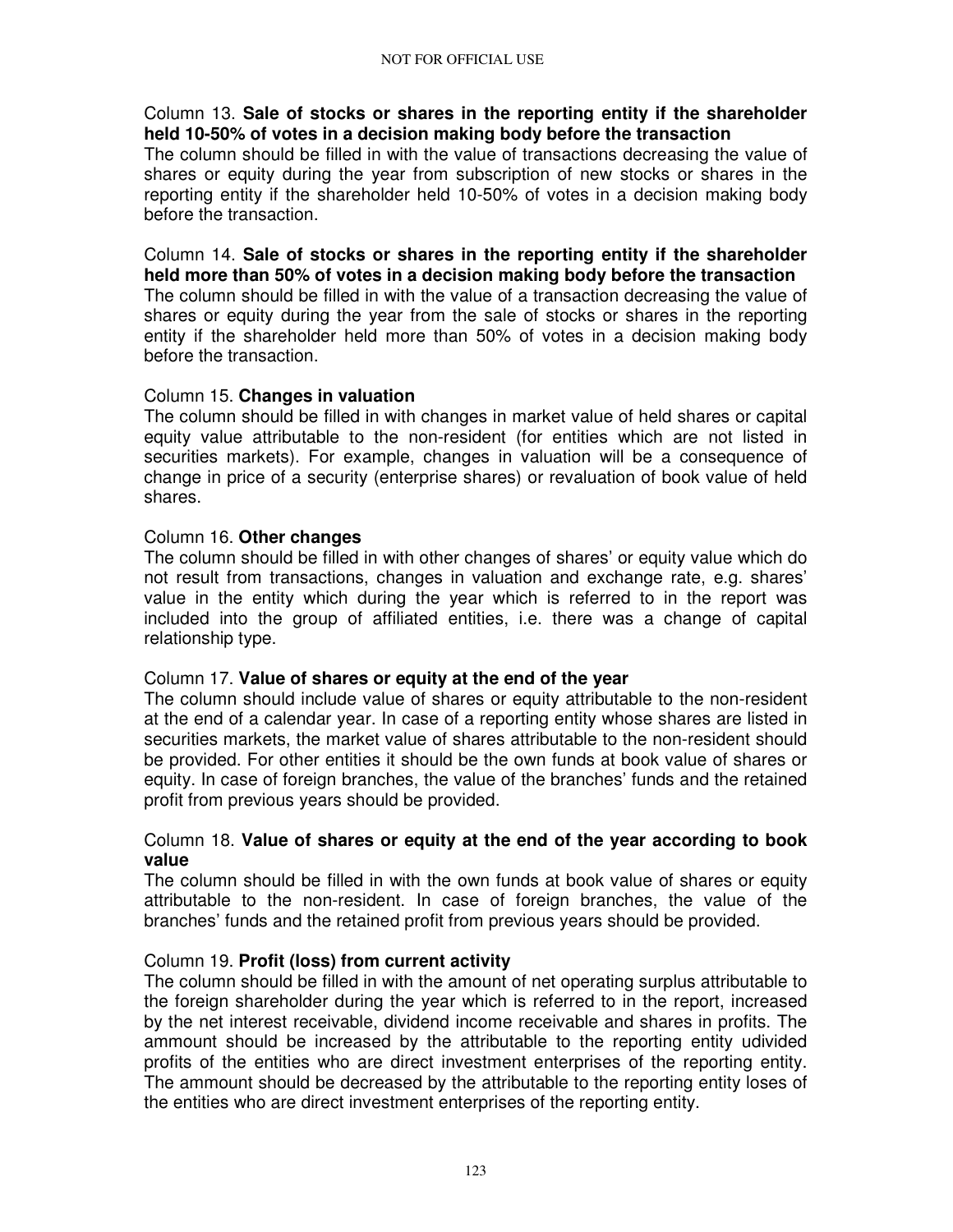Column 13. **Sale of stocks or shares in the reporting entity if the shareholder held 10-50% of votes in a decision making body before the transaction**
The column should be filled in with the value of transactions decreasing the value of shares or equity during the year from subscription of new stocks or shares in the reporting entity if the shareholder held 10-50% of votes in a decision making body before the transaction.

Column 14. **Sale of stocks or shares in the reporting entity if the shareholder held more than 50% of votes in a decision making body before the transaction**
The column should be filled in with the value of a transaction decreasing the value of shares or equity during the year from the sale of stocks or shares in the reporting entity if the shareholder held more than 50% of votes in a decision making body before the transaction.

Column 15. **Changes in valuation**
The column should be filled in with changes in market value of held shares or capital equity value attributable to the non-resident (for entities which are not listed in securities markets). For example, changes in valuation will be a consequence of change in price of a security (enterprise shares) or revaluation of book value of held shares.

Column 16. **Other changes**
The column should be filled in with other changes of shares' or equity value which do not result from transactions, changes in valuation and exchange rate, e.g. shares' value in the entity which during the year which is referred to in the report was included into the group of affiliated entities, i.e. there was a change of capital relationship type.

Column 17. **Value of shares or equity at the end of the year**
The column should include value of shares or equity attributable to the non-resident at the end of a calendar year. In case of a reporting entity whose shares are listed in securities markets, the market value of shares attributable to the non-resident should be provided. For other entities it should be the own funds at book value of shares or equity. In case of foreign branches, the value of the branches' funds and the retained profit from previous years should be provided.

Column 18. **Value of shares or equity at the end of the year according to book value**
The column should be filled in with the own funds at book value of shares or equity attributable to the non-resident. In case of foreign branches, the value of the branches' funds and the retained profit from previous years should be provided.

Column 19. **Profit (loss) from current activity**
The column should be filled in with the amount of net operating surplus attributable to the foreign shareholder during the year which is referred to in the report, increased by the net interest receivable, dividend income receivable and shares in profits. The ammount should be increased by the attributable to the reporting entity udivided profits of the entities who are direct investment enterprises of the reporting entity. The ammount should be decreased by the attributable to the reporting entity loses of the entities who are direct investment enterprises of the reporting entity.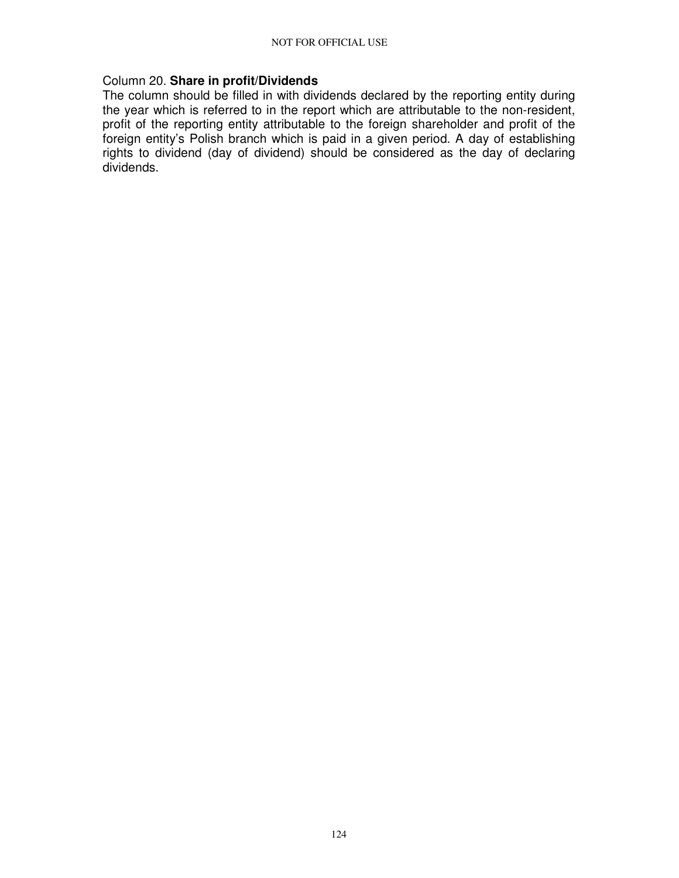Column 20. **Share in profit/Dividends**

The column should be filled in with dividends declared by the reporting entity during the year which is referred to in the report which are attributable to the non-resident, profit of the reporting entity attributable to the foreign shareholder and profit of the foreign entity's Polish branch which is paid in a given period. A day of establishing rights to dividend (day of dividend) should be considered as the day of declaring dividends.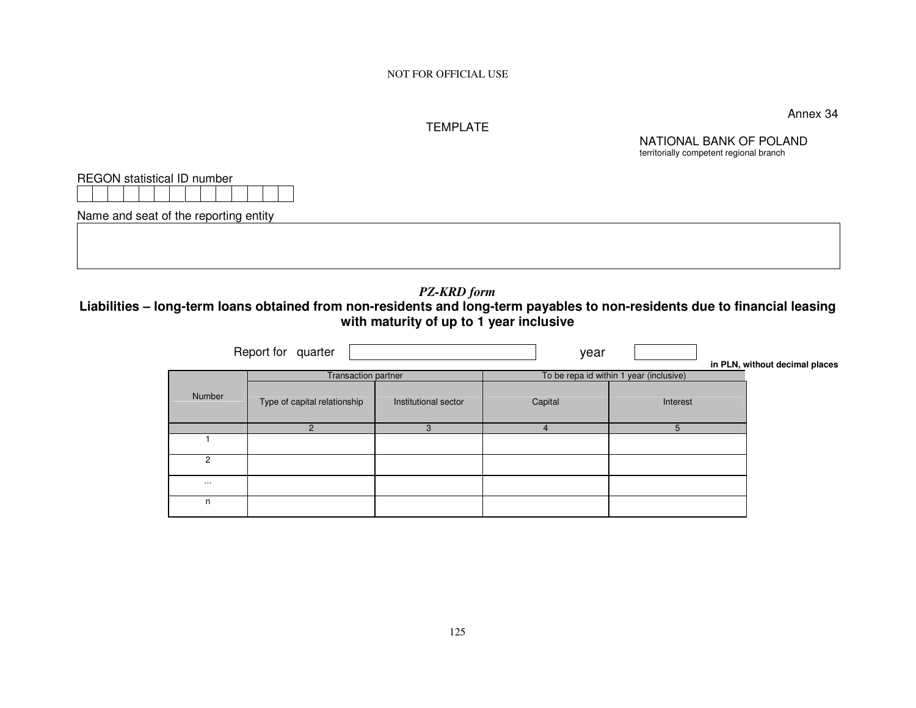NOT FOR OFFICIAL USE

Annex 34

TEMPLATE

NATIONAL BANK OF POLAND
territorially competent regional branch

REGON statistical ID number

| | | | | | | | | | | | | | |
|---|---|---|---|---|---|---|---|---|---|---|---|---|---|
| | | | | | | | | | | | | | |

Name and seat of the reporting entity

| |
|---|
| |

*PZ-KRD form*

**Liabilities – long-term loans obtained from non-residents and long-term payables to non-residents due to financial leasing with maturity of up to 1 year inclusive**

Report for quarter ________ year ________

**in PLN, without decimal places**

| Number | Transaction partner | | To be repa id within 1 year (inclusive) | |
|---|---|---|---|---|
| | Type of capital relationship | Institutional sector | Capital | Interest |
| | 2 | 3 | 4 | 5 |
| 1 | | | | |
| 2 | | | | |
| ... | | | | |
| n | | | | |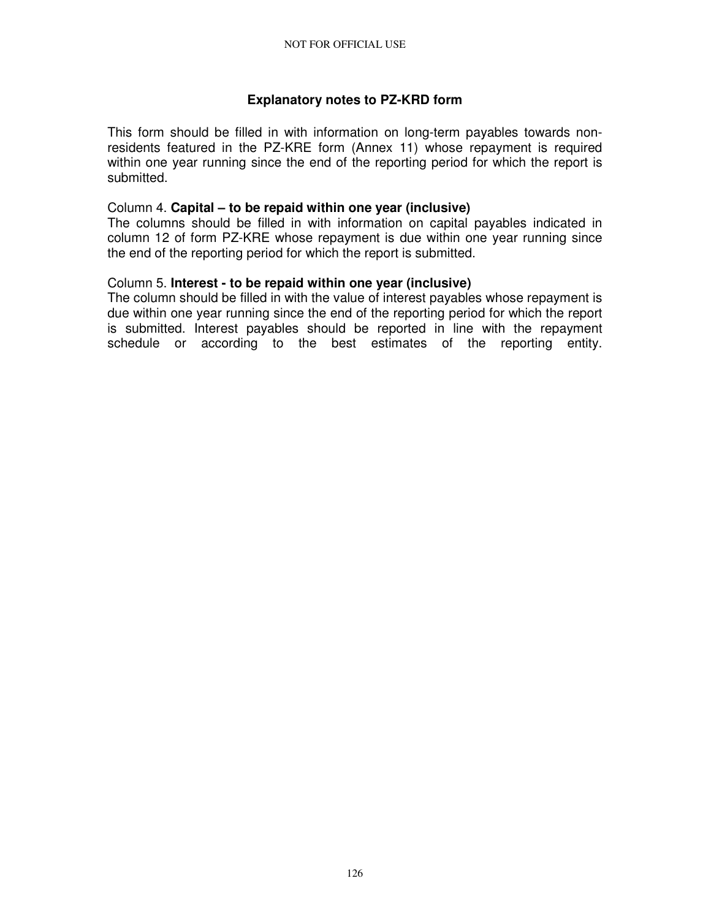## Explanatory notes to PZ-KRD form

This form should be filled in with information on long-term payables towards non-residents featured in the PZ-KRE form (Annex 11) whose repayment is required within one year running since the end of the reporting period for which the report is submitted.

Column 4. **Capital – to be repaid within one year (inclusive)**

The columns should be filled in with information on capital payables indicated in column 12 of form PZ-KRE whose repayment is due within one year running since the end of the reporting period for which the report is submitted.

Column 5. **Interest - to be repaid within one year (inclusive)**

The column should be filled in with the value of interest payables whose repayment is due within one year running since the end of the reporting period for which the report is submitted. Interest payables should be reported in line with the repayment schedule or according to the best estimates of the reporting entity.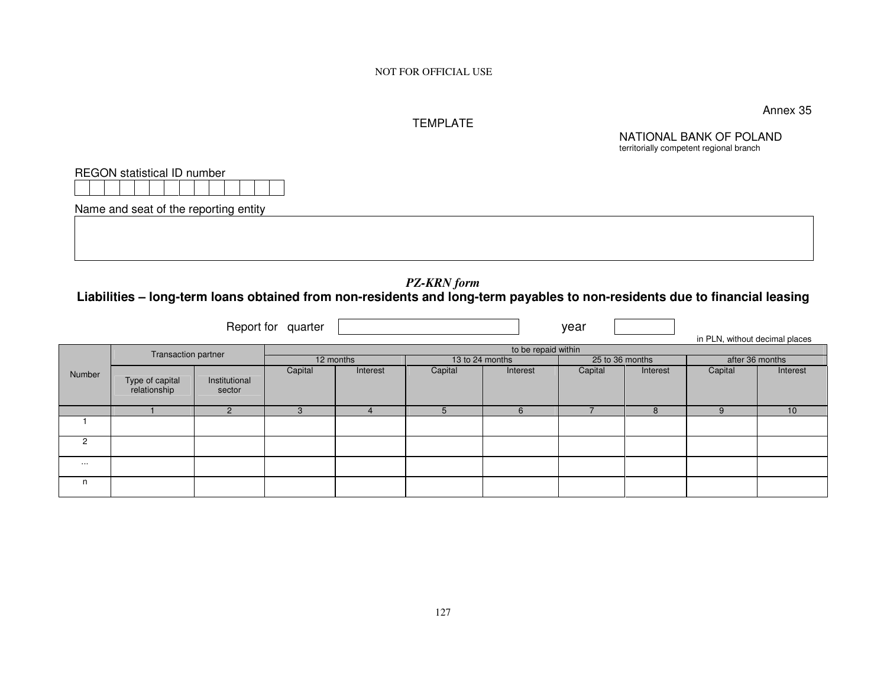NOT FOR OFFICIAL USE

Annex 35

TEMPLATE

NATIONAL BANK OF POLAND
territorially competent regional branch

REGON statistical ID number

| | | | | | | | | | | | | | |
|---|---|---|---|---|---|---|---|---|---|---|---|---|---|
| | | | | | | | | | | | | | |

Name and seat of the reporting entity

| |
|---|
| |

*PZ-KRN form*

**Liabilities – long-term loans obtained from non-residents and long-term payables to non-residents due to financial leasing**

Report for quarter [ ] year [ ]

in PLN, without decimal places

| Number | Transaction partner | | to be repaid within | | | | | | | |
|---|---|---|---|---|---|---|---|---|---|---|
| | | | 12 months | | 13 to 24 months | | 25 to 36 months | | after 36 months | |
| | Type of capital relationship | Institutional sector | Capital | Interest | Capital | Interest | Capital | Interest | Capital | Interest |
| | 1 | 2 | 3 | 4 | 5 | 6 | 7 | 8 | 9 | 10 |
| 1 | | | | | | | | | | |
| 2 | | | | | | | | | | |
| ... | | | | | | | | | | |
| n | | | | | | | | | | |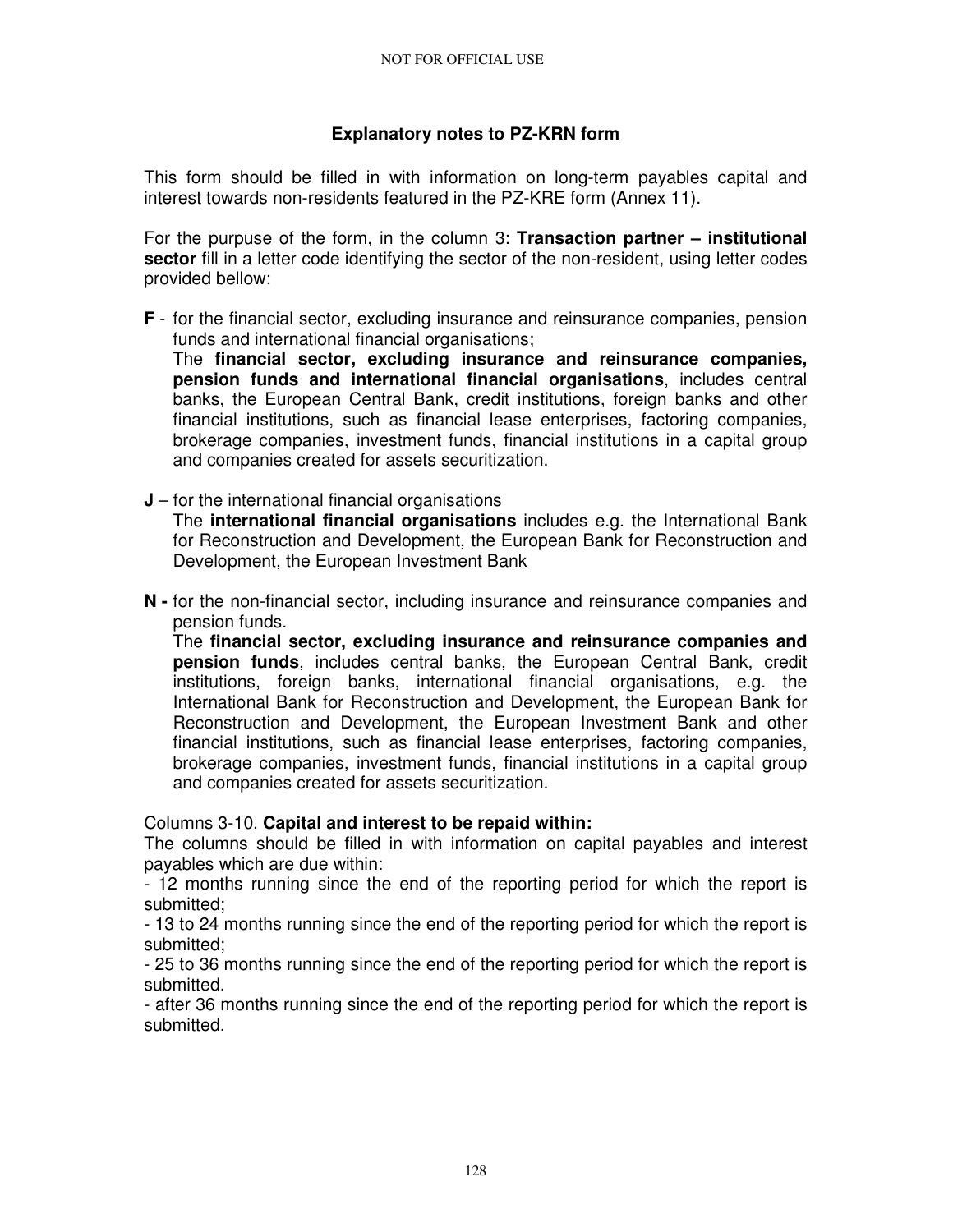## Explanatory notes to PZ-KRN form

This form should be filled in with information on long-term payables capital and interest towards non-residents featured in the PZ-KRE form (Annex 11).

For the purpuse of the form, in the column 3: **Transaction partner – institutional sector** fill in a letter code identifying the sector of the non-resident, using letter codes provided bellow:

**F** - for the financial sector, excluding insurance and reinsurance companies, pension funds and international financial organisations;
The **financial sector, excluding insurance and reinsurance companies, pension funds and international financial organisations**, includes central banks, the European Central Bank, credit institutions, foreign banks and other financial institutions, such as financial lease enterprises, factoring companies, brokerage companies, investment funds, financial institutions in a capital group and companies created for assets securitization.

**J** – for the international financial organisations
The **international financial organisations** includes e.g. the International Bank for Reconstruction and Development, the European Bank for Reconstruction and Development, the European Investment Bank

**N -** for the non-financial sector, including insurance and reinsurance companies and pension funds.
The **financial sector, excluding insurance and reinsurance companies and pension funds**, includes central banks, the European Central Bank, credit institutions, foreign banks, international financial organisations, e.g. the International Bank for Reconstruction and Development, the European Bank for Reconstruction and Development, the European Investment Bank and other financial institutions, such as financial lease enterprises, factoring companies, brokerage companies, investment funds, financial institutions in a capital group and companies created for assets securitization.

Columns 3-10. **Capital and interest to be repaid within:**
The columns should be filled in with information on capital payables and interest payables which are due within:
- 12 months running since the end of the reporting period for which the report is submitted;
- 13 to 24 months running since the end of the reporting period for which the report is submitted;
- 25 to 36 months running since the end of the reporting period for which the report is submitted.
- after 36 months running since the end of the reporting period for which the report is submitted.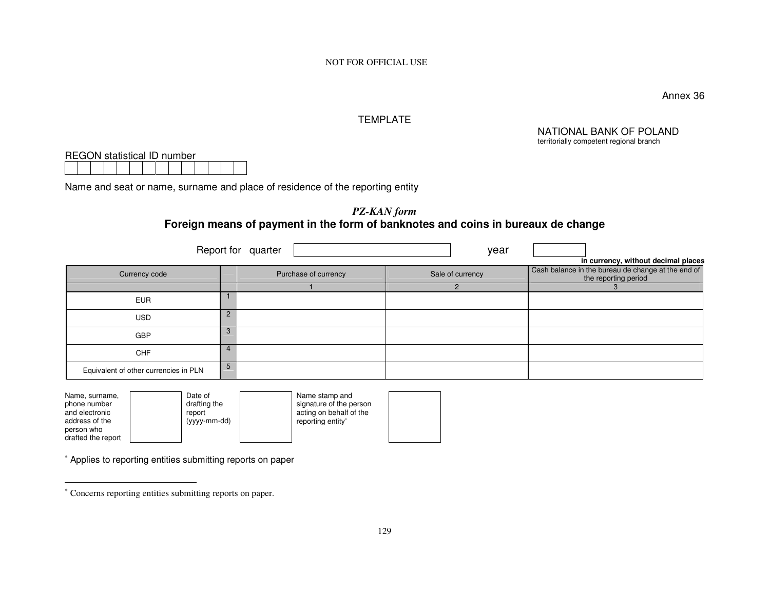NOT FOR OFFICIAL USE

Annex 36

TEMPLATE

NATIONAL BANK OF POLAND
territorially competent regional branch

REGON statistical ID number

| | | | | | | | | | | | | | |
|---|---|---|---|---|---|---|---|---|---|---|---|---|---|
| | | | | | | | | | | | | | |

Name and seat or name, surname and place of residence of the reporting entity

## *PZ-KAN form*
## Foreign means of payment in the form of banknotes and coins in bureaux de change

Report for quarter [ ] year [ ]

**in currency, without decimal places**

| Currency code | | Purchase of currency | Sale of currency | Cash balance in the bureau de change at the end of the reporting period |
|---|---|---|---|---|
| | | 1 | 2 | 3 |
| EUR | 1 | | | |
| USD | 2 | | | |
| GBP | 3 | | | |
| CHF | 4 | | | |
| Equivalent of other currencies in PLN | 5 | | | |

| Name, surname, phone number and electronic address of the person who drafted the report | | Date of drafting the report (yyyy-mm-dd) | | Name stamp and signature of the person acting on behalf of the reporting entity* | |
|---|---|---|---|---|---|

\* Applies to reporting entities submitting reports on paper

\* Concerns reporting entities submitting reports on paper.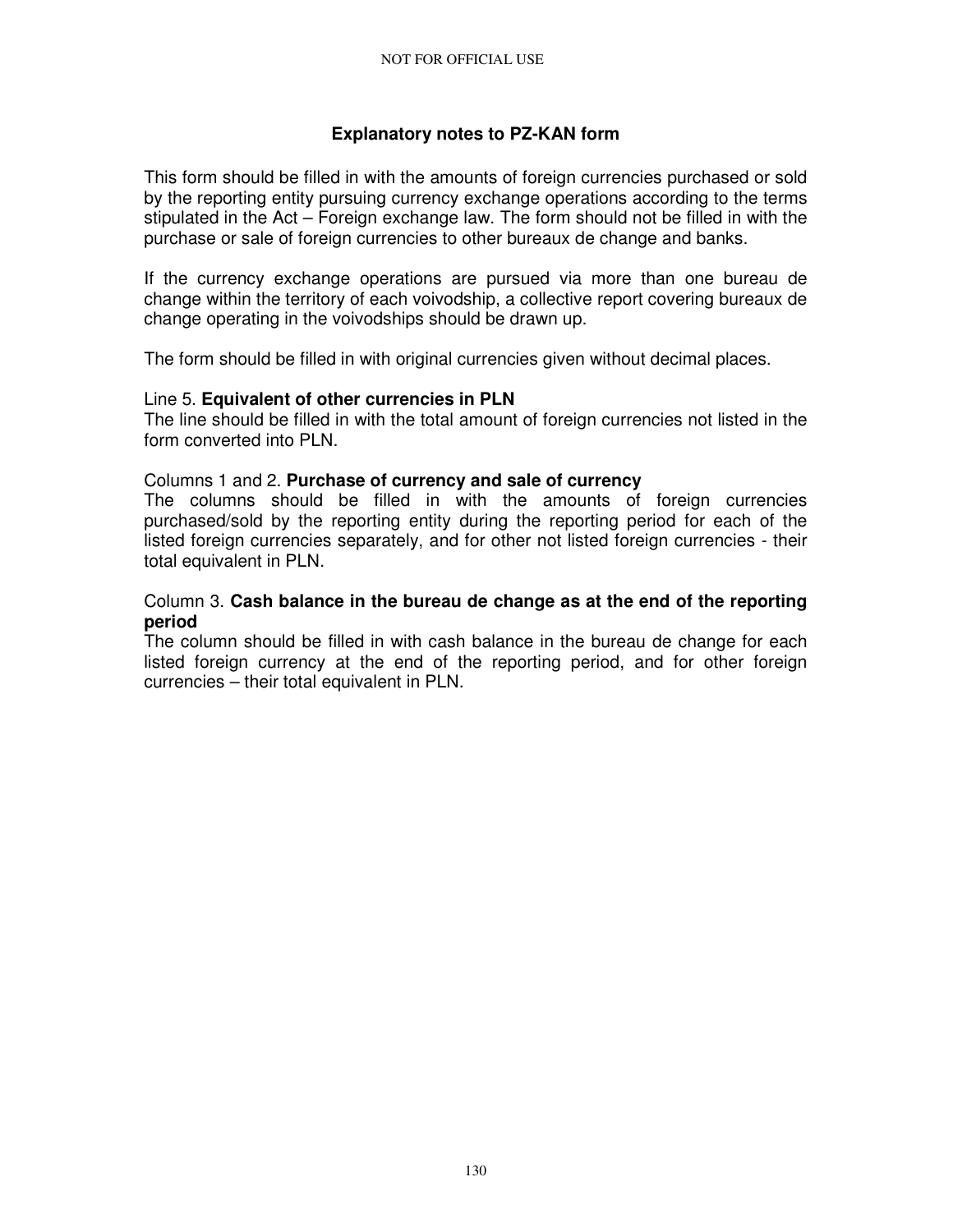## Explanatory notes to PZ-KAN form

This form should be filled in with the amounts of foreign currencies purchased or sold by the reporting entity pursuing currency exchange operations according to the terms stipulated in the Act – Foreign exchange law. The form should not be filled in with the purchase or sale of foreign currencies to other bureaux de change and banks.

If the currency exchange operations are pursued via more than one bureau de change within the territory of each voivodship, a collective report covering bureaux de change operating in the voivodships should be drawn up.

The form should be filled in with original currencies given without decimal places.

Line 5. **Equivalent of other currencies in PLN**
The line should be filled in with the total amount of foreign currencies not listed in the form converted into PLN.

Columns 1 and 2. **Purchase of currency and sale of currency**
The columns should be filled in with the amounts of foreign currencies purchased/sold by the reporting entity during the reporting period for each of the listed foreign currencies separately, and for other not listed foreign currencies - their total equivalent in PLN.

Column 3. **Cash balance in the bureau de change as at the end of the reporting period**
The column should be filled in with cash balance in the bureau de change for each listed foreign currency at the end of the reporting period, and for other foreign currencies – their total equivalent in PLN.